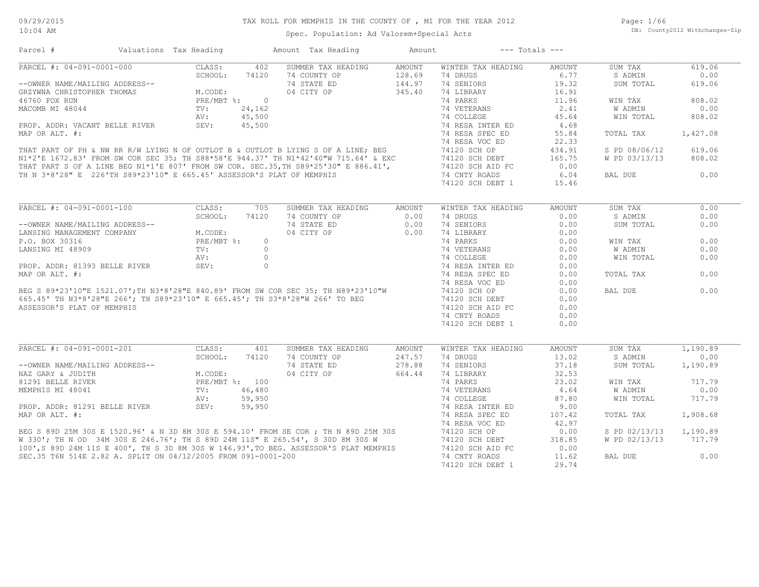09/29/2015
10:04 AM

# TAX ROLL FOR MEMPHIS IN THE COUNTY OF , MI FOR THE YEAR 2012

Spec. Population: Ad Valorem+Special Acts

DB: County2012 Withchanges-Zip

| Parcel # | Valuations | Tax Heading | Amount | Tax Heading | Amount | --- Totals --- | |
|---|---|---|---|---|---|---|---|

## PARCEL #: 04-091-0001-000

| | | | | | | | |
|---|---|---|---|---|---|---|---|
| CLASS: | 402 | SUMMER TAX HEADING | AMOUNT | WINTER TAX HEADING | AMOUNT | SUM TAX | 619.06 |
| SCHOOL: | 74120 | 74 COUNTY OP | 128.69 | 74 DRUGS | 6.77 | S ADMIN | 0.00 |
| | | 74 STATE ED | 144.97 | 74 SENIORS | 19.32 | SUM TOTAL | 619.06 |
| M.CODE: | | 04 CITY OP | 345.40 | 74 LIBRARY | 16.91 | | |
| PRE/MBT %: | 0 | | | 74 PARKS | 11.96 | WIN TAX | 808.02 |
| TV: | 24,162 | | | 74 VETERANS | 2.41 | W ADMIN | 0.00 |
| AV: | 45,500 | | | 74 COLLEGE | 45.64 | WIN TOTAL | 808.02 |
| SEV: | 45,500 | | | 74 RESA INTER ED | 4.68 | | |
| | | | | 74 RESA SPEC ED | 55.84 | TOTAL TAX | 1,427.08 |
| | | | | 74 RESA VOC ED | 22.33 | | |
| | | | | 74120 SCH OP | 434.91 | S PD 08/06/12 | 619.06 |
| | | | | 74120 SCH DEBT | 165.75 | W PD 03/13/13 | 808.02 |
| | | | | 74120 SCH AID FC | 0.00 | | |
| | | | | 74 CNTY ROADS | 6.04 | BAL DUE | 0.00 |
| | | | | 74120 SCH DEBT 1 | 15.46 | | |

--OWNER NAME/MAILING ADDRESS--
GRZYWNA CHRISTOPHER THOMAS
46760 FOX RUN
MACOMB MI 48044

PROP. ADDR: VACANT BELLE RIVER
MAP OR ALT. #:

THAT PART OF PH & NW RR R/W LYING N OF OUTLOT B & OUTLOT B LYING S OF A LINE; BEG N1*2'E 1672.83' FROM SW COR SEC 35; TH S88*58'E 944.37' TH N1*42'40"W 715.64' & EXC THAT PART S OF A LINE BEG N1*1'E 807' FROM SW COR. SEC.35,TH S89*25'30" E 886.41', TH N 3*8'28" E 226'TH S89*23'10" E 665.45' ASSESSOR'S PLAT OF MEMPHIS

## PARCEL #: 04-091-0001-100

| | | | | | | | |
|---|---|---|---|---|---|---|---|
| CLASS: | 705 | SUMMER TAX HEADING | AMOUNT | WINTER TAX HEADING | AMOUNT | SUM TAX | 0.00 |
| SCHOOL: | 74120 | 74 COUNTY OP | 0.00 | 74 DRUGS | 0.00 | S ADMIN | 0.00 |
| | | 74 STATE ED | 0.00 | 74 SENIORS | 0.00 | SUM TOTAL | 0.00 |
| M.CODE: | | 04 CITY OP | 0.00 | 74 LIBRARY | 0.00 | | |
| PRE/MBT %: | 0 | | | 74 PARKS | 0.00 | WIN TAX | 0.00 |
| TV: | 0 | | | 74 VETERANS | 0.00 | W ADMIN | 0.00 |
| AV: | 0 | | | 74 COLLEGE | 0.00 | WIN TOTAL | 0.00 |
| SEV: | 0 | | | 74 RESA INTER ED | 0.00 | | |
| | | | | 74 RESA SPEC ED | 0.00 | TOTAL TAX | 0.00 |
| | | | | 74 RESA VOC ED | 0.00 | | |
| | | | | 74120 SCH OP | 0.00 | BAL DUE | 0.00 |
| | | | | 74120 SCH DEBT | 0.00 | | |
| | | | | 74120 SCH AID FC | 0.00 | | |
| | | | | 74 CNTY ROADS | 0.00 | | |
| | | | | 74120 SCH DEBT 1 | 0.00 | | |

--OWNER NAME/MAILING ADDRESS--
LANSING MANAGEMENT COMPANY
P.O. BOX 30316
LANSING MI 48909

PROP. ADDR: 81393 BELLE RIVER
MAP OR ALT. #:

BEG S 89*23'10"E 1521.07';TH N3*8'28"E 840.89' FROM SW COR SEC 35; TH N89*23'10"W 665.45' TH N3*8'28"E 266'; TH S89*23'10" E 665.45'; TH S3*8'28"W 266' TO BEG ASSESSOR'S PLAT OF MEMPHIS

## PARCEL #: 04-091-0001-201

| | | | | | | | |
|---|---|---|---|---|---|---|---|
| CLASS: | 401 | SUMMER TAX HEADING | AMOUNT | WINTER TAX HEADING | AMOUNT | SUM TAX | 1,190.89 |
| SCHOOL: | 74120 | 74 COUNTY OP | 247.57 | 74 DRUGS | 13.02 | S ADMIN | 0.00 |
| | | 74 STATE ED | 278.88 | 74 SENIORS | 37.18 | SUM TOTAL | 1,190.89 |
| M.CODE: | | 04 CITY OP | 664.44 | 74 LIBRARY | 32.53 | | |
| PRE/MBT %: | 100 | | | 74 PARKS | 23.02 | WIN TAX | 717.79 |
| TV: | 46,480 | | | 74 VETERANS | 4.64 | W ADMIN | 0.00 |
| AV: | 59,950 | | | 74 COLLEGE | 87.80 | WIN TOTAL | 717.79 |
| SEV: | 59,950 | | | 74 RESA INTER ED | 9.00 | | |
| | | | | 74 RESA SPEC ED | 107.42 | TOTAL TAX | 1,908.68 |
| | | | | 74 RESA VOC ED | 42.97 | | |
| | | | | 74120 SCH OP | 0.00 | S PD 02/13/13 | 1,190.89 |
| | | | | 74120 SCH DEBT | 318.85 | W PD 02/13/13 | 717.79 |
| | | | | 74120 SCH AID FC | 0.00 | | |
| | | | | 74 CNTY ROADS | 11.62 | BAL DUE | 0.00 |
| | | | | 74120 SCH DEBT 1 | 29.74 | | |

--OWNER NAME/MAILING ADDRESS--
NAZ GARY & JUDITH
81291 BELLE RIVER
MEMPHIS MI 48041

PROP. ADDR: 81291 BELLE RIVER
MAP OR ALT. #:

BEG S 89D 25M 30S E 1520.96' & N 3D 8M 30S E 594.10' FROM SE COR ; TH N 89D 25M 30S W 330'; TH N OD 34M 30S E 246.76'; TH S 89D 24M 11S" E 265.54', S 30D 8M 30S W 100',S 89D 24M 11S E 400', TH S 3D 8M 30S W 146.93',TO BEG. ASSESSOR'S PLAT MEMPHIS SEC.35 T6N 514E 2.82 A. SPLIT ON 04/12/2005 FROM 091-0001-200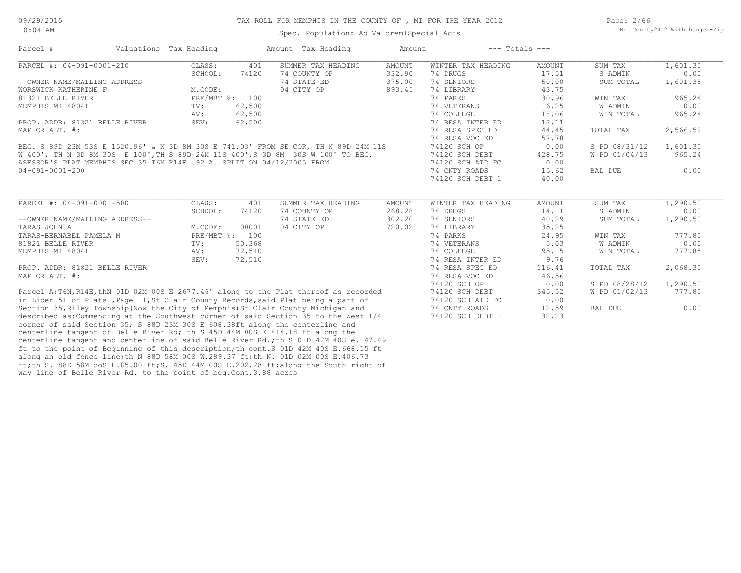# TAX ROLL FOR MEMPHIS IN THE COUNTY OF , MI FOR THE YEAR 2012

Spec. Population: Ad Valorem+Special Acts

09/29/2015
10:04 AM

DB: County2012 Withchanges-Zip

| Parcel # | Valuations | Tax Heading | Amount | Tax Heading | Amount | --- Totals --- | |
|---|---|---|---|---|---|---|---|

## PARCEL #: 04-091-0001-210

| | | | | | | | |
|---|---|---|---|---|---|---|---|
| CLASS: | 401 | SUMMER TAX HEADING | AMOUNT | WINTER TAX HEADING | AMOUNT | SUM TAX | 1,601.35 |
| SCHOOL: | 74120 | 74 COUNTY OP | 332.90 | 74 DRUGS | 17.51 | S ADMIN | 0.00 |
| | | 74 STATE ED | 375.00 | 74 SENIORS | 50.00 | SUM TOTAL | 1,601.35 |
| M.CODE: | | 04 CITY OP | 893.45 | 74 LIBRARY | 43.75 | | |
| PRE/MBT %: | 100 | | | 74 PARKS | 30.96 | WIN TAX | 965.24 |
| TV: | 62,500 | | | 74 VETERANS | 6.25 | W ADMIN | 0.00 |
| AV: | 62,500 | | | 74 COLLEGE | 118.06 | WIN TOTAL | 965.24 |
| SEV: | 62,500 | | | 74 RESA INTER ED | 12.11 | | |
| | | | | 74 RESA SPEC ED | 144.45 | TOTAL TAX | 2,566.59 |
| | | | | 74 RESA VOC ED | 57.78 | | |
| | | | | 74120 SCH OP | 0.00 | S PD 08/31/12 | 1,601.35 |
| | | | | 74120 SCH DEBT | 428.75 | W PD 01/04/13 | 965.24 |
| | | | | 74120 SCH AID FC | 0.00 | | |
| | | | | 74 CNTY ROADS | 15.62 | BAL DUE | 0.00 |
| | | | | 74120 SCH DEBT 1 | 40.00 | | |

--OWNER NAME/MAILING ADDRESS--
WORSWICK KATHERINE F
81321 BELLE RIVER
MEMPHIS MI 48041

PROP. ADDR: 81321 BELLE RIVER
MAP OR ALT. #:

BEG. S 89D 23M 53S E 1520.96' & N 3D 8M 30S E 741.03' FROM SE COR, TH N 89D 24M 11S W 400', TH N 3D 8M 30S E 100',TH S 89D 24M 11S 400',S 3D 8M 30S W 100' TO BEG. ASESSOR'S PLAT MEMPHIS SEC.35 T6N R14E .92 A. SPLIT ON 04/12/2005 FROM 04-091-0001-200

## PARCEL #: 04-091-0001-500

| | | | | | | | |
|---|---|---|---|---|---|---|---|
| CLASS: | 401 | SUMMER TAX HEADING | AMOUNT | WINTER TAX HEADING | AMOUNT | SUM TAX | 1,290.50 |
| SCHOOL: | 74120 | 74 COUNTY OP | 268.28 | 74 DRUGS | 14.11 | S ADMIN | 0.00 |
| | | 74 STATE ED | 302.20 | 74 SENIORS | 40.29 | SUM TOTAL | 1,290.50 |
| M.CODE: | 00001 | 04 CITY OP | 720.02 | 74 LIBRARY | 35.25 | | |
| PRE/MBT %: | 100 | | | 74 PARKS | 24.95 | WIN TAX | 777.85 |
| TV: | 50,368 | | | 74 VETERANS | 5.03 | W ADMIN | 0.00 |
| AV: | 72,510 | | | 74 COLLEGE | 95.15 | WIN TOTAL | 777.85 |
| SEV: | 72,510 | | | 74 RESA INTER ED | 9.76 | | |
| | | | | 74 RESA SPEC ED | 116.41 | TOTAL TAX | 2,068.35 |
| | | | | 74 RESA VOC ED | 46.56 | | |
| | | | | 74120 SCH OP | 0.00 | S PD 08/28/12 | 1,290.50 |
| | | | | 74120 SCH DEBT | 345.52 | W PD 01/02/13 | 777.85 |
| | | | | 74120 SCH AID FC | 0.00 | | |
| | | | | 74 CNTY ROADS | 12.59 | BAL DUE | 0.00 |
| | | | | 74120 SCH DEBT 1 | 32.23 | | |

--OWNER NAME/MAILING ADDRESS--
TARAS JOHN A
TARAS-BERNABEL PAMELA M
81821 BELLE RIVER
MEMPHIS MI 48041

PROP. ADDR: 81821 BELLE RIVER
MAP OR ALT. #:

Parcel A;T6N,R14E,thN 01D 02M 00S E 2677.46' along to the Plat thereof as recorded in Liber 51 of Plats ,Page 11,St Clair County Records,said Plat being a part of Section 35,Riley Township(Now the City of Memphis)St Clair County Michigan and described as:Commencing at the Southwest corner of said Section 35 to the West 1/4 corner of said Section 35; S 88D 23M 30S E 608.38ft along the centerline and centerline tangent of Belle River Rd; th S 45D 44M 00S E 414.18 ft along the centerline tangent and centerline of said Belle River Rd.;th S 01D 42M 40S e. 47.49 ft to the point of Beginning of this description;th cont.S 01D 42M 40S E.668.15 ft along an old fence line;th N 88D 58M 00S W.289.37 ft;th N. 01D 02M 00S E.406.73 ft;th S. 88D 58M ooS E.85.00 ft;S. 45D 44M 00S E.202.28 ft;along the South right of way line of Belle River Rd. to the point of beg.Cont.3.88 acres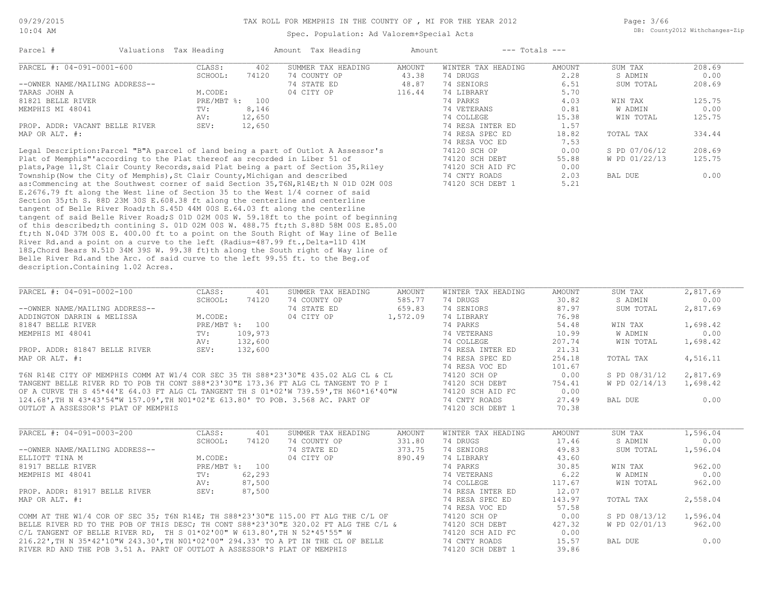# TAX ROLL FOR MEMPHIS IN THE COUNTY OF , MI FOR THE YEAR 2012

Spec. Population: Ad Valorem+Special Acts

DB: County2012 Withchanges-Zip

| Parcel # | Valuations | Tax Heading | Amount | Tax Heading | Amount | --- Totals --- | |
|---|---|---|---|---|---|---|---|

## PARCEL #: 04-091-0001-600

| | | SUMMER TAX HEADING | AMOUNT | WINTER TAX HEADING | AMOUNT | | |
|---|---|---|---|---|---|---|---|
| CLASS: | 402 | 74 COUNTY OP | 43.38 | 74 DRUGS | 2.28 | SUM TAX | 208.69 |
| SCHOOL: | 74120 | 74 STATE ED | 48.87 | 74 SENIORS | 6.51 | S ADMIN | 0.00 |
| M.CODE: | | 04 CITY OP | 116.44 | 74 LIBRARY | 5.70 | SUM TOTAL | 208.69 |
| PRE/MBT %: | 100 | | | 74 PARKS | 4.03 | | |
| TV: | 8,146 | | | 74 VETERANS | 0.81 | WIN TAX | 125.75 |
| AV: | 12,650 | | | 74 COLLEGE | 15.38 | W ADMIN | 0.00 |
| SEV: | 12,650 | | | 74 RESA INTER ED | 1.57 | WIN TOTAL | 125.75 |
| | | | | 74 RESA SPEC ED | 18.82 | | |
| | | | | 74 RESA VOC ED | 7.53 | TOTAL TAX | 334.44 |
| | | | | 74120 SCH OP | 0.00 | | |
| | | | | 74120 SCH DEBT | 55.88 | S PD 07/06/12 | 208.69 |
| | | | | 74120 SCH AID FC | 0.00 | W PD 01/22/13 | 125.75 |
| | | | | 74 CNTY ROADS | 2.03 | | |
| | | | | 74120 SCH DEBT 1 | 5.21 | BAL DUE | 0.00 |

--OWNER NAME/MAILING ADDRESS--
TARAS JOHN A
81821 BELLE RIVER
MEMPHIS MI 48041

PROP. ADDR: VACANT BELLE RIVER
MAP OR ALT. #:

Legal Description:Parcel "B"A parcel of land being a part of Outlot A Assessor's Plat of Memphis"'according to the Plat thereof as recorded in Liber 51 of plats,Page 11,St Clair County Records,said Plat being a part of Section 35,Riley Township(Now the City of Memphis),St Clair County,Michigan and described as:Commencing at the Southwest corner of said Section 35,T6N,R14E;th N 01D 02M 00S E.2676.79 ft along the West line of Section 35 to the West 1/4 corner of said Section 35;th S. 88D 23M 30S E.608.38 ft along the centerline and centerline tangent of Belle River Road;th S.45D 44M 00S E.64.03 ft along the centerline tangent of said Belle River Road;S 01D 02M 00S W. 59.18ft to the point of beginning of this described;th contining S. 01D 02M 00S W. 488.75 ft;th S.88D 58M 00S E.85.00 ft;th N.04D 37M 00S E. 400.00 ft to a point on the South Right of Way line of Belle River Rd.and a point on a curve to the left (Radius=487.99 ft.,Delta=11D 41M 18S,Chord Bears N.51D 34M 39S W. 99.38 ft)th along the South right of Way line of Belle River Rd.and the Arc. of said curve to the left 99.55 ft. to the Beg.of description.Containing 1.02 Acres.

## PARCEL #: 04-091-0002-100

| | | SUMMER TAX HEADING | AMOUNT | WINTER TAX HEADING | AMOUNT | | |
|---|---|---|---|---|---|---|---|
| CLASS: | 401 | 74 COUNTY OP | 585.77 | 74 DRUGS | 30.82 | SUM TAX | 2,817.69 |
| SCHOOL: | 74120 | 74 STATE ED | 659.83 | 74 SENIORS | 87.97 | S ADMIN | 0.00 |
| M.CODE: | | 04 CITY OP | 1,572.09 | 74 LIBRARY | 76.98 | SUM TOTAL | 2,817.69 |
| PRE/MBT %: | 100 | | | 74 PARKS | 54.48 | | |
| TV: | 109,973 | | | 74 VETERANS | 10.99 | WIN TAX | 1,698.42 |
| AV: | 132,600 | | | 74 COLLEGE | 207.74 | W ADMIN | 0.00 |
| SEV: | 132,600 | | | 74 RESA INTER ED | 21.31 | WIN TOTAL | 1,698.42 |
| | | | | 74 RESA SPEC ED | 254.18 | | |
| | | | | 74 RESA VOC ED | 101.67 | TOTAL TAX | 4,516.11 |
| | | | | 74120 SCH OP | 0.00 | | |
| | | | | 74120 SCH DEBT | 754.41 | S PD 08/31/12 | 2,817.69 |
| | | | | 74120 SCH AID FC | 0.00 | W PD 02/14/13 | 1,698.42 |
| | | | | 74 CNTY ROADS | 27.49 | | |
| | | | | 74120 SCH DEBT 1 | 70.38 | BAL DUE | 0.00 |

--OWNER NAME/MAILING ADDRESS--
ADDINGTON DARRIN & MELISSA
81847 BELLE RIVER
MEMPHIS MI 48041

PROP. ADDR: 81847 BELLE RIVER
MAP OR ALT. #:

T6N R14E CITY OF MEMPHIS COMM AT W1/4 COR SEC 35 TH S88*23'30"E 435.02 ALG CL & CL TANGENT BELLE RIVER RD TO POB TH CONT S88*23'30"E 173.36 FT ALG CL TANGENT TO P I OF A CURVE TH S 45*44'E 64.03 FT ALG CL TANGENT TH S 01*02'W 739.59',TH N60*16'40"W 124.68',TH N 43*43'54"W 157.09',TH N01*02'E 613.80' TO POB. 3.568 AC. PART OF OUTLOT A ASSESSOR'S PLAT OF MEMPHIS

## PARCEL #: 04-091-0003-200

| | | SUMMER TAX HEADING | AMOUNT | WINTER TAX HEADING | AMOUNT | | |
|---|---|---|---|---|---|---|---|
| CLASS: | 401 | 74 COUNTY OP | 331.80 | 74 DRUGS | 17.46 | SUM TAX | 1,596.04 |
| SCHOOL: | 74120 | 74 STATE ED | 373.75 | 74 SENIORS | 49.83 | S ADMIN | 0.00 |
| M.CODE: | | 04 CITY OP | 890.49 | 74 LIBRARY | 43.60 | SUM TOTAL | 1,596.04 |
| PRE/MBT %: | 100 | | | 74 PARKS | 30.85 | | |
| TV: | 62,293 | | | 74 VETERANS | 6.22 | WIN TAX | 962.00 |
| AV: | 87,500 | | | 74 COLLEGE | 117.67 | W ADMIN | 0.00 |
| SEV: | 87,500 | | | 74 RESA INTER ED | 12.07 | WIN TOTAL | 962.00 |
| | | | | 74 RESA SPEC ED | 143.97 | | |
| | | | | 74 RESA VOC ED | 57.58 | TOTAL TAX | 2,558.04 |
| | | | | 74120 SCH OP | 0.00 | | |
| | | | | 74120 SCH DEBT | 427.32 | S PD 08/13/12 | 1,596.04 |
| | | | | 74120 SCH AID FC | 0.00 | W PD 02/01/13 | 962.00 |
| | | | | 74 CNTY ROADS | 15.57 | | |
| | | | | 74120 SCH DEBT 1 | 39.86 | BAL DUE | 0.00 |

--OWNER NAME/MAILING ADDRESS--
ELLIOTT TINA M
81917 BELLE RIVER
MEMPHIS MI 48041

PROP. ADDR: 81917 BELLE RIVER
MAP OR ALT. #:

COMM AT THE W1/4 COR OF SEC 35; T6N R14E; TH S88*23'30"E 115.00 FT ALG THE C/L OF BELLE RIVER RD TO THE POB OF THIS DESC; TH CONT S88*23'30"E 320.02 FT ALG THE C/L & C/L TANGENT OF BELLE RIVER RD, TH S 01*02'00" W 613.80',TH N 52*45'55" W 216.22',TH N 35*42'10"W 243.30',TH N01*02'00" 294.33' TO A PT IN THE CL OF BELLE RIVER RD AND THE POB 3.51 A. PART OF OUTLOT A ASSESSOR'S PLAT OF MEMPHIS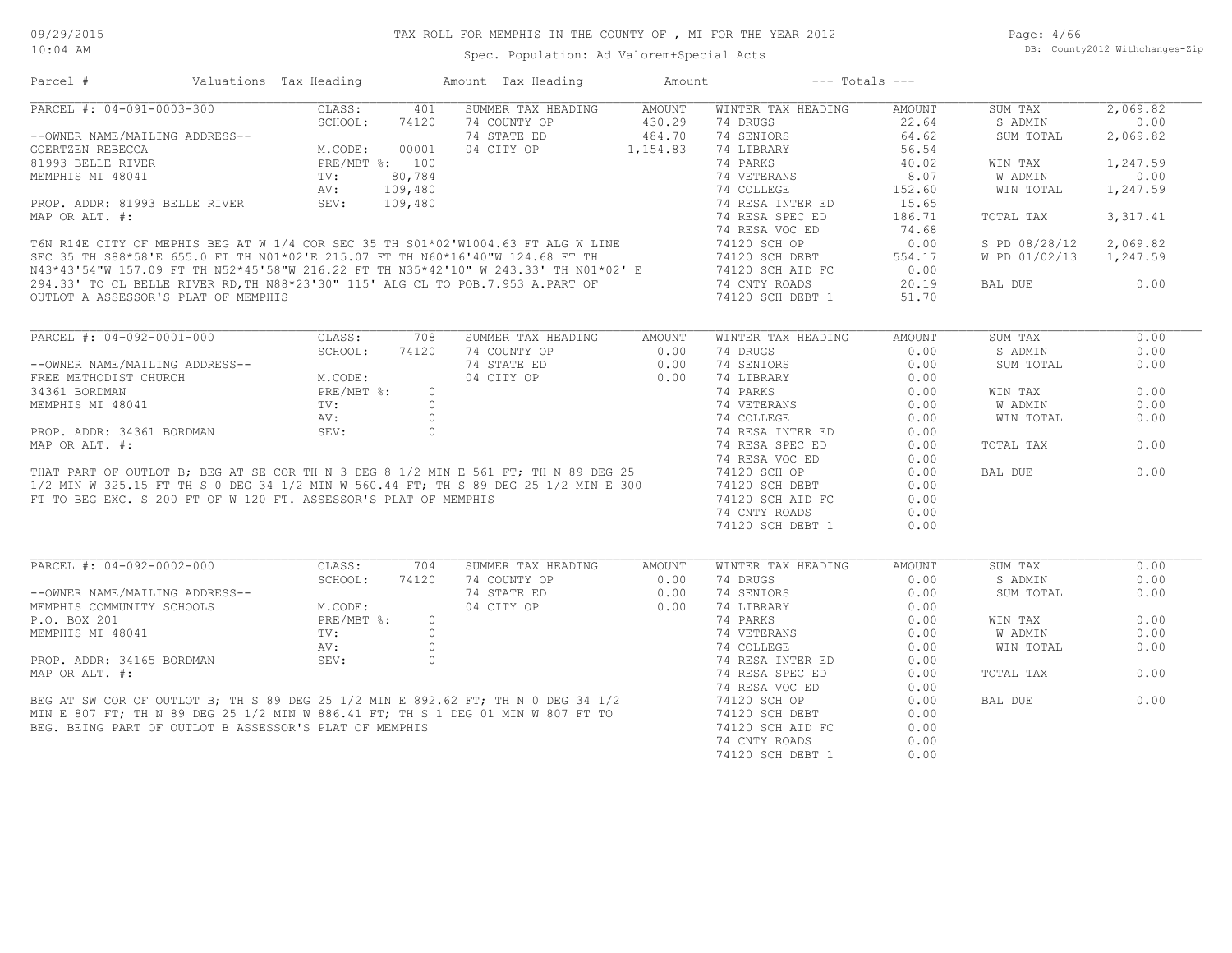# TAX ROLL FOR MEMPHIS IN THE COUNTY OF , MI FOR THE YEAR 2012

Spec. Population: Ad Valorem+Special Acts

| Parcel # | Valuations | Tax Heading | Amount | Tax Heading | Amount | --- Totals --- | |
|---|---|---|---|---|---|---|---|

## PARCEL #: 04-091-0003-300

| | | | | | | | |
|---|---|---|---|---|---|---|---|
| CLASS: | 401 | SUMMER TAX HEADING | AMOUNT | WINTER TAX HEADING | AMOUNT | SUM TAX | 2,069.82 |
| SCHOOL: | 74120 | 74 COUNTY OP | 430.29 | 74 DRUGS | 22.64 | S ADMIN | 0.00 |
| | | 74 STATE ED | 484.70 | 74 SENIORS | 64.62 | SUM TOTAL | 2,069.82 |
| M.CODE: | 00001 | 04 CITY OP | 1,154.83 | 74 LIBRARY | 56.54 | | |
| PRE/MBT %: | 100 | | | 74 PARKS | 40.02 | WIN TAX | 1,247.59 |
| TV: | 80,784 | | | 74 VETERANS | 8.07 | W ADMIN | 0.00 |
| AV: | 109,480 | | | 74 COLLEGE | 152.60 | WIN TOTAL | 1,247.59 |
| SEV: | 109,480 | | | 74 RESA INTER ED | 15.65 | | |
| | | | | 74 RESA SPEC ED | 186.71 | TOTAL TAX | 3,317.41 |
| | | | | 74 RESA VOC ED | 74.68 | | |
| | | | | 74120 SCH OP | 0.00 | S PD 08/28/12 | 2,069.82 |
| | | | | 74120 SCH DEBT | 554.17 | W PD 01/02/13 | 1,247.59 |
| | | | | 74120 SCH AID FC | 0.00 | | |
| | | | | 74 CNTY ROADS | 20.19 | BAL DUE | 0.00 |
| | | | | 74120 SCH DEBT 1 | 51.70 | | |

--OWNER NAME/MAILING ADDRESS--
GOERTZEN REBECCA
81993 BELLE RIVER
MEMPHIS MI 48041

PROP. ADDR: 81993 BELLE RIVER
MAP OR ALT. #:

T6N R14E CITY OF MEPHIS BEG AT W 1/4 COR SEC 35 TH S01*02'W1004.63 FT ALG W LINE SEC 35 TH S88*58'E 655.0 FT TH N01*02'E 215.07 FT TH N60*16'40"W 124.68 FT TH N43*43'54"W 157.09 FT TH N52*45'58"W 216.22 FT TH N35*42'10" W 243.33' TH N01*02' E 294.33' TO CL BELLE RIVER RD,TH N88*23'30" 115' ALG CL TO POB.7.953 A.PART OF OUTLOT A ASSESSOR'S PLAT OF MEMPHIS

## PARCEL #: 04-092-0001-000

| | | | | | | | |
|---|---|---|---|---|---|---|---|
| CLASS: | 708 | SUMMER TAX HEADING | AMOUNT | WINTER TAX HEADING | AMOUNT | SUM TAX | 0.00 |
| SCHOOL: | 74120 | 74 COUNTY OP | 0.00 | 74 DRUGS | 0.00 | S ADMIN | 0.00 |
| | | 74 STATE ED | 0.00 | 74 SENIORS | 0.00 | SUM TOTAL | 0.00 |
| M.CODE: | | 04 CITY OP | 0.00 | 74 LIBRARY | 0.00 | | |
| PRE/MBT %: | 0 | | | 74 PARKS | 0.00 | WIN TAX | 0.00 |
| TV: | 0 | | | 74 VETERANS | 0.00 | W ADMIN | 0.00 |
| AV: | 0 | | | 74 COLLEGE | 0.00 | WIN TOTAL | 0.00 |
| SEV: | 0 | | | 74 RESA INTER ED | 0.00 | | |
| | | | | 74 RESA SPEC ED | 0.00 | TOTAL TAX | 0.00 |
| | | | | 74 RESA VOC ED | 0.00 | | |
| | | | | 74120 SCH OP | 0.00 | BAL DUE | 0.00 |
| | | | | 74120 SCH DEBT | 0.00 | | |
| | | | | 74120 SCH AID FC | 0.00 | | |
| | | | | 74 CNTY ROADS | 0.00 | | |
| | | | | 74120 SCH DEBT 1 | 0.00 | | |

--OWNER NAME/MAILING ADDRESS--
FREE METHODIST CHURCH
34361 BORDMAN
MEMPHIS MI 48041

PROP. ADDR: 34361 BORDMAN
MAP OR ALT. #:

THAT PART OF OUTLOT B; BEG AT SE COR TH N 3 DEG 8 1/2 MIN E 561 FT; TH N 89 DEG 25 1/2 MIN W 325.15 FT TH S 0 DEG 34 1/2 MIN W 560.44 FT; TH S 89 DEG 25 1/2 MIN E 300 FT TO BEG EXC. S 200 FT OF W 120 FT. ASSESSOR'S PLAT OF MEMPHIS

## PARCEL #: 04-092-0002-000

| | | | | | | | |
|---|---|---|---|---|---|---|---|
| CLASS: | 704 | SUMMER TAX HEADING | AMOUNT | WINTER TAX HEADING | AMOUNT | SUM TAX | 0.00 |
| SCHOOL: | 74120 | 74 COUNTY OP | 0.00 | 74 DRUGS | 0.00 | S ADMIN | 0.00 |
| | | 74 STATE ED | 0.00 | 74 SENIORS | 0.00 | SUM TOTAL | 0.00 |
| M.CODE: | | 04 CITY OP | 0.00 | 74 LIBRARY | 0.00 | | |
| PRE/MBT %: | 0 | | | 74 PARKS | 0.00 | WIN TAX | 0.00 |
| TV: | 0 | | | 74 VETERANS | 0.00 | W ADMIN | 0.00 |
| AV: | 0 | | | 74 COLLEGE | 0.00 | WIN TOTAL | 0.00 |
| SEV: | 0 | | | 74 RESA INTER ED | 0.00 | | |
| | | | | 74 RESA SPEC ED | 0.00 | TOTAL TAX | 0.00 |
| | | | | 74 RESA VOC ED | 0.00 | | |
| | | | | 74120 SCH OP | 0.00 | BAL DUE | 0.00 |
| | | | | 74120 SCH DEBT | 0.00 | | |
| | | | | 74120 SCH AID FC | 0.00 | | |
| | | | | 74 CNTY ROADS | 0.00 | | |
| | | | | 74120 SCH DEBT 1 | 0.00 | | |

--OWNER NAME/MAILING ADDRESS--
MEMPHIS COMMUNITY SCHOOLS
P.O. BOX 201
MEMPHIS MI 48041

PROP. ADDR: 34165 BORDMAN
MAP OR ALT. #:

BEG AT SW COR OF OUTLOT B; TH S 89 DEG 25 1/2 MIN E 892.62 FT; TH N 0 DEG 34 1/2 MIN E 807 FT; TH N 89 DEG 25 1/2 MIN W 886.41 FT; TH S 1 DEG 01 MIN W 807 FT TO BEG. BEING PART OF OUTLOT B ASSESSOR'S PLAT OF MEMPHIS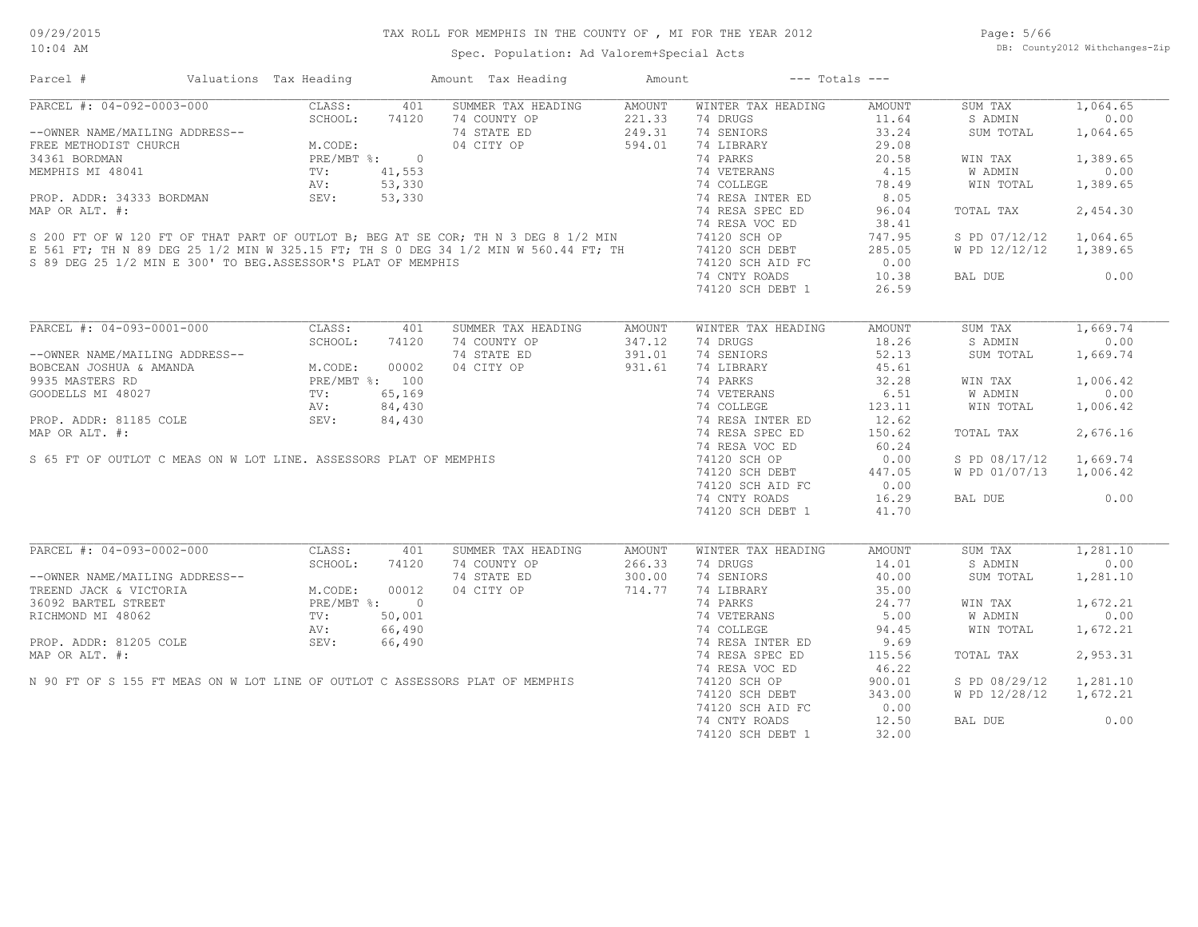# TAX ROLL FOR MEMPHIS IN THE COUNTY OF , MI FOR THE YEAR 2012

Spec. Population: Ad Valorem+Special Acts

DB: County2012 Withchanges-Zip

09/29/2015
10:04 AM

| Parcel # | Valuations | Tax Heading | Amount | Tax Heading | Amount | --- Totals --- | |
|---|---|---|---|---|---|---|---|

## PARCEL #: 04-092-0003-000

--OWNER NAME/MAILING ADDRESS--
FREE METHODIST CHURCH
34361 BORDMAN
MEMPHIS MI 48041

PROP. ADDR: 34333 BORDMAN
MAP OR ALT. #:

| CLASS: | 401 |
|---|---|
| SCHOOL: | 74120 |
| M.CODE: | |
| PRE/MBT %: | 0 |
| TV: | 41,553 |
| AV: | 53,330 |
| SEV: | 53,330 |

| SUMMER TAX HEADING | AMOUNT |
|---|---|
| 74 COUNTY OP | 221.33 |
| 74 STATE ED | 249.31 |
| 04 CITY OP | 594.01 |

| WINTER TAX HEADING | AMOUNT |
|---|---|
| 74 DRUGS | 11.64 |
| 74 SENIORS | 33.24 |
| 74 LIBRARY | 29.08 |
| 74 PARKS | 20.58 |
| 74 VETERANS | 4.15 |
| 74 COLLEGE | 78.49 |
| 74 RESA INTER ED | 8.05 |
| 74 RESA SPEC ED | 96.04 |
| 74 RESA VOC ED | 38.41 |
| 74120 SCH OP | 747.95 |
| 74120 SCH DEBT | 285.05 |
| 74120 SCH AID FC | 0.00 |
| 74 CNTY ROADS | 10.38 |
| 74120 SCH DEBT 1 | 26.59 |

| Totals | |
|---|---|
| SUM TAX | 1,064.65 |
| S ADMIN | 0.00 |
| SUM TOTAL | 1,064.65 |
| WIN TAX | 1,389.65 |
| W ADMIN | 0.00 |
| WIN TOTAL | 1,389.65 |
| TOTAL TAX | 2,454.30 |
| S PD 07/12/12 | 1,064.65 |
| W PD 12/12/12 | 1,389.65 |
| BAL DUE | 0.00 |

S 200 FT OF W 120 FT OF THAT PART OF OUTLOT B; BEG AT SE COR; TH N 3 DEG 8 1/2 MIN E 561 FT; TH N 89 DEG 25 1/2 MIN W 325.15 FT; TH S 0 DEG 34 1/2 MIN W 560.44 FT; TH S 89 DEG 25 1/2 MIN E 300' TO BEG.ASSESSOR'S PLAT OF MEMPHIS

## PARCEL #: 04-093-0001-000

--OWNER NAME/MAILING ADDRESS--
BOBCEAN JOSHUA & AMANDA
9935 MASTERS RD
GOODELLS MI 48027

PROP. ADDR: 81185 COLE
MAP OR ALT. #:

| CLASS: | 401 |
|---|---|
| SCHOOL: | 74120 |
| M.CODE: | 00002 |
| PRE/MBT %: | 100 |
| TV: | 65,169 |
| AV: | 84,430 |
| SEV: | 84,430 |

| SUMMER TAX HEADING | AMOUNT |
|---|---|
| 74 COUNTY OP | 347.12 |
| 74 STATE ED | 391.01 |
| 04 CITY OP | 931.61 |

| WINTER TAX HEADING | AMOUNT |
|---|---|
| 74 DRUGS | 18.26 |
| 74 SENIORS | 52.13 |
| 74 LIBRARY | 45.61 |
| 74 PARKS | 32.28 |
| 74 VETERANS | 6.51 |
| 74 COLLEGE | 123.11 |
| 74 RESA INTER ED | 12.62 |
| 74 RESA SPEC ED | 150.62 |
| 74 RESA VOC ED | 60.24 |
| 74120 SCH OP | 0.00 |
| 74120 SCH DEBT | 447.05 |
| 74120 SCH AID FC | 0.00 |
| 74 CNTY ROADS | 16.29 |
| 74120 SCH DEBT 1 | 41.70 |

| Totals | |
|---|---|
| SUM TAX | 1,669.74 |
| S ADMIN | 0.00 |
| SUM TOTAL | 1,669.74 |
| WIN TAX | 1,006.42 |
| W ADMIN | 0.00 |
| WIN TOTAL | 1,006.42 |
| TOTAL TAX | 2,676.16 |
| S PD 08/17/12 | 1,669.74 |
| W PD 01/07/13 | 1,006.42 |
| BAL DUE | 0.00 |

S 65 FT OF OUTLOT C MEAS ON W LOT LINE. ASSESSORS PLAT OF MEMPHIS

## PARCEL #: 04-093-0002-000

--OWNER NAME/MAILING ADDRESS--
TREEND JACK & VICTORIA
36092 BARTEL STREET
RICHMOND MI 48062

PROP. ADDR: 81205 COLE
MAP OR ALT. #:

| CLASS: | 401 |
|---|---|
| SCHOOL: | 74120 |
| M.CODE: | 00012 |
| PRE/MBT %: | 0 |
| TV: | 50,001 |
| AV: | 66,490 |
| SEV: | 66,490 |

| SUMMER TAX HEADING | AMOUNT |
|---|---|
| 74 COUNTY OP | 266.33 |
| 74 STATE ED | 300.00 |
| 04 CITY OP | 714.77 |

| WINTER TAX HEADING | AMOUNT |
|---|---|
| 74 DRUGS | 14.01 |
| 74 SENIORS | 40.00 |
| 74 LIBRARY | 35.00 |
| 74 PARKS | 24.77 |
| 74 VETERANS | 5.00 |
| 74 COLLEGE | 94.45 |
| 74 RESA INTER ED | 9.69 |
| 74 RESA SPEC ED | 115.56 |
| 74 RESA VOC ED | 46.22 |
| 74120 SCH OP | 900.01 |
| 74120 SCH DEBT | 343.00 |
| 74120 SCH AID FC | 0.00 |
| 74 CNTY ROADS | 12.50 |
| 74120 SCH DEBT 1 | 32.00 |

| Totals | |
|---|---|
| SUM TAX | 1,281.10 |
| S ADMIN | 0.00 |
| SUM TOTAL | 1,281.10 |
| WIN TAX | 1,672.21 |
| W ADMIN | 0.00 |
| WIN TOTAL | 1,672.21 |
| TOTAL TAX | 2,953.31 |
| S PD 08/29/12 | 1,281.10 |
| W PD 12/28/12 | 1,672.21 |
| BAL DUE | 0.00 |

N 90 FT OF S 155 FT MEAS ON W LOT LINE OF OUTLOT C ASSESSORS PLAT OF MEMPHIS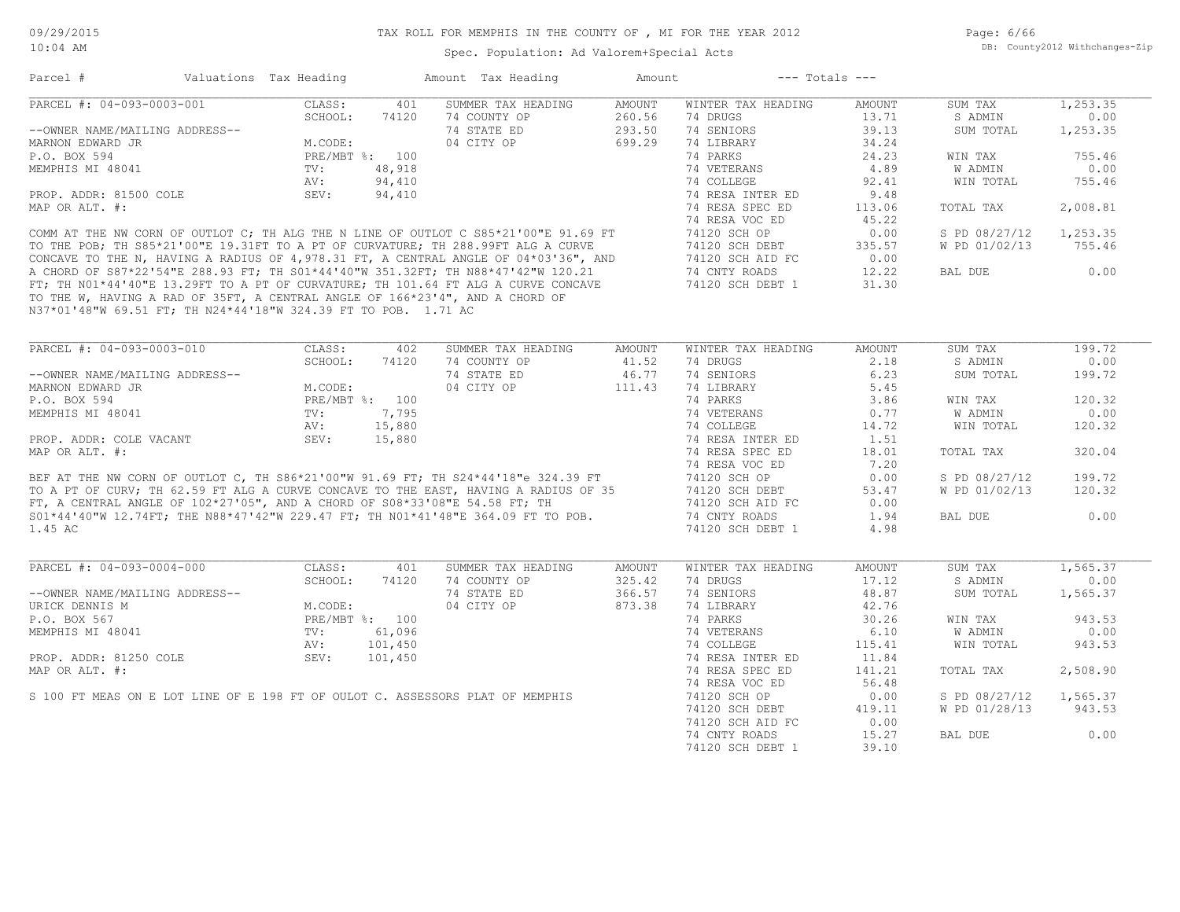# TAX ROLL FOR MEMPHIS IN THE COUNTY OF , MI FOR THE YEAR 2012

Spec. Population: Ad Valorem+Special Acts

09/29/2015 10:04 AM — DB: County2012 Withchanges-Zip

| Parcel # | Valuations | Tax Heading | Amount | Tax Heading | Amount | --- Totals --- | |
|---|---|---|---|---|---|---|---|

## PARCEL #: 04-093-0003-001

| | | | | | | | |
|---|---|---|---|---|---|---|---|
| --OWNER NAME/MAILING ADDRESS-- | CLASS: 401 | SUMMER TAX HEADING | AMOUNT | WINTER TAX HEADING | AMOUNT | SUM TAX | 1,253.35 |
| MARNON EDWARD JR | SCHOOL: 74120 | 74 COUNTY OP | 260.56 | 74 DRUGS | 13.71 | S ADMIN | 0.00 |
| P.O. BOX 594 | M.CODE: | 74 STATE ED | 293.50 | 74 SENIORS | 39.13 | SUM TOTAL | 1,253.35 |
| MEMPHIS MI 48041 | PRE/MBT %: 100 | 04 CITY OP | 699.29 | 74 LIBRARY | 34.24 | | |
| PROP. ADDR: 81500 COLE | TV: 48,918 | | | 74 PARKS | 24.23 | WIN TAX | 755.46 |
| MAP OR ALT. #: | AV: 94,410 | | | 74 VETERANS | 4.89 | W ADMIN | 0.00 |
| | SEV: 94,410 | | | 74 COLLEGE | 92.41 | WIN TOTAL | 755.46 |
| | | | | 74 RESA INTER ED | 9.48 | | |
| | | | | 74 RESA SPEC ED | 113.06 | TOTAL TAX | 2,008.81 |
| | | | | 74 RESA VOC ED | 45.22 | | |
| | | | | 74120 SCH OP | 0.00 | S PD 08/27/12 | 1,253.35 |
| | | | | 74120 SCH DEBT | 335.57 | W PD 01/02/13 | 755.46 |
| | | | | 74120 SCH AID FC | 0.00 | | |
| | | | | 74 CNTY ROADS | 12.22 | BAL DUE | 0.00 |
| | | | | 74120 SCH DEBT 1 | 31.30 | | |

COMM AT THE NW CORN OF OUTLOT C; TH ALG THE N LINE OF OUTLOT C S85*21'00"E 91.69 FT TO THE POB; TH S85*21'00"E 19.31FT TO A PT OF CURVATURE; TH 288.99FT ALG A CURVE CONCAVE TO THE N, HAVING A RADIUS OF 4,978.31 FT, A CENTRAL ANGLE OF 04*03'36", AND A CHORD OF S87*22'54"E 288.93 FT; TH S01*44'40"W 351.32FT; TH N88*47'42"W 120.21 FT; TH N01*44'40"E 13.29FT TO A PT OF CURVATURE; TH 101.64 FT ALG A CURVE CONCAVE TO THE W, HAVING A RAD OF 35FT, A CENTRAL ANGLE OF 166*23'4", AND A CHORD OF N37*01'48"W 69.51 FT; TH N24*44'18"W 324.39 FT TO POB. 1.71 AC

## PARCEL #: 04-093-0003-010

| | | | | | | | |
|---|---|---|---|---|---|---|---|
| --OWNER NAME/MAILING ADDRESS-- | CLASS: 402 | SUMMER TAX HEADING | AMOUNT | WINTER TAX HEADING | AMOUNT | SUM TAX | 199.72 |
| MARNON EDWARD JR | SCHOOL: 74120 | 74 COUNTY OP | 41.52 | 74 DRUGS | 2.18 | S ADMIN | 0.00 |
| P.O. BOX 594 | M.CODE: | 74 STATE ED | 46.77 | 74 SENIORS | 6.23 | SUM TOTAL | 199.72 |
| MEMPHIS MI 48041 | PRE/MBT %: 100 | 04 CITY OP | 111.43 | 74 LIBRARY | 5.45 | | |
| PROP. ADDR: COLE VACANT | TV: 7,795 | | | 74 PARKS | 3.86 | WIN TAX | 120.32 |
| MAP OR ALT. #: | AV: 15,880 | | | 74 VETERANS | 0.77 | W ADMIN | 0.00 |
| | SEV: 15,880 | | | 74 COLLEGE | 14.72 | WIN TOTAL | 120.32 |
| | | | | 74 RESA INTER ED | 1.51 | | |
| | | | | 74 RESA SPEC ED | 18.01 | TOTAL TAX | 320.04 |
| | | | | 74 RESA VOC ED | 7.20 | | |
| | | | | 74120 SCH OP | 0.00 | S PD 08/27/12 | 199.72 |
| | | | | 74120 SCH DEBT | 53.47 | W PD 01/02/13 | 120.32 |
| | | | | 74120 SCH AID FC | 0.00 | | |
| | | | | 74 CNTY ROADS | 1.94 | BAL DUE | 0.00 |
| | | | | 74120 SCH DEBT 1 | 4.98 | | |

BEF AT THE NW CORN OF OUTLOT C, TH S86*21'00"W 91.69 FT; TH S24*44'18"e 324.39 FT TO A PT OF CURV; TH 62.59 FT ALG A CURVE CONCAVE TO THE EAST, HAVING A RADIUS OF 35 FT, A CENTRAL ANGLE OF 102*27'05", AND A CHORD OF S08*33'08"E 54.58 FT; TH S01*44'40"W 12.74FT; THE N88*47'42"W 229.47 FT; TH N01*41'48"E 364.09 FT TO POB. 1.45 AC

## PARCEL #: 04-093-0004-000

| | | | | | | | |
|---|---|---|---|---|---|---|---|
| --OWNER NAME/MAILING ADDRESS-- | CLASS: 401 | SUMMER TAX HEADING | AMOUNT | WINTER TAX HEADING | AMOUNT | SUM TAX | 1,565.37 |
| URICK DENNIS M | SCHOOL: 74120 | 74 COUNTY OP | 325.42 | 74 DRUGS | 17.12 | S ADMIN | 0.00 |
| P.O. BOX 567 | M.CODE: | 74 STATE ED | 366.57 | 74 SENIORS | 48.87 | SUM TOTAL | 1,565.37 |
| MEMPHIS MI 48041 | PRE/MBT %: 100 | 04 CITY OP | 873.38 | 74 LIBRARY | 42.76 | | |
| PROP. ADDR: 81250 COLE | TV: 61,096 | | | 74 PARKS | 30.26 | WIN TAX | 943.53 |
| MAP OR ALT. #: | AV: 101,450 | | | 74 VETERANS | 6.10 | W ADMIN | 0.00 |
| | SEV: 101,450 | | | 74 COLLEGE | 115.41 | WIN TOTAL | 943.53 |
| | | | | 74 RESA INTER ED | 11.84 | | |
| | | | | 74 RESA SPEC ED | 141.21 | TOTAL TAX | 2,508.90 |
| | | | | 74 RESA VOC ED | 56.48 | | |
| | | | | 74120 SCH OP | 0.00 | S PD 08/27/12 | 1,565.37 |
| | | | | 74120 SCH DEBT | 419.11 | W PD 01/28/13 | 943.53 |
| | | | | 74120 SCH AID FC | 0.00 | | |
| | | | | 74 CNTY ROADS | 15.27 | BAL DUE | 0.00 |
| | | | | 74120 SCH DEBT 1 | 39.10 | | |

S 100 FT MEAS ON E LOT LINE OF E 198 FT OF OULOT C. ASSESSORS PLAT OF MEMPHIS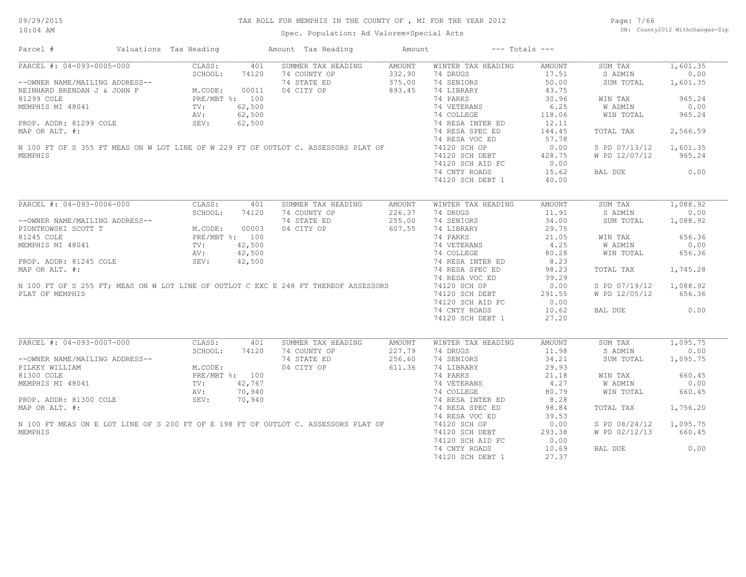# TAX ROLL FOR MEMPHIS IN THE COUNTY OF , MI FOR THE YEAR 2012

Spec. Population: Ad Valorem+Special Acts

09/29/2015
10:04 AM

DB: County2012 Withchanges-Zip

| Parcel # | Valuations | Tax Heading | Amount | Tax Heading | Amount | --- Totals --- | |
|---|---|---|---|---|---|---|---|

## PARCEL #: 04-093-0005-000

| | | | | | | | |
|---|---|---|---|---|---|---|---|
| | CLASS: 401 | SUMMER TAX HEADING | AMOUNT | WINTER TAX HEADING | AMOUNT | SUM TAX | 1,601.35 |
| | SCHOOL: 74120 | 74 COUNTY OP | 332.90 | 74 DRUGS | 17.51 | S ADMIN | 0.00 |
| --OWNER NAME/MAILING ADDRESS-- | | 74 STATE ED | 375.00 | 74 SENIORS | 50.00 | SUM TOTAL | 1,601.35 |
| REINHARD BRENDAN J & JOHN F | M.CODE: 00011 | 04 CITY OP | 893.45 | 74 LIBRARY | 43.75 | | |
| 81299 COLE | PRE/MBT %: 100 | | | 74 PARKS | 30.96 | WIN TAX | 965.24 |
| MEMPHIS MI 48041 | TV: 62,500 | | | 74 VETERANS | 6.25 | W ADMIN | 0.00 |
| | AV: 62,500 | | | 74 COLLEGE | 118.06 | WIN TOTAL | 965.24 |
| PROP. ADDR: 81299 COLE | SEV: 62,500 | | | 74 RESA INTER ED | 12.11 | | |
| MAP OR ALT. #: | | | | 74 RESA SPEC ED | 144.45 | TOTAL TAX | 2,566.59 |
| | | | | 74 RESA VOC ED | 57.78 | | |
| | | | | 74120 SCH OP | 0.00 | S PD 07/13/12 | 1,601.35 |
| | | | | 74120 SCH DEBT | 428.75 | W PD 12/07/12 | 965.24 |
| | | | | 74120 SCH AID FC | 0.00 | | |
| | | | | 74 CNTY ROADS | 15.62 | BAL DUE | 0.00 |
| | | | | 74120 SCH DEBT 1 | 40.00 | | |

N 100 FT OF S 355 FT MEAS ON W LOT LINE OF W 229 FT OF OUTLOT C. ASSESSORS PLAT OF MEMPHIS

## PARCEL #: 04-093-0006-000

| | | | | | | | |
|---|---|---|---|---|---|---|---|
| | CLASS: 401 | SUMMER TAX HEADING | AMOUNT | WINTER TAX HEADING | AMOUNT | SUM TAX | 1,088.92 |
| | SCHOOL: 74120 | 74 COUNTY OP | 226.37 | 74 DRUGS | 11.91 | S ADMIN | 0.00 |
| --OWNER NAME/MAILING ADDRESS-- | | 74 STATE ED | 255.00 | 74 SENIORS | 34.00 | SUM TOTAL | 1,088.92 |
| PIONTKOWSKI SCOTT T | M.CODE: 00003 | 04 CITY OP | 607.55 | 74 LIBRARY | 29.75 | | |
| 81245 COLE | PRE/MBT %: 100 | | | 74 PARKS | 21.05 | WIN TAX | 656.36 |
| MEMPHIS MI 48041 | TV: 42,500 | | | 74 VETERANS | 4.25 | W ADMIN | 0.00 |
| | AV: 42,500 | | | 74 COLLEGE | 80.28 | WIN TOTAL | 656.36 |
| PROP. ADDR: 81245 COLE | SEV: 42,500 | | | 74 RESA INTER ED | 8.23 | | |
| MAP OR ALT. #: | | | | 74 RESA SPEC ED | 98.23 | TOTAL TAX | 1,745.28 |
| | | | | 74 RESA VOC ED | 39.29 | | |
| | | | | 74120 SCH OP | 0.00 | S PD 07/19/12 | 1,088.92 |
| | | | | 74120 SCH DEBT | 291.55 | W PD 12/05/12 | 656.36 |
| | | | | 74120 SCH AID FC | 0.00 | | |
| | | | | 74 CNTY ROADS | 10.62 | BAL DUE | 0.00 |
| | | | | 74120 SCH DEBT 1 | 27.20 | | |

N 100 FT OF S 255 FT; MEAS ON W LOT LINE OF OUTLOT C EXC E 248 FT THEREOF ASSESSORS PLAT OF MEMPHIS

## PARCEL #: 04-093-0007-000

| | | | | | | | |
|---|---|---|---|---|---|---|---|
| | CLASS: 401 | SUMMER TAX HEADING | AMOUNT | WINTER TAX HEADING | AMOUNT | SUM TAX | 1,095.75 |
| | SCHOOL: 74120 | 74 COUNTY OP | 227.79 | 74 DRUGS | 11.98 | S ADMIN | 0.00 |
| --OWNER NAME/MAILING ADDRESS-- | | 74 STATE ED | 256.60 | 74 SENIORS | 34.21 | SUM TOTAL | 1,095.75 |
| PILKEY WILLIAM | M.CODE: | 04 CITY OP | 611.36 | 74 LIBRARY | 29.93 | | |
| 81300 COLE | PRE/MBT %: 100 | | | 74 PARKS | 21.18 | WIN TAX | 660.45 |
| MEMPHIS MI 48041 | TV: 42,767 | | | 74 VETERANS | 4.27 | W ADMIN | 0.00 |
| | AV: 70,940 | | | 74 COLLEGE | 80.79 | WIN TOTAL | 660.45 |
| PROP. ADDR: 81300 COLE | SEV: 70,940 | | | 74 RESA INTER ED | 8.28 | | |
| MAP OR ALT. #: | | | | 74 RESA SPEC ED | 98.84 | TOTAL TAX | 1,756.20 |
| | | | | 74 RESA VOC ED | 39.53 | | |
| | | | | 74120 SCH OP | 0.00 | S PD 08/24/12 | 1,095.75 |
| | | | | 74120 SCH DEBT | 293.38 | W PD 02/12/13 | 660.45 |
| | | | | 74120 SCH AID FC | 0.00 | | |
| | | | | 74 CNTY ROADS | 10.69 | BAL DUE | 0.00 |
| | | | | 74120 SCH DEBT 1 | 27.37 | | |

N 100 FT MEAS ON E LOT LINE OF S 200 FT OF E 198 FT OF OUTLOT C. ASSESSORS PLAT OF MEMPHIS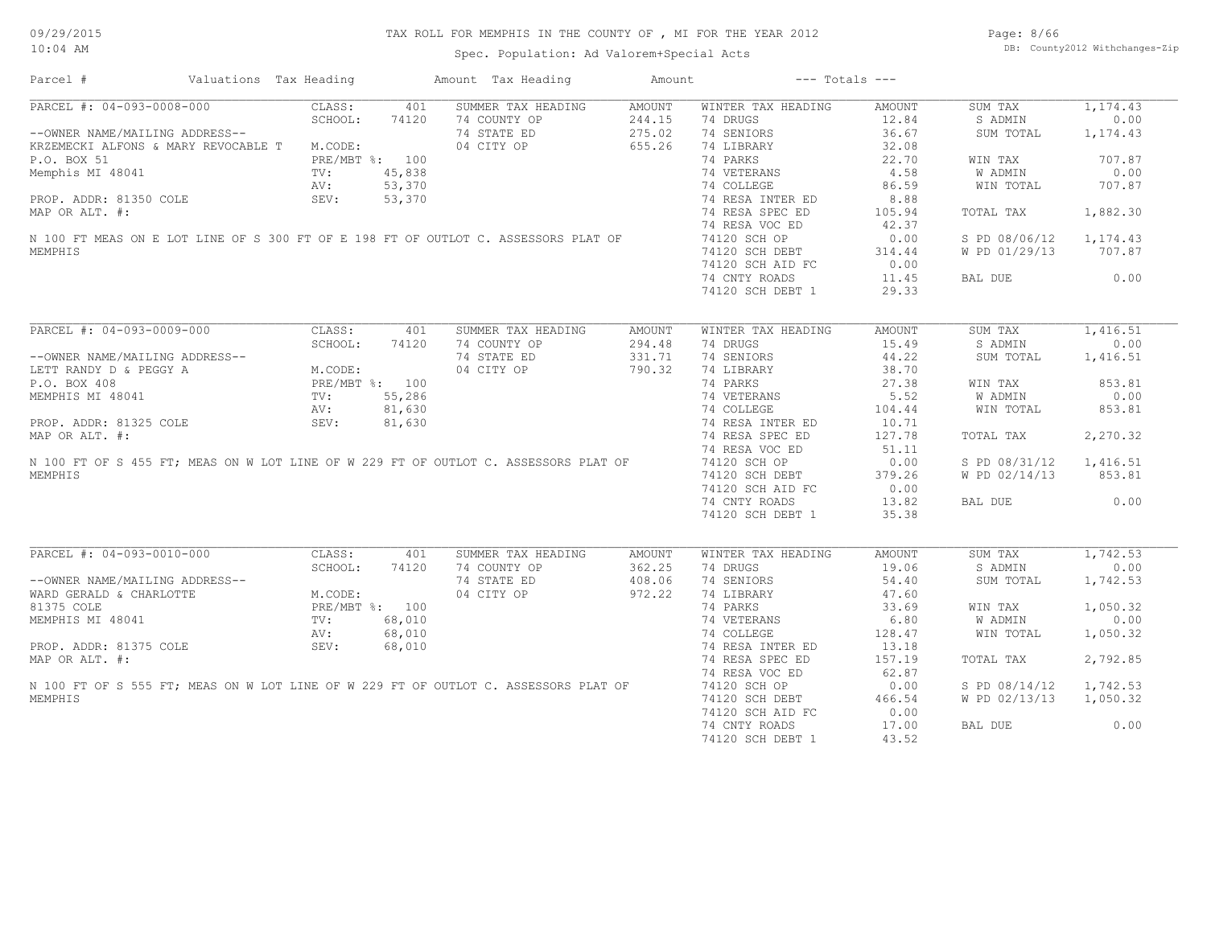# TAX ROLL FOR MEMPHIS IN THE COUNTY OF , MI FOR THE YEAR 2012

Spec. Population: Ad Valorem+Special Acts

09/29/2015 10:04 AM — DB: County2012 Withchanges-Zip

| Parcel # | Valuations | Tax Heading | Amount | Tax Heading | Amount | --- Totals --- |
|---|---|---|---|---|---|---|

## PARCEL #: 04-093-0008-000

| Field | Value | Summer Tax Heading | Amount | Winter Tax Heading | Amount | Totals | Amount |
|---|---|---|---|---|---|---|---|
| CLASS: | 401 | | | | | SUM TAX | 1,174.43 |
| SCHOOL: | 74120 | 74 COUNTY OP | 244.15 | 74 DRUGS | 12.84 | S ADMIN | 0.00 |
| | | 74 STATE ED | 275.02 | 74 SENIORS | 36.67 | SUM TOTAL | 1,174.43 |
| M.CODE: | | 04 CITY OP | 655.26 | 74 LIBRARY | 32.08 | | |
| PRE/MBT %: | 100 | | | 74 PARKS | 22.70 | WIN TAX | 707.87 |
| TV: | 45,838 | | | 74 VETERANS | 4.58 | W ADMIN | 0.00 |
| AV: | 53,370 | | | 74 COLLEGE | 86.59 | WIN TOTAL | 707.87 |
| SEV: | 53,370 | | | 74 RESA INTER ED | 8.88 | | |
| | | | | 74 RESA SPEC ED | 105.94 | TOTAL TAX | 1,882.30 |
| | | | | 74 RESA VOC ED | 42.37 | | |
| | | | | 74120 SCH OP | 0.00 | S PD 08/06/12 | 1,174.43 |
| | | | | 74120 SCH DEBT | 314.44 | W PD 01/29/13 | 707.87 |
| | | | | 74120 SCH AID FC | 0.00 | | |
| | | | | 74 CNTY ROADS | 11.45 | BAL DUE | 0.00 |
| | | | | 74120 SCH DEBT 1 | 29.33 | | |

--OWNER NAME/MAILING ADDRESS--
KRZEMECKI ALFONS & MARY REVOCABLE T
P.O. BOX 51
Memphis MI 48041

PROP. ADDR: 81350 COLE
MAP OR ALT. #:

N 100 FT MEAS ON E LOT LINE OF S 300 FT OF E 198 FT OF OUTLOT C. ASSESSORS PLAT OF MEMPHIS

## PARCEL #: 04-093-0009-000

| Field | Value | Summer Tax Heading | Amount | Winter Tax Heading | Amount | Totals | Amount |
|---|---|---|---|---|---|---|---|
| CLASS: | 401 | | | | | SUM TAX | 1,416.51 |
| SCHOOL: | 74120 | 74 COUNTY OP | 294.48 | 74 DRUGS | 15.49 | S ADMIN | 0.00 |
| | | 74 STATE ED | 331.71 | 74 SENIORS | 44.22 | SUM TOTAL | 1,416.51 |
| M.CODE: | | 04 CITY OP | 790.32 | 74 LIBRARY | 38.70 | | |
| PRE/MBT %: | 100 | | | 74 PARKS | 27.38 | WIN TAX | 853.81 |
| TV: | 55,286 | | | 74 VETERANS | 5.52 | W ADMIN | 0.00 |
| AV: | 81,630 | | | 74 COLLEGE | 104.44 | WIN TOTAL | 853.81 |
| SEV: | 81,630 | | | 74 RESA INTER ED | 10.71 | | |
| | | | | 74 RESA SPEC ED | 127.78 | TOTAL TAX | 2,270.32 |
| | | | | 74 RESA VOC ED | 51.11 | | |
| | | | | 74120 SCH OP | 0.00 | S PD 08/31/12 | 1,416.51 |
| | | | | 74120 SCH DEBT | 379.26 | W PD 02/14/13 | 853.81 |
| | | | | 74120 SCH AID FC | 0.00 | | |
| | | | | 74 CNTY ROADS | 13.82 | BAL DUE | 0.00 |
| | | | | 74120 SCH DEBT 1 | 35.38 | | |

--OWNER NAME/MAILING ADDRESS--
LETT RANDY D & PEGGY A
P.O. BOX 408
MEMPHIS MI 48041

PROP. ADDR: 81325 COLE
MAP OR ALT. #:

N 100 FT OF S 455 FT; MEAS ON W LOT LINE OF W 229 FT OF OUTLOT C. ASSESSORS PLAT OF MEMPHIS

## PARCEL #: 04-093-0010-000

| Field | Value | Summer Tax Heading | Amount | Winter Tax Heading | Amount | Totals | Amount |
|---|---|---|---|---|---|---|---|
| CLASS: | 401 | | | | | SUM TAX | 1,742.53 |
| SCHOOL: | 74120 | 74 COUNTY OP | 362.25 | 74 DRUGS | 19.06 | S ADMIN | 0.00 |
| | | 74 STATE ED | 408.06 | 74 SENIORS | 54.40 | SUM TOTAL | 1,742.53 |
| M.CODE: | | 04 CITY OP | 972.22 | 74 LIBRARY | 47.60 | | |
| PRE/MBT %: | 100 | | | 74 PARKS | 33.69 | WIN TAX | 1,050.32 |
| TV: | 68,010 | | | 74 VETERANS | 6.80 | W ADMIN | 0.00 |
| AV: | 68,010 | | | 74 COLLEGE | 128.47 | WIN TOTAL | 1,050.32 |
| SEV: | 68,010 | | | 74 RESA INTER ED | 13.18 | | |
| | | | | 74 RESA SPEC ED | 157.19 | TOTAL TAX | 2,792.85 |
| | | | | 74 RESA VOC ED | 62.87 | | |
| | | | | 74120 SCH OP | 0.00 | S PD 08/14/12 | 1,742.53 |
| | | | | 74120 SCH DEBT | 466.54 | W PD 02/13/13 | 1,050.32 |
| | | | | 74120 SCH AID FC | 0.00 | | |
| | | | | 74 CNTY ROADS | 17.00 | BAL DUE | 0.00 |
| | | | | 74120 SCH DEBT 1 | 43.52 | | |

--OWNER NAME/MAILING ADDRESS--
WARD GERALD & CHARLOTTE
81375 COLE
MEMPHIS MI 48041

PROP. ADDR: 81375 COLE
MAP OR ALT. #:

N 100 FT OF S 555 FT; MEAS ON W LOT LINE OF W 229 FT OF OUTLOT C. ASSESSORS PLAT OF MEMPHIS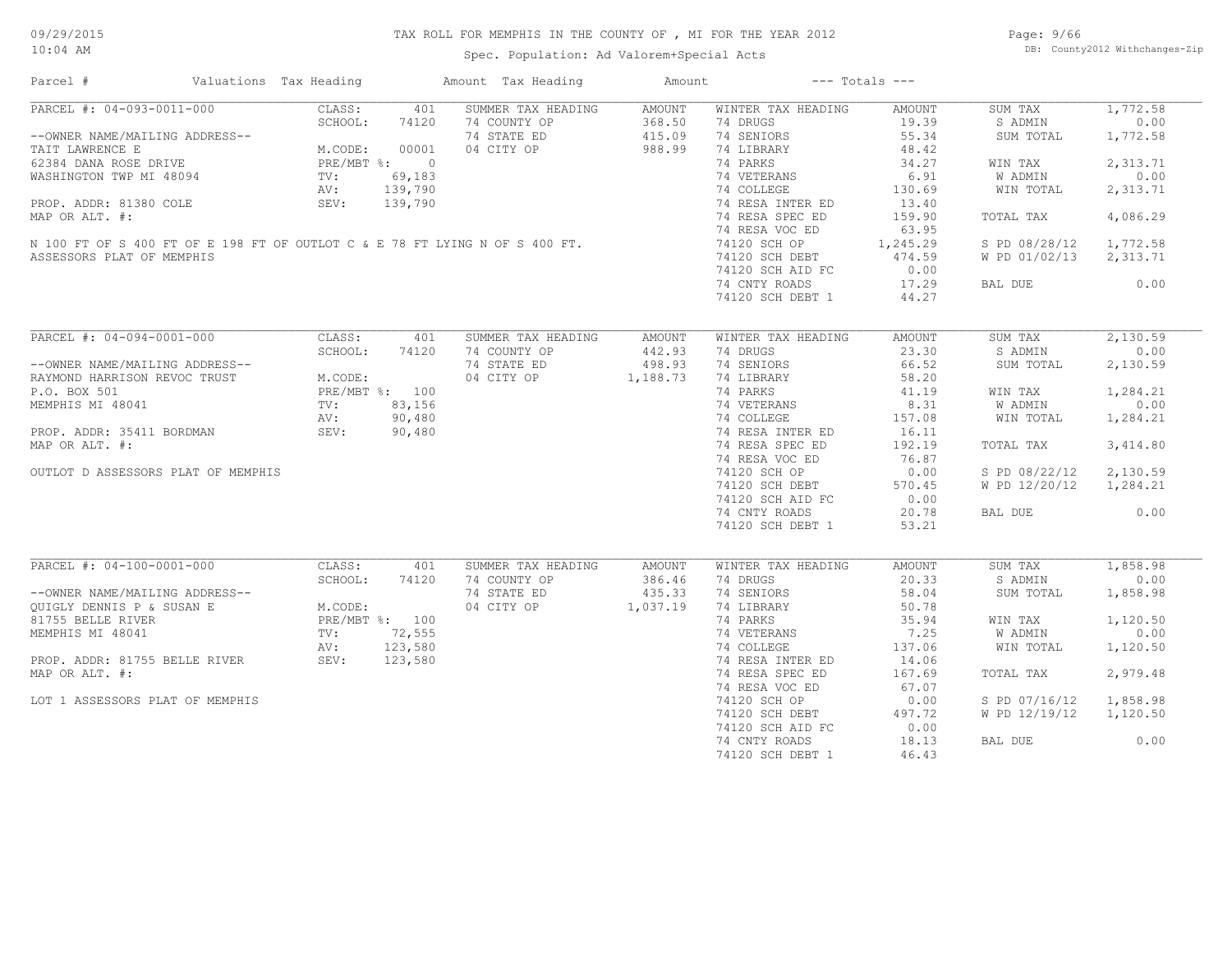# TAX ROLL FOR MEMPHIS IN THE COUNTY OF , MI FOR THE YEAR 2012

Spec. Population: Ad Valorem+Special Acts

09/29/2015
10:04 AM

DB: County2012 Withchanges-Zip

| Parcel # | Valuations | Tax Heading | Amount | Tax Heading | Amount | --- Totals --- | |
|---|---|---|---|---|---|---|---|
| PARCEL #: 04-093-0011-000 | CLASS: 401 | SUMMER TAX HEADING | AMOUNT | WINTER TAX HEADING | AMOUNT | SUM TAX | 1,772.58 |
| | SCHOOL: 74120 | 74 COUNTY OP | 368.50 | 74 DRUGS | 19.39 | S ADMIN | 0.00 |
| --OWNER NAME/MAILING ADDRESS-- | | 74 STATE ED | 415.09 | 74 SENIORS | 55.34 | SUM TOTAL | 1,772.58 |
| TAIT LAWRENCE E | M.CODE: 00001 | 04 CITY OP | 988.99 | 74 LIBRARY | 48.42 | | |
| 62384 DANA ROSE DRIVE | PRE/MBT %: 0 | | | 74 PARKS | 34.27 | WIN TAX | 2,313.71 |
| WASHINGTON TWP MI 48094 | TV: 69,183 | | | 74 VETERANS | 6.91 | W ADMIN | 0.00 |
| | AV: 139,790 | | | 74 COLLEGE | 130.69 | WIN TOTAL | 2,313.71 |
| PROP. ADDR: 81380 COLE | SEV: 139,790 | | | 74 RESA INTER ED | 13.40 | | |
| MAP OR ALT. #: | | | | 74 RESA SPEC ED | 159.90 | TOTAL TAX | 4,086.29 |
| | | | | 74 RESA VOC ED | 63.95 | | |
| N 100 FT OF S 400 FT OF E 198 FT OF OUTLOT C & E 78 FT LYING N OF S 400 FT. | | | | 74120 SCH OP | 1,245.29 | S PD 08/28/12 | 1,772.58 |
| ASSESSORS PLAT OF MEMPHIS | | | | 74120 SCH DEBT | 474.59 | W PD 01/02/13 | 2,313.71 |
| | | | | 74120 SCH AID FC | 0.00 | | |
| | | | | 74 CNTY ROADS | 17.29 | BAL DUE | 0.00 |
| | | | | 74120 SCH DEBT 1 | 44.27 | | |

| Parcel # | Valuations | Tax Heading | Amount | Tax Heading | Amount | --- Totals --- | |
|---|---|---|---|---|---|---|---|
| PARCEL #: 04-094-0001-000 | CLASS: 401 | SUMMER TAX HEADING | AMOUNT | WINTER TAX HEADING | AMOUNT | SUM TAX | 2,130.59 |
| | SCHOOL: 74120 | 74 COUNTY OP | 442.93 | 74 DRUGS | 23.30 | S ADMIN | 0.00 |
| --OWNER NAME/MAILING ADDRESS-- | | 74 STATE ED | 498.93 | 74 SENIORS | 66.52 | SUM TOTAL | 2,130.59 |
| RAYMOND HARRISON REVOC TRUST | M.CODE: | 04 CITY OP | 1,188.73 | 74 LIBRARY | 58.20 | | |
| P.O. BOX 501 | PRE/MBT %: 100 | | | 74 PARKS | 41.19 | WIN TAX | 1,284.21 |
| MEMPHIS MI 48041 | TV: 83,156 | | | 74 VETERANS | 8.31 | W ADMIN | 0.00 |
| | AV: 90,480 | | | 74 COLLEGE | 157.08 | WIN TOTAL | 1,284.21 |
| PROP. ADDR: 35411 BORDMAN | SEV: 90,480 | | | 74 RESA INTER ED | 16.11 | | |
| MAP OR ALT. #: | | | | 74 RESA SPEC ED | 192.19 | TOTAL TAX | 3,414.80 |
| | | | | 74 RESA VOC ED | 76.87 | | |
| OUTLOT D ASSESSORS PLAT OF MEMPHIS | | | | 74120 SCH OP | 0.00 | S PD 08/22/12 | 2,130.59 |
| | | | | 74120 SCH DEBT | 570.45 | W PD 12/20/12 | 1,284.21 |
| | | | | 74120 SCH AID FC | 0.00 | | |
| | | | | 74 CNTY ROADS | 20.78 | BAL DUE | 0.00 |
| | | | | 74120 SCH DEBT 1 | 53.21 | | |

| Parcel # | Valuations | Tax Heading | Amount | Tax Heading | Amount | --- Totals --- | |
|---|---|---|---|---|---|---|---|
| PARCEL #: 04-100-0001-000 | CLASS: 401 | SUMMER TAX HEADING | AMOUNT | WINTER TAX HEADING | AMOUNT | SUM TAX | 1,858.98 |
| | SCHOOL: 74120 | 74 COUNTY OP | 386.46 | 74 DRUGS | 20.33 | S ADMIN | 0.00 |
| --OWNER NAME/MAILING ADDRESS-- | | 74 STATE ED | 435.33 | 74 SENIORS | 58.04 | SUM TOTAL | 1,858.98 |
| QUIGLY DENNIS P & SUSAN E | M.CODE: | 04 CITY OP | 1,037.19 | 74 LIBRARY | 50.78 | | |
| 81755 BELLE RIVER | PRE/MBT %: 100 | | | 74 PARKS | 35.94 | WIN TAX | 1,120.50 |
| MEMPHIS MI 48041 | TV: 72,555 | | | 74 VETERANS | 7.25 | W ADMIN | 0.00 |
| | AV: 123,580 | | | 74 COLLEGE | 137.06 | WIN TOTAL | 1,120.50 |
| PROP. ADDR: 81755 BELLE RIVER | SEV: 123,580 | | | 74 RESA INTER ED | 14.06 | | |
| MAP OR ALT. #: | | | | 74 RESA SPEC ED | 167.69 | TOTAL TAX | 2,979.48 |
| | | | | 74 RESA VOC ED | 67.07 | | |
| LOT 1 ASSESSORS PLAT OF MEMPHIS | | | | 74120 SCH OP | 0.00 | S PD 07/16/12 | 1,858.98 |
| | | | | 74120 SCH DEBT | 497.72 | W PD 12/19/12 | 1,120.50 |
| | | | | 74120 SCH AID FC | 0.00 | | |
| | | | | 74 CNTY ROADS | 18.13 | BAL DUE | 0.00 |
| | | | | 74120 SCH DEBT 1 | 46.43 | | |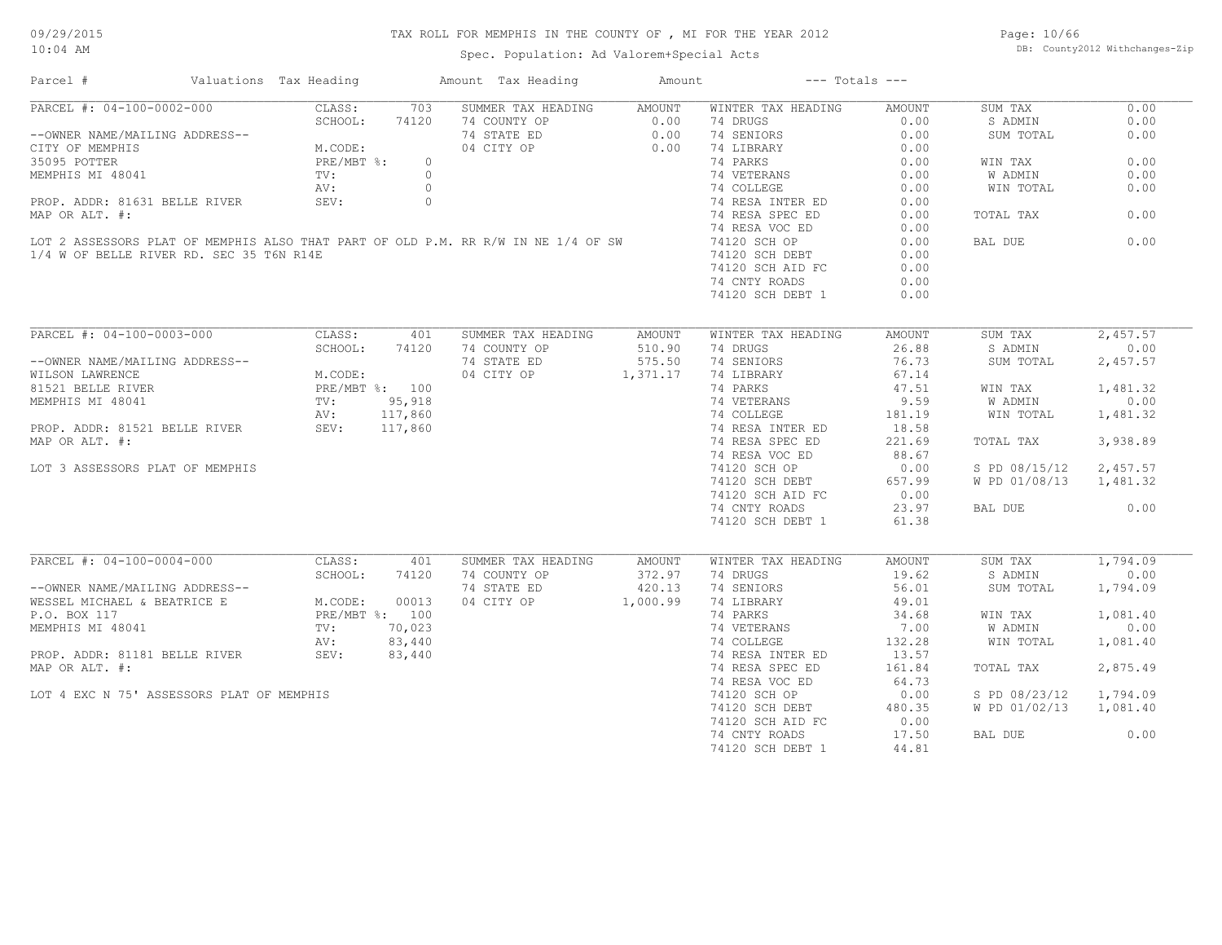# TAX ROLL FOR MEMPHIS IN THE COUNTY OF , MI FOR THE YEAR 2012

Spec. Population: Ad Valorem+Special Acts

DB: County2012 Withchanges-Zip

| Parcel # | Valuations | Tax Heading | Amount | Tax Heading | Amount | --- Totals --- | |
|---|---|---|---|---|---|---|---|

## PARCEL #: 04-100-0002-000

| | | | | | | | |
|---|---|---|---|---|---|---|---|
| PARCEL #: 04-100-0002-000 | CLASS: 703 | SUMMER TAX HEADING | AMOUNT | WINTER TAX HEADING | AMOUNT | SUM TAX | 0.00 |
| | SCHOOL: 74120 | 74 COUNTY OP | 0.00 | 74 DRUGS | 0.00 | S ADMIN | 0.00 |
| --OWNER NAME/MAILING ADDRESS-- | | 74 STATE ED | 0.00 | 74 SENIORS | 0.00 | SUM TOTAL | 0.00 |
| CITY OF MEMPHIS | M.CODE: | 04 CITY OP | 0.00 | 74 LIBRARY | 0.00 | | |
| 35095 POTTER | PRE/MBT %: 0 | | | 74 PARKS | 0.00 | WIN TAX | 0.00 |
| MEMPHIS MI 48041 | TV: 0 | | | 74 VETERANS | 0.00 | W ADMIN | 0.00 |
| | AV: 0 | | | 74 COLLEGE | 0.00 | WIN TOTAL | 0.00 |
| PROP. ADDR: 81631 BELLE RIVER | SEV: 0 | | | 74 RESA INTER ED | 0.00 | | |
| MAP OR ALT. #: | | | | 74 RESA SPEC ED | 0.00 | TOTAL TAX | 0.00 |
| | | | | 74 RESA VOC ED | 0.00 | | |
| | | | | 74120 SCH OP | 0.00 | BAL DUE | 0.00 |
| | | | | 74120 SCH DEBT | 0.00 | | |
| | | | | 74120 SCH AID FC | 0.00 | | |
| | | | | 74 CNTY ROADS | 0.00 | | |
| | | | | 74120 SCH DEBT 1 | 0.00 | | |

LOT 2 ASSESSORS PLAT OF MEMPHIS ALSO THAT PART OF OLD P.M. RR R/W IN NE 1/4 OF SW 1/4 W OF BELLE RIVER RD. SEC 35 T6N R14E

## PARCEL #: 04-100-0003-000

| | | | | | | | |
|---|---|---|---|---|---|---|---|
| PARCEL #: 04-100-0003-000 | CLASS: 401 | SUMMER TAX HEADING | AMOUNT | WINTER TAX HEADING | AMOUNT | SUM TAX | 2,457.57 |
| | SCHOOL: 74120 | 74 COUNTY OP | 510.90 | 74 DRUGS | 26.88 | S ADMIN | 0.00 |
| --OWNER NAME/MAILING ADDRESS-- | | 74 STATE ED | 575.50 | 74 SENIORS | 76.73 | SUM TOTAL | 2,457.57 |
| WILSON LAWRENCE | M.CODE: | 04 CITY OP | 1,371.17 | 74 LIBRARY | 67.14 | | |
| 81521 BELLE RIVER | PRE/MBT %: 100 | | | 74 PARKS | 47.51 | WIN TAX | 1,481.32 |
| MEMPHIS MI 48041 | TV: 95,918 | | | 74 VETERANS | 9.59 | W ADMIN | 0.00 |
| | AV: 117,860 | | | 74 COLLEGE | 181.19 | WIN TOTAL | 1,481.32 |
| PROP. ADDR: 81521 BELLE RIVER | SEV: 117,860 | | | 74 RESA INTER ED | 18.58 | | |
| MAP OR ALT. #: | | | | 74 RESA SPEC ED | 221.69 | TOTAL TAX | 3,938.89 |
| | | | | 74 RESA VOC ED | 88.67 | | |
| LOT 3 ASSESSORS PLAT OF MEMPHIS | | | | 74120 SCH OP | 0.00 | S PD 08/15/12 | 2,457.57 |
| | | | | 74120 SCH DEBT | 657.99 | W PD 01/08/13 | 1,481.32 |
| | | | | 74120 SCH AID FC | 0.00 | | |
| | | | | 74 CNTY ROADS | 23.97 | BAL DUE | 0.00 |
| | | | | 74120 SCH DEBT 1 | 61.38 | | |

## PARCEL #: 04-100-0004-000

| | | | | | | | |
|---|---|---|---|---|---|---|---|
| PARCEL #: 04-100-0004-000 | CLASS: 401 | SUMMER TAX HEADING | AMOUNT | WINTER TAX HEADING | AMOUNT | SUM TAX | 1,794.09 |
| | SCHOOL: 74120 | 74 COUNTY OP | 372.97 | 74 DRUGS | 19.62 | S ADMIN | 0.00 |
| --OWNER NAME/MAILING ADDRESS-- | | 74 STATE ED | 420.13 | 74 SENIORS | 56.01 | SUM TOTAL | 1,794.09 |
| WESSEL MICHAEL & BEATRICE E | M.CODE: 00013 | 04 CITY OP | 1,000.99 | 74 LIBRARY | 49.01 | | |
| P.O. BOX 117 | PRE/MBT %: 100 | | | 74 PARKS | 34.68 | WIN TAX | 1,081.40 |
| MEMPHIS MI 48041 | TV: 70,023 | | | 74 VETERANS | 7.00 | W ADMIN | 0.00 |
| | AV: 83,440 | | | 74 COLLEGE | 132.28 | WIN TOTAL | 1,081.40 |
| PROP. ADDR: 81181 BELLE RIVER | SEV: 83,440 | | | 74 RESA INTER ED | 13.57 | | |
| MAP OR ALT. #: | | | | 74 RESA SPEC ED | 161.84 | TOTAL TAX | 2,875.49 |
| | | | | 74 RESA VOC ED | 64.73 | | |
| LOT 4 EXC N 75' ASSESSORS PLAT OF MEMPHIS | | | | 74120 SCH OP | 0.00 | S PD 08/23/12 | 1,794.09 |
| | | | | 74120 SCH DEBT | 480.35 | W PD 01/02/13 | 1,081.40 |
| | | | | 74120 SCH AID FC | 0.00 | | |
| | | | | 74 CNTY ROADS | 17.50 | BAL DUE | 0.00 |
| | | | | 74120 SCH DEBT 1 | 44.81 | | |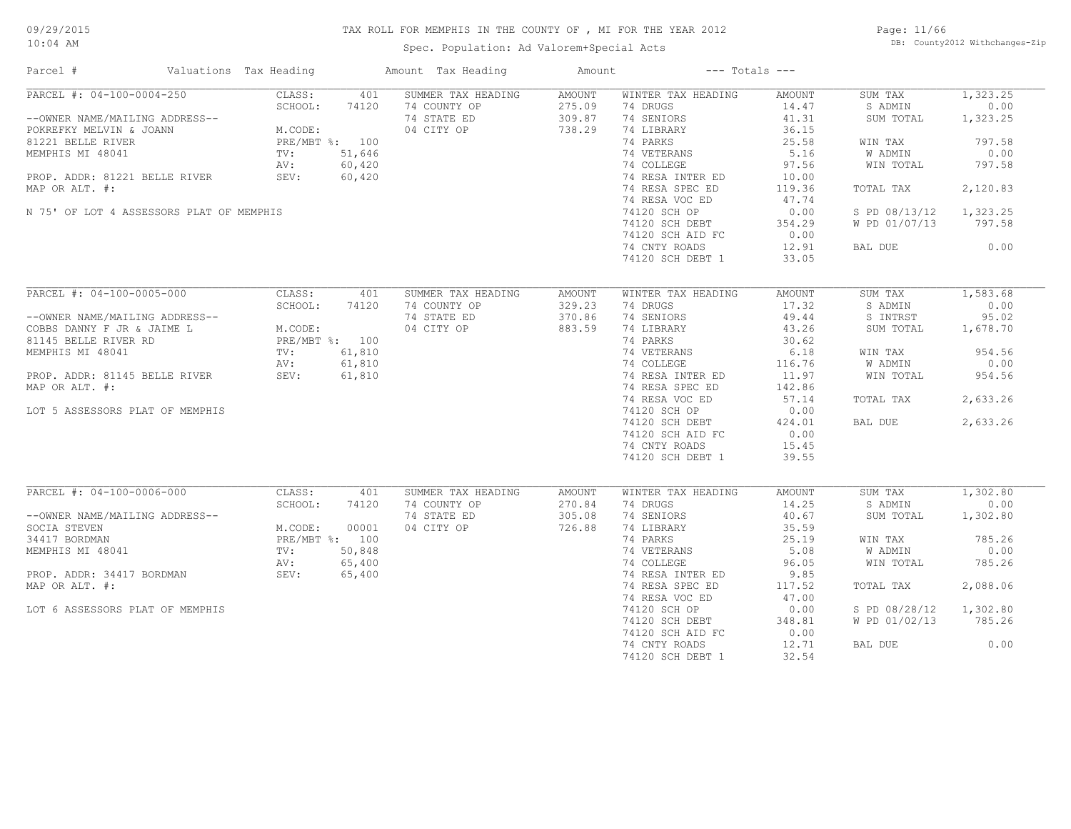# TAX ROLL FOR MEMPHIS IN THE COUNTY OF , MI FOR THE YEAR 2012

Spec. Population: Ad Valorem+Special Acts

09/29/2015 10:04 AM

DB: County2012 Withchanges-Zip

| Parcel # | Valuations | Tax Heading | Amount | Tax Heading | Amount | --- Totals --- | |
|---|---|---|---|---|---|---|---|
| PARCEL #: 04-100-0004-250 | CLASS: 401 | SUMMER TAX HEADING | AMOUNT | WINTER TAX HEADING | AMOUNT | SUM TAX | 1,323.25 |
| | SCHOOL: 74120 | 74 COUNTY OP | 275.09 | 74 DRUGS | 14.47 | S ADMIN | 0.00 |
| --OWNER NAME/MAILING ADDRESS-- | | 74 STATE ED | 309.87 | 74 SENIORS | 41.31 | SUM TOTAL | 1,323.25 |
| POKREFKY MELVIN & JOANN | M.CODE: | 04 CITY OP | 738.29 | 74 LIBRARY | 36.15 | | |
| 81221 BELLE RIVER | PRE/MBT %: 100 | | | 74 PARKS | 25.58 | WIN TAX | 797.58 |
| MEMPHIS MI 48041 | TV: 51,646 | | | 74 VETERANS | 5.16 | W ADMIN | 0.00 |
| | AV: 60,420 | | | 74 COLLEGE | 97.56 | WIN TOTAL | 797.58 |
| PROP. ADDR: 81221 BELLE RIVER | SEV: 60,420 | | | 74 RESA INTER ED | 10.00 | | |
| MAP OR ALT. #: | | | | 74 RESA SPEC ED | 119.36 | TOTAL TAX | 2,120.83 |
| | | | | 74 RESA VOC ED | 47.74 | | |
| N 75' OF LOT 4 ASSESSORS PLAT OF MEMPHIS | | | | 74120 SCH OP | 0.00 | S PD 08/13/12 | 1,323.25 |
| | | | | 74120 SCH DEBT | 354.29 | W PD 01/07/13 | 797.58 |
| | | | | 74120 SCH AID FC | 0.00 | | |
| | | | | 74 CNTY ROADS | 12.91 | BAL DUE | 0.00 |
| | | | | 74120 SCH DEBT 1 | 33.05 | | |

| Parcel # | Valuations | Tax Heading | Amount | Tax Heading | Amount | --- Totals --- | |
|---|---|---|---|---|---|---|---|
| PARCEL #: 04-100-0005-000 | CLASS: 401 | SUMMER TAX HEADING | AMOUNT | WINTER TAX HEADING | AMOUNT | SUM TAX | 1,583.68 |
| | SCHOOL: 74120 | 74 COUNTY OP | 329.23 | 74 DRUGS | 17.32 | S ADMIN | 0.00 |
| --OWNER NAME/MAILING ADDRESS-- | | 74 STATE ED | 370.86 | 74 SENIORS | 49.44 | S INTRST | 95.02 |
| COBBS DANNY F JR & JAIME L | M.CODE: | 04 CITY OP | 883.59 | 74 LIBRARY | 43.26 | SUM TOTAL | 1,678.70 |
| 81145 BELLE RIVER RD | PRE/MBT %: 100 | | | 74 PARKS | 30.62 | | |
| MEMPHIS MI 48041 | TV: 61,810 | | | 74 VETERANS | 6.18 | WIN TAX | 954.56 |
| | AV: 61,810 | | | 74 COLLEGE | 116.76 | W ADMIN | 0.00 |
| PROP. ADDR: 81145 BELLE RIVER | SEV: 61,810 | | | 74 RESA INTER ED | 11.97 | WIN TOTAL | 954.56 |
| MAP OR ALT. #: | | | | 74 RESA SPEC ED | 142.86 | | |
| | | | | 74 RESA VOC ED | 57.14 | TOTAL TAX | 2,633.26 |
| LOT 5 ASSESSORS PLAT OF MEMPHIS | | | | 74120 SCH OP | 0.00 | | |
| | | | | 74120 SCH DEBT | 424.01 | BAL DUE | 2,633.26 |
| | | | | 74120 SCH AID FC | 0.00 | | |
| | | | | 74 CNTY ROADS | 15.45 | | |
| | | | | 74120 SCH DEBT 1 | 39.55 | | |

| Parcel # | Valuations | Tax Heading | Amount | Tax Heading | Amount | --- Totals --- | |
|---|---|---|---|---|---|---|---|
| PARCEL #: 04-100-0006-000 | CLASS: 401 | SUMMER TAX HEADING | AMOUNT | WINTER TAX HEADING | AMOUNT | SUM TAX | 1,302.80 |
| | SCHOOL: 74120 | 74 COUNTY OP | 270.84 | 74 DRUGS | 14.25 | S ADMIN | 0.00 |
| --OWNER NAME/MAILING ADDRESS-- | | 74 STATE ED | 305.08 | 74 SENIORS | 40.67 | SUM TOTAL | 1,302.80 |
| SOCIA STEVEN | M.CODE: 00001 | 04 CITY OP | 726.88 | 74 LIBRARY | 35.59 | | |
| 34417 BORDMAN | PRE/MBT %: 100 | | | 74 PARKS | 25.19 | WIN TAX | 785.26 |
| MEMPHIS MI 48041 | TV: 50,848 | | | 74 VETERANS | 5.08 | W ADMIN | 0.00 |
| | AV: 65,400 | | | 74 COLLEGE | 96.05 | WIN TOTAL | 785.26 |
| PROP. ADDR: 34417 BORDMAN | SEV: 65,400 | | | 74 RESA INTER ED | 9.85 | | |
| MAP OR ALT. #: | | | | 74 RESA SPEC ED | 117.52 | TOTAL TAX | 2,088.06 |
| | | | | 74 RESA VOC ED | 47.00 | | |
| LOT 6 ASSESSORS PLAT OF MEMPHIS | | | | 74120 SCH OP | 0.00 | S PD 08/28/12 | 1,302.80 |
| | | | | 74120 SCH DEBT | 348.81 | W PD 01/02/13 | 785.26 |
| | | | | 74120 SCH AID FC | 0.00 | | |
| | | | | 74 CNTY ROADS | 12.71 | BAL DUE | 0.00 |
| | | | | 74120 SCH DEBT 1 | 32.54 | | |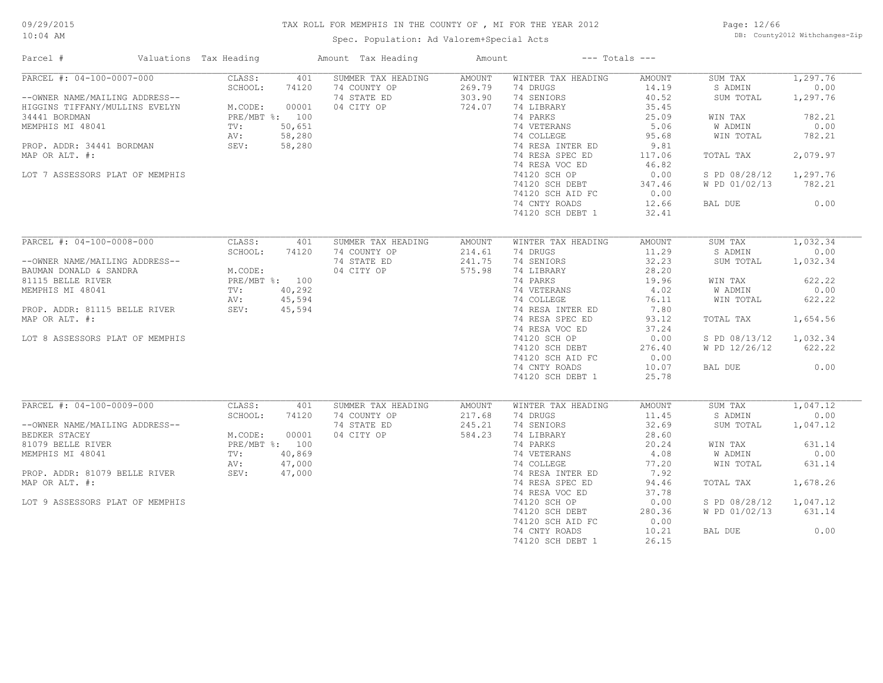# TAX ROLL FOR MEMPHIS IN THE COUNTY OF , MI FOR THE YEAR 2012

Spec. Population: Ad Valorem+Special Acts

DB: County2012 Withchanges-Zip

09/29/2015 10:04 AM

| Parcel # | Valuations | Tax Heading | Amount | Tax Heading | Amount | --- Totals --- | |
|---|---|---|---|---|---|---|---|

## PARCEL #: 04-100-0007-000

| | | | | | | | |
|---|---|---|---|---|---|---|---|
| --OWNER NAME/MAILING ADDRESS-- | CLASS: 401 | SUMMER TAX HEADING | AMOUNT | WINTER TAX HEADING | AMOUNT | SUM TAX | 1,297.76 |
| HIGGINS TIFFANY/MULLINS EVELYN | SCHOOL: 74120 | 74 COUNTY OP | 269.79 | 74 DRUGS | 14.19 | S ADMIN | 0.00 |
| 34441 BORDMAN | M.CODE: 00001 | 74 STATE ED | 303.90 | 74 SENIORS | 40.52 | SUM TOTAL | 1,297.76 |
| MEMPHIS MI 48041 | PRE/MBT %: 100 | 04 CITY OP | 724.07 | 74 LIBRARY | 35.45 | | |
| PROP. ADDR: 34441 BORDMAN | TV: 50,651 | | | 74 PARKS | 25.09 | WIN TAX | 782.21 |
| MAP OR ALT. #: | AV: 58,280 | | | 74 VETERANS | 5.06 | W ADMIN | 0.00 |
| LOT 7 ASSESSORS PLAT OF MEMPHIS | SEV: 58,280 | | | 74 COLLEGE | 95.68 | WIN TOTAL | 782.21 |
| | | | | 74 RESA INTER ED | 9.81 | | |
| | | | | 74 RESA SPEC ED | 117.06 | TOTAL TAX | 2,079.97 |
| | | | | 74 RESA VOC ED | 46.82 | | |
| | | | | 74120 SCH OP | 0.00 | S PD 08/28/12 | 1,297.76 |
| | | | | 74120 SCH DEBT | 347.46 | W PD 01/02/13 | 782.21 |
| | | | | 74120 SCH AID FC | 0.00 | | |
| | | | | 74 CNTY ROADS | 12.66 | BAL DUE | 0.00 |
| | | | | 74120 SCH DEBT 1 | 32.41 | | |

## PARCEL #: 04-100-0008-000

| | | | | | | | |
|---|---|---|---|---|---|---|---|
| --OWNER NAME/MAILING ADDRESS-- | CLASS: 401 | SUMMER TAX HEADING | AMOUNT | WINTER TAX HEADING | AMOUNT | SUM TAX | 1,032.34 |
| BAUMAN DONALD & SANDRA | SCHOOL: 74120 | 74 COUNTY OP | 214.61 | 74 DRUGS | 11.29 | S ADMIN | 0.00 |
| 81115 BELLE RIVER | M.CODE: | 74 STATE ED | 241.75 | 74 SENIORS | 32.23 | SUM TOTAL | 1,032.34 |
| MEMPHIS MI 48041 | PRE/MBT %: 100 | 04 CITY OP | 575.98 | 74 LIBRARY | 28.20 | | |
| PROP. ADDR: 81115 BELLE RIVER | TV: 40,292 | | | 74 PARKS | 19.96 | WIN TAX | 622.22 |
| MAP OR ALT. #: | AV: 45,594 | | | 74 VETERANS | 4.02 | W ADMIN | 0.00 |
| LOT 8 ASSESSORS PLAT OF MEMPHIS | SEV: 45,594 | | | 74 COLLEGE | 76.11 | WIN TOTAL | 622.22 |
| | | | | 74 RESA INTER ED | 7.80 | | |
| | | | | 74 RESA SPEC ED | 93.12 | TOTAL TAX | 1,654.56 |
| | | | | 74 RESA VOC ED | 37.24 | | |
| | | | | 74120 SCH OP | 0.00 | S PD 08/13/12 | 1,032.34 |
| | | | | 74120 SCH DEBT | 276.40 | W PD 12/26/12 | 622.22 |
| | | | | 74120 SCH AID FC | 0.00 | | |
| | | | | 74 CNTY ROADS | 10.07 | BAL DUE | 0.00 |
| | | | | 74120 SCH DEBT 1 | 25.78 | | |

## PARCEL #: 04-100-0009-000

| | | | | | | | |
|---|---|---|---|---|---|---|---|
| --OWNER NAME/MAILING ADDRESS-- | CLASS: 401 | SUMMER TAX HEADING | AMOUNT | WINTER TAX HEADING | AMOUNT | SUM TAX | 1,047.12 |
| BEDKER STACEY | SCHOOL: 74120 | 74 COUNTY OP | 217.68 | 74 DRUGS | 11.45 | S ADMIN | 0.00 |
| 81079 BELLE RIVER | M.CODE: 00001 | 74 STATE ED | 245.21 | 74 SENIORS | 32.69 | SUM TOTAL | 1,047.12 |
| MEMPHIS MI 48041 | PRE/MBT %: 100 | 04 CITY OP | 584.23 | 74 LIBRARY | 28.60 | | |
| PROP. ADDR: 81079 BELLE RIVER | TV: 40,869 | | | 74 PARKS | 20.24 | WIN TAX | 631.14 |
| MAP OR ALT. #: | AV: 47,000 | | | 74 VETERANS | 4.08 | W ADMIN | 0.00 |
| LOT 9 ASSESSORS PLAT OF MEMPHIS | SEV: 47,000 | | | 74 COLLEGE | 77.20 | WIN TOTAL | 631.14 |
| | | | | 74 RESA INTER ED | 7.92 | | |
| | | | | 74 RESA SPEC ED | 94.46 | TOTAL TAX | 1,678.26 |
| | | | | 74 RESA VOC ED | 37.78 | | |
| | | | | 74120 SCH OP | 0.00 | S PD 08/28/12 | 1,047.12 |
| | | | | 74120 SCH DEBT | 280.36 | W PD 01/02/13 | 631.14 |
| | | | | 74120 SCH AID FC | 0.00 | | |
| | | | | 74 CNTY ROADS | 10.21 | BAL DUE | 0.00 |
| | | | | 74120 SCH DEBT 1 | 26.15 | | |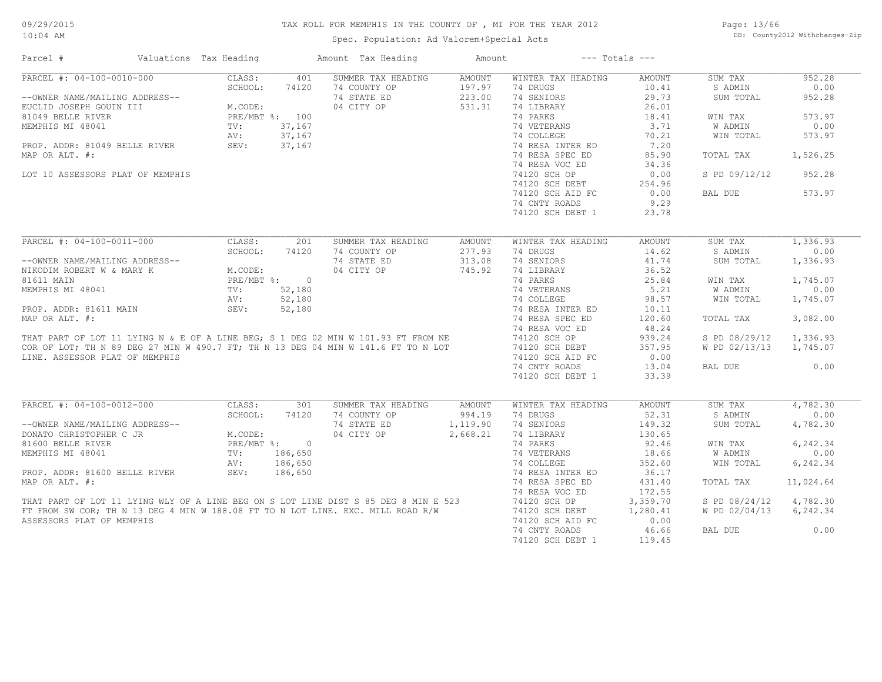# TAX ROLL FOR MEMPHIS IN THE COUNTY OF , MI FOR THE YEAR 2012

Spec. Population: Ad Valorem+Special Acts

DB: County2012 Withchanges-Zip

09/29/2015
10:04 AM

| Parcel # | Valuations | Tax Heading | Amount | Tax Heading | Amount | --- Totals --- | |
|---|---|---|---|---|---|---|---|
| PARCEL #: 04-100-0010-000 | CLASS: 401 | SUMMER TAX HEADING | AMOUNT | WINTER TAX HEADING | AMOUNT | SUM TAX | 952.28 |
| | SCHOOL: 74120 | 74 COUNTY OP | 197.97 | 74 DRUGS | 10.41 | S ADMIN | 0.00 |
| --OWNER NAME/MAILING ADDRESS-- | | 74 STATE ED | 223.00 | 74 SENIORS | 29.73 | SUM TOTAL | 952.28 |
| EUCLID JOSEPH GOUIN III | M.CODE: | 04 CITY OP | 531.31 | 74 LIBRARY | 26.01 | | |
| 81049 BELLE RIVER | PRE/MBT %: 100 | | | 74 PARKS | 18.41 | WIN TAX | 573.97 |
| MEMPHIS MI 48041 | TV: 37,167 | | | 74 VETERANS | 3.71 | W ADMIN | 0.00 |
| | AV: 37,167 | | | 74 COLLEGE | 70.21 | WIN TOTAL | 573.97 |
| PROP. ADDR: 81049 BELLE RIVER | SEV: 37,167 | | | 74 RESA INTER ED | 7.20 | | |
| MAP OR ALT. #: | | | | 74 RESA SPEC ED | 85.90 | TOTAL TAX | 1,526.25 |
| | | | | 74 RESA VOC ED | 34.36 | | |
| LOT 10 ASSESSORS PLAT OF MEMPHIS | | | | 74120 SCH OP | 0.00 | S PD 09/12/12 | 952.28 |
| | | | | 74120 SCH DEBT | 254.96 | | |
| | | | | 74120 SCH AID FC | 0.00 | BAL DUE | 573.97 |
| | | | | 74 CNTY ROADS | 9.29 | | |
| | | | | 74120 SCH DEBT 1 | 23.78 | | |

| Parcel # | Valuations | Tax Heading | Amount | Tax Heading | Amount | --- Totals --- | |
|---|---|---|---|---|---|---|---|
| PARCEL #: 04-100-0011-000 | CLASS: 201 | SUMMER TAX HEADING | AMOUNT | WINTER TAX HEADING | AMOUNT | SUM TAX | 1,336.93 |
| | SCHOOL: 74120 | 74 COUNTY OP | 277.93 | 74 DRUGS | 14.62 | S ADMIN | 0.00 |
| --OWNER NAME/MAILING ADDRESS-- | | 74 STATE ED | 313.08 | 74 SENIORS | 41.74 | SUM TOTAL | 1,336.93 |
| NIKODIM ROBERT W & MARY K | M.CODE: | 04 CITY OP | 745.92 | 74 LIBRARY | 36.52 | | |
| 81611 MAIN | PRE/MBT %: 0 | | | 74 PARKS | 25.84 | WIN TAX | 1,745.07 |
| MEMPHIS MI 48041 | TV: 52,180 | | | 74 VETERANS | 5.21 | W ADMIN | 0.00 |
| | AV: 52,180 | | | 74 COLLEGE | 98.57 | WIN TOTAL | 1,745.07 |
| PROP. ADDR: 81611 MAIN | SEV: 52,180 | | | 74 RESA INTER ED | 10.11 | | |
| MAP OR ALT. #: | | | | 74 RESA SPEC ED | 120.60 | TOTAL TAX | 3,082.00 |
| | | | | 74 RESA VOC ED | 48.24 | | |
| THAT PART OF LOT 11 LYING N & E OF A LINE BEG; S 1 DEG 02 MIN W 101.93 FT FROM NE | | | | 74120 SCH OP | 939.24 | S PD 08/29/12 | 1,336.93 |
| COR OF LOT; TH N 89 DEG 27 MIN W 490.7 FT; TH N 13 DEG 04 MIN W 141.6 FT TO N LOT | | | | 74120 SCH DEBT | 357.95 | W PD 02/13/13 | 1,745.07 |
| LINE. ASSESSOR PLAT OF MEMPHIS | | | | 74120 SCH AID FC | 0.00 | | |
| | | | | 74 CNTY ROADS | 13.04 | BAL DUE | 0.00 |
| | | | | 74120 SCH DEBT 1 | 33.39 | | |

| Parcel # | Valuations | Tax Heading | Amount | Tax Heading | Amount | --- Totals --- | |
|---|---|---|---|---|---|---|---|
| PARCEL #: 04-100-0012-000 | CLASS: 301 | SUMMER TAX HEADING | AMOUNT | WINTER TAX HEADING | AMOUNT | SUM TAX | 4,782.30 |
| | SCHOOL: 74120 | 74 COUNTY OP | 994.19 | 74 DRUGS | 52.31 | S ADMIN | 0.00 |
| --OWNER NAME/MAILING ADDRESS-- | | 74 STATE ED | 1,119.90 | 74 SENIORS | 149.32 | SUM TOTAL | 4,782.30 |
| DONATO CHRISTOPHER C JR | M.CODE: | 04 CITY OP | 2,668.21 | 74 LIBRARY | 130.65 | | |
| 81600 BELLE RIVER | PRE/MBT %: 0 | | | 74 PARKS | 92.46 | WIN TAX | 6,242.34 |
| MEMPHIS MI 48041 | TV: 186,650 | | | 74 VETERANS | 18.66 | W ADMIN | 0.00 |
| | AV: 186,650 | | | 74 COLLEGE | 352.60 | WIN TOTAL | 6,242.34 |
| PROP. ADDR: 81600 BELLE RIVER | SEV: 186,650 | | | 74 RESA INTER ED | 36.17 | | |
| MAP OR ALT. #: | | | | 74 RESA SPEC ED | 431.40 | TOTAL TAX | 11,024.64 |
| | | | | 74 RESA VOC ED | 172.55 | | |
| THAT PART OF LOT 11 LYING WLY OF A LINE BEG ON S LOT LINE DIST S 85 DEG 8 MIN E 523 | | | | 74120 SCH OP | 3,359.70 | S PD 08/24/12 | 4,782.30 |
| FT FROM SW COR; TH N 13 DEG 4 MIN W 188.08 FT TO N LOT LINE. EXC. MILL ROAD R/W | | | | 74120 SCH DEBT | 1,280.41 | W PD 02/04/13 | 6,242.34 |
| ASSESSORS PLAT OF MEMPHIS | | | | 74120 SCH AID FC | 0.00 | | |
| | | | | 74 CNTY ROADS | 46.66 | BAL DUE | 0.00 |
| | | | | 74120 SCH DEBT 1 | 119.45 | | |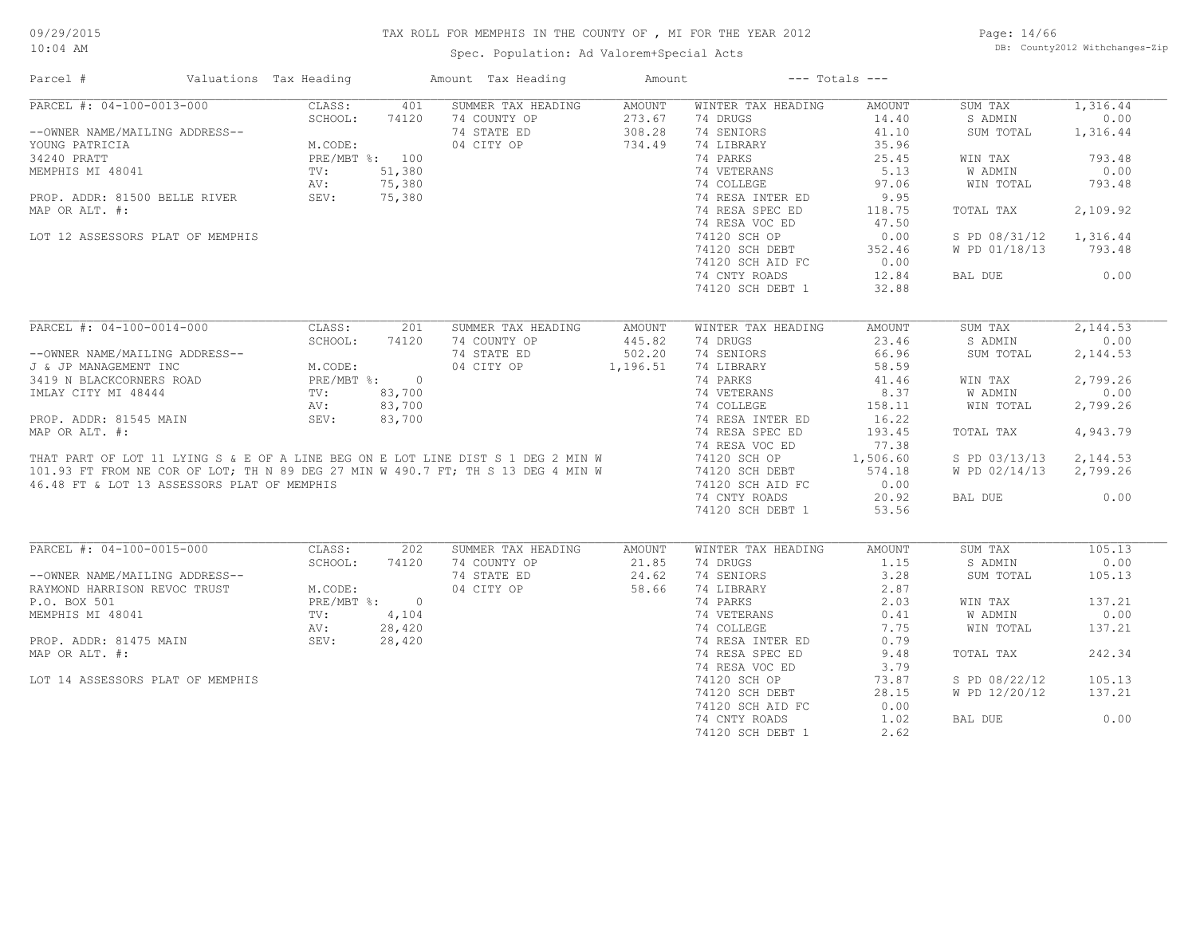# TAX ROLL FOR MEMPHIS IN THE COUNTY OF , MI FOR THE YEAR 2012

Spec. Population: Ad Valorem+Special Acts

09/29/2015 10:04 AM

DB: County2012 Withchanges-Zip

| Parcel # | Valuations | Tax Heading | Amount | Tax Heading | Amount | --- Totals --- | |
|---|---|---|---|---|---|---|---|

## PARCEL #: 04-100-0013-000

--OWNER NAME/MAILING ADDRESS--
YOUNG PATRICIA
34240 PRATT
MEMPHIS MI 48041

PROP. ADDR: 81500 BELLE RIVER
MAP OR ALT. #:

LOT 12 ASSESSORS PLAT OF MEMPHIS

| Valuations | | Summer Tax Heading | Amount | Winter Tax Heading | Amount | Totals | |
|---|---|---|---|---|---|---|---|
| CLASS: | 401 | SUMMER TAX HEADING | AMOUNT | WINTER TAX HEADING | AMOUNT | SUM TAX | 1,316.44 |
| SCHOOL: | 74120 | 74 COUNTY OP | 273.67 | 74 DRUGS | 14.40 | S ADMIN | 0.00 |
| M.CODE: | | 74 STATE ED | 308.28 | 74 SENIORS | 41.10 | SUM TOTAL | 1,316.44 |
| PRE/MBT %: | 100 | 04 CITY OP | 734.49 | 74 LIBRARY | 35.96 | | |
| TV: | 51,380 | | | 74 PARKS | 25.45 | WIN TAX | 793.48 |
| AV: | 75,380 | | | 74 VETERANS | 5.13 | W ADMIN | 0.00 |
| SEV: | 75,380 | | | 74 COLLEGE | 97.06 | WIN TOTAL | 793.48 |
| | | | | 74 RESA INTER ED | 9.95 | | |
| | | | | 74 RESA SPEC ED | 118.75 | TOTAL TAX | 2,109.92 |
| | | | | 74 RESA VOC ED | 47.50 | | |
| | | | | 74120 SCH OP | 0.00 | S PD 08/31/12 | 1,316.44 |
| | | | | 74120 SCH DEBT | 352.46 | W PD 01/18/13 | 793.48 |
| | | | | 74120 SCH AID FC | 0.00 | | |
| | | | | 74 CNTY ROADS | 12.84 | BAL DUE | 0.00 |
| | | | | 74120 SCH DEBT 1 | 32.88 | | |

## PARCEL #: 04-100-0014-000

--OWNER NAME/MAILING ADDRESS--
J & JP MANAGEMENT INC
3419 N BLACKCORNERS ROAD
IMLAY CITY MI 48444

PROP. ADDR: 81545 MAIN
MAP OR ALT. #:

THAT PART OF LOT 11 LYING S & E OF A LINE BEG ON E LOT LINE DIST S 1 DEG 2 MIN W 101.93 FT FROM NE COR OF LOT; TH N 89 DEG 27 MIN W 490.7 FT; TH S 13 DEG 4 MIN W 46.48 FT & LOT 13 ASSESSORS PLAT OF MEMPHIS

| Valuations | | Summer Tax Heading | Amount | Winter Tax Heading | Amount | Totals | |
|---|---|---|---|---|---|---|---|
| CLASS: | 201 | SUMMER TAX HEADING | AMOUNT | WINTER TAX HEADING | AMOUNT | SUM TAX | 2,144.53 |
| SCHOOL: | 74120 | 74 COUNTY OP | 445.82 | 74 DRUGS | 23.46 | S ADMIN | 0.00 |
| M.CODE: | | 74 STATE ED | 502.20 | 74 SENIORS | 66.96 | SUM TOTAL | 2,144.53 |
| PRE/MBT %: | 0 | 04 CITY OP | 1,196.51 | 74 LIBRARY | 58.59 | | |
| TV: | 83,700 | | | 74 PARKS | 41.46 | WIN TAX | 2,799.26 |
| AV: | 83,700 | | | 74 VETERANS | 8.37 | W ADMIN | 0.00 |
| SEV: | 83,700 | | | 74 COLLEGE | 158.11 | WIN TOTAL | 2,799.26 |
| | | | | 74 RESA INTER ED | 16.22 | | |
| | | | | 74 RESA SPEC ED | 193.45 | TOTAL TAX | 4,943.79 |
| | | | | 74 RESA VOC ED | 77.38 | | |
| | | | | 74120 SCH OP | 1,506.60 | S PD 03/13/13 | 2,144.53 |
| | | | | 74120 SCH DEBT | 574.18 | W PD 02/14/13 | 2,799.26 |
| | | | | 74120 SCH AID FC | 0.00 | | |
| | | | | 74 CNTY ROADS | 20.92 | BAL DUE | 0.00 |
| | | | | 74120 SCH DEBT 1 | 53.56 | | |

## PARCEL #: 04-100-0015-000

--OWNER NAME/MAILING ADDRESS--
RAYMOND HARRISON REVOC TRUST
P.O. BOX 501
MEMPHIS MI 48041

PROP. ADDR: 81475 MAIN
MAP OR ALT. #:

LOT 14 ASSESSORS PLAT OF MEMPHIS

| Valuations | | Summer Tax Heading | Amount | Winter Tax Heading | Amount | Totals | |
|---|---|---|---|---|---|---|---|
| CLASS: | 202 | SUMMER TAX HEADING | AMOUNT | WINTER TAX HEADING | AMOUNT | SUM TAX | 105.13 |
| SCHOOL: | 74120 | 74 COUNTY OP | 21.85 | 74 DRUGS | 1.15 | S ADMIN | 0.00 |
| M.CODE: | | 74 STATE ED | 24.62 | 74 SENIORS | 3.28 | SUM TOTAL | 105.13 |
| PRE/MBT %: | 0 | 04 CITY OP | 58.66 | 74 LIBRARY | 2.87 | | |
| TV: | 4,104 | | | 74 PARKS | 2.03 | WIN TAX | 137.21 |
| AV: | 28,420 | | | 74 VETERANS | 0.41 | W ADMIN | 0.00 |
| SEV: | 28,420 | | | 74 COLLEGE | 7.75 | WIN TOTAL | 137.21 |
| | | | | 74 RESA INTER ED | 0.79 | | |
| | | | | 74 RESA SPEC ED | 9.48 | TOTAL TAX | 242.34 |
| | | | | 74 RESA VOC ED | 3.79 | | |
| | | | | 74120 SCH OP | 73.87 | S PD 08/22/12 | 105.13 |
| | | | | 74120 SCH DEBT | 28.15 | W PD 12/20/12 | 137.21 |
| | | | | 74120 SCH AID FC | 0.00 | | |
| | | | | 74 CNTY ROADS | 1.02 | BAL DUE | 0.00 |
| | | | | 74120 SCH DEBT 1 | 2.62 | | |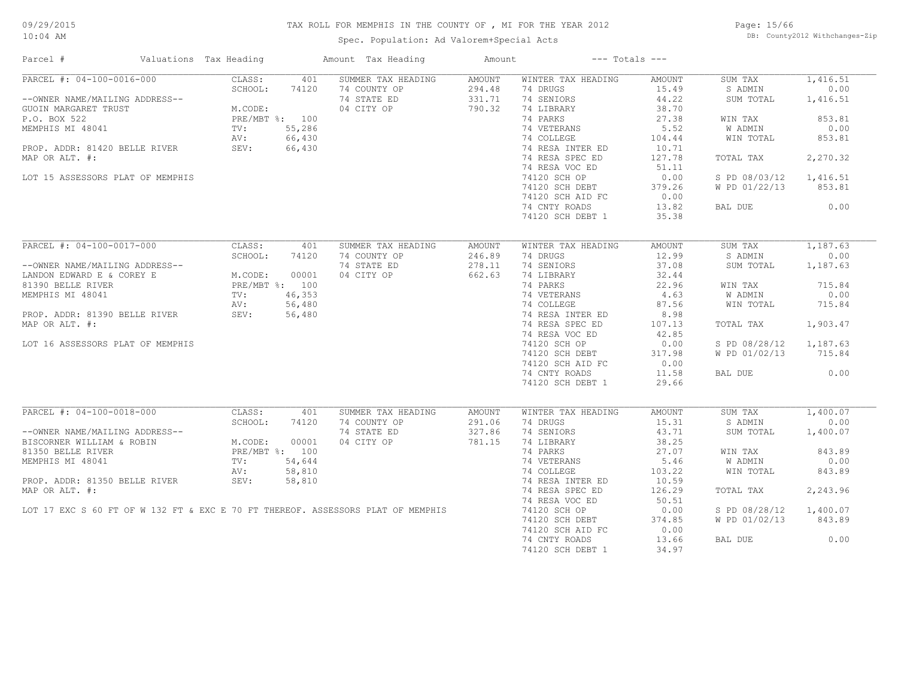# TAX ROLL FOR MEMPHIS IN THE COUNTY OF , MI FOR THE YEAR 2012

Spec. Population: Ad Valorem+Special Acts

| Parcel # | Valuations | Tax Heading | Amount | Tax Heading | Amount | --- Totals --- | |
|---|---|---|---|---|---|---|---|
| PARCEL #: 04-100-0016-000 | CLASS: 401 | SUMMER TAX HEADING | AMOUNT | WINTER TAX HEADING | AMOUNT | SUM TAX | 1,416.51 |
| | SCHOOL: 74120 | 74 COUNTY OP | 294.48 | 74 DRUGS | 15.49 | S ADMIN | 0.00 |
| --OWNER NAME/MAILING ADDRESS-- | | 74 STATE ED | 331.71 | 74 SENIORS | 44.22 | SUM TOTAL | 1,416.51 |
| GUOIN MARGARET TRUST | M.CODE: | 04 CITY OP | 790.32 | 74 LIBRARY | 38.70 | | |
| P.O. BOX 522 | PRE/MBT %: 100 | | | 74 PARKS | 27.38 | WIN TAX | 853.81 |
| MEMPHIS MI 48041 | TV: 55,286 | | | 74 VETERANS | 5.52 | W ADMIN | 0.00 |
| | AV: 66,430 | | | 74 COLLEGE | 104.44 | WIN TOTAL | 853.81 |
| PROP. ADDR: 81420 BELLE RIVER | SEV: 66,430 | | | 74 RESA INTER ED | 10.71 | | |
| MAP OR ALT. #: | | | | 74 RESA SPEC ED | 127.78 | TOTAL TAX | 2,270.32 |
| | | | | 74 RESA VOC ED | 51.11 | | |
| LOT 15 ASSESSORS PLAT OF MEMPHIS | | | | 74120 SCH OP | 0.00 | S PD 08/03/12 | 1,416.51 |
| | | | | 74120 SCH DEBT | 379.26 | W PD 01/22/13 | 853.81 |
| | | | | 74120 SCH AID FC | 0.00 | | |
| | | | | 74 CNTY ROADS | 13.82 | BAL DUE | 0.00 |
| | | | | 74120 SCH DEBT 1 | 35.38 | | |

| Parcel # | Valuations | Tax Heading | Amount | Tax Heading | Amount | --- Totals --- | |
|---|---|---|---|---|---|---|---|
| PARCEL #: 04-100-0017-000 | CLASS: 401 | SUMMER TAX HEADING | AMOUNT | WINTER TAX HEADING | AMOUNT | SUM TAX | 1,187.63 |
| | SCHOOL: 74120 | 74 COUNTY OP | 246.89 | 74 DRUGS | 12.99 | S ADMIN | 0.00 |
| --OWNER NAME/MAILING ADDRESS-- | | 74 STATE ED | 278.11 | 74 SENIORS | 37.08 | SUM TOTAL | 1,187.63 |
| LANDON EDWARD E & COREY E | M.CODE: 00001 | 04 CITY OP | 662.63 | 74 LIBRARY | 32.44 | | |
| 81390 BELLE RIVER | PRE/MBT %: 100 | | | 74 PARKS | 22.96 | WIN TAX | 715.84 |
| MEMPHIS MI 48041 | TV: 46,353 | | | 74 VETERANS | 4.63 | W ADMIN | 0.00 |
| | AV: 56,480 | | | 74 COLLEGE | 87.56 | WIN TOTAL | 715.84 |
| PROP. ADDR: 81390 BELLE RIVER | SEV: 56,480 | | | 74 RESA INTER ED | 8.98 | | |
| MAP OR ALT. #: | | | | 74 RESA SPEC ED | 107.13 | TOTAL TAX | 1,903.47 |
| | | | | 74 RESA VOC ED | 42.85 | | |
| LOT 16 ASSESSORS PLAT OF MEMPHIS | | | | 74120 SCH OP | 0.00 | S PD 08/28/12 | 1,187.63 |
| | | | | 74120 SCH DEBT | 317.98 | W PD 01/02/13 | 715.84 |
| | | | | 74120 SCH AID FC | 0.00 | | |
| | | | | 74 CNTY ROADS | 11.58 | BAL DUE | 0.00 |
| | | | | 74120 SCH DEBT 1 | 29.66 | | |

| Parcel # | Valuations | Tax Heading | Amount | Tax Heading | Amount | --- Totals --- | |
|---|---|---|---|---|---|---|---|
| PARCEL #: 04-100-0018-000 | CLASS: 401 | SUMMER TAX HEADING | AMOUNT | WINTER TAX HEADING | AMOUNT | SUM TAX | 1,400.07 |
| | SCHOOL: 74120 | 74 COUNTY OP | 291.06 | 74 DRUGS | 15.31 | S ADMIN | 0.00 |
| --OWNER NAME/MAILING ADDRESS-- | | 74 STATE ED | 327.86 | 74 SENIORS | 43.71 | SUM TOTAL | 1,400.07 |
| BISCORNER WILLIAM & ROBIN | M.CODE: 00001 | 04 CITY OP | 781.15 | 74 LIBRARY | 38.25 | | |
| 81350 BELLE RIVER | PRE/MBT %: 100 | | | 74 PARKS | 27.07 | WIN TAX | 843.89 |
| MEMPHIS MI 48041 | TV: 54,644 | | | 74 VETERANS | 5.46 | W ADMIN | 0.00 |
| | AV: 58,810 | | | 74 COLLEGE | 103.22 | WIN TOTAL | 843.89 |
| PROP. ADDR: 81350 BELLE RIVER | SEV: 58,810 | | | 74 RESA INTER ED | 10.59 | | |
| MAP OR ALT. #: | | | | 74 RESA SPEC ED | 126.29 | TOTAL TAX | 2,243.96 |
| | | | | 74 RESA VOC ED | 50.51 | | |
| LOT 17 EXC S 60 FT OF W 132 FT & EXC E 70 FT THEREOF. ASSESSORS PLAT OF MEMPHIS | | | | 74120 SCH OP | 0.00 | S PD 08/28/12 | 1,400.07 |
| | | | | 74120 SCH DEBT | 374.85 | W PD 01/02/13 | 843.89 |
| | | | | 74120 SCH AID FC | 0.00 | | |
| | | | | 74 CNTY ROADS | 13.66 | BAL DUE | 0.00 |
| | | | | 74120 SCH DEBT 1 | 34.97 | | |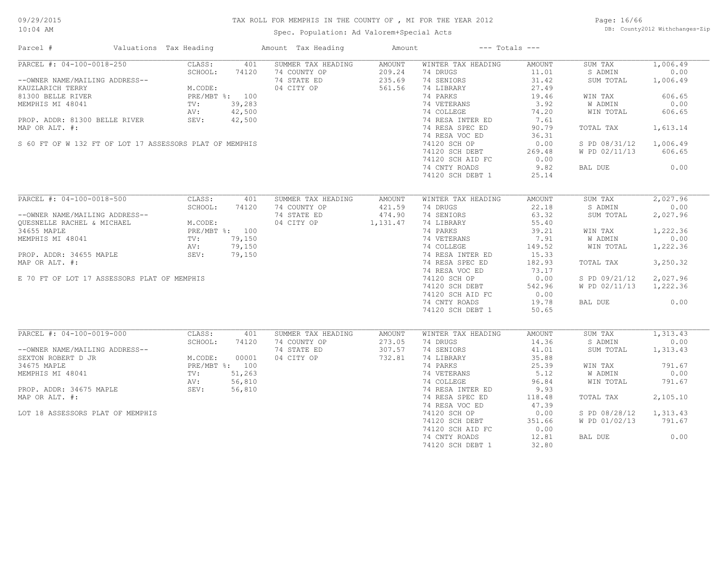# TAX ROLL FOR MEMPHIS IN THE COUNTY OF , MI FOR THE YEAR 2012

Spec. Population: Ad Valorem+Special Acts

09/29/2015
10:04 AM

DB: County2012 Withchanges-Zip

| Parcel # | Valuations | Tax Heading | Amount | Tax Heading | Amount | --- Totals --- | |
|---|---|---|---|---|---|---|---|

## PARCEL #: 04-100-0018-250

--OWNER NAME/MAILING ADDRESS--
KAUZLARICH TERRY
81300 BELLE RIVER
MEMPHIS MI 48041

PROP. ADDR: 81300 BELLE RIVER
MAP OR ALT. #:

S 60 FT OF W 132 FT OF LOT 17 ASSESSORS PLAT OF MEMPHIS

| Valuations | | Summer Tax Heading | Amount | Winter Tax Heading | Amount | Totals | |
|---|---|---|---|---|---|---|---|
| CLASS: | 401 | 74 COUNTY OP | 209.24 | 74 DRUGS | 11.01 | SUM TAX | 1,006.49 |
| SCHOOL: | 74120 | 74 STATE ED | 235.69 | 74 SENIORS | 31.42 | S ADMIN | 0.00 |
| M.CODE: | | 04 CITY OP | 561.56 | 74 LIBRARY | 27.49 | SUM TOTAL | 1,006.49 |
| PRE/MBT %: | 100 | | | 74 PARKS | 19.46 | WIN TAX | 606.65 |
| TV: | 39,283 | | | 74 VETERANS | 3.92 | W ADMIN | 0.00 |
| AV: | 42,500 | | | 74 COLLEGE | 74.20 | WIN TOTAL | 606.65 |
| SEV: | 42,500 | | | 74 RESA INTER ED | 7.61 | | |
| | | | | 74 RESA SPEC ED | 90.79 | TOTAL TAX | 1,613.14 |
| | | | | 74 RESA VOC ED | 36.31 | | |
| | | | | 74120 SCH OP | 0.00 | S PD 08/31/12 | 1,006.49 |
| | | | | 74120 SCH DEBT | 269.48 | W PD 02/11/13 | 606.65 |
| | | | | 74120 SCH AID FC | 0.00 | | |
| | | | | 74 CNTY ROADS | 9.82 | BAL DUE | 0.00 |
| | | | | 74120 SCH DEBT 1 | 25.14 | | |

## PARCEL #: 04-100-0018-500

--OWNER NAME/MAILING ADDRESS--
QUESNELLE RACHEL & MICHAEL
34655 MAPLE
MEMPHIS MI 48041

PROP. ADDR: 34655 MAPLE
MAP OR ALT. #:

E 70 FT OF LOT 17 ASSESSORS PLAT OF MEMPHIS

| Valuations | | Summer Tax Heading | Amount | Winter Tax Heading | Amount | Totals | |
|---|---|---|---|---|---|---|---|
| CLASS: | 401 | 74 COUNTY OP | 421.59 | 74 DRUGS | 22.18 | SUM TAX | 2,027.96 |
| SCHOOL: | 74120 | 74 STATE ED | 474.90 | 74 SENIORS | 63.32 | S ADMIN | 0.00 |
| M.CODE: | | 04 CITY OP | 1,131.47 | 74 LIBRARY | 55.40 | SUM TOTAL | 2,027.96 |
| PRE/MBT %: | 100 | | | 74 PARKS | 39.21 | WIN TAX | 1,222.36 |
| TV: | 79,150 | | | 74 VETERANS | 7.91 | W ADMIN | 0.00 |
| AV: | 79,150 | | | 74 COLLEGE | 149.52 | WIN TOTAL | 1,222.36 |
| SEV: | 79,150 | | | 74 RESA INTER ED | 15.33 | | |
| | | | | 74 RESA SPEC ED | 182.93 | TOTAL TAX | 3,250.32 |
| | | | | 74 RESA VOC ED | 73.17 | | |
| | | | | 74120 SCH OP | 0.00 | S PD 09/21/12 | 2,027.96 |
| | | | | 74120 SCH DEBT | 542.96 | W PD 02/11/13 | 1,222.36 |
| | | | | 74120 SCH AID FC | 0.00 | | |
| | | | | 74 CNTY ROADS | 19.78 | BAL DUE | 0.00 |
| | | | | 74120 SCH DEBT 1 | 50.65 | | |

## PARCEL #: 04-100-0019-000

--OWNER NAME/MAILING ADDRESS--
SEXTON ROBERT D JR
34675 MAPLE
MEMPHIS MI 48041

PROP. ADDR: 34675 MAPLE
MAP OR ALT. #:

LOT 18 ASSESSORS PLAT OF MEMPHIS

| Valuations | | Summer Tax Heading | Amount | Winter Tax Heading | Amount | Totals | |
|---|---|---|---|---|---|---|---|
| CLASS: | 401 | 74 COUNTY OP | 273.05 | 74 DRUGS | 14.36 | SUM TAX | 1,313.43 |
| SCHOOL: | 74120 | 74 STATE ED | 307.57 | 74 SENIORS | 41.01 | S ADMIN | 0.00 |
| M.CODE: | 00001 | 04 CITY OP | 732.81 | 74 LIBRARY | 35.88 | SUM TOTAL | 1,313.43 |
| PRE/MBT %: | 100 | | | 74 PARKS | 25.39 | WIN TAX | 791.67 |
| TV: | 51,263 | | | 74 VETERANS | 5.12 | W ADMIN | 0.00 |
| AV: | 56,810 | | | 74 COLLEGE | 96.84 | WIN TOTAL | 791.67 |
| SEV: | 56,810 | | | 74 RESA INTER ED | 9.93 | | |
| | | | | 74 RESA SPEC ED | 118.48 | TOTAL TAX | 2,105.10 |
| | | | | 74 RESA VOC ED | 47.39 | | |
| | | | | 74120 SCH OP | 0.00 | S PD 08/28/12 | 1,313.43 |
| | | | | 74120 SCH DEBT | 351.66 | W PD 01/02/13 | 791.67 |
| | | | | 74120 SCH AID FC | 0.00 | | |
| | | | | 74 CNTY ROADS | 12.81 | BAL DUE | 0.00 |
| | | | | 74120 SCH DEBT 1 | 32.80 | | |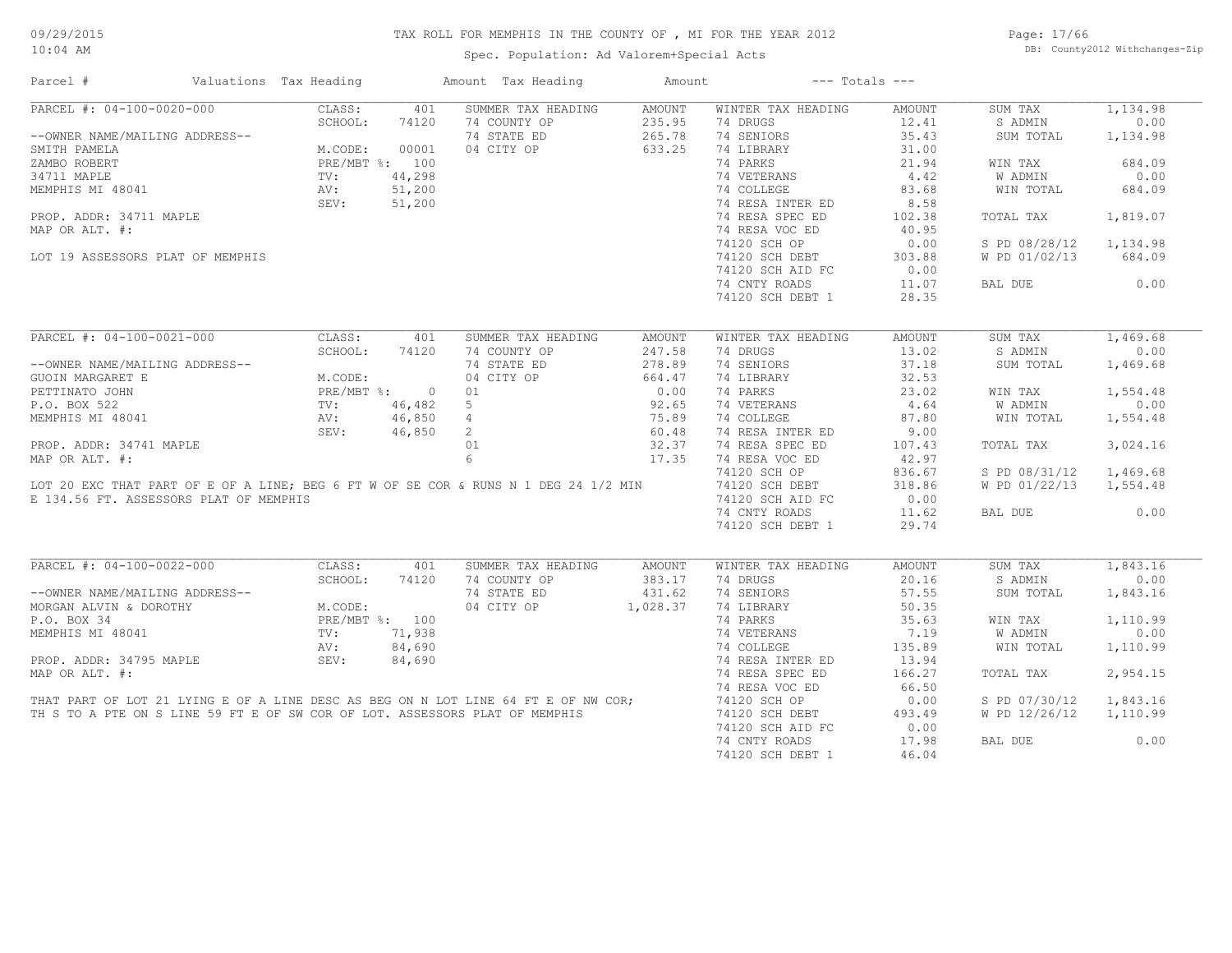# TAX ROLL FOR MEMPHIS IN THE COUNTY OF , MI FOR THE YEAR 2012

Spec. Population: Ad Valorem+Special Acts

DB: County2012 Withchanges-Zip

| Parcel # | Valuations | Tax Heading | Amount | Tax Heading | Amount | --- Totals --- | |
|---|---|---|---|---|---|---|---|

## PARCEL #: 04-100-0020-000

| | | | | | | | |
|---|---|---|---|---|---|---|---|
| --OWNER NAME/MAILING ADDRESS-- | CLASS: 401 | SUMMER TAX HEADING | AMOUNT | WINTER TAX HEADING | AMOUNT | SUM TAX | 1,134.98 |
| SMITH PAMELA | SCHOOL: 74120 | 74 COUNTY OP | 235.95 | 74 DRUGS | 12.41 | S ADMIN | 0.00 |
| ZAMBO ROBERT | M.CODE: 00001 | 74 STATE ED | 265.78 | 74 SENIORS | 35.43 | SUM TOTAL | 1,134.98 |
| 34711 MAPLE | PRE/MBT %: 100 | 04 CITY OP | 633.25 | 74 LIBRARY | 31.00 | | |
| MEMPHIS MI 48041 | TV: 44,298 | | | 74 PARKS | 21.94 | WIN TAX | 684.09 |
| | AV: 51,200 | | | 74 VETERANS | 4.42 | W ADMIN | 0.00 |
| | SEV: 51,200 | | | 74 COLLEGE | 83.68 | WIN TOTAL | 684.09 |
| PROP. ADDR: 34711 MAPLE | | | | 74 RESA INTER ED | 8.58 | | |
| MAP OR ALT. #: | | | | 74 RESA SPEC ED | 102.38 | TOTAL TAX | 1,819.07 |
| | | | | 74 RESA VOC ED | 40.95 | | |
| LOT 19 ASSESSORS PLAT OF MEMPHIS | | | | 74120 SCH OP | 0.00 | S PD 08/28/12 | 1,134.98 |
| | | | | 74120 SCH DEBT | 303.88 | W PD 01/02/13 | 684.09 |
| | | | | 74120 SCH AID FC | 0.00 | | |
| | | | | 74 CNTY ROADS | 11.07 | BAL DUE | 0.00 |
| | | | | 74120 SCH DEBT 1 | 28.35 | | |

## PARCEL #: 04-100-0021-000

| | | | | | | | |
|---|---|---|---|---|---|---|---|
| --OWNER NAME/MAILING ADDRESS-- | CLASS: 401 | SUMMER TAX HEADING | AMOUNT | WINTER TAX HEADING | AMOUNT | SUM TAX | 1,469.68 |
| GUOIN MARGARET E | SCHOOL: 74120 | 74 COUNTY OP | 247.58 | 74 DRUGS | 13.02 | S ADMIN | 0.00 |
| PETTINATO JOHN | M.CODE: | 74 STATE ED | 278.89 | 74 SENIORS | 37.18 | SUM TOTAL | 1,469.68 |
| P.O. BOX 522 | PRE/MBT %: 0 | 04 CITY OP | 664.47 | 74 LIBRARY | 32.53 | | |
| MEMPHIS MI 48041 | TV: 46,482 | 01 | 0.00 | 74 PARKS | 23.02 | WIN TAX | 1,554.48 |
| | AV: 46,850 | 5 | 92.65 | 74 VETERANS | 4.64 | W ADMIN | 0.00 |
| | SEV: 46,850 | 4 | 75.89 | 74 COLLEGE | 87.80 | WIN TOTAL | 1,554.48 |
| PROP. ADDR: 34741 MAPLE | | 2 | 60.48 | 74 RESA INTER ED | 9.00 | | |
| MAP OR ALT. #: | | 01 | 32.37 | 74 RESA SPEC ED | 107.43 | TOTAL TAX | 3,024.16 |
| | | 6 | 17.35 | 74 RESA VOC ED | 42.97 | | |
| | | | | 74120 SCH OP | 836.67 | S PD 08/31/12 | 1,469.68 |
| | | | | 74120 SCH DEBT | 318.86 | W PD 01/22/13 | 1,554.48 |
| | | | | 74120 SCH AID FC | 0.00 | | |
| | | | | 74 CNTY ROADS | 11.62 | BAL DUE | 0.00 |
| | | | | 74120 SCH DEBT 1 | 29.74 | | |

LOT 20 EXC THAT PART OF E OF A LINE; BEG 6 FT W OF SE COR & RUNS N 1 DEG 24 1/2 MIN E 134.56 FT. ASSESSORS PLAT OF MEMPHIS

## PARCEL #: 04-100-0022-000

| | | | | | | | |
|---|---|---|---|---|---|---|---|
| --OWNER NAME/MAILING ADDRESS-- | CLASS: 401 | SUMMER TAX HEADING | AMOUNT | WINTER TAX HEADING | AMOUNT | SUM TAX | 1,843.16 |
| MORGAN ALVIN & DOROTHY | SCHOOL: 74120 | 74 COUNTY OP | 383.17 | 74 DRUGS | 20.16 | S ADMIN | 0.00 |
| P.O. BOX 34 | M.CODE: | 74 STATE ED | 431.62 | 74 SENIORS | 57.55 | SUM TOTAL | 1,843.16 |
| MEMPHIS MI 48041 | PRE/MBT %: 100 | 04 CITY OP | 1,028.37 | 74 LIBRARY | 50.35 | | |
| | TV: 71,938 | | | 74 PARKS | 35.63 | WIN TAX | 1,110.99 |
| | AV: 84,690 | | | 74 VETERANS | 7.19 | W ADMIN | 0.00 |
| PROP. ADDR: 34795 MAPLE | SEV: 84,690 | | | 74 COLLEGE | 135.89 | WIN TOTAL | 1,110.99 |
| MAP OR ALT. #: | | | | 74 RESA INTER ED | 13.94 | | |
| | | | | 74 RESA SPEC ED | 166.27 | TOTAL TAX | 2,954.15 |
| | | | | 74 RESA VOC ED | 66.50 | | |
| | | | | 74120 SCH OP | 0.00 | S PD 07/30/12 | 1,843.16 |
| | | | | 74120 SCH DEBT | 493.49 | W PD 12/26/12 | 1,110.99 |
| | | | | 74120 SCH AID FC | 0.00 | | |
| | | | | 74 CNTY ROADS | 17.98 | BAL DUE | 0.00 |
| | | | | 74120 SCH DEBT 1 | 46.04 | | |

THAT PART OF LOT 21 LYING E OF A LINE DESC AS BEG ON N LOT LINE 64 FT E OF NW COR; TH S TO A PTE ON S LINE 59 FT E OF SW COR OF LOT. ASSESSORS PLAT OF MEMPHIS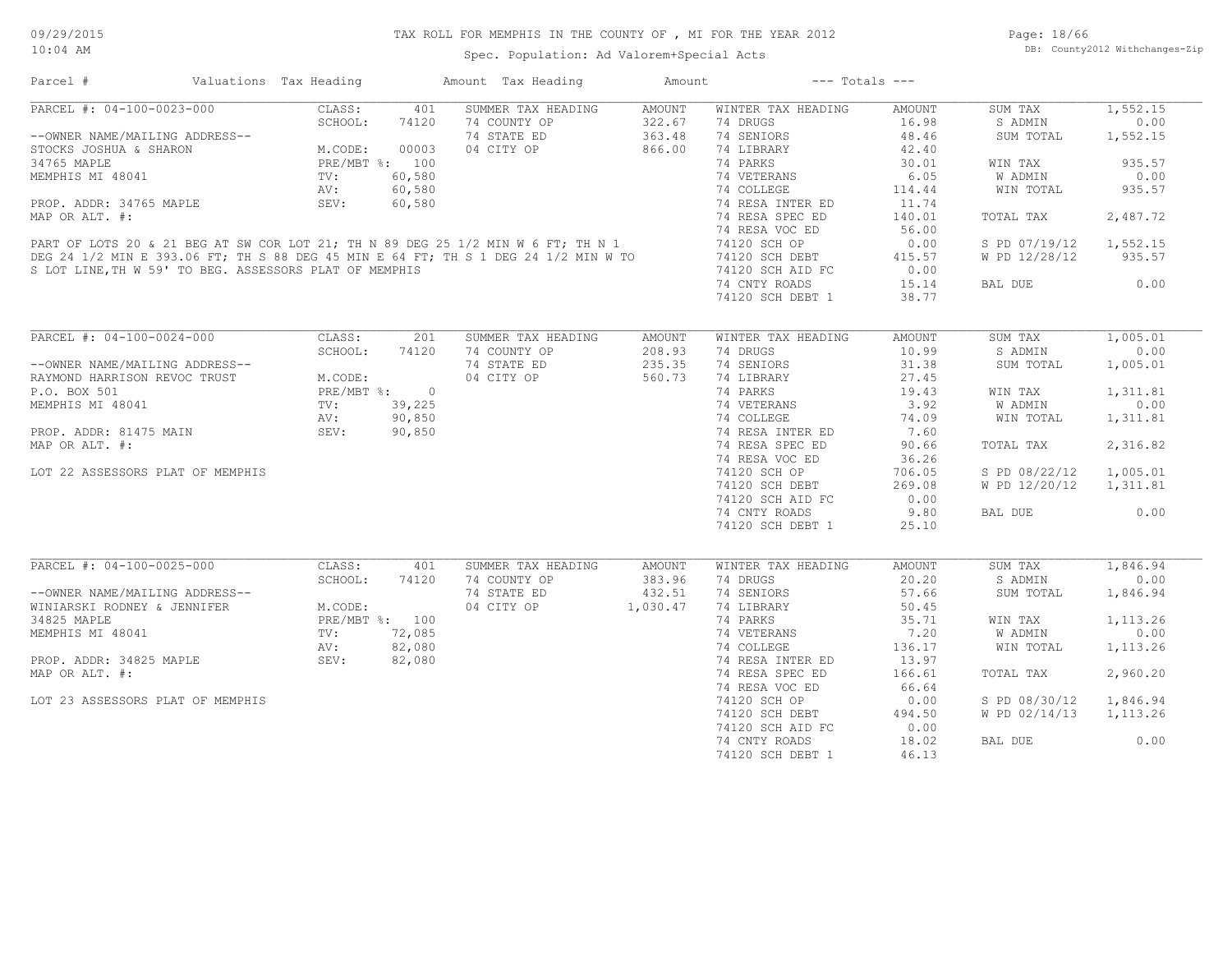# TAX ROLL FOR MEMPHIS IN THE COUNTY OF , MI FOR THE YEAR 2012

Spec. Population: Ad Valorem+Special Acts

DB: County2012 Withchanges-Zip

| Parcel # | Valuations | Tax Heading | Amount | Tax Heading | Amount | --- Totals --- | |
|---|---|---|---|---|---|---|---|
| PARCEL #: 04-100-0023-000 | CLASS: 401 | SUMMER TAX HEADING | AMOUNT | WINTER TAX HEADING | AMOUNT | SUM TAX | 1,552.15 |
| | SCHOOL: 74120 | 74 COUNTY OP | 322.67 | 74 DRUGS | 16.98 | S ADMIN | 0.00 |
| --OWNER NAME/MAILING ADDRESS-- | | 74 STATE ED | 363.48 | 74 SENIORS | 48.46 | SUM TOTAL | 1,552.15 |
| STOCKS JOSHUA & SHARON | M.CODE: 00003 | 04 CITY OP | 866.00 | 74 LIBRARY | 42.40 | | |
| 34765 MAPLE | PRE/MBT %: 100 | | | 74 PARKS | 30.01 | WIN TAX | 935.57 |
| MEMPHIS MI 48041 | TV: 60,580 | | | 74 VETERANS | 6.05 | W ADMIN | 0.00 |
| | AV: 60,580 | | | 74 COLLEGE | 114.44 | WIN TOTAL | 935.57 |
| PROP. ADDR: 34765 MAPLE | SEV: 60,580 | | | 74 RESA INTER ED | 11.74 | | |
| MAP OR ALT. #: | | | | 74 RESA SPEC ED | 140.01 | TOTAL TAX | 2,487.72 |
| | | | | 74 RESA VOC ED | 56.00 | | |
| PART OF LOTS 20 & 21 BEG AT SW COR LOT 21; TH N 89 DEG 25 1/2 MIN W 6 FT; TH N 1 DEG 24 1/2 MIN E 393.06 FT; TH S 88 DEG 45 MIN E 64 FT; TH S 1 DEG 24 1/2 MIN W TO S LOT LINE,TH W 59' TO BEG. ASSESSORS PLAT OF MEMPHIS | | | | 74120 SCH OP | 0.00 | S PD 07/19/12 | 1,552.15 |
| | | | | 74120 SCH DEBT | 415.57 | W PD 12/28/12 | 935.57 |
| | | | | 74120 SCH AID FC | 0.00 | | |
| | | | | 74 CNTY ROADS | 15.14 | BAL DUE | 0.00 |
| | | | | 74120 SCH DEBT 1 | 38.77 | | |
| PARCEL #: 04-100-0024-000 | CLASS: 201 | SUMMER TAX HEADING | AMOUNT | WINTER TAX HEADING | AMOUNT | SUM TAX | 1,005.01 |
| | SCHOOL: 74120 | 74 COUNTY OP | 208.93 | 74 DRUGS | 10.99 | S ADMIN | 0.00 |
| --OWNER NAME/MAILING ADDRESS-- | | 74 STATE ED | 235.35 | 74 SENIORS | 31.38 | SUM TOTAL | 1,005.01 |
| RAYMOND HARRISON REVOC TRUST | M.CODE: | 04 CITY OP | 560.73 | 74 LIBRARY | 27.45 | | |
| P.O. BOX 501 | PRE/MBT %: 0 | | | 74 PARKS | 19.43 | WIN TAX | 1,311.81 |
| MEMPHIS MI 48041 | TV: 39,225 | | | 74 VETERANS | 3.92 | W ADMIN | 0.00 |
| | AV: 90,850 | | | 74 COLLEGE | 74.09 | WIN TOTAL | 1,311.81 |
| PROP. ADDR: 81475 MAIN | SEV: 90,850 | | | 74 RESA INTER ED | 7.60 | | |
| MAP OR ALT. #: | | | | 74 RESA SPEC ED | 90.66 | TOTAL TAX | 2,316.82 |
| | | | | 74 RESA VOC ED | 36.26 | | |
| LOT 22 ASSESSORS PLAT OF MEMPHIS | | | | 74120 SCH OP | 706.05 | S PD 08/22/12 | 1,005.01 |
| | | | | 74120 SCH DEBT | 269.08 | W PD 12/20/12 | 1,311.81 |
| | | | | 74120 SCH AID FC | 0.00 | | |
| | | | | 74 CNTY ROADS | 9.80 | BAL DUE | 0.00 |
| | | | | 74120 SCH DEBT 1 | 25.10 | | |
| PARCEL #: 04-100-0025-000 | CLASS: 401 | SUMMER TAX HEADING | AMOUNT | WINTER TAX HEADING | AMOUNT | SUM TAX | 1,846.94 |
| | SCHOOL: 74120 | 74 COUNTY OP | 383.96 | 74 DRUGS | 20.20 | S ADMIN | 0.00 |
| --OWNER NAME/MAILING ADDRESS-- | | 74 STATE ED | 432.51 | 74 SENIORS | 57.66 | SUM TOTAL | 1,846.94 |
| WINIARSKI RODNEY & JENNIFER | M.CODE: | 04 CITY OP | 1,030.47 | 74 LIBRARY | 50.45 | | |
| 34825 MAPLE | PRE/MBT %: 100 | | | 74 PARKS | 35.71 | WIN TAX | 1,113.26 |
| MEMPHIS MI 48041 | TV: 72,085 | | | 74 VETERANS | 7.20 | W ADMIN | 0.00 |
| | AV: 82,080 | | | 74 COLLEGE | 136.17 | WIN TOTAL | 1,113.26 |
| PROP. ADDR: 34825 MAPLE | SEV: 82,080 | | | 74 RESA INTER ED | 13.97 | | |
| MAP OR ALT. #: | | | | 74 RESA SPEC ED | 166.61 | TOTAL TAX | 2,960.20 |
| | | | | 74 RESA VOC ED | 66.64 | | |
| LOT 23 ASSESSORS PLAT OF MEMPHIS | | | | 74120 SCH OP | 0.00 | S PD 08/30/12 | 1,846.94 |
| | | | | 74120 SCH DEBT | 494.50 | W PD 02/14/13 | 1,113.26 |
| | | | | 74120 SCH AID FC | 0.00 | | |
| | | | | 74 CNTY ROADS | 18.02 | BAL DUE | 0.00 |
| | | | | 74120 SCH DEBT 1 | 46.13 | | |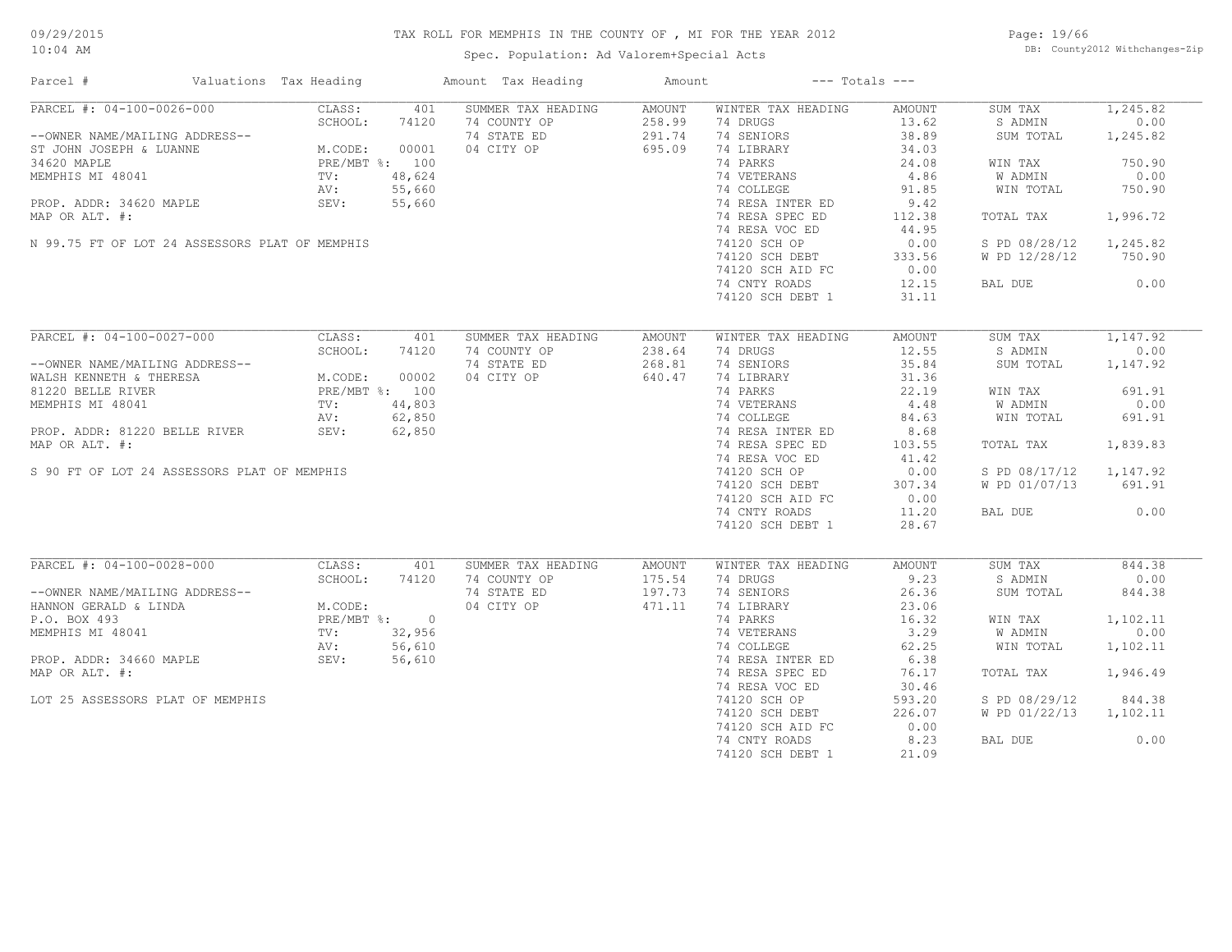# TAX ROLL FOR MEMPHIS IN THE COUNTY OF , MI FOR THE YEAR 2012

Spec. Population: Ad Valorem+Special Acts

09/29/2015
10:04 AM

DB: County2012 Withchanges-Zip

| Parcel # | Valuations | Tax Heading | Amount | Tax Heading | Amount | --- Totals --- | |
|---|---|---|---|---|---|---|---|
| PARCEL #: 04-100-0026-000 | CLASS: 401 | SUMMER TAX HEADING | AMOUNT | WINTER TAX HEADING | AMOUNT | SUM TAX | 1,245.82 |
| | SCHOOL: 74120 | 74 COUNTY OP | 258.99 | 74 DRUGS | 13.62 | S ADMIN | 0.00 |
| --OWNER NAME/MAILING ADDRESS-- | | 74 STATE ED | 291.74 | 74 SENIORS | 38.89 | SUM TOTAL | 1,245.82 |
| ST JOHN JOSEPH & LUANNE | M.CODE: 00001 | 04 CITY OP | 695.09 | 74 LIBRARY | 34.03 | | |
| 34620 MAPLE | PRE/MBT %: 100 | | | 74 PARKS | 24.08 | WIN TAX | 750.90 |
| MEMPHIS MI 48041 | TV: 48,624 | | | 74 VETERANS | 4.86 | W ADMIN | 0.00 |
| | AV: 55,660 | | | 74 COLLEGE | 91.85 | WIN TOTAL | 750.90 |
| PROP. ADDR: 34620 MAPLE | SEV: 55,660 | | | 74 RESA INTER ED | 9.42 | | |
| MAP OR ALT. #: | | | | 74 RESA SPEC ED | 112.38 | TOTAL TAX | 1,996.72 |
| | | | | 74 RESA VOC ED | 44.95 | | |
| N 99.75 FT OF LOT 24 ASSESSORS PLAT OF MEMPHIS | | | | 74120 SCH OP | 0.00 | S PD 08/28/12 | 1,245.82 |
| | | | | 74120 SCH DEBT | 333.56 | W PD 12/28/12 | 750.90 |
| | | | | 74120 SCH AID FC | 0.00 | | |
| | | | | 74 CNTY ROADS | 12.15 | BAL DUE | 0.00 |
| | | | | 74120 SCH DEBT 1 | 31.11 | | |
| PARCEL #: 04-100-0027-000 | CLASS: 401 | SUMMER TAX HEADING | AMOUNT | WINTER TAX HEADING | AMOUNT | SUM TAX | 1,147.92 |
| | SCHOOL: 74120 | 74 COUNTY OP | 238.64 | 74 DRUGS | 12.55 | S ADMIN | 0.00 |
| --OWNER NAME/MAILING ADDRESS-- | | 74 STATE ED | 268.81 | 74 SENIORS | 35.84 | SUM TOTAL | 1,147.92 |
| WALSH KENNETH & THERESA | M.CODE: 00002 | 04 CITY OP | 640.47 | 74 LIBRARY | 31.36 | | |
| 81220 BELLE RIVER | PRE/MBT %: 100 | | | 74 PARKS | 22.19 | WIN TAX | 691.91 |
| MEMPHIS MI 48041 | TV: 44,803 | | | 74 VETERANS | 4.48 | W ADMIN | 0.00 |
| | AV: 62,850 | | | 74 COLLEGE | 84.63 | WIN TOTAL | 691.91 |
| PROP. ADDR: 81220 BELLE RIVER | SEV: 62,850 | | | 74 RESA INTER ED | 8.68 | | |
| MAP OR ALT. #: | | | | 74 RESA SPEC ED | 103.55 | TOTAL TAX | 1,839.83 |
| | | | | 74 RESA VOC ED | 41.42 | | |
| S 90 FT OF LOT 24 ASSESSORS PLAT OF MEMPHIS | | | | 74120 SCH OP | 0.00 | S PD 08/17/12 | 1,147.92 |
| | | | | 74120 SCH DEBT | 307.34 | W PD 01/07/13 | 691.91 |
| | | | | 74120 SCH AID FC | 0.00 | | |
| | | | | 74 CNTY ROADS | 11.20 | BAL DUE | 0.00 |
| | | | | 74120 SCH DEBT 1 | 28.67 | | |
| PARCEL #: 04-100-0028-000 | CLASS: 401 | SUMMER TAX HEADING | AMOUNT | WINTER TAX HEADING | AMOUNT | SUM TAX | 844.38 |
| | SCHOOL: 74120 | 74 COUNTY OP | 175.54 | 74 DRUGS | 9.23 | S ADMIN | 0.00 |
| --OWNER NAME/MAILING ADDRESS-- | | 74 STATE ED | 197.73 | 74 SENIORS | 26.36 | SUM TOTAL | 844.38 |
| HANNON GERALD & LINDA | M.CODE: | 04 CITY OP | 471.11 | 74 LIBRARY | 23.06 | | |
| P.O. BOX 493 | PRE/MBT %: 0 | | | 74 PARKS | 16.32 | WIN TAX | 1,102.11 |
| MEMPHIS MI 48041 | TV: 32,956 | | | 74 VETERANS | 3.29 | W ADMIN | 0.00 |
| | AV: 56,610 | | | 74 COLLEGE | 62.25 | WIN TOTAL | 1,102.11 |
| PROP. ADDR: 34660 MAPLE | SEV: 56,610 | | | 74 RESA INTER ED | 6.38 | | |
| MAP OR ALT. #: | | | | 74 RESA SPEC ED | 76.17 | TOTAL TAX | 1,946.49 |
| | | | | 74 RESA VOC ED | 30.46 | | |
| LOT 25 ASSESSORS PLAT OF MEMPHIS | | | | 74120 SCH OP | 593.20 | S PD 08/29/12 | 844.38 |
| | | | | 74120 SCH DEBT | 226.07 | W PD 01/22/13 | 1,102.11 |
| | | | | 74120 SCH AID FC | 0.00 | | |
| | | | | 74 CNTY ROADS | 8.23 | BAL DUE | 0.00 |
| | | | | 74120 SCH DEBT 1 | 21.09 | | |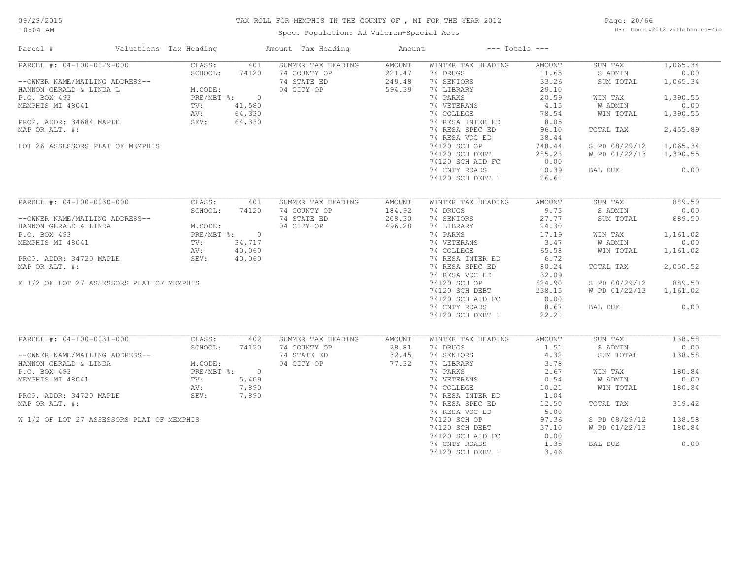# TAX ROLL FOR MEMPHIS IN THE COUNTY OF , MI FOR THE YEAR 2012

Spec. Population: Ad Valorem+Special Acts

| Parcel # | Valuations | Tax Heading | Amount | Tax Heading | Amount | --- Totals --- | |
|---|---|---|---|---|---|---|---|
| PARCEL #: 04-100-0029-000 | CLASS: 401 | SUMMER TAX HEADING | AMOUNT | WINTER TAX HEADING | AMOUNT | SUM TAX | 1,065.34 |
| | SCHOOL: 74120 | 74 COUNTY OP | 221.47 | 74 DRUGS | 11.65 | S ADMIN | 0.00 |
| --OWNER NAME/MAILING ADDRESS-- | | 74 STATE ED | 249.48 | 74 SENIORS | 33.26 | SUM TOTAL | 1,065.34 |
| HANNON GERALD & LINDA L | M.CODE: | 04 CITY OP | 594.39 | 74 LIBRARY | 29.10 | | |
| P.O. BOX 493 | PRE/MBT %: 0 | | | 74 PARKS | 20.59 | WIN TAX | 1,390.55 |
| MEMPHIS MI 48041 | TV: 41,580 | | | 74 VETERANS | 4.15 | W ADMIN | 0.00 |
| | AV: 64,330 | | | 74 COLLEGE | 78.54 | WIN TOTAL | 1,390.55 |
| PROP. ADDR: 34684 MAPLE | SEV: 64,330 | | | 74 RESA INTER ED | 8.05 | | |
| MAP OR ALT. #: | | | | 74 RESA SPEC ED | 96.10 | TOTAL TAX | 2,455.89 |
| | | | | 74 RESA VOC ED | 38.44 | | |
| LOT 26 ASSESSORS PLAT OF MEMPHIS | | | | 74120 SCH OP | 748.44 | S PD 08/29/12 | 1,065.34 |
| | | | | 74120 SCH DEBT | 285.23 | W PD 01/22/13 | 1,390.55 |
| | | | | 74120 SCH AID FC | 0.00 | | |
| | | | | 74 CNTY ROADS | 10.39 | BAL DUE | 0.00 |
| | | | | 74120 SCH DEBT 1 | 26.61 | | |
| PARCEL #: 04-100-0030-000 | CLASS: 401 | SUMMER TAX HEADING | AMOUNT | WINTER TAX HEADING | AMOUNT | SUM TAX | 889.50 |
| | SCHOOL: 74120 | 74 COUNTY OP | 184.92 | 74 DRUGS | 9.73 | S ADMIN | 0.00 |
| --OWNER NAME/MAILING ADDRESS-- | | 74 STATE ED | 208.30 | 74 SENIORS | 27.77 | SUM TOTAL | 889.50 |
| HANNON GERALD & LINDA | M.CODE: | 04 CITY OP | 496.28 | 74 LIBRARY | 24.30 | | |
| P.O. BOX 493 | PRE/MBT %: 0 | | | 74 PARKS | 17.19 | WIN TAX | 1,161.02 |
| MEMPHIS MI 48041 | TV: 34,717 | | | 74 VETERANS | 3.47 | W ADMIN | 0.00 |
| | AV: 40,060 | | | 74 COLLEGE | 65.58 | WIN TOTAL | 1,161.02 |
| PROP. ADDR: 34720 MAPLE | SEV: 40,060 | | | 74 RESA INTER ED | 6.72 | | |
| MAP OR ALT. #: | | | | 74 RESA SPEC ED | 80.24 | TOTAL TAX | 2,050.52 |
| | | | | 74 RESA VOC ED | 32.09 | | |
| E 1/2 OF LOT 27 ASSESSORS PLAT OF MEMPHIS | | | | 74120 SCH OP | 624.90 | S PD 08/29/12 | 889.50 |
| | | | | 74120 SCH DEBT | 238.15 | W PD 01/22/13 | 1,161.02 |
| | | | | 74120 SCH AID FC | 0.00 | | |
| | | | | 74 CNTY ROADS | 8.67 | BAL DUE | 0.00 |
| | | | | 74120 SCH DEBT 1 | 22.21 | | |
| PARCEL #: 04-100-0031-000 | CLASS: 402 | SUMMER TAX HEADING | AMOUNT | WINTER TAX HEADING | AMOUNT | SUM TAX | 138.58 |
| | SCHOOL: 74120 | 74 COUNTY OP | 28.81 | 74 DRUGS | 1.51 | S ADMIN | 0.00 |
| --OWNER NAME/MAILING ADDRESS-- | | 74 STATE ED | 32.45 | 74 SENIORS | 4.32 | SUM TOTAL | 138.58 |
| HANNON GERALD & LINDA | M.CODE: | 04 CITY OP | 77.32 | 74 LIBRARY | 3.78 | | |
| P.O. BOX 493 | PRE/MBT %: 0 | | | 74 PARKS | 2.67 | WIN TAX | 180.84 |
| MEMPHIS MI 48041 | TV: 5,409 | | | 74 VETERANS | 0.54 | W ADMIN | 0.00 |
| | AV: 7,890 | | | 74 COLLEGE | 10.21 | WIN TOTAL | 180.84 |
| PROP. ADDR: 34720 MAPLE | SEV: 7,890 | | | 74 RESA INTER ED | 1.04 | | |
| MAP OR ALT. #: | | | | 74 RESA SPEC ED | 12.50 | TOTAL TAX | 319.42 |
| | | | | 74 RESA VOC ED | 5.00 | | |
| W 1/2 OF LOT 27 ASSESSORS PLAT OF MEMPHIS | | | | 74120 SCH OP | 97.36 | S PD 08/29/12 | 138.58 |
| | | | | 74120 SCH DEBT | 37.10 | W PD 01/22/13 | 180.84 |
| | | | | 74120 SCH AID FC | 0.00 | | |
| | | | | 74 CNTY ROADS | 1.35 | BAL DUE | 0.00 |
| | | | | 74120 SCH DEBT 1 | 3.46 | | |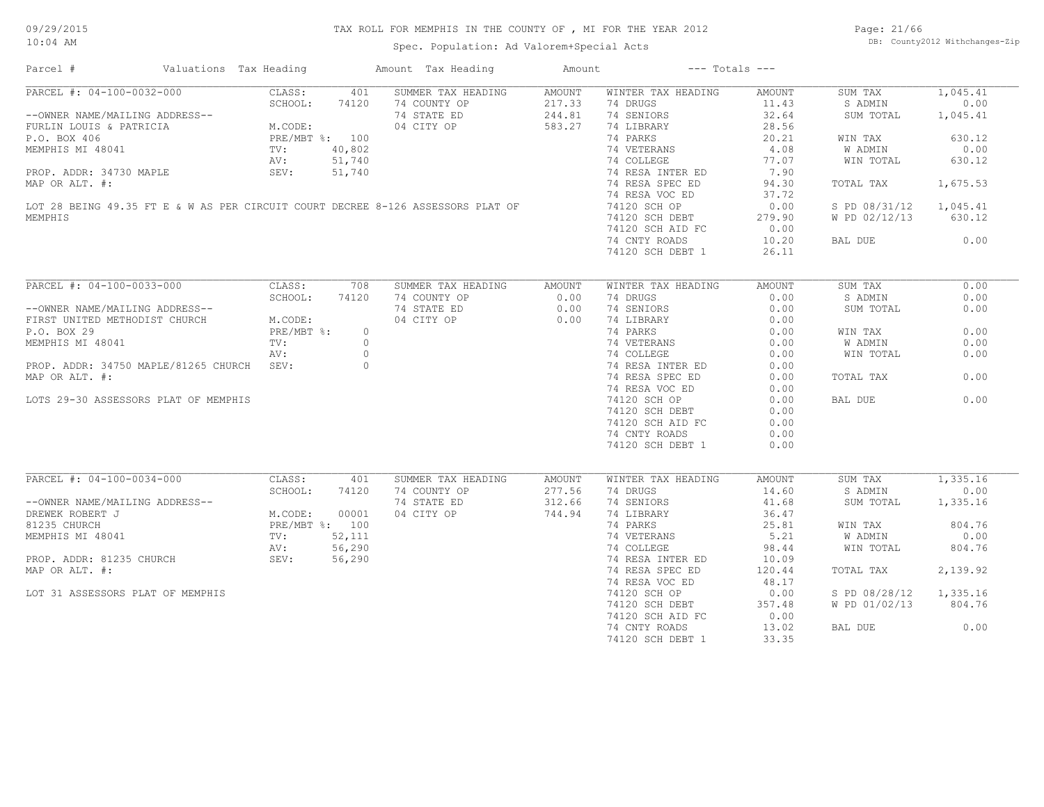# TAX ROLL FOR MEMPHIS IN THE COUNTY OF , MI FOR THE YEAR 2012

Spec. Population: Ad Valorem+Special Acts

DB: County2012 Withchanges-Zip

| Parcel # | Valuations | Tax Heading | Amount | Tax Heading | Amount | --- Totals --- | |
|---|---|---|---|---|---|---|---|

---

**PARCEL #: 04-100-0032-000**

CLASS: 401
SCHOOL: 74120
M.CODE:
PRE/MBT %: 100
TV: 40,802
AV: 51,740
SEV: 51,740

--OWNER NAME/MAILING ADDRESS--
FURLIN LOUIS & PATRICIA
P.O. BOX 406
MEMPHIS MI 48041

PROP. ADDR: 34730 MAPLE
MAP OR ALT. #:

LOT 28 BEING 49.35 FT E & W AS PER CIRCUIT COURT DECREE 8-126 ASSESSORS PLAT OF MEMPHIS

| SUMMER TAX HEADING | AMOUNT |
|---|---|
| 74 COUNTY OP | 217.33 |
| 74 STATE ED | 244.81 |
| 04 CITY OP | 583.27 |

| WINTER TAX HEADING | AMOUNT |
|---|---|
| 74 DRUGS | 11.43 |
| 74 SENIORS | 32.64 |
| 74 LIBRARY | 28.56 |
| 74 PARKS | 20.21 |
| 74 VETERANS | 4.08 |
| 74 COLLEGE | 77.07 |
| 74 RESA INTER ED | 7.90 |
| 74 RESA SPEC ED | 94.30 |
| 74 RESA VOC ED | 37.72 |
| 74120 SCH OP | 0.00 |
| 74120 SCH DEBT | 279.90 |
| 74120 SCH AID FC | 0.00 |
| 74 CNTY ROADS | 10.20 |
| 74120 SCH DEBT 1 | 26.11 |

| Totals | |
|---|---|
| SUM TAX | 1,045.41 |
| S ADMIN | 0.00 |
| SUM TOTAL | 1,045.41 |
| WIN TAX | 630.12 |
| W ADMIN | 0.00 |
| WIN TOTAL | 630.12 |
| TOTAL TAX | 1,675.53 |
| S PD 08/31/12 | 1,045.41 |
| W PD 02/12/13 | 630.12 |
| BAL DUE | 0.00 |

---

**PARCEL #: 04-100-0033-000**

CLASS: 708
SCHOOL: 74120
M.CODE:
PRE/MBT %: 0
TV: 0
AV: 0
SEV: 0

--OWNER NAME/MAILING ADDRESS--
FIRST UNITED METHODIST CHURCH
P.O. BOX 29
MEMPHIS MI 48041

PROP. ADDR: 34750 MAPLE/81265 CHURCH
MAP OR ALT. #:

LOTS 29-30 ASSESSORS PLAT OF MEMPHIS

| SUMMER TAX HEADING | AMOUNT |
|---|---|
| 74 COUNTY OP | 0.00 |
| 74 STATE ED | 0.00 |
| 04 CITY OP | 0.00 |

| WINTER TAX HEADING | AMOUNT |
|---|---|
| 74 DRUGS | 0.00 |
| 74 SENIORS | 0.00 |
| 74 LIBRARY | 0.00 |
| 74 PARKS | 0.00 |
| 74 VETERANS | 0.00 |
| 74 COLLEGE | 0.00 |
| 74 RESA INTER ED | 0.00 |
| 74 RESA SPEC ED | 0.00 |
| 74 RESA VOC ED | 0.00 |
| 74120 SCH OP | 0.00 |
| 74120 SCH DEBT | 0.00 |
| 74120 SCH AID FC | 0.00 |
| 74 CNTY ROADS | 0.00 |
| 74120 SCH DEBT 1 | 0.00 |

| Totals | |
|---|---|
| SUM TAX | 0.00 |
| S ADMIN | 0.00 |
| SUM TOTAL | 0.00 |
| WIN TAX | 0.00 |
| W ADMIN | 0.00 |
| WIN TOTAL | 0.00 |
| TOTAL TAX | 0.00 |
| BAL DUE | 0.00 |

---

**PARCEL #: 04-100-0034-000**

CLASS: 401
SCHOOL: 74120
M.CODE: 00001
PRE/MBT %: 100
TV: 52,111
AV: 56,290
SEV: 56,290

--OWNER NAME/MAILING ADDRESS--
DREWEK ROBERT J
81235 CHURCH
MEMPHIS MI 48041

PROP. ADDR: 81235 CHURCH
MAP OR ALT. #:

LOT 31 ASSESSORS PLAT OF MEMPHIS

| SUMMER TAX HEADING | AMOUNT |
|---|---|
| 74 COUNTY OP | 277.56 |
| 74 STATE ED | 312.66 |
| 04 CITY OP | 744.94 |

| WINTER TAX HEADING | AMOUNT |
|---|---|
| 74 DRUGS | 14.60 |
| 74 SENIORS | 41.68 |
| 74 LIBRARY | 36.47 |
| 74 PARKS | 25.81 |
| 74 VETERANS | 5.21 |
| 74 COLLEGE | 98.44 |
| 74 RESA INTER ED | 10.09 |
| 74 RESA SPEC ED | 120.44 |
| 74 RESA VOC ED | 48.17 |
| 74120 SCH OP | 0.00 |
| 74120 SCH DEBT | 357.48 |
| 74120 SCH AID FC | 0.00 |
| 74 CNTY ROADS | 13.02 |
| 74120 SCH DEBT 1 | 33.35 |

| Totals | |
|---|---|
| SUM TAX | 1,335.16 |
| S ADMIN | 0.00 |
| SUM TOTAL | 1,335.16 |
| WIN TAX | 804.76 |
| W ADMIN | 0.00 |
| WIN TOTAL | 804.76 |
| TOTAL TAX | 2,139.92 |
| S PD 08/28/12 | 1,335.16 |
| W PD 01/02/13 | 804.76 |
| BAL DUE | 0.00 |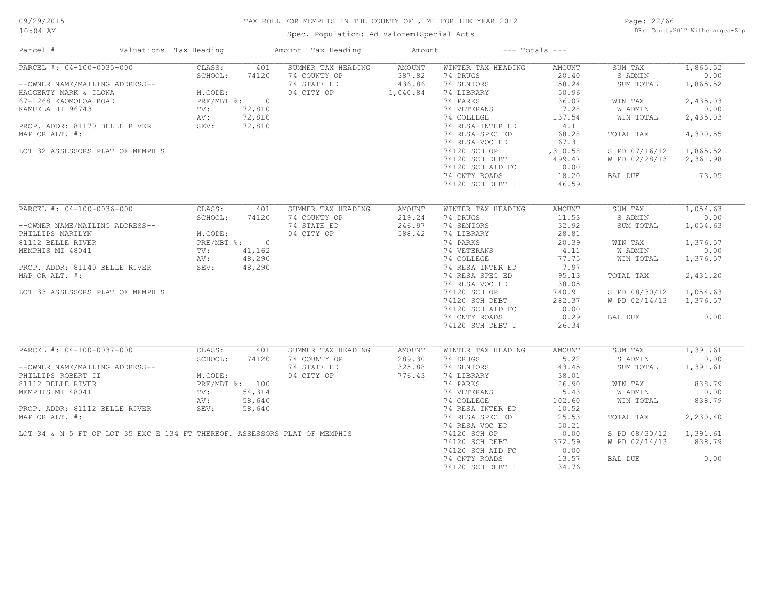# TAX ROLL FOR MEMPHIS IN THE COUNTY OF , MI FOR THE YEAR 2012

Spec. Population: Ad Valorem+Special Acts

DB: County2012 Withchanges-Zip

| Parcel # | Valuations | Tax Heading | Amount | Tax Heading | Amount | --- Totals --- | |
|---|---|---|---|---|---|---|---|
| PARCEL #: 04-100-0035-000 | CLASS: 401 | SUMMER TAX HEADING | AMOUNT | WINTER TAX HEADING | AMOUNT | SUM TAX | 1,865.52 |
| | SCHOOL: 74120 | 74 COUNTY OP | 387.82 | 74 DRUGS | 20.40 | S ADMIN | 0.00 |
| --OWNER NAME/MAILING ADDRESS-- | | 74 STATE ED | 436.86 | 74 SENIORS | 58.24 | SUM TOTAL | 1,865.52 |
| HAGGERTY MARK & ILONA | M.CODE: | 04 CITY OP | 1,040.84 | 74 LIBRARY | 50.96 | | |
| 67-1268 KAOMOLOA ROAD | PRE/MBT %: 0 | | | 74 PARKS | 36.07 | WIN TAX | 2,435.03 |
| KAMUELA HI 96743 | TV: 72,810 | | | 74 VETERANS | 7.28 | W ADMIN | 0.00 |
| | AV: 72,810 | | | 74 COLLEGE | 137.54 | WIN TOTAL | 2,435.03 |
| PROP. ADDR: 81170 BELLE RIVER | SEV: 72,810 | | | 74 RESA INTER ED | 14.11 | | |
| MAP OR ALT. #: | | | | 74 RESA SPEC ED | 168.28 | TOTAL TAX | 4,300.55 |
| | | | | 74 RESA VOC ED | 67.31 | | |
| LOT 32 ASSESSORS PLAT OF MEMPHIS | | | | 74120 SCH OP | 1,310.58 | S PD 07/16/12 | 1,865.52 |
| | | | | 74120 SCH DEBT | 499.47 | W PD 02/28/13 | 2,361.98 |
| | | | | 74120 SCH AID FC | 0.00 | | |
| | | | | 74 CNTY ROADS | 18.20 | BAL DUE | 73.05 |
| | | | | 74120 SCH DEBT 1 | 46.59 | | |
| PARCEL #: 04-100-0036-000 | CLASS: 401 | SUMMER TAX HEADING | AMOUNT | WINTER TAX HEADING | AMOUNT | SUM TAX | 1,054.63 |
| | SCHOOL: 74120 | 74 COUNTY OP | 219.24 | 74 DRUGS | 11.53 | S ADMIN | 0.00 |
| --OWNER NAME/MAILING ADDRESS-- | | 74 STATE ED | 246.97 | 74 SENIORS | 32.92 | SUM TOTAL | 1,054.63 |
| PHILLIPS MARILYN | M.CODE: | 04 CITY OP | 588.42 | 74 LIBRARY | 28.81 | | |
| 81112 BELLE RIVER | PRE/MBT %: 0 | | | 74 PARKS | 20.39 | WIN TAX | 1,376.57 |
| MEMPHIS MI 48041 | TV: 41,162 | | | 74 VETERANS | 4.11 | W ADMIN | 0.00 |
| | AV: 48,290 | | | 74 COLLEGE | 77.75 | WIN TOTAL | 1,376.57 |
| PROP. ADDR: 81140 BELLE RIVER | SEV: 48,290 | | | 74 RESA INTER ED | 7.97 | | |
| MAP OR ALT. #: | | | | 74 RESA SPEC ED | 95.13 | TOTAL TAX | 2,431.20 |
| | | | | 74 RESA VOC ED | 38.05 | | |
| LOT 33 ASSESSORS PLAT OF MEMPHIS | | | | 74120 SCH OP | 740.91 | S PD 08/30/12 | 1,054.63 |
| | | | | 74120 SCH DEBT | 282.37 | W PD 02/14/13 | 1,376.57 |
| | | | | 74120 SCH AID FC | 0.00 | | |
| | | | | 74 CNTY ROADS | 10.29 | BAL DUE | 0.00 |
| | | | | 74120 SCH DEBT 1 | 26.34 | | |
| PARCEL #: 04-100-0037-000 | CLASS: 401 | SUMMER TAX HEADING | AMOUNT | WINTER TAX HEADING | AMOUNT | SUM TAX | 1,391.61 |
| | SCHOOL: 74120 | 74 COUNTY OP | 289.30 | 74 DRUGS | 15.22 | S ADMIN | 0.00 |
| --OWNER NAME/MAILING ADDRESS-- | | 74 STATE ED | 325.88 | 74 SENIORS | 43.45 | SUM TOTAL | 1,391.61 |
| PHILLIPS ROBERT II | M.CODE: | 04 CITY OP | 776.43 | 74 LIBRARY | 38.01 | | |
| 81112 BELLE RIVER | PRE/MBT %: 100 | | | 74 PARKS | 26.90 | WIN TAX | 838.79 |
| MEMPHIS MI 48041 | TV: 54,314 | | | 74 VETERANS | 5.43 | W ADMIN | 0.00 |
| | AV: 58,640 | | | 74 COLLEGE | 102.60 | WIN TOTAL | 838.79 |
| PROP. ADDR: 81112 BELLE RIVER | SEV: 58,640 | | | 74 RESA INTER ED | 10.52 | | |
| MAP OR ALT. #: | | | | 74 RESA SPEC ED | 125.53 | TOTAL TAX | 2,230.40 |
| | | | | 74 RESA VOC ED | 50.21 | | |
| LOT 34 & N 5 FT OF LOT 35 EXC E 134 FT THEREOF. ASSESSORS PLAT OF MEMPHIS | | | | 74120 SCH OP | 0.00 | S PD 08/30/12 | 1,391.61 |
| | | | | 74120 SCH DEBT | 372.59 | W PD 02/14/13 | 838.79 |
| | | | | 74120 SCH AID FC | 0.00 | | |
| | | | | 74 CNTY ROADS | 13.57 | BAL DUE | 0.00 |
| | | | | 74120 SCH DEBT 1 | 34.76 | | |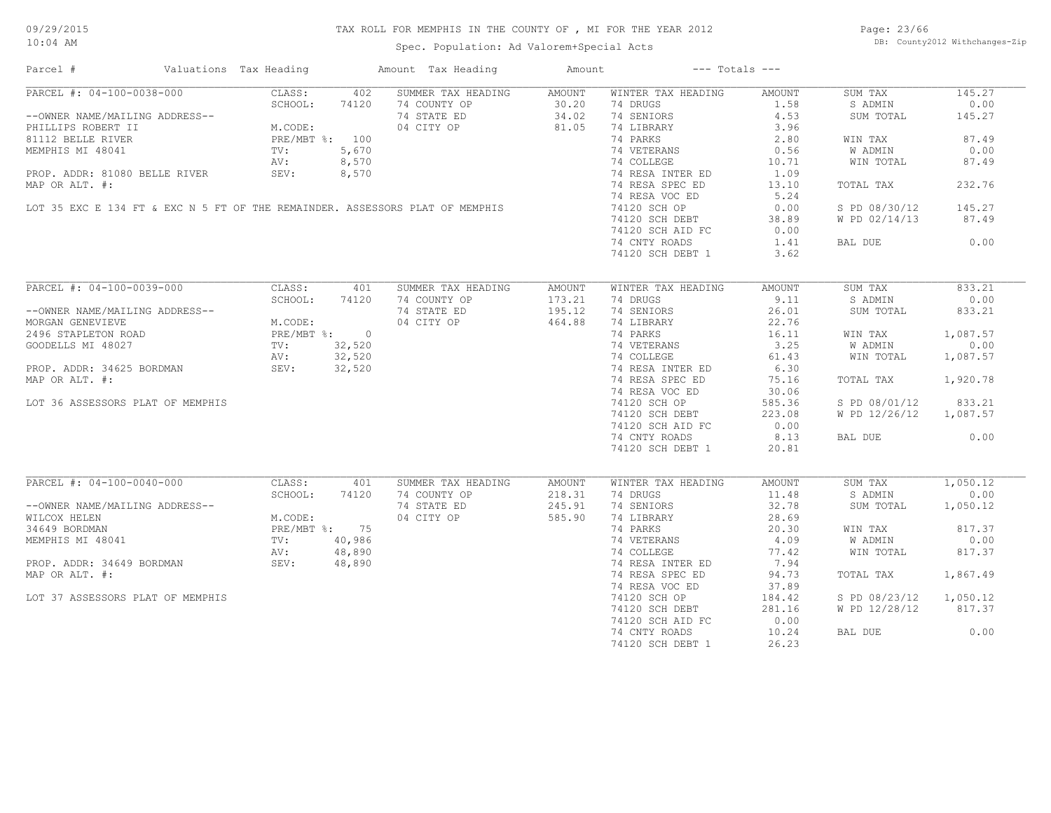# TAX ROLL FOR MEMPHIS IN THE COUNTY OF , MI FOR THE YEAR 2012

Spec. Population: Ad Valorem+Special Acts

09/29/2015
10:04 AM

DB: County2012 Withchanges-Zip

| Parcel # | Valuations | Tax Heading | Amount | Tax Heading | Amount | --- Totals --- | |
|---|---|---|---|---|---|---|---|

## PARCEL #: 04-100-0038-000

| | | | | | | | |
|---|---|---|---|---|---|---|---|
| PARCEL #: 04-100-0038-000 | CLASS: 402 | SUMMER TAX HEADING | AMOUNT | WINTER TAX HEADING | AMOUNT | SUM TAX | 145.27 |
| | SCHOOL: 74120 | 74 COUNTY OP | 30.20 | 74 DRUGS | 1.58 | S ADMIN | 0.00 |
| --OWNER NAME/MAILING ADDRESS-- | | 74 STATE ED | 34.02 | 74 SENIORS | 4.53 | SUM TOTAL | 145.27 |
| PHILLIPS ROBERT II | M.CODE: | 04 CITY OP | 81.05 | 74 LIBRARY | 3.96 | | |
| 81112 BELLE RIVER | PRE/MBT %: 100 | | | 74 PARKS | 2.80 | WIN TAX | 87.49 |
| MEMPHIS MI 48041 | TV: 5,670 | | | 74 VETERANS | 0.56 | W ADMIN | 0.00 |
| | AV: 8,570 | | | 74 COLLEGE | 10.71 | WIN TOTAL | 87.49 |
| PROP. ADDR: 81080 BELLE RIVER | SEV: 8,570 | | | 74 RESA INTER ED | 1.09 | | |
| MAP OR ALT. #: | | | | 74 RESA SPEC ED | 13.10 | TOTAL TAX | 232.76 |
| | | | | 74 RESA VOC ED | 5.24 | | |
| LOT 35 EXC E 134 FT & EXC N 5 FT OF THE REMAINDER. ASSESSORS PLAT OF MEMPHIS | | | | 74120 SCH OP | 0.00 | S PD 08/30/12 | 145.27 |
| | | | | 74120 SCH DEBT | 38.89 | W PD 02/14/13 | 87.49 |
| | | | | 74120 SCH AID FC | 0.00 | | |
| | | | | 74 CNTY ROADS | 1.41 | BAL DUE | 0.00 |
| | | | | 74120 SCH DEBT 1 | 3.62 | | |

## PARCEL #: 04-100-0039-000

| | | | | | | | |
|---|---|---|---|---|---|---|---|
| PARCEL #: 04-100-0039-000 | CLASS: 401 | SUMMER TAX HEADING | AMOUNT | WINTER TAX HEADING | AMOUNT | SUM TAX | 833.21 |
| | SCHOOL: 74120 | 74 COUNTY OP | 173.21 | 74 DRUGS | 9.11 | S ADMIN | 0.00 |
| --OWNER NAME/MAILING ADDRESS-- | | 74 STATE ED | 195.12 | 74 SENIORS | 26.01 | SUM TOTAL | 833.21 |
| MORGAN GENEVIEVE | M.CODE: | 04 CITY OP | 464.88 | 74 LIBRARY | 22.76 | | |
| 2496 STAPLETON ROAD | PRE/MBT %: 0 | | | 74 PARKS | 16.11 | WIN TAX | 1,087.57 |
| GOODELLS MI 48027 | TV: 32,520 | | | 74 VETERANS | 3.25 | W ADMIN | 0.00 |
| | AV: 32,520 | | | 74 COLLEGE | 61.43 | WIN TOTAL | 1,087.57 |
| PROP. ADDR: 34625 BORDMAN | SEV: 32,520 | | | 74 RESA INTER ED | 6.30 | | |
| MAP OR ALT. #: | | | | 74 RESA SPEC ED | 75.16 | TOTAL TAX | 1,920.78 |
| | | | | 74 RESA VOC ED | 30.06 | | |
| LOT 36 ASSESSORS PLAT OF MEMPHIS | | | | 74120 SCH OP | 585.36 | S PD 08/01/12 | 833.21 |
| | | | | 74120 SCH DEBT | 223.08 | W PD 12/26/12 | 1,087.57 |
| | | | | 74120 SCH AID FC | 0.00 | | |
| | | | | 74 CNTY ROADS | 8.13 | BAL DUE | 0.00 |
| | | | | 74120 SCH DEBT 1 | 20.81 | | |

## PARCEL #: 04-100-0040-000

| | | | | | | | |
|---|---|---|---|---|---|---|---|
| PARCEL #: 04-100-0040-000 | CLASS: 401 | SUMMER TAX HEADING | AMOUNT | WINTER TAX HEADING | AMOUNT | SUM TAX | 1,050.12 |
| | SCHOOL: 74120 | 74 COUNTY OP | 218.31 | 74 DRUGS | 11.48 | S ADMIN | 0.00 |
| --OWNER NAME/MAILING ADDRESS-- | | 74 STATE ED | 245.91 | 74 SENIORS | 32.78 | SUM TOTAL | 1,050.12 |
| WILCOX HELEN | M.CODE: | 04 CITY OP | 585.90 | 74 LIBRARY | 28.69 | | |
| 34649 BORDMAN | PRE/MBT %: 75 | | | 74 PARKS | 20.30 | WIN TAX | 817.37 |
| MEMPHIS MI 48041 | TV: 40,986 | | | 74 VETERANS | 4.09 | W ADMIN | 0.00 |
| | AV: 48,890 | | | 74 COLLEGE | 77.42 | WIN TOTAL | 817.37 |
| PROP. ADDR: 34649 BORDMAN | SEV: 48,890 | | | 74 RESA INTER ED | 7.94 | | |
| MAP OR ALT. #: | | | | 74 RESA SPEC ED | 94.73 | TOTAL TAX | 1,867.49 |
| | | | | 74 RESA VOC ED | 37.89 | | |
| LOT 37 ASSESSORS PLAT OF MEMPHIS | | | | 74120 SCH OP | 184.42 | S PD 08/23/12 | 1,050.12 |
| | | | | 74120 SCH DEBT | 281.16 | W PD 12/28/12 | 817.37 |
| | | | | 74120 SCH AID FC | 0.00 | | |
| | | | | 74 CNTY ROADS | 10.24 | BAL DUE | 0.00 |
| | | | | 74120 SCH DEBT 1 | 26.23 | | |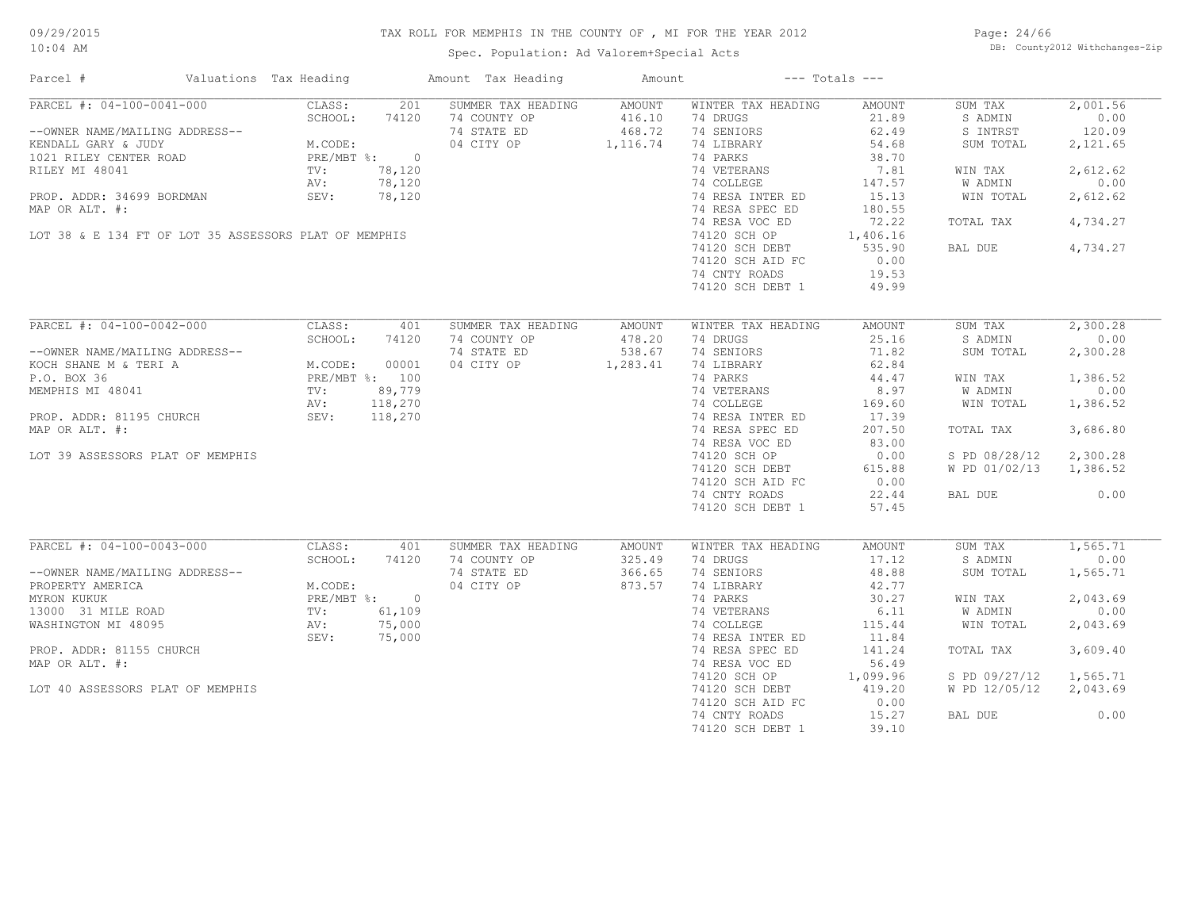# TAX ROLL FOR MEMPHIS IN THE COUNTY OF , MI FOR THE YEAR 2012

Spec. Population: Ad Valorem+Special Acts

09/29/2015
10:04 AM

DB: County2012 Withchanges-Zip

| Parcel # | Valuations | Tax Heading | Amount | Tax Heading | Amount | --- Totals --- | |
|---|---|---|---|---|---|---|---|

## PARCEL #: 04-100-0041-000

--OWNER NAME/MAILING ADDRESS--
KENDALL GARY & JUDY
1021 RILEY CENTER ROAD
RILEY MI 48041

PROP. ADDR: 34699 BORDMAN
MAP OR ALT. #:

LOT 38 & E 134 FT OF LOT 35 ASSESSORS PLAT OF MEMPHIS

| Valuations | | Summer Tax Heading | Amount | Winter Tax Heading | Amount | Totals | |
|---|---|---|---|---|---|---|---|
| CLASS: | 201 | 74 COUNTY OP | 416.10 | 74 DRUGS | 21.89 | SUM TAX | 2,001.56 |
| SCHOOL: | 74120 | 74 STATE ED | 468.72 | 74 SENIORS | 62.49 | S ADMIN | 0.00 |
| M.CODE: | | 04 CITY OP | 1,116.74 | 74 LIBRARY | 54.68 | S INTRST | 120.09 |
| PRE/MBT %: | 0 | | | 74 PARKS | 38.70 | SUM TOTAL | 2,121.65 |
| TV: | 78,120 | | | 74 VETERANS | 7.81 | WIN TAX | 2,612.62 |
| AV: | 78,120 | | | 74 COLLEGE | 147.57 | W ADMIN | 0.00 |
| SEV: | 78,120 | | | 74 RESA INTER ED | 15.13 | WIN TOTAL | 2,612.62 |
| | | | | 74 RESA SPEC ED | 180.55 | | |
| | | | | 74 RESA VOC ED | 72.22 | TOTAL TAX | 4,734.27 |
| | | | | 74120 SCH OP | 1,406.16 | | |
| | | | | 74120 SCH DEBT | 535.90 | BAL DUE | 4,734.27 |
| | | | | 74120 SCH AID FC | 0.00 | | |
| | | | | 74 CNTY ROADS | 19.53 | | |
| | | | | 74120 SCH DEBT 1 | 49.99 | | |

## PARCEL #: 04-100-0042-000

--OWNER NAME/MAILING ADDRESS--
KOCH SHANE M & TERI A
P.O. BOX 36
MEMPHIS MI 48041

PROP. ADDR: 81195 CHURCH
MAP OR ALT. #:

LOT 39 ASSESSORS PLAT OF MEMPHIS

| Valuations | | Summer Tax Heading | Amount | Winter Tax Heading | Amount | Totals | |
|---|---|---|---|---|---|---|---|
| CLASS: | 401 | 74 COUNTY OP | 478.20 | 74 DRUGS | 25.16 | SUM TAX | 2,300.28 |
| SCHOOL: | 74120 | 74 STATE ED | 538.67 | 74 SENIORS | 71.82 | S ADMIN | 0.00 |
| M.CODE: | 00001 | 04 CITY OP | 1,283.41 | 74 LIBRARY | 62.84 | SUM TOTAL | 2,300.28 |
| PRE/MBT %: | 100 | | | 74 PARKS | 44.47 | WIN TAX | 1,386.52 |
| TV: | 89,779 | | | 74 VETERANS | 8.97 | W ADMIN | 0.00 |
| AV: | 118,270 | | | 74 COLLEGE | 169.60 | WIN TOTAL | 1,386.52 |
| SEV: | 118,270 | | | 74 RESA INTER ED | 17.39 | | |
| | | | | 74 RESA SPEC ED | 207.50 | TOTAL TAX | 3,686.80 |
| | | | | 74 RESA VOC ED | 83.00 | | |
| | | | | 74120 SCH OP | 0.00 | S PD 08/28/12 | 2,300.28 |
| | | | | 74120 SCH DEBT | 615.88 | W PD 01/02/13 | 1,386.52 |
| | | | | 74120 SCH AID FC | 0.00 | | |
| | | | | 74 CNTY ROADS | 22.44 | BAL DUE | 0.00 |
| | | | | 74120 SCH DEBT 1 | 57.45 | | |

## PARCEL #: 04-100-0043-000

--OWNER NAME/MAILING ADDRESS--
PROPERTY AMERICA
MYRON KUKUK
13000 31 MILE ROAD
WASHINGTON MI 48095

PROP. ADDR: 81155 CHURCH
MAP OR ALT. #:

LOT 40 ASSESSORS PLAT OF MEMPHIS

| Valuations | | Summer Tax Heading | Amount | Winter Tax Heading | Amount | Totals | |
|---|---|---|---|---|---|---|---|
| CLASS: | 401 | 74 COUNTY OP | 325.49 | 74 DRUGS | 17.12 | SUM TAX | 1,565.71 |
| SCHOOL: | 74120 | 74 STATE ED | 366.65 | 74 SENIORS | 48.88 | S ADMIN | 0.00 |
| M.CODE: | | 04 CITY OP | 873.57 | 74 LIBRARY | 42.77 | SUM TOTAL | 1,565.71 |
| PRE/MBT %: | 0 | | | 74 PARKS | 30.27 | WIN TAX | 2,043.69 |
| TV: | 61,109 | | | 74 VETERANS | 6.11 | W ADMIN | 0.00 |
| AV: | 75,000 | | | 74 COLLEGE | 115.44 | WIN TOTAL | 2,043.69 |
| SEV: | 75,000 | | | 74 RESA INTER ED | 11.84 | | |
| | | | | 74 RESA SPEC ED | 141.24 | TOTAL TAX | 3,609.40 |
| | | | | 74 RESA VOC ED | 56.49 | | |
| | | | | 74120 SCH OP | 1,099.96 | S PD 09/27/12 | 1,565.71 |
| | | | | 74120 SCH DEBT | 419.20 | W PD 12/05/12 | 2,043.69 |
| | | | | 74120 SCH AID FC | 0.00 | | |
| | | | | 74 CNTY ROADS | 15.27 | BAL DUE | 0.00 |
| | | | | 74120 SCH DEBT 1 | 39.10 | | |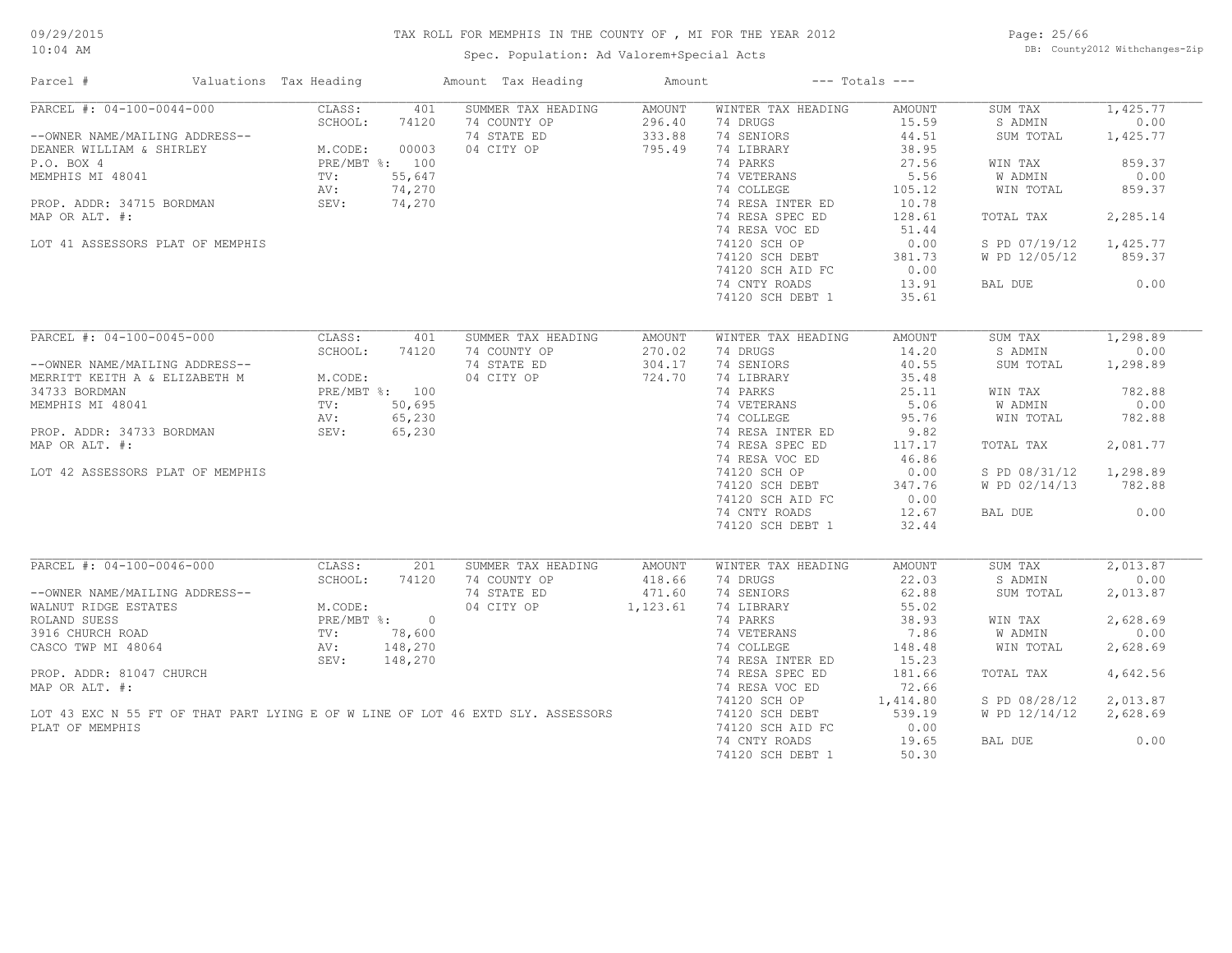# TAX ROLL FOR MEMPHIS IN THE COUNTY OF , MI FOR THE YEAR 2012

Spec. Population: Ad Valorem+Special Acts

DB: County2012 Withchanges-Zip

| Parcel # | Valuations | Tax Heading | Amount | Tax Heading | Amount | --- Totals --- | |
|---|---|---|---|---|---|---|---|
| PARCEL #: 04-100-0044-000 | CLASS: 401 | SUMMER TAX HEADING | AMOUNT | WINTER TAX HEADING | AMOUNT | SUM TAX | 1,425.77 |
| | SCHOOL: 74120 | 74 COUNTY OP | 296.40 | 74 DRUGS | 15.59 | S ADMIN | 0.00 |
| --OWNER NAME/MAILING ADDRESS-- | | 74 STATE ED | 333.88 | 74 SENIORS | 44.51 | SUM TOTAL | 1,425.77 |
| DEANER WILLIAM & SHIRLEY | M.CODE: 00003 | 04 CITY OP | 795.49 | 74 LIBRARY | 38.95 | | |
| P.O. BOX 4 | PRE/MBT %: 100 | | | 74 PARKS | 27.56 | WIN TAX | 859.37 |
| MEMPHIS MI 48041 | TV: 55,647 | | | 74 VETERANS | 5.56 | W ADMIN | 0.00 |
| | AV: 74,270 | | | 74 COLLEGE | 105.12 | WIN TOTAL | 859.37 |
| PROP. ADDR: 34715 BORDMAN | SEV: 74,270 | | | 74 RESA INTER ED | 10.78 | | |
| MAP OR ALT. #: | | | | 74 RESA SPEC ED | 128.61 | TOTAL TAX | 2,285.14 |
| | | | | 74 RESA VOC ED | 51.44 | | |
| LOT 41 ASSESSORS PLAT OF MEMPHIS | | | | 74120 SCH OP | 0.00 | S PD 07/19/12 | 1,425.77 |
| | | | | 74120 SCH DEBT | 381.73 | W PD 12/05/12 | 859.37 |
| | | | | 74120 SCH AID FC | 0.00 | | |
| | | | | 74 CNTY ROADS | 13.91 | BAL DUE | 0.00 |
| | | | | 74120 SCH DEBT 1 | 35.61 | | |
| PARCEL #: 04-100-0045-000 | CLASS: 401 | SUMMER TAX HEADING | AMOUNT | WINTER TAX HEADING | AMOUNT | SUM TAX | 1,298.89 |
| | SCHOOL: 74120 | 74 COUNTY OP | 270.02 | 74 DRUGS | 14.20 | S ADMIN | 0.00 |
| --OWNER NAME/MAILING ADDRESS-- | | 74 STATE ED | 304.17 | 74 SENIORS | 40.55 | SUM TOTAL | 1,298.89 |
| MERRITT KEITH A & ELIZABETH M | M.CODE: | 04 CITY OP | 724.70 | 74 LIBRARY | 35.48 | | |
| 34733 BORDMAN | PRE/MBT %: 100 | | | 74 PARKS | 25.11 | WIN TAX | 782.88 |
| MEMPHIS MI 48041 | TV: 50,695 | | | 74 VETERANS | 5.06 | W ADMIN | 0.00 |
| | AV: 65,230 | | | 74 COLLEGE | 95.76 | WIN TOTAL | 782.88 |
| PROP. ADDR: 34733 BORDMAN | SEV: 65,230 | | | 74 RESA INTER ED | 9.82 | | |
| MAP OR ALT. #: | | | | 74 RESA SPEC ED | 117.17 | TOTAL TAX | 2,081.77 |
| | | | | 74 RESA VOC ED | 46.86 | | |
| LOT 42 ASSESSORS PLAT OF MEMPHIS | | | | 74120 SCH OP | 0.00 | S PD 08/31/12 | 1,298.89 |
| | | | | 74120 SCH DEBT | 347.76 | W PD 02/14/13 | 782.88 |
| | | | | 74120 SCH AID FC | 0.00 | | |
| | | | | 74 CNTY ROADS | 12.67 | BAL DUE | 0.00 |
| | | | | 74120 SCH DEBT 1 | 32.44 | | |
| PARCEL #: 04-100-0046-000 | CLASS: 201 | SUMMER TAX HEADING | AMOUNT | WINTER TAX HEADING | AMOUNT | SUM TAX | 2,013.87 |
| | SCHOOL: 74120 | 74 COUNTY OP | 418.66 | 74 DRUGS | 22.03 | S ADMIN | 0.00 |
| --OWNER NAME/MAILING ADDRESS-- | | 74 STATE ED | 471.60 | 74 SENIORS | 62.88 | SUM TOTAL | 2,013.87 |
| WALNUT RIDGE ESTATES | M.CODE: | 04 CITY OP | 1,123.61 | 74 LIBRARY | 55.02 | | |
| ROLAND SUESS | PRE/MBT %: 0 | | | 74 PARKS | 38.93 | WIN TAX | 2,628.69 |
| 3916 CHURCH ROAD | TV: 78,600 | | | 74 VETERANS | 7.86 | W ADMIN | 0.00 |
| CASCO TWP MI 48064 | AV: 148,270 | | | 74 COLLEGE | 148.48 | WIN TOTAL | 2,628.69 |
| | SEV: 148,270 | | | 74 RESA INTER ED | 15.23 | | |
| PROP. ADDR: 81047 CHURCH | | | | 74 RESA SPEC ED | 181.66 | TOTAL TAX | 4,642.56 |
| MAP OR ALT. #: | | | | 74 RESA VOC ED | 72.66 | | |
| | | | | 74120 SCH OP | 1,414.80 | S PD 08/28/12 | 2,013.87 |
| LOT 43 EXC N 55 FT OF THAT PART LYING E OF W LINE OF LOT 46 EXTD SLY. ASSESSORS PLAT OF MEMPHIS | | | | 74120 SCH DEBT | 539.19 | W PD 12/14/12 | 2,628.69 |
| | | | | 74120 SCH AID FC | 0.00 | | |
| | | | | 74 CNTY ROADS | 19.65 | BAL DUE | 0.00 |
| | | | | 74120 SCH DEBT 1 | 50.30 | | |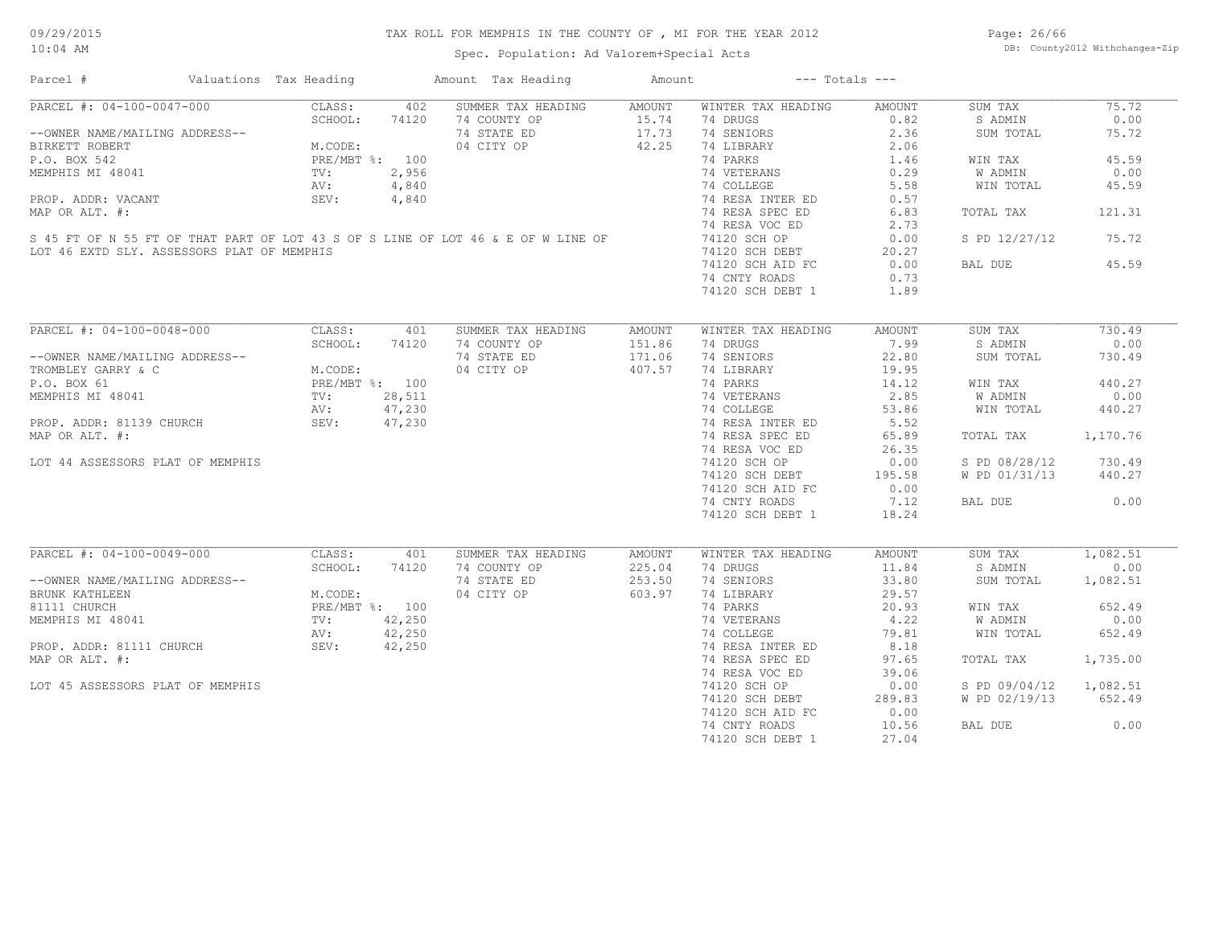# TAX ROLL FOR MEMPHIS IN THE COUNTY OF , MI FOR THE YEAR 2012

Spec. Population: Ad Valorem+Special Acts

| Parcel # | Valuations | Tax Heading | Amount | Tax Heading | Amount | --- Totals --- | |
|---|---|---|---|---|---|---|---|

## PARCEL #: 04-100-0047-000

| Field | Value |
|---|---|
| CLASS: | 402 |
| SCHOOL: | 74120 |
| M.CODE: | |
| PRE/MBT %: | 100 |
| TV: | 2,956 |
| AV: | 4,840 |
| SEV: | 4,840 |

--OWNER NAME/MAILING ADDRESS--
BIRKETT ROBERT
P.O. BOX 542
MEMPHIS MI 48041

PROP. ADDR: VACANT
MAP OR ALT. #:

S 45 FT OF N 55 FT OF THAT PART OF LOT 43 S OF S LINE OF LOT 46 & E OF W LINE OF LOT 46 EXTD SLY. ASSESSORS PLAT OF MEMPHIS

| SUMMER TAX HEADING | AMOUNT |
|---|---|
| 74 COUNTY OP | 15.74 |
| 74 STATE ED | 17.73 |
| 04 CITY OP | 42.25 |

| WINTER TAX HEADING | AMOUNT |
|---|---|
| 74 DRUGS | 0.82 |
| 74 SENIORS | 2.36 |
| 74 LIBRARY | 2.06 |
| 74 PARKS | 1.46 |
| 74 VETERANS | 0.29 |
| 74 COLLEGE | 5.58 |
| 74 RESA INTER ED | 0.57 |
| 74 RESA SPEC ED | 6.83 |
| 74 RESA VOC ED | 2.73 |
| 74120 SCH OP | 0.00 |
| 74120 SCH DEBT | 20.27 |
| 74120 SCH AID FC | 0.00 |
| 74 CNTY ROADS | 0.73 |
| 74120 SCH DEBT 1 | 1.89 |

| Totals | |
|---|---|
| SUM TAX | 75.72 |
| S ADMIN | 0.00 |
| SUM TOTAL | 75.72 |
| WIN TAX | 45.59 |
| W ADMIN | 0.00 |
| WIN TOTAL | 45.59 |
| TOTAL TAX | 121.31 |
| S PD 12/27/12 | 75.72 |
| BAL DUE | 45.59 |

## PARCEL #: 04-100-0048-000

| Field | Value |
|---|---|
| CLASS: | 401 |
| SCHOOL: | 74120 |
| M.CODE: | |
| PRE/MBT %: | 100 |
| TV: | 28,511 |
| AV: | 47,230 |
| SEV: | 47,230 |

--OWNER NAME/MAILING ADDRESS--
TROMBLEY GARRY & C
P.O. BOX 61
MEMPHIS MI 48041

PROP. ADDR: 81139 CHURCH
MAP OR ALT. #:

LOT 44 ASSESSORS PLAT OF MEMPHIS

| SUMMER TAX HEADING | AMOUNT |
|---|---|
| 74 COUNTY OP | 151.86 |
| 74 STATE ED | 171.06 |
| 04 CITY OP | 407.57 |

| WINTER TAX HEADING | AMOUNT |
|---|---|
| 74 DRUGS | 7.99 |
| 74 SENIORS | 22.80 |
| 74 LIBRARY | 19.95 |
| 74 PARKS | 14.12 |
| 74 VETERANS | 2.85 |
| 74 COLLEGE | 53.86 |
| 74 RESA INTER ED | 5.52 |
| 74 RESA SPEC ED | 65.89 |
| 74 RESA VOC ED | 26.35 |
| 74120 SCH OP | 0.00 |
| 74120 SCH DEBT | 195.58 |
| 74120 SCH AID FC | 0.00 |
| 74 CNTY ROADS | 7.12 |
| 74120 SCH DEBT 1 | 18.24 |

| Totals | |
|---|---|
| SUM TAX | 730.49 |
| S ADMIN | 0.00 |
| SUM TOTAL | 730.49 |
| WIN TAX | 440.27 |
| W ADMIN | 0.00 |
| WIN TOTAL | 440.27 |
| TOTAL TAX | 1,170.76 |
| S PD 08/28/12 | 730.49 |
| W PD 01/31/13 | 440.27 |
| BAL DUE | 0.00 |

## PARCEL #: 04-100-0049-000

| Field | Value |
|---|---|
| CLASS: | 401 |
| SCHOOL: | 74120 |
| M.CODE: | |
| PRE/MBT %: | 100 |
| TV: | 42,250 |
| AV: | 42,250 |
| SEV: | 42,250 |

--OWNER NAME/MAILING ADDRESS--
BRUNK KATHLEEN
81111 CHURCH
MEMPHIS MI 48041

PROP. ADDR: 81111 CHURCH
MAP OR ALT. #:

LOT 45 ASSESSORS PLAT OF MEMPHIS

| SUMMER TAX HEADING | AMOUNT |
|---|---|
| 74 COUNTY OP | 225.04 |
| 74 STATE ED | 253.50 |
| 04 CITY OP | 603.97 |

| WINTER TAX HEADING | AMOUNT |
|---|---|
| 74 DRUGS | 11.84 |
| 74 SENIORS | 33.80 |
| 74 LIBRARY | 29.57 |
| 74 PARKS | 20.93 |
| 74 VETERANS | 4.22 |
| 74 COLLEGE | 79.81 |
| 74 RESA INTER ED | 8.18 |
| 74 RESA SPEC ED | 97.65 |
| 74 RESA VOC ED | 39.06 |
| 74120 SCH OP | 0.00 |
| 74120 SCH DEBT | 289.83 |
| 74120 SCH AID FC | 0.00 |
| 74 CNTY ROADS | 10.56 |
| 74120 SCH DEBT 1 | 27.04 |

| Totals | |
|---|---|
| SUM TAX | 1,082.51 |
| S ADMIN | 0.00 |
| SUM TOTAL | 1,082.51 |
| WIN TAX | 652.49 |
| W ADMIN | 0.00 |
| WIN TOTAL | 652.49 |
| TOTAL TAX | 1,735.00 |
| S PD 09/04/12 | 1,082.51 |
| W PD 02/19/13 | 652.49 |
| BAL DUE | 0.00 |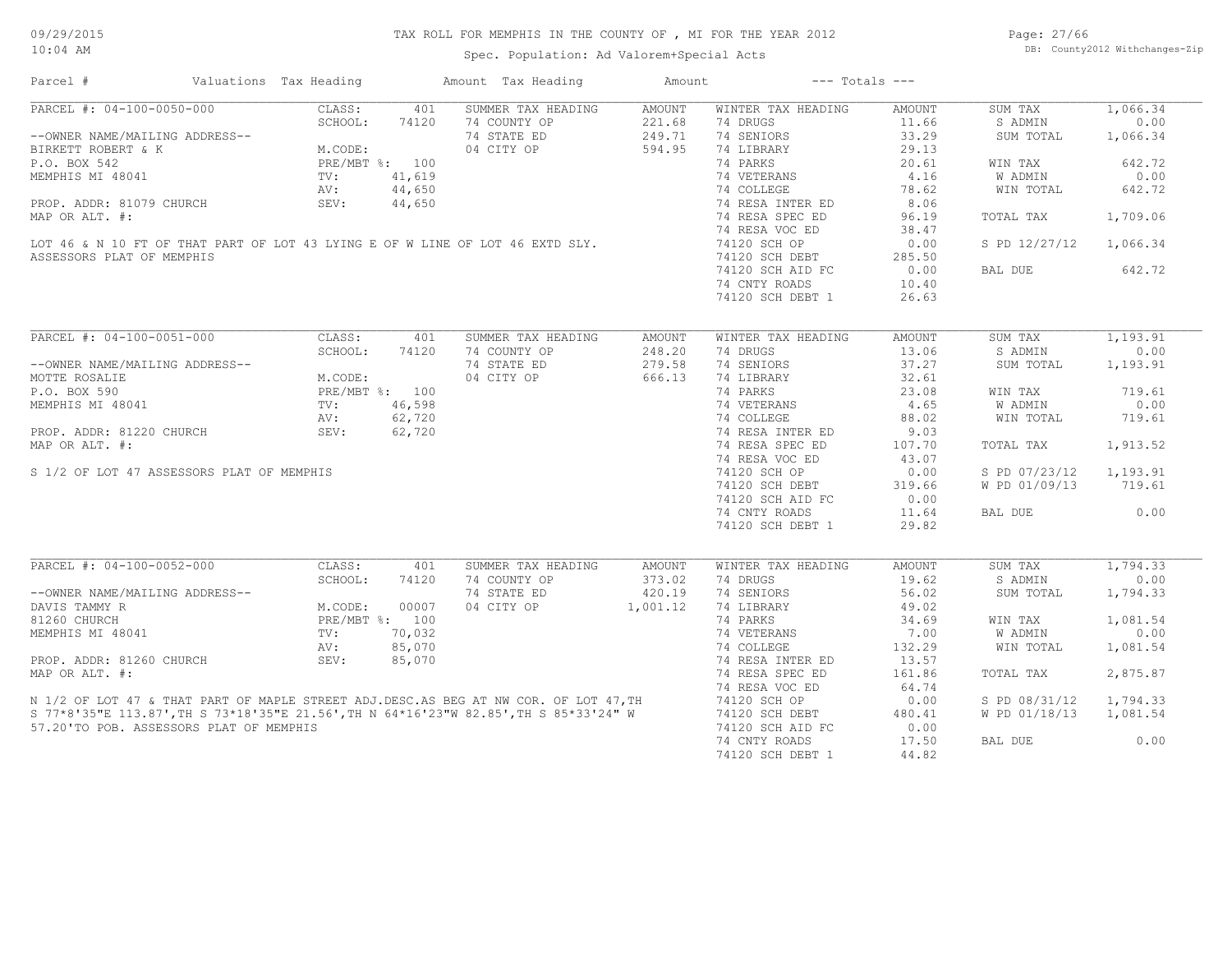# TAX ROLL FOR MEMPHIS IN THE COUNTY OF , MI FOR THE YEAR 2012

Spec. Population: Ad Valorem+Special Acts

| Parcel # | Valuations | Tax Heading | Amount | Tax Heading | Amount | --- Totals --- | |
|---|---|---|---|---|---|---|---|

## PARCEL #: 04-100-0050-000

--OWNER NAME/MAILING ADDRESS--
BIRKETT ROBERT & K
P.O. BOX 542
MEMPHIS MI 48041

PROP. ADDR: 81079 CHURCH
MAP OR ALT. #:

LOT 46 & N 10 FT OF THAT PART OF LOT 43 LYING E OF W LINE OF LOT 46 EXTD SLY. ASSESSORS PLAT OF MEMPHIS

| Valuations | | Summer Tax Heading | Amount | Winter Tax Heading | Amount | Totals | |
|---|---|---|---|---|---|---|---|
| CLASS: | 401 | 74 COUNTY OP | 221.68 | 74 DRUGS | 11.66 | SUM TAX | 1,066.34 |
| SCHOOL: | 74120 | 74 STATE ED | 249.71 | 74 SENIORS | 33.29 | S ADMIN | 0.00 |
| M.CODE: | | 04 CITY OP | 594.95 | 74 LIBRARY | 29.13 | SUM TOTAL | 1,066.34 |
| PRE/MBT %: | 100 | | | 74 PARKS | 20.61 | WIN TAX | 642.72 |
| TV: | 41,619 | | | 74 VETERANS | 4.16 | W ADMIN | 0.00 |
| AV: | 44,650 | | | 74 COLLEGE | 78.62 | WIN TOTAL | 642.72 |
| SEV: | 44,650 | | | 74 RESA INTER ED | 8.06 | | |
| | | | | 74 RESA SPEC ED | 96.19 | TOTAL TAX | 1,709.06 |
| | | | | 74 RESA VOC ED | 38.47 | | |
| | | | | 74120 SCH OP | 0.00 | S PD 12/27/12 | 1,066.34 |
| | | | | 74120 SCH DEBT | 285.50 | | |
| | | | | 74120 SCH AID FC | 0.00 | BAL DUE | 642.72 |
| | | | | 74 CNTY ROADS | 10.40 | | |
| | | | | 74120 SCH DEBT 1 | 26.63 | | |

## PARCEL #: 04-100-0051-000

--OWNER NAME/MAILING ADDRESS--
MOTTE ROSALIE
P.O. BOX 590
MEMPHIS MI 48041

PROP. ADDR: 81220 CHURCH
MAP OR ALT. #:

S 1/2 OF LOT 47 ASSESSORS PLAT OF MEMPHIS

| Valuations | | Summer Tax Heading | Amount | Winter Tax Heading | Amount | Totals | |
|---|---|---|---|---|---|---|---|
| CLASS: | 401 | 74 COUNTY OP | 248.20 | 74 DRUGS | 13.06 | SUM TAX | 1,193.91 |
| SCHOOL: | 74120 | 74 STATE ED | 279.58 | 74 SENIORS | 37.27 | S ADMIN | 0.00 |
| M.CODE: | | 04 CITY OP | 666.13 | 74 LIBRARY | 32.61 | SUM TOTAL | 1,193.91 |
| PRE/MBT %: | 100 | | | 74 PARKS | 23.08 | WIN TAX | 719.61 |
| TV: | 46,598 | | | 74 VETERANS | 4.65 | W ADMIN | 0.00 |
| AV: | 62,720 | | | 74 COLLEGE | 88.02 | WIN TOTAL | 719.61 |
| SEV: | 62,720 | | | 74 RESA INTER ED | 9.03 | | |
| | | | | 74 RESA SPEC ED | 107.70 | TOTAL TAX | 1,913.52 |
| | | | | 74 RESA VOC ED | 43.07 | | |
| | | | | 74120 SCH OP | 0.00 | S PD 07/23/12 | 1,193.91 |
| | | | | 74120 SCH DEBT | 319.66 | W PD 01/09/13 | 719.61 |
| | | | | 74120 SCH AID FC | 0.00 | | |
| | | | | 74 CNTY ROADS | 11.64 | BAL DUE | 0.00 |
| | | | | 74120 SCH DEBT 1 | 29.82 | | |

## PARCEL #: 04-100-0052-000

--OWNER NAME/MAILING ADDRESS--
DAVIS TAMMY R
81260 CHURCH
MEMPHIS MI 48041

PROP. ADDR: 81260 CHURCH
MAP OR ALT. #:

N 1/2 OF LOT 47 & THAT PART OF MAPLE STREET ADJ.DESC.AS BEG AT NW COR. OF LOT 47,TH S 77*8'35"E 113.87',TH S 73*18'35"E 21.56',TH N 64*16'23"W 82.85',TH S 85*33'24" W 57.20'TO POB. ASSESSORS PLAT OF MEMPHIS

| Valuations | | Summer Tax Heading | Amount | Winter Tax Heading | Amount | Totals | |
|---|---|---|---|---|---|---|---|
| CLASS: | 401 | 74 COUNTY OP | 373.02 | 74 DRUGS | 19.62 | SUM TAX | 1,794.33 |
| SCHOOL: | 74120 | 74 STATE ED | 420.19 | 74 SENIORS | 56.02 | S ADMIN | 0.00 |
| M.CODE: | 00007 | 04 CITY OP | 1,001.12 | 74 LIBRARY | 49.02 | SUM TOTAL | 1,794.33 |
| PRE/MBT %: | 100 | | | 74 PARKS | 34.69 | WIN TAX | 1,081.54 |
| TV: | 70,032 | | | 74 VETERANS | 7.00 | W ADMIN | 0.00 |
| AV: | 85,070 | | | 74 COLLEGE | 132.29 | WIN TOTAL | 1,081.54 |
| SEV: | 85,070 | | | 74 RESA INTER ED | 13.57 | | |
| | | | | 74 RESA SPEC ED | 161.86 | TOTAL TAX | 2,875.87 |
| | | | | 74 RESA VOC ED | 64.74 | | |
| | | | | 74120 SCH OP | 0.00 | S PD 08/31/12 | 1,794.33 |
| | | | | 74120 SCH DEBT | 480.41 | W PD 01/18/13 | 1,081.54 |
| | | | | 74120 SCH AID FC | 0.00 | | |
| | | | | 74 CNTY ROADS | 17.50 | BAL DUE | 0.00 |
| | | | | 74120 SCH DEBT 1 | 44.82 | | |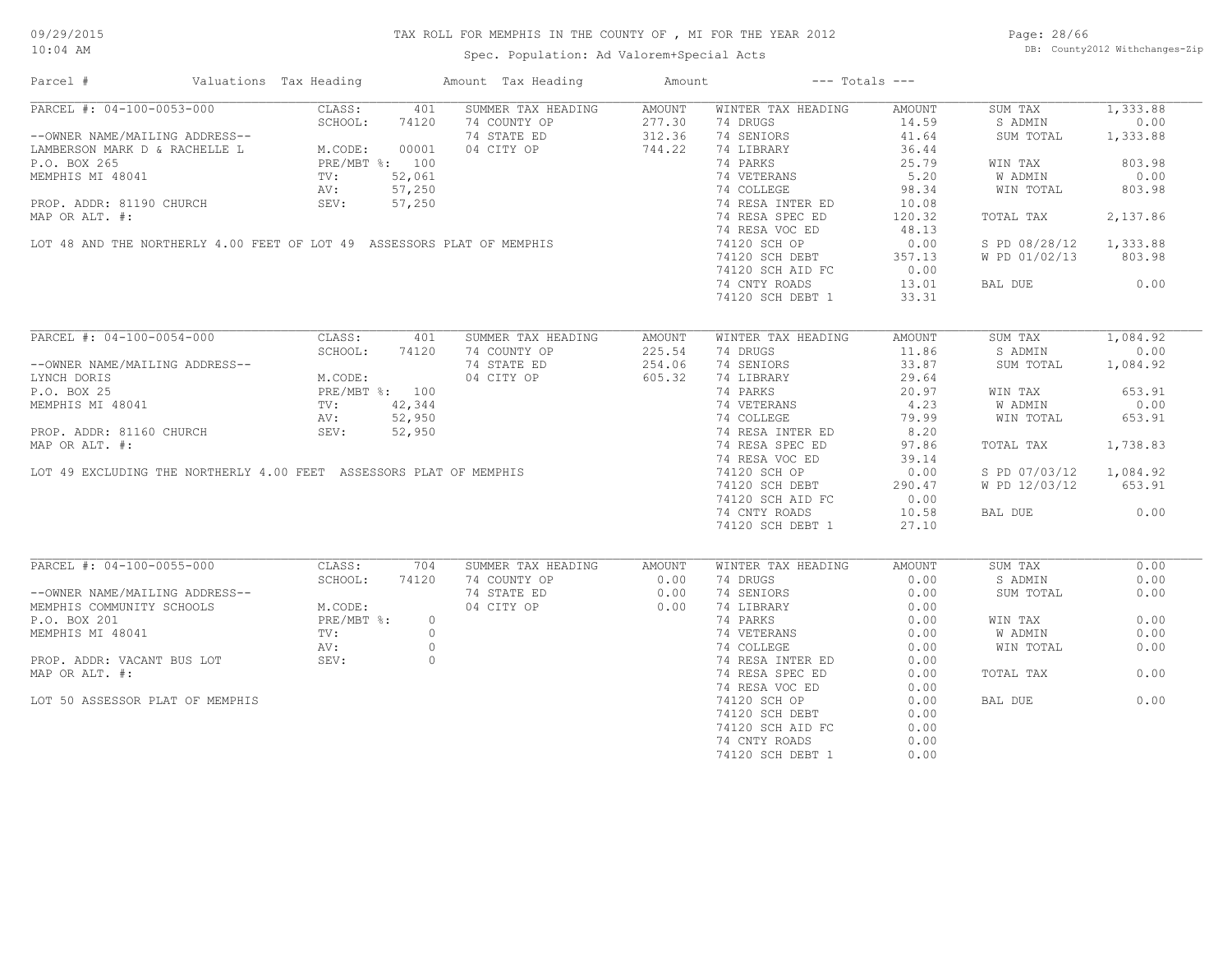# TAX ROLL FOR MEMPHIS IN THE COUNTY OF , MI FOR THE YEAR 2012

Spec. Population: Ad Valorem+Special Acts

09/29/2015 10:04 AM

DB: County2012 Withchanges-Zip

| Parcel # | Valuations | Tax Heading | Amount | Tax Heading | Amount | --- Totals --- | |
|---|---|---|---|---|---|---|---|

## PARCEL #: 04-100-0053-000

| Parcel Info | Valuations | | Summer Tax Heading | Amount | Winter Tax Heading | Amount | Totals | |
|---|---|---|---|---|---|---|---|---|
| --OWNER NAME/MAILING ADDRESS-- | CLASS: | 401 | SUMMER TAX HEADING | AMOUNT | WINTER TAX HEADING | AMOUNT | SUM TAX | 1,333.88 |
| LAMBERSON MARK D & RACHELLE L | SCHOOL: | 74120 | 74 COUNTY OP | 277.30 | 74 DRUGS | 14.59 | S ADMIN | 0.00 |
| P.O. BOX 265 | M.CODE: | 00001 | 74 STATE ED | 312.36 | 74 SENIORS | 41.64 | SUM TOTAL | 1,333.88 |
| MEMPHIS MI 48041 | PRE/MBT %: | 100 | 04 CITY OP | 744.22 | 74 LIBRARY | 36.44 | | |
| | TV: | 52,061 | | | 74 PARKS | 25.79 | WIN TAX | 803.98 |
| PROP. ADDR: 81190 CHURCH | AV: | 57,250 | | | 74 VETERANS | 5.20 | W ADMIN | 0.00 |
| MAP OR ALT. #: | SEV: | 57,250 | | | 74 COLLEGE | 98.34 | WIN TOTAL | 803.98 |
| | | | | | 74 RESA INTER ED | 10.08 | | |
| | | | | | 74 RESA SPEC ED | 120.32 | TOTAL TAX | 2,137.86 |
| | | | | | 74 RESA VOC ED | 48.13 | | |
| | | | | | 74120 SCH OP | 0.00 | S PD 08/28/12 | 1,333.88 |
| | | | | | 74120 SCH DEBT | 357.13 | W PD 01/02/13 | 803.98 |
| | | | | | 74120 SCH AID FC | 0.00 | | |
| | | | | | 74 CNTY ROADS | 13.01 | BAL DUE | 0.00 |
| | | | | | 74120 SCH DEBT 1 | 33.31 | | |

LOT 48 AND THE NORTHERLY 4.00 FEET OF LOT 49 ASSESSORS PLAT OF MEMPHIS

## PARCEL #: 04-100-0054-000

| Parcel Info | Valuations | | Summer Tax Heading | Amount | Winter Tax Heading | Amount | Totals | |
|---|---|---|---|---|---|---|---|---|
| --OWNER NAME/MAILING ADDRESS-- | CLASS: | 401 | SUMMER TAX HEADING | AMOUNT | WINTER TAX HEADING | AMOUNT | SUM TAX | 1,084.92 |
| LYNCH DORIS | SCHOOL: | 74120 | 74 COUNTY OP | 225.54 | 74 DRUGS | 11.86 | S ADMIN | 0.00 |
| P.O. BOX 25 | M.CODE: | | 74 STATE ED | 254.06 | 74 SENIORS | 33.87 | SUM TOTAL | 1,084.92 |
| MEMPHIS MI 48041 | PRE/MBT %: | 100 | 04 CITY OP | 605.32 | 74 LIBRARY | 29.64 | | |
| | TV: | 42,344 | | | 74 PARKS | 20.97 | WIN TAX | 653.91 |
| PROP. ADDR: 81160 CHURCH | AV: | 52,950 | | | 74 VETERANS | 4.23 | W ADMIN | 0.00 |
| MAP OR ALT. #: | SEV: | 52,950 | | | 74 COLLEGE | 79.99 | WIN TOTAL | 653.91 |
| | | | | | 74 RESA INTER ED | 8.20 | | |
| | | | | | 74 RESA SPEC ED | 97.86 | TOTAL TAX | 1,738.83 |
| | | | | | 74 RESA VOC ED | 39.14 | | |
| | | | | | 74120 SCH OP | 0.00 | S PD 07/03/12 | 1,084.92 |
| | | | | | 74120 SCH DEBT | 290.47 | W PD 12/03/12 | 653.91 |
| | | | | | 74120 SCH AID FC | 0.00 | | |
| | | | | | 74 CNTY ROADS | 10.58 | BAL DUE | 0.00 |
| | | | | | 74120 SCH DEBT 1 | 27.10 | | |

LOT 49 EXCLUDING THE NORTHERLY 4.00 FEET ASSESSORS PLAT OF MEMPHIS

## PARCEL #: 04-100-0055-000

| Parcel Info | Valuations | | Summer Tax Heading | Amount | Winter Tax Heading | Amount | Totals | |
|---|---|---|---|---|---|---|---|---|
| --OWNER NAME/MAILING ADDRESS-- | CLASS: | 704 | SUMMER TAX HEADING | AMOUNT | WINTER TAX HEADING | AMOUNT | SUM TAX | 0.00 |
| MEMPHIS COMMUNITY SCHOOLS | SCHOOL: | 74120 | 74 COUNTY OP | 0.00 | 74 DRUGS | 0.00 | S ADMIN | 0.00 |
| P.O. BOX 201 | M.CODE: | | 74 STATE ED | 0.00 | 74 SENIORS | 0.00 | SUM TOTAL | 0.00 |
| MEMPHIS MI 48041 | PRE/MBT %: | 0 | 04 CITY OP | 0.00 | 74 LIBRARY | 0.00 | | |
| | TV: | 0 | | | 74 PARKS | 0.00 | WIN TAX | 0.00 |
| PROP. ADDR: VACANT BUS LOT | AV: | 0 | | | 74 VETERANS | 0.00 | W ADMIN | 0.00 |
| MAP OR ALT. #: | SEV: | 0 | | | 74 COLLEGE | 0.00 | WIN TOTAL | 0.00 |
| | | | | | 74 RESA INTER ED | 0.00 | | |
| | | | | | 74 RESA SPEC ED | 0.00 | TOTAL TAX | 0.00 |
| | | | | | 74 RESA VOC ED | 0.00 | | |
| | | | | | 74120 SCH OP | 0.00 | BAL DUE | 0.00 |
| | | | | | 74120 SCH DEBT | 0.00 | | |
| | | | | | 74120 SCH AID FC | 0.00 | | |
| | | | | | 74 CNTY ROADS | 0.00 | | |
| | | | | | 74120 SCH DEBT 1 | 0.00 | | |

LOT 50 ASSESSOR PLAT OF MEMPHIS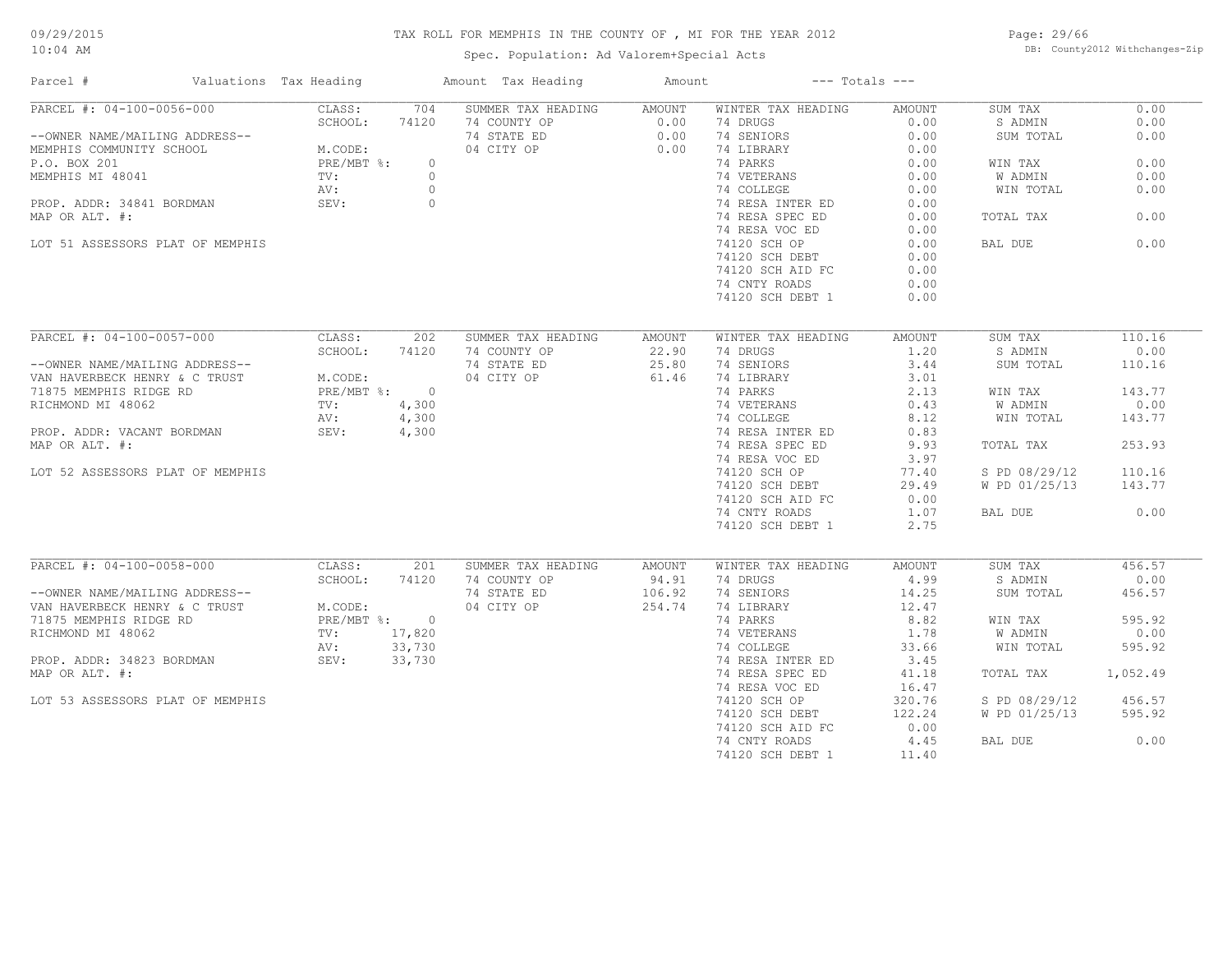# TAX ROLL FOR MEMPHIS IN THE COUNTY OF , MI FOR THE YEAR 2012

Spec. Population: Ad Valorem+Special Acts

| Parcel # | Valuations | Tax Heading | Amount | Tax Heading | Amount | --- Totals --- | |
|---|---|---|---|---|---|---|---|

## PARCEL #: 04-100-0056-000

--OWNER NAME/MAILING ADDRESS--
MEMPHIS COMMUNITY SCHOOL
P.O. BOX 201
MEMPHIS MI 48041

PROP. ADDR: 34841 BORDMAN
MAP OR ALT. #:

LOT 51 ASSESSORS PLAT OF MEMPHIS

| Valuations | | Summer Tax Heading | Amount | Winter Tax Heading | Amount | Totals | |
|---|---|---|---|---|---|---|---|
| CLASS: | 704 | 74 COUNTY OP | 0.00 | 74 DRUGS | 0.00 | SUM TAX | 0.00 |
| SCHOOL: | 74120 | 74 STATE ED | 0.00 | 74 SENIORS | 0.00 | S ADMIN | 0.00 |
| M.CODE: | | 04 CITY OP | 0.00 | 74 LIBRARY | 0.00 | SUM TOTAL | 0.00 |
| PRE/MBT %: | 0 | | | 74 PARKS | 0.00 | WIN TAX | 0.00 |
| TV: | 0 | | | 74 VETERANS | 0.00 | W ADMIN | 0.00 |
| AV: | 0 | | | 74 COLLEGE | 0.00 | WIN TOTAL | 0.00 |
| SEV: | 0 | | | 74 RESA INTER ED | 0.00 | | |
| | | | | 74 RESA SPEC ED | 0.00 | TOTAL TAX | 0.00 |
| | | | | 74 RESA VOC ED | 0.00 | | |
| | | | | 74120 SCH OP | 0.00 | BAL DUE | 0.00 |
| | | | | 74120 SCH DEBT | 0.00 | | |
| | | | | 74120 SCH AID FC | 0.00 | | |
| | | | | 74 CNTY ROADS | 0.00 | | |
| | | | | 74120 SCH DEBT 1 | 0.00 | | |

## PARCEL #: 04-100-0057-000

--OWNER NAME/MAILING ADDRESS--
VAN HAVERBECK HENRY & C TRUST
71875 MEMPHIS RIDGE RD
RICHMOND MI 48062

PROP. ADDR: VACANT BORDMAN
MAP OR ALT. #:

LOT 52 ASSESSORS PLAT OF MEMPHIS

| Valuations | | Summer Tax Heading | Amount | Winter Tax Heading | Amount | Totals | |
|---|---|---|---|---|---|---|---|
| CLASS: | 202 | 74 COUNTY OP | 22.90 | 74 DRUGS | 1.20 | SUM TAX | 110.16 |
| SCHOOL: | 74120 | 74 STATE ED | 25.80 | 74 SENIORS | 3.44 | S ADMIN | 0.00 |
| M.CODE: | | 04 CITY OP | 61.46 | 74 LIBRARY | 3.01 | SUM TOTAL | 110.16 |
| PRE/MBT %: | 0 | | | 74 PARKS | 2.13 | WIN TAX | 143.77 |
| TV: | 4,300 | | | 74 VETERANS | 0.43 | W ADMIN | 0.00 |
| AV: | 4,300 | | | 74 COLLEGE | 8.12 | WIN TOTAL | 143.77 |
| SEV: | 4,300 | | | 74 RESA INTER ED | 0.83 | | |
| | | | | 74 RESA SPEC ED | 9.93 | TOTAL TAX | 253.93 |
| | | | | 74 RESA VOC ED | 3.97 | | |
| | | | | 74120 SCH OP | 77.40 | S PD 08/29/12 | 110.16 |
| | | | | 74120 SCH DEBT | 29.49 | W PD 01/25/13 | 143.77 |
| | | | | 74120 SCH AID FC | 0.00 | | |
| | | | | 74 CNTY ROADS | 1.07 | BAL DUE | 0.00 |
| | | | | 74120 SCH DEBT 1 | 2.75 | | |

## PARCEL #: 04-100-0058-000

--OWNER NAME/MAILING ADDRESS--
VAN HAVERBECK HENRY & C TRUST
71875 MEMPHIS RIDGE RD
RICHMOND MI 48062

PROP. ADDR: 34823 BORDMAN
MAP OR ALT. #:

LOT 53 ASSESSORS PLAT OF MEMPHIS

| Valuations | | Summer Tax Heading | Amount | Winter Tax Heading | Amount | Totals | |
|---|---|---|---|---|---|---|---|
| CLASS: | 201 | 74 COUNTY OP | 94.91 | 74 DRUGS | 4.99 | SUM TAX | 456.57 |
| SCHOOL: | 74120 | 74 STATE ED | 106.92 | 74 SENIORS | 14.25 | S ADMIN | 0.00 |
| M.CODE: | | 04 CITY OP | 254.74 | 74 LIBRARY | 12.47 | SUM TOTAL | 456.57 |
| PRE/MBT %: | 0 | | | 74 PARKS | 8.82 | WIN TAX | 595.92 |
| TV: | 17,820 | | | 74 VETERANS | 1.78 | W ADMIN | 0.00 |
| AV: | 33,730 | | | 74 COLLEGE | 33.66 | WIN TOTAL | 595.92 |
| SEV: | 33,730 | | | 74 RESA INTER ED | 3.45 | | |
| | | | | 74 RESA SPEC ED | 41.18 | TOTAL TAX | 1,052.49 |
| | | | | 74 RESA VOC ED | 16.47 | | |
| | | | | 74120 SCH OP | 320.76 | S PD 08/29/12 | 456.57 |
| | | | | 74120 SCH DEBT | 122.24 | W PD 01/25/13 | 595.92 |
| | | | | 74120 SCH AID FC | 0.00 | | |
| | | | | 74 CNTY ROADS | 4.45 | BAL DUE | 0.00 |
| | | | | 74120 SCH DEBT 1 | 11.40 | | |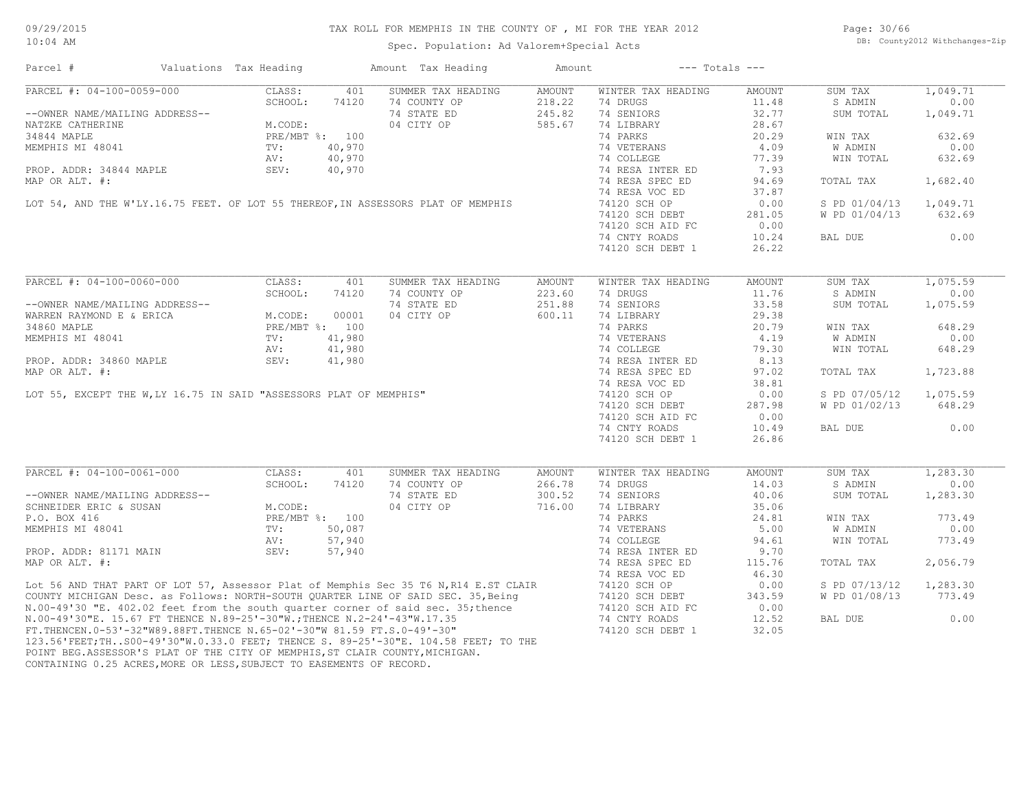TAX ROLL FOR MEMPHIS IN THE COUNTY OF , MI FOR THE YEAR 2012

Spec. Population: Ad Valorem+Special Acts

DB: County2012 Withchanges-Zip

| Parcel # | Valuations | Tax Heading | Amount | Tax Heading | Amount | --- Totals --- | |
|---|---|---|---|---|---|---|---|

**PARCEL #: 04-100-0059-000**

| | | | | | | | |
|---|---|---|---|---|---|---|---|
| --OWNER NAME/MAILING ADDRESS-- | CLASS: 401 | SUMMER TAX HEADING | AMOUNT | WINTER TAX HEADING | AMOUNT | SUM TAX | 1,049.71 |
| NATZKE CATHERINE | SCHOOL: 74120 | 74 COUNTY OP | 218.22 | 74 DRUGS | 11.48 | S ADMIN | 0.00 |
| 34844 MAPLE | M.CODE: | 74 STATE ED | 245.82 | 74 SENIORS | 32.77 | SUM TOTAL | 1,049.71 |
| MEMPHIS MI 48041 | PRE/MBT %: 100 | 04 CITY OP | 585.67 | 74 LIBRARY | 28.67 | | |
| | TV: 40,970 | | | 74 PARKS | 20.29 | WIN TAX | 632.69 |
| PROP. ADDR: 34844 MAPLE | AV: 40,970 | | | 74 VETERANS | 4.09 | W ADMIN | 0.00 |
| MAP OR ALT. #: | SEV: 40,970 | | | 74 COLLEGE | 77.39 | WIN TOTAL | 632.69 |
| | | | | 74 RESA INTER ED | 7.93 | | |
| | | | | 74 RESA SPEC ED | 94.69 | TOTAL TAX | 1,682.40 |
| | | | | 74 RESA VOC ED | 37.87 | | |
| | | | | 74120 SCH OP | 0.00 | S PD 01/04/13 | 1,049.71 |
| | | | | 74120 SCH DEBT | 281.05 | W PD 01/04/13 | 632.69 |
| | | | | 74120 SCH AID FC | 0.00 | | |
| | | | | 74 CNTY ROADS | 10.24 | BAL DUE | 0.00 |
| | | | | 74120 SCH DEBT 1 | 26.22 | | |

LOT 54, AND THE W'LY.16.75 FEET. OF LOT 55 THEREOF,IN ASSESSORS PLAT OF MEMPHIS

**PARCEL #: 04-100-0060-000**

| | | | | | | | |
|---|---|---|---|---|---|---|---|
| --OWNER NAME/MAILING ADDRESS-- | CLASS: 401 | SUMMER TAX HEADING | AMOUNT | WINTER TAX HEADING | AMOUNT | SUM TAX | 1,075.59 |
| WARREN RAYMOND E & ERICA | SCHOOL: 74120 | 74 COUNTY OP | 223.60 | 74 DRUGS | 11.76 | S ADMIN | 0.00 |
| 34860 MAPLE | M.CODE: 00001 | 74 STATE ED | 251.88 | 74 SENIORS | 33.58 | SUM TOTAL | 1,075.59 |
| MEMPHIS MI 48041 | PRE/MBT %: 100 | 04 CITY OP | 600.11 | 74 LIBRARY | 29.38 | | |
| | TV: 41,980 | | | 74 PARKS | 20.79 | WIN TAX | 648.29 |
| PROP. ADDR: 34860 MAPLE | AV: 41,980 | | | 74 VETERANS | 4.19 | W ADMIN | 0.00 |
| MAP OR ALT. #: | SEV: 41,980 | | | 74 COLLEGE | 79.30 | WIN TOTAL | 648.29 |
| | | | | 74 RESA INTER ED | 8.13 | | |
| | | | | 74 RESA SPEC ED | 97.02 | TOTAL TAX | 1,723.88 |
| | | | | 74 RESA VOC ED | 38.81 | | |
| | | | | 74120 SCH OP | 0.00 | S PD 07/05/12 | 1,075.59 |
| | | | | 74120 SCH DEBT | 287.98 | W PD 01/02/13 | 648.29 |
| | | | | 74120 SCH AID FC | 0.00 | | |
| | | | | 74 CNTY ROADS | 10.49 | BAL DUE | 0.00 |
| | | | | 74120 SCH DEBT 1 | 26.86 | | |

LOT 55, EXCEPT THE W,LY 16.75 IN SAID "ASSESSORS PLAT OF MEMPHIS"

**PARCEL #: 04-100-0061-000**

| | | | | | | | |
|---|---|---|---|---|---|---|---|
| --OWNER NAME/MAILING ADDRESS-- | CLASS: 401 | SUMMER TAX HEADING | AMOUNT | WINTER TAX HEADING | AMOUNT | SUM TAX | 1,283.30 |
| SCHNEIDER ERIC & SUSAN | SCHOOL: 74120 | 74 COUNTY OP | 266.78 | 74 DRUGS | 14.03 | S ADMIN | 0.00 |
| P.O. BOX 416 | M.CODE: | 74 STATE ED | 300.52 | 74 SENIORS | 40.06 | SUM TOTAL | 1,283.30 |
| MEMPHIS MI 48041 | PRE/MBT %: 100 | 04 CITY OP | 716.00 | 74 LIBRARY | 35.06 | | |
| | TV: 50,087 | | | 74 PARKS | 24.81 | WIN TAX | 773.49 |
| PROP. ADDR: 81171 MAIN | AV: 57,940 | | | 74 VETERANS | 5.00 | W ADMIN | 0.00 |
| MAP OR ALT. #: | SEV: 57,940 | | | 74 COLLEGE | 94.61 | WIN TOTAL | 773.49 |
| | | | | 74 RESA INTER ED | 9.70 | | |
| | | | | 74 RESA SPEC ED | 115.76 | TOTAL TAX | 2,056.79 |
| | | | | 74 RESA VOC ED | 46.30 | | |
| | | | | 74120 SCH OP | 0.00 | S PD 07/13/12 | 1,283.30 |
| | | | | 74120 SCH DEBT | 343.59 | W PD 01/08/13 | 773.49 |
| | | | | 74120 SCH AID FC | 0.00 | | |
| | | | | 74 CNTY ROADS | 12.52 | BAL DUE | 0.00 |
| | | | | 74120 SCH DEBT 1 | 32.05 | | |

Lot 56 AND THAT PART OF LOT 57, Assessor Plat of Memphis Sec 35 T6 N,R14 E.ST CLAIR COUNTY MICHIGAN Desc. as Follows: NORTH-SOUTH QUARTER LINE OF SAID SEC. 35,Being N.00-49'30 "E. 402.02 feet from the south quarter corner of said sec. 35;thence N.00-49'30"E. 15.67 FT THENCE N.89-25'-30"W.;THENCE N.2-24'-43"W.17.35 FT.THENCEN.0-53'-32"W89.88FT.THENCE N.65-02'-30"W 81.59 FT.S.0-49'-30" 123.56'FEET;TH..S00-49'30"W.0.33.0 FEET; THENCE S. 89-25'-30"E. 104.58 FEET; TO THE POINT BEG.ASSESSOR'S PLAT OF THE CITY OF MEMPHIS,ST CLAIR COUNTY,MICHIGAN. CONTAINING 0.25 ACRES,MORE OR LESS,SUBJECT TO EASEMENTS OF RECORD.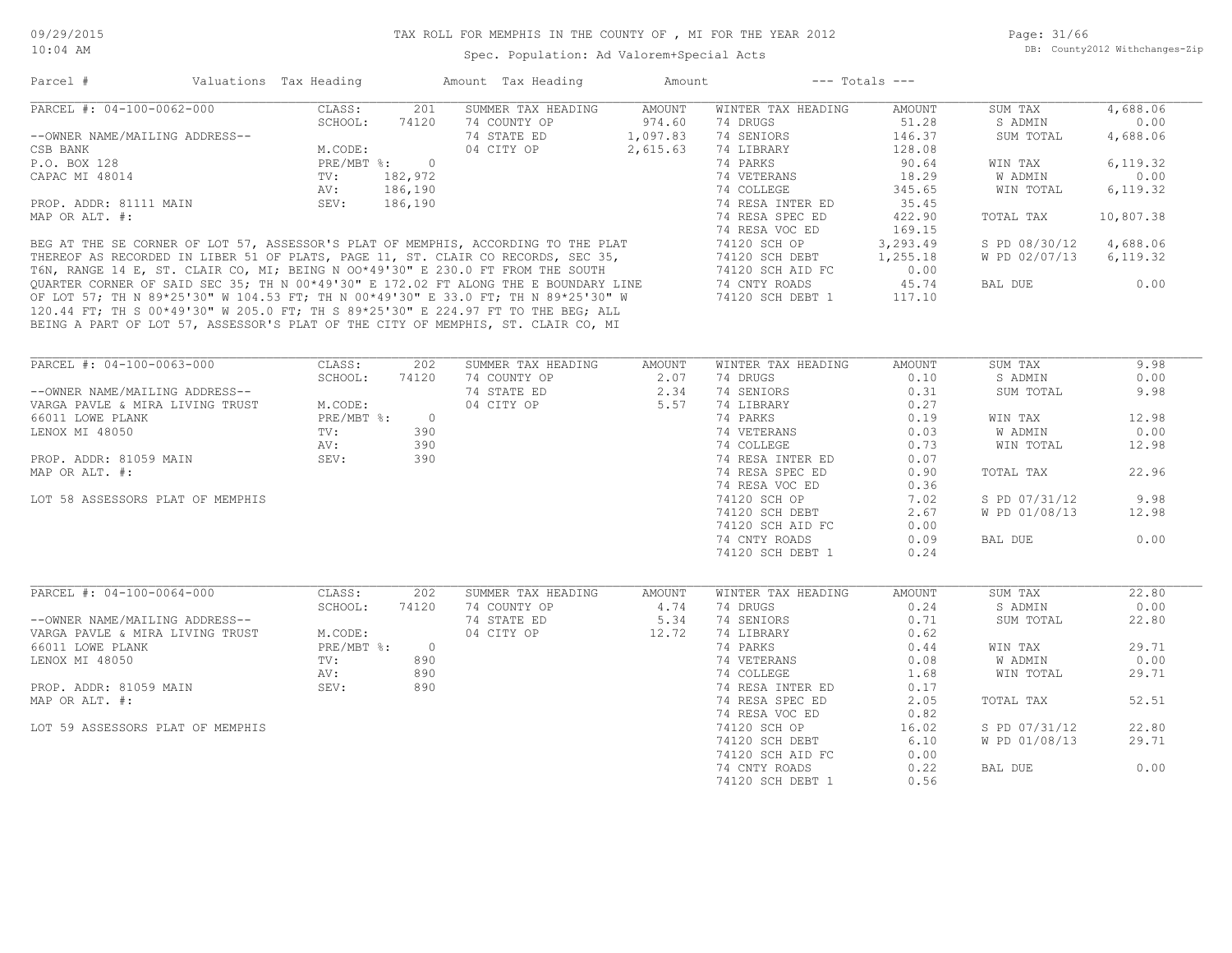# TAX ROLL FOR MEMPHIS IN THE COUNTY OF , MI FOR THE YEAR 2012

Spec. Population: Ad Valorem+Special Acts

| Parcel # | Valuations | Tax Heading | Amount | Tax Heading | Amount | --- Totals --- | |
|---|---|---|---|---|---|---|---|

## PARCEL #: 04-100-0062-000

| --OWNER NAME/MAILING ADDRESS-- | | | | | | | |
|---|---|---|---|---|---|---|---|
| | CLASS: 201 | SUMMER TAX HEADING | AMOUNT | WINTER TAX HEADING | AMOUNT | SUM TAX | 4,688.06 |
| | SCHOOL: 74120 | 74 COUNTY OP | 974.60 | 74 DRUGS | 51.28 | S ADMIN | 0.00 |
| | | 74 STATE ED | 1,097.83 | 74 SENIORS | 146.37 | SUM TOTAL | 4,688.06 |
| CSB BANK | M.CODE: | 04 CITY OP | 2,615.63 | 74 LIBRARY | 128.08 | | |
| P.O. BOX 128 | PRE/MBT %: 0 | | | 74 PARKS | 90.64 | WIN TAX | 6,119.32 |
| CAPAC MI 48014 | TV: 182,972 | | | 74 VETERANS | 18.29 | W ADMIN | 0.00 |
| | AV: 186,190 | | | 74 COLLEGE | 345.65 | WIN TOTAL | 6,119.32 |
| PROP. ADDR: 81111 MAIN | SEV: 186,190 | | | 74 RESA INTER ED | 35.45 | | |
| MAP OR ALT. #: | | | | 74 RESA SPEC ED | 422.90 | TOTAL TAX | 10,807.38 |
| | | | | 74 RESA VOC ED | 169.15 | | |
| | | | | 74120 SCH OP | 3,293.49 | S PD 08/30/12 | 4,688.06 |
| | | | | 74120 SCH DEBT | 1,255.18 | W PD 02/07/13 | 6,119.32 |
| | | | | 74120 SCH AID FC | 0.00 | | |
| | | | | 74 CNTY ROADS | 45.74 | BAL DUE | 0.00 |
| | | | | 74120 SCH DEBT 1 | 117.10 | | |

BEG AT THE SE CORNER OF LOT 57, ASSESSOR'S PLAT OF MEMPHIS, ACCORDING TO THE PLAT THEREOF AS RECORDED IN LIBER 51 OF PLATS, PAGE 11, ST. CLAIR CO RECORDS, SEC 35, T6N, RANGE 14 E, ST. CLAIR CO, MI; BEING N 00*49'30" E 230.0 FT FROM THE SOUTH QUARTER CORNER OF SAID SEC 35; TH N 00*49'30" E 172.02 FT ALONG THE E BOUNDARY LINE OF LOT 57; TH N 89*25'30" W 104.53 FT; TH N 00*49'30" E 33.0 FT; TH N 89*25'30" W 120.44 FT; TH S 00*49'30" W 205.0 FT; TH S 89*25'30" E 224.97 FT TO THE BEG; ALL BEING A PART OF LOT 57, ASSESSOR'S PLAT OF THE CITY OF MEMPHIS, ST. CLAIR CO, MI

## PARCEL #: 04-100-0063-000

| --OWNER NAME/MAILING ADDRESS-- | | | | | | | |
|---|---|---|---|---|---|---|---|
| | CLASS: 202 | SUMMER TAX HEADING | AMOUNT | WINTER TAX HEADING | AMOUNT | SUM TAX | 9.98 |
| | SCHOOL: 74120 | 74 COUNTY OP | 2.07 | 74 DRUGS | 0.10 | S ADMIN | 0.00 |
| | | 74 STATE ED | 2.34 | 74 SENIORS | 0.31 | SUM TOTAL | 9.98 |
| VARGA PAVLE & MIRA LIVING TRUST | M.CODE: | 04 CITY OP | 5.57 | 74 LIBRARY | 0.27 | | |
| 66011 LOWE PLANK | PRE/MBT %: 0 | | | 74 PARKS | 0.19 | WIN TAX | 12.98 |
| LENOX MI 48050 | TV: 390 | | | 74 VETERANS | 0.03 | W ADMIN | 0.00 |
| | AV: 390 | | | 74 COLLEGE | 0.73 | WIN TOTAL | 12.98 |
| PROP. ADDR: 81059 MAIN | SEV: 390 | | | 74 RESA INTER ED | 0.07 | | |
| MAP OR ALT. #: | | | | 74 RESA SPEC ED | 0.90 | TOTAL TAX | 22.96 |
| | | | | 74 RESA VOC ED | 0.36 | | |
| LOT 58 ASSESSORS PLAT OF MEMPHIS | | | | 74120 SCH OP | 7.02 | S PD 07/31/12 | 9.98 |
| | | | | 74120 SCH DEBT | 2.67 | W PD 01/08/13 | 12.98 |
| | | | | 74120 SCH AID FC | 0.00 | | |
| | | | | 74 CNTY ROADS | 0.09 | BAL DUE | 0.00 |
| | | | | 74120 SCH DEBT 1 | 0.24 | | |

## PARCEL #: 04-100-0064-000

| --OWNER NAME/MAILING ADDRESS-- | | | | | | | |
|---|---|---|---|---|---|---|---|
| | CLASS: 202 | SUMMER TAX HEADING | AMOUNT | WINTER TAX HEADING | AMOUNT | SUM TAX | 22.80 |
| | SCHOOL: 74120 | 74 COUNTY OP | 4.74 | 74 DRUGS | 0.24 | S ADMIN | 0.00 |
| | | 74 STATE ED | 5.34 | 74 SENIORS | 0.71 | SUM TOTAL | 22.80 |
| VARGA PAVLE & MIRA LIVING TRUST | M.CODE: | 04 CITY OP | 12.72 | 74 LIBRARY | 0.62 | | |
| 66011 LOWE PLANK | PRE/MBT %: 0 | | | 74 PARKS | 0.44 | WIN TAX | 29.71 |
| LENOX MI 48050 | TV: 890 | | | 74 VETERANS | 0.08 | W ADMIN | 0.00 |
| | AV: 890 | | | 74 COLLEGE | 1.68 | WIN TOTAL | 29.71 |
| PROP. ADDR: 81059 MAIN | SEV: 890 | | | 74 RESA INTER ED | 0.17 | | |
| MAP OR ALT. #: | | | | 74 RESA SPEC ED | 2.05 | TOTAL TAX | 52.51 |
| | | | | 74 RESA VOC ED | 0.82 | | |
| LOT 59 ASSESSORS PLAT OF MEMPHIS | | | | 74120 SCH OP | 16.02 | S PD 07/31/12 | 22.80 |
| | | | | 74120 SCH DEBT | 6.10 | W PD 01/08/13 | 29.71 |
| | | | | 74120 SCH AID FC | 0.00 | | |
| | | | | 74 CNTY ROADS | 0.22 | BAL DUE | 0.00 |
| | | | | 74120 SCH DEBT 1 | 0.56 | | |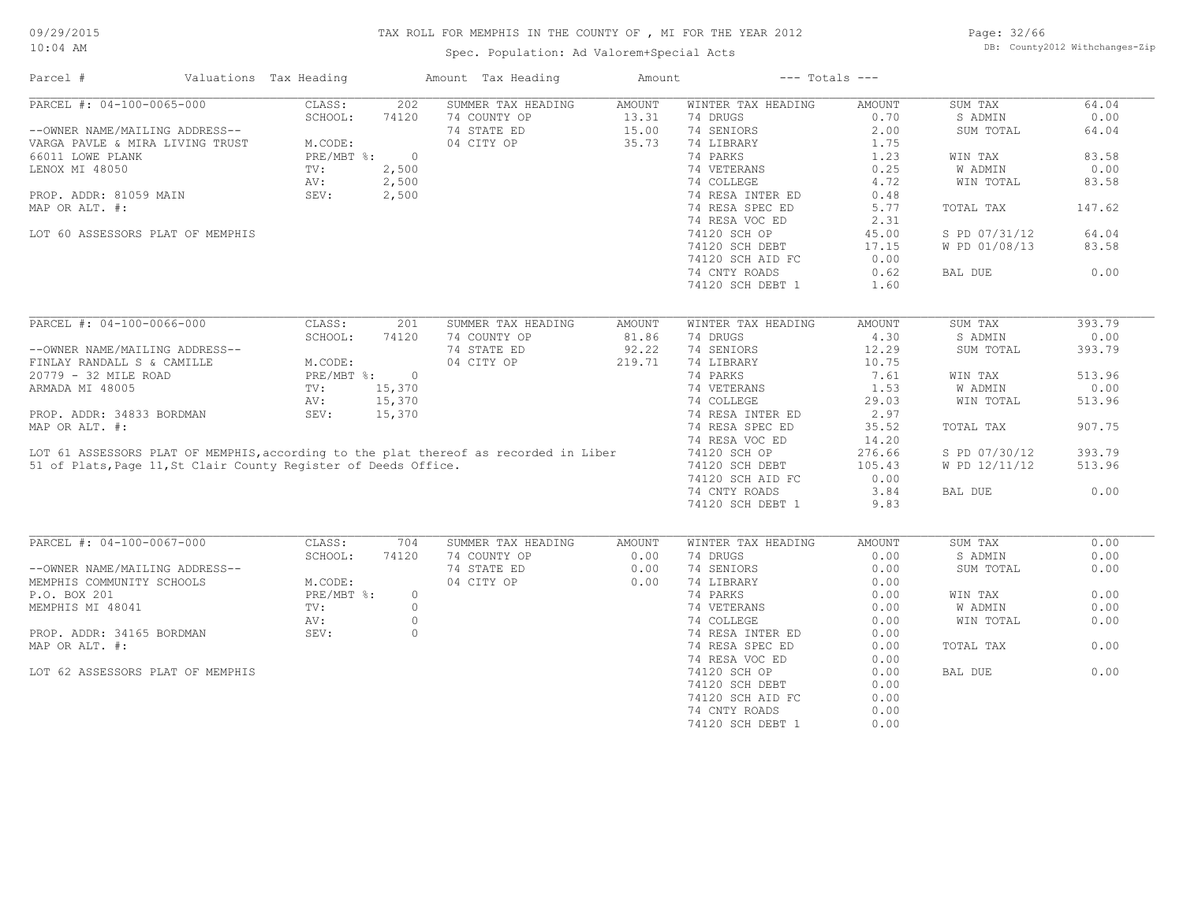# TAX ROLL FOR MEMPHIS IN THE COUNTY OF , MI FOR THE YEAR 2012

Spec. Population: Ad Valorem+Special Acts

| Parcel # | Valuations | Tax Heading | Amount | Tax Heading | Amount | --- Totals --- | | | |
|---|---|---|---|---|---|---|---|---|---|

## PARCEL #: 04-100-0065-000

| | | | | | | | | | |
|---|---|---|---|---|---|---|---|---|---|
| | CLASS: | 202 | SUMMER TAX HEADING | AMOUNT | WINTER TAX HEADING | AMOUNT | SUM TAX | 64.04 |
| | SCHOOL: | 74120 | 74 COUNTY OP | 13.31 | 74 DRUGS | 0.70 | S ADMIN | 0.00 |
| --OWNER NAME/MAILING ADDRESS-- | | | 74 STATE ED | 15.00 | 74 SENIORS | 2.00 | SUM TOTAL | 64.04 |
| VARGA PAVLE & MIRA LIVING TRUST | M.CODE: | | 04 CITY OP | 35.73 | 74 LIBRARY | 1.75 | | |
| 66011 LOWE PLANK | PRE/MBT %: | 0 | | | 74 PARKS | 1.23 | WIN TAX | 83.58 |
| LENOX MI 48050 | TV: | 2,500 | | | 74 VETERANS | 0.25 | W ADMIN | 0.00 |
| | AV: | 2,500 | | | 74 COLLEGE | 4.72 | WIN TOTAL | 83.58 |
| PROP. ADDR: 81059 MAIN | SEV: | 2,500 | | | 74 RESA INTER ED | 0.48 | | |
| MAP OR ALT. #: | | | | | 74 RESA SPEC ED | 5.77 | TOTAL TAX | 147.62 |
| | | | | | 74 RESA VOC ED | 2.31 | | |
| LOT 60 ASSESSORS PLAT OF MEMPHIS | | | | | 74120 SCH OP | 45.00 | S PD 07/31/12 | 64.04 |
| | | | | | 74120 SCH DEBT | 17.15 | W PD 01/08/13 | 83.58 |
| | | | | | 74120 SCH AID FC | 0.00 | | |
| | | | | | 74 CNTY ROADS | 0.62 | BAL DUE | 0.00 |
| | | | | | 74120 SCH DEBT 1 | 1.60 | | |

## PARCEL #: 04-100-0066-000

| | | | | | | | | |
|---|---|---|---|---|---|---|---|---|
| | CLASS: | 201 | SUMMER TAX HEADING | AMOUNT | WINTER TAX HEADING | AMOUNT | SUM TAX | 393.79 |
| | SCHOOL: | 74120 | 74 COUNTY OP | 81.86 | 74 DRUGS | 4.30 | S ADMIN | 0.00 |
| --OWNER NAME/MAILING ADDRESS-- | | | 74 STATE ED | 92.22 | 74 SENIORS | 12.29 | SUM TOTAL | 393.79 |
| FINLAY RANDALL S & CAMILLE | M.CODE: | | 04 CITY OP | 219.71 | 74 LIBRARY | 10.75 | | |
| 20779 - 32 MILE ROAD | PRE/MBT %: | 0 | | | 74 PARKS | 7.61 | WIN TAX | 513.96 |
| ARMADA MI 48005 | TV: | 15,370 | | | 74 VETERANS | 1.53 | W ADMIN | 0.00 |
| | AV: | 15,370 | | | 74 COLLEGE | 29.03 | WIN TOTAL | 513.96 |
| PROP. ADDR: 34833 BORDMAN | SEV: | 15,370 | | | 74 RESA INTER ED | 2.97 | | |
| MAP OR ALT. #: | | | | | 74 RESA SPEC ED | 35.52 | TOTAL TAX | 907.75 |
| | | | | | 74 RESA VOC ED | 14.20 | | |
| LOT 61 ASSESSORS PLAT OF MEMPHIS,according to the plat thereof as recorded in Liber | | | | | 74120 SCH OP | 276.66 | S PD 07/30/12 | 393.79 |
| 51 of Plats,Page 11,St Clair County Register of Deeds Office. | | | | | 74120 SCH DEBT | 105.43 | W PD 12/11/12 | 513.96 |
| | | | | | 74120 SCH AID FC | 0.00 | | |
| | | | | | 74 CNTY ROADS | 3.84 | BAL DUE | 0.00 |
| | | | | | 74120 SCH DEBT 1 | 9.83 | | |

## PARCEL #: 04-100-0067-000

| | | | | | | | | |
|---|---|---|---|---|---|---|---|---|
| | CLASS: | 704 | SUMMER TAX HEADING | AMOUNT | WINTER TAX HEADING | AMOUNT | SUM TAX | 0.00 |
| | SCHOOL: | 74120 | 74 COUNTY OP | 0.00 | 74 DRUGS | 0.00 | S ADMIN | 0.00 |
| --OWNER NAME/MAILING ADDRESS-- | | | 74 STATE ED | 0.00 | 74 SENIORS | 0.00 | SUM TOTAL | 0.00 |
| MEMPHIS COMMUNITY SCHOOLS | M.CODE: | | 04 CITY OP | 0.00 | 74 LIBRARY | 0.00 | | |
| P.O. BOX 201 | PRE/MBT %: | 0 | | | 74 PARKS | 0.00 | WIN TAX | 0.00 |
| MEMPHIS MI 48041 | TV: | 0 | | | 74 VETERANS | 0.00 | W ADMIN | 0.00 |
| | AV: | 0 | | | 74 COLLEGE | 0.00 | WIN TOTAL | 0.00 |
| PROP. ADDR: 34165 BORDMAN | SEV: | 0 | | | 74 RESA INTER ED | 0.00 | | |
| MAP OR ALT. #: | | | | | 74 RESA SPEC ED | 0.00 | TOTAL TAX | 0.00 |
| | | | | | 74 RESA VOC ED | 0.00 | | |
| LOT 62 ASSESSORS PLAT OF MEMPHIS | | | | | 74120 SCH OP | 0.00 | BAL DUE | 0.00 |
| | | | | | 74120 SCH DEBT | 0.00 | | |
| | | | | | 74120 SCH AID FC | 0.00 | | |
| | | | | | 74 CNTY ROADS | 0.00 | | |
| | | | | | 74120 SCH DEBT 1 | 0.00 | | |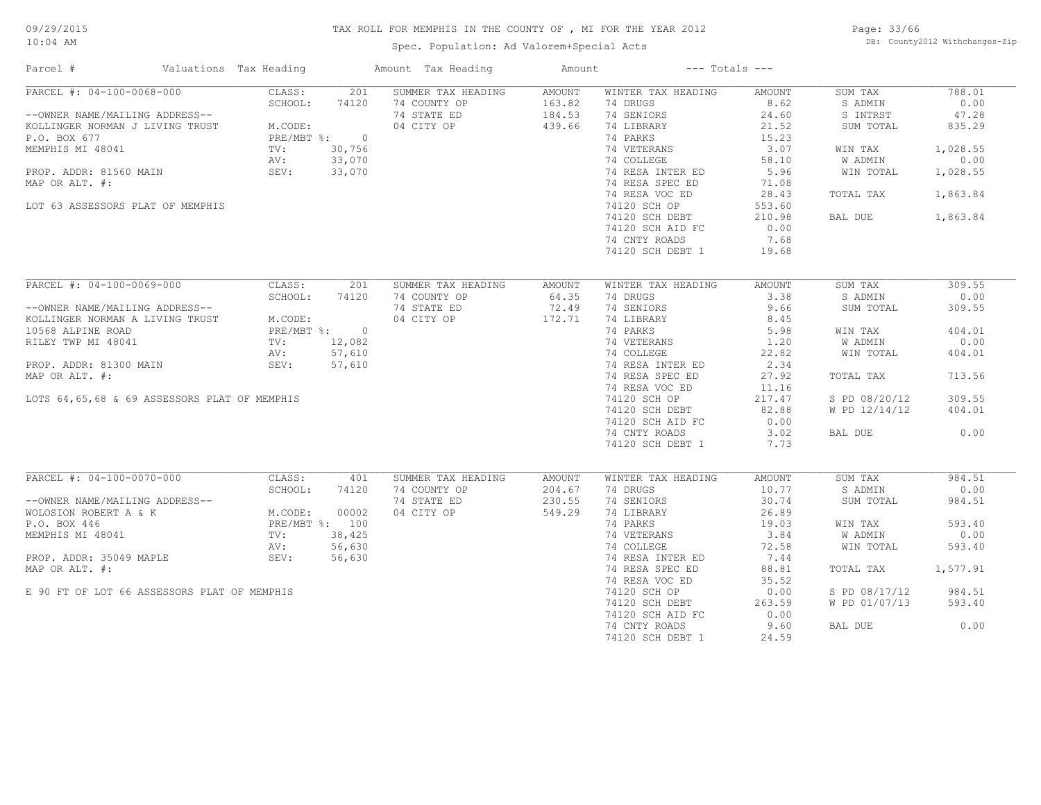# TAX ROLL FOR MEMPHIS IN THE COUNTY OF , MI FOR THE YEAR 2012

Spec. Population: Ad Valorem+Special Acts

| Parcel # | Valuations | Tax Heading | Amount | Tax Heading | Amount | --- Totals --- | | | |
|---|---|---|---|---|---|---|---|---|---|
| PARCEL #: 04-100-0068-000 | CLASS: | 201 | SUMMER TAX HEADING | AMOUNT | WINTER TAX HEADING | AMOUNT | SUM TAX | 788.01 |
| | SCHOOL: | 74120 | 74 COUNTY OP | 163.82 | 74 DRUGS | 8.62 | S ADMIN | 0.00 |
| --OWNER NAME/MAILING ADDRESS-- | | | 74 STATE ED | 184.53 | 74 SENIORS | 24.60 | S INTRST | 47.28 |
| KOLLINGER NORMAN J LIVING TRUST | M.CODE: | | 04 CITY OP | 439.66 | 74 LIBRARY | 21.52 | SUM TOTAL | 835.29 |
| P.O. BOX 677 | PRE/MBT %: | 0 | | | 74 PARKS | 15.23 | | |
| MEMPHIS MI 48041 | TV: | 30,756 | | | 74 VETERANS | 3.07 | WIN TAX | 1,028.55 |
| | AV: | 33,070 | | | 74 COLLEGE | 58.10 | W ADMIN | 0.00 |
| PROP. ADDR: 81560 MAIN | SEV: | 33,070 | | | 74 RESA INTER ED | 5.96 | WIN TOTAL | 1,028.55 |
| MAP OR ALT. #: | | | | | 74 RESA SPEC ED | 71.08 | | |
| | | | | | 74 RESA VOC ED | 28.43 | TOTAL TAX | 1,863.84 |
| LOT 63 ASSESSORS PLAT OF MEMPHIS | | | | | 74120 SCH OP | 553.60 | | |
| | | | | | 74120 SCH DEBT | 210.98 | BAL DUE | 1,863.84 |
| | | | | | 74120 SCH AID FC | 0.00 | | |
| | | | | | 74 CNTY ROADS | 7.68 | | |
| | | | | | 74120 SCH DEBT 1 | 19.68 | | |
| PARCEL #: 04-100-0069-000 | CLASS: | 201 | SUMMER TAX HEADING | AMOUNT | WINTER TAX HEADING | AMOUNT | SUM TAX | 309.55 |
| | SCHOOL: | 74120 | 74 COUNTY OP | 64.35 | 74 DRUGS | 3.38 | S ADMIN | 0.00 |
| --OWNER NAME/MAILING ADDRESS-- | | | 74 STATE ED | 72.49 | 74 SENIORS | 9.66 | SUM TOTAL | 309.55 |
| KOLLINGER NORMAN A LIVING TRUST | M.CODE: | | 04 CITY OP | 172.71 | 74 LIBRARY | 8.45 | | |
| 10568 ALPINE ROAD | PRE/MBT %: | 0 | | | 74 PARKS | 5.98 | WIN TAX | 404.01 |
| RILEY TWP MI 48041 | TV: | 12,082 | | | 74 VETERANS | 1.20 | W ADMIN | 0.00 |
| | AV: | 57,610 | | | 74 COLLEGE | 22.82 | WIN TOTAL | 404.01 |
| PROP. ADDR: 81300 MAIN | SEV: | 57,610 | | | 74 RESA INTER ED | 2.34 | | |
| MAP OR ALT. #: | | | | | 74 RESA SPEC ED | 27.92 | TOTAL TAX | 713.56 |
| | | | | | 74 RESA VOC ED | 11.16 | | |
| LOTS 64,65,68 & 69 ASSESSORS PLAT OF MEMPHIS | | | | | 74120 SCH OP | 217.47 | S PD 08/20/12 | 309.55 |
| | | | | | 74120 SCH DEBT | 82.88 | W PD 12/14/12 | 404.01 |
| | | | | | 74120 SCH AID FC | 0.00 | | |
| | | | | | 74 CNTY ROADS | 3.02 | BAL DUE | 0.00 |
| | | | | | 74120 SCH DEBT 1 | 7.73 | | |
| PARCEL #: 04-100-0070-000 | CLASS: | 401 | SUMMER TAX HEADING | AMOUNT | WINTER TAX HEADING | AMOUNT | SUM TAX | 984.51 |
| | SCHOOL: | 74120 | 74 COUNTY OP | 204.67 | 74 DRUGS | 10.77 | S ADMIN | 0.00 |
| --OWNER NAME/MAILING ADDRESS-- | | | 74 STATE ED | 230.55 | 74 SENIORS | 30.74 | SUM TOTAL | 984.51 |
| WOLOSION ROBERT A & K | M.CODE: | 00002 | 04 CITY OP | 549.29 | 74 LIBRARY | 26.89 | | |
| P.O. BOX 446 | PRE/MBT %: | 100 | | | 74 PARKS | 19.03 | WIN TAX | 593.40 |
| MEMPHIS MI 48041 | TV: | 38,425 | | | 74 VETERANS | 3.84 | W ADMIN | 0.00 |
| | AV: | 56,630 | | | 74 COLLEGE | 72.58 | WIN TOTAL | 593.40 |
| PROP. ADDR: 35049 MAPLE | SEV: | 56,630 | | | 74 RESA INTER ED | 7.44 | | |
| MAP OR ALT. #: | | | | | 74 RESA SPEC ED | 88.81 | TOTAL TAX | 1,577.91 |
| | | | | | 74 RESA VOC ED | 35.52 | | |
| E 90 FT OF LOT 66 ASSESSORS PLAT OF MEMPHIS | | | | | 74120 SCH OP | 0.00 | S PD 08/17/12 | 984.51 |
| | | | | | 74120 SCH DEBT | 263.59 | W PD 01/07/13 | 593.40 |
| | | | | | 74120 SCH AID FC | 0.00 | | |
| | | | | | 74 CNTY ROADS | 9.60 | BAL DUE | 0.00 |
| | | | | | 74120 SCH DEBT 1 | 24.59 | | |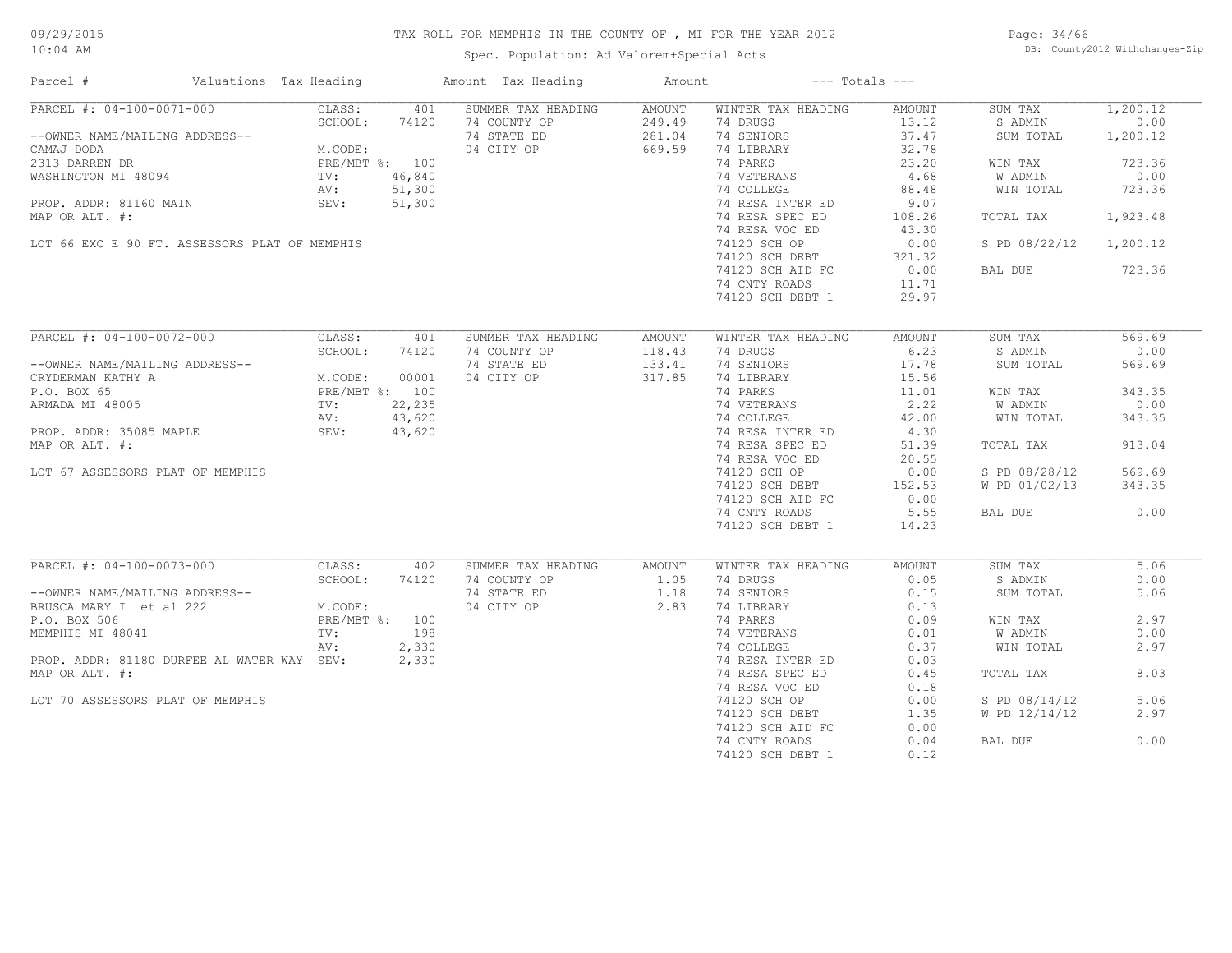# TAX ROLL FOR MEMPHIS IN THE COUNTY OF , MI FOR THE YEAR 2012

Spec. Population: Ad Valorem+Special Acts

| Parcel # | Valuations | Tax Heading | Amount | Tax Heading | Amount | --- Totals --- | |
|---|---|---|---|---|---|---|---|
| PARCEL #: 04-100-0071-000 | CLASS: 401 | SUMMER TAX HEADING | AMOUNT | WINTER TAX HEADING | AMOUNT | SUM TAX | 1,200.12 |
| | SCHOOL: 74120 | 74 COUNTY OP | 249.49 | 74 DRUGS | 13.12 | S ADMIN | 0.00 |
| --OWNER NAME/MAILING ADDRESS-- | | 74 STATE ED | 281.04 | 74 SENIORS | 37.47 | SUM TOTAL | 1,200.12 |
| CAMAJ DODA | M.CODE: | 04 CITY OP | 669.59 | 74 LIBRARY | 32.78 | | |
| 2313 DARREN DR | PRE/MBT %: 100 | | | 74 PARKS | 23.20 | WIN TAX | 723.36 |
| WASHINGTON MI 48094 | TV: 46,840 | | | 74 VETERANS | 4.68 | W ADMIN | 0.00 |
| | AV: 51,300 | | | 74 COLLEGE | 88.48 | WIN TOTAL | 723.36 |
| PROP. ADDR: 81160 MAIN | SEV: 51,300 | | | 74 RESA INTER ED | 9.07 | | |
| MAP OR ALT. #: | | | | 74 RESA SPEC ED | 108.26 | TOTAL TAX | 1,923.48 |
| | | | | 74 RESA VOC ED | 43.30 | | |
| LOT 66 EXC E 90 FT. ASSESSORS PLAT OF MEMPHIS | | | | 74120 SCH OP | 0.00 | S PD 08/22/12 | 1,200.12 |
| | | | | 74120 SCH DEBT | 321.32 | | |
| | | | | 74120 SCH AID FC | 0.00 | BAL DUE | 723.36 |
| | | | | 74 CNTY ROADS | 11.71 | | |
| | | | | 74120 SCH DEBT 1 | 29.97 | | |
| PARCEL #: 04-100-0072-000 | CLASS: 401 | SUMMER TAX HEADING | AMOUNT | WINTER TAX HEADING | AMOUNT | SUM TAX | 569.69 |
| | SCHOOL: 74120 | 74 COUNTY OP | 118.43 | 74 DRUGS | 6.23 | S ADMIN | 0.00 |
| --OWNER NAME/MAILING ADDRESS-- | | 74 STATE ED | 133.41 | 74 SENIORS | 17.78 | SUM TOTAL | 569.69 |
| CRYDERMAN KATHY A | M.CODE: 00001 | 04 CITY OP | 317.85 | 74 LIBRARY | 15.56 | | |
| P.O. BOX 65 | PRE/MBT %: 100 | | | 74 PARKS | 11.01 | WIN TAX | 343.35 |
| ARMADA MI 48005 | TV: 22,235 | | | 74 VETERANS | 2.22 | W ADMIN | 0.00 |
| | AV: 43,620 | | | 74 COLLEGE | 42.00 | WIN TOTAL | 343.35 |
| PROP. ADDR: 35085 MAPLE | SEV: 43,620 | | | 74 RESA INTER ED | 4.30 | | |
| MAP OR ALT. #: | | | | 74 RESA SPEC ED | 51.39 | TOTAL TAX | 913.04 |
| | | | | 74 RESA VOC ED | 20.55 | | |
| LOT 67 ASSESSORS PLAT OF MEMPHIS | | | | 74120 SCH OP | 0.00 | S PD 08/28/12 | 569.69 |
| | | | | 74120 SCH DEBT | 152.53 | W PD 01/02/13 | 343.35 |
| | | | | 74120 SCH AID FC | 0.00 | | |
| | | | | 74 CNTY ROADS | 5.55 | BAL DUE | 0.00 |
| | | | | 74120 SCH DEBT 1 | 14.23 | | |
| PARCEL #: 04-100-0073-000 | CLASS: 402 | SUMMER TAX HEADING | AMOUNT | WINTER TAX HEADING | AMOUNT | SUM TAX | 5.06 |
| | SCHOOL: 74120 | 74 COUNTY OP | 1.05 | 74 DRUGS | 0.05 | S ADMIN | 0.00 |
| --OWNER NAME/MAILING ADDRESS-- | | 74 STATE ED | 1.18 | 74 SENIORS | 0.15 | SUM TOTAL | 5.06 |
| BRUSCA MARY I et al 222 | M.CODE: | 04 CITY OP | 2.83 | 74 LIBRARY | 0.13 | | |
| P.O. BOX 506 | PRE/MBT %: 100 | | | 74 PARKS | 0.09 | WIN TAX | 2.97 |
| MEMPHIS MI 48041 | TV: 198 | | | 74 VETERANS | 0.01 | W ADMIN | 0.00 |
| | AV: 2,330 | | | 74 COLLEGE | 0.37 | WIN TOTAL | 2.97 |
| PROP. ADDR: 81180 DURFEE AL WATER WAY | SEV: 2,330 | | | 74 RESA INTER ED | 0.03 | | |
| MAP OR ALT. #: | | | | 74 RESA SPEC ED | 0.45 | TOTAL TAX | 8.03 |
| | | | | 74 RESA VOC ED | 0.18 | | |
| LOT 70 ASSESSORS PLAT OF MEMPHIS | | | | 74120 SCH OP | 0.00 | S PD 08/14/12 | 5.06 |
| | | | | 74120 SCH DEBT | 1.35 | W PD 12/14/12 | 2.97 |
| | | | | 74120 SCH AID FC | 0.00 | | |
| | | | | 74 CNTY ROADS | 0.04 | BAL DUE | 0.00 |
| | | | | 74120 SCH DEBT 1 | 0.12 | | |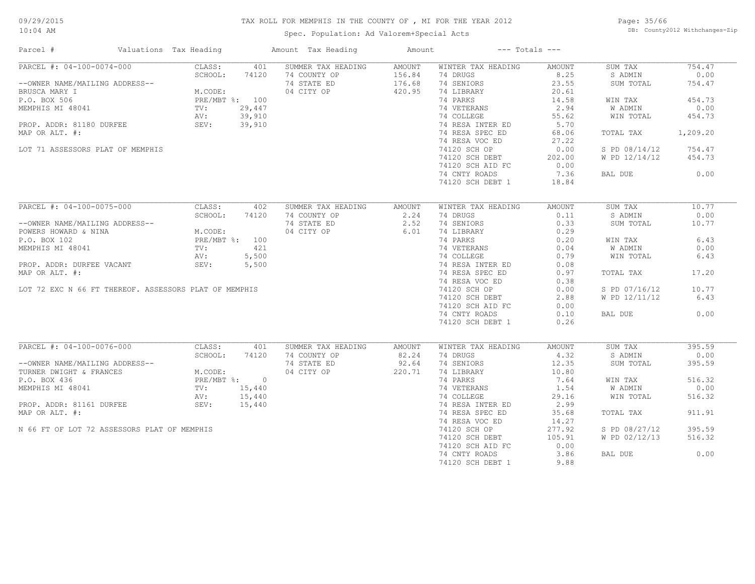# TAX ROLL FOR MEMPHIS IN THE COUNTY OF , MI FOR THE YEAR 2012

Spec. Population: Ad Valorem+Special Acts

09/29/2015
10:04 AM

DB: County2012 Withchanges-Zip

| Parcel # | Valuations | Tax Heading | Amount | Tax Heading | Amount | --- Totals --- | |
|---|---|---|---|---|---|---|---|

---

**PARCEL #: 04-100-0074-000**

--OWNER NAME/MAILING ADDRESS--
BRUSCA MARY I
P.O. BOX 506
MEMPHIS MI 48041

PROP. ADDR: 81180 DURFEE
MAP OR ALT. #:

LOT 71 ASSESSORS PLAT OF MEMPHIS

| Valuations | | Summer Tax Heading | Amount | Winter Tax Heading | Amount | Totals | |
|---|---|---|---|---|---|---|---|
| CLASS: | 401 | SUMMER TAX HEADING | AMOUNT | WINTER TAX HEADING | AMOUNT | SUM TAX | 754.47 |
| SCHOOL: | 74120 | 74 COUNTY OP | 156.84 | 74 DRUGS | 8.25 | S ADMIN | 0.00 |
| M.CODE: | | 74 STATE ED | 176.68 | 74 SENIORS | 23.55 | SUM TOTAL | 754.47 |
| PRE/MBT %: | 100 | 04 CITY OP | 420.95 | 74 LIBRARY | 20.61 | | |
| TV: | 29,447 | | | 74 PARKS | 14.58 | WIN TAX | 454.73 |
| AV: | 39,910 | | | 74 VETERANS | 2.94 | W ADMIN | 0.00 |
| SEV: | 39,910 | | | 74 COLLEGE | 55.62 | WIN TOTAL | 454.73 |
| | | | | 74 RESA INTER ED | 5.70 | | |
| | | | | 74 RESA SPEC ED | 68.06 | TOTAL TAX | 1,209.20 |
| | | | | 74 RESA VOC ED | 27.22 | | |
| | | | | 74120 SCH OP | 0.00 | S PD 08/14/12 | 754.47 |
| | | | | 74120 SCH DEBT | 202.00 | W PD 12/14/12 | 454.73 |
| | | | | 74120 SCH AID FC | 0.00 | | |
| | | | | 74 CNTY ROADS | 7.36 | BAL DUE | 0.00 |
| | | | | 74120 SCH DEBT 1 | 18.84 | | |

---

**PARCEL #: 04-100-0075-000**

--OWNER NAME/MAILING ADDRESS--
POWERS HOWARD & NINA
P.O. BOX 102
MEMPHIS MI 48041

PROP. ADDR: DURFEE VACANT
MAP OR ALT. #:

LOT 72 EXC N 66 FT THEREOF. ASSESSORS PLAT OF MEMPHIS

| Valuations | | Summer Tax Heading | Amount | Winter Tax Heading | Amount | Totals | |
|---|---|---|---|---|---|---|---|
| CLASS: | 402 | SUMMER TAX HEADING | AMOUNT | WINTER TAX HEADING | AMOUNT | SUM TAX | 10.77 |
| SCHOOL: | 74120 | 74 COUNTY OP | 2.24 | 74 DRUGS | 0.11 | S ADMIN | 0.00 |
| M.CODE: | | 74 STATE ED | 2.52 | 74 SENIORS | 0.33 | SUM TOTAL | 10.77 |
| PRE/MBT %: | 100 | 04 CITY OP | 6.01 | 74 LIBRARY | 0.29 | | |
| TV: | 421 | | | 74 PARKS | 0.20 | WIN TAX | 6.43 |
| AV: | 5,500 | | | 74 VETERANS | 0.04 | W ADMIN | 0.00 |
| SEV: | 5,500 | | | 74 COLLEGE | 0.79 | WIN TOTAL | 6.43 |
| | | | | 74 RESA INTER ED | 0.08 | | |
| | | | | 74 RESA SPEC ED | 0.97 | TOTAL TAX | 17.20 |
| | | | | 74 RESA VOC ED | 0.38 | | |
| | | | | 74120 SCH OP | 0.00 | S PD 07/16/12 | 10.77 |
| | | | | 74120 SCH DEBT | 2.88 | W PD 12/11/12 | 6.43 |
| | | | | 74120 SCH AID FC | 0.00 | | |
| | | | | 74 CNTY ROADS | 0.10 | BAL DUE | 0.00 |
| | | | | 74120 SCH DEBT 1 | 0.26 | | |

---

**PARCEL #: 04-100-0076-000**

--OWNER NAME/MAILING ADDRESS--
TURNER DWIGHT & FRANCES
P.O. BOX 436
MEMPHIS MI 48041

PROP. ADDR: 81161 DURFEE
MAP OR ALT. #:

N 66 FT OF LOT 72 ASSESSORS PLAT OF MEMPHIS

| Valuations | | Summer Tax Heading | Amount | Winter Tax Heading | Amount | Totals | |
|---|---|---|---|---|---|---|---|
| CLASS: | 401 | SUMMER TAX HEADING | AMOUNT | WINTER TAX HEADING | AMOUNT | SUM TAX | 395.59 |
| SCHOOL: | 74120 | 74 COUNTY OP | 82.24 | 74 DRUGS | 4.32 | S ADMIN | 0.00 |
| M.CODE: | | 74 STATE ED | 92.64 | 74 SENIORS | 12.35 | SUM TOTAL | 395.59 |
| PRE/MBT %: | 0 | 04 CITY OP | 220.71 | 74 LIBRARY | 10.80 | | |
| TV: | 15,440 | | | 74 PARKS | 7.64 | WIN TAX | 516.32 |
| AV: | 15,440 | | | 74 VETERANS | 1.54 | W ADMIN | 0.00 |
| SEV: | 15,440 | | | 74 COLLEGE | 29.16 | WIN TOTAL | 516.32 |
| | | | | 74 RESA INTER ED | 2.99 | | |
| | | | | 74 RESA SPEC ED | 35.68 | TOTAL TAX | 911.91 |
| | | | | 74 RESA VOC ED | 14.27 | | |
| | | | | 74120 SCH OP | 277.92 | S PD 08/27/12 | 395.59 |
| | | | | 74120 SCH DEBT | 105.91 | W PD 02/12/13 | 516.32 |
| | | | | 74120 SCH AID FC | 0.00 | | |
| | | | | 74 CNTY ROADS | 3.86 | BAL DUE | 0.00 |
| | | | | 74120 SCH DEBT 1 | 9.88 | | |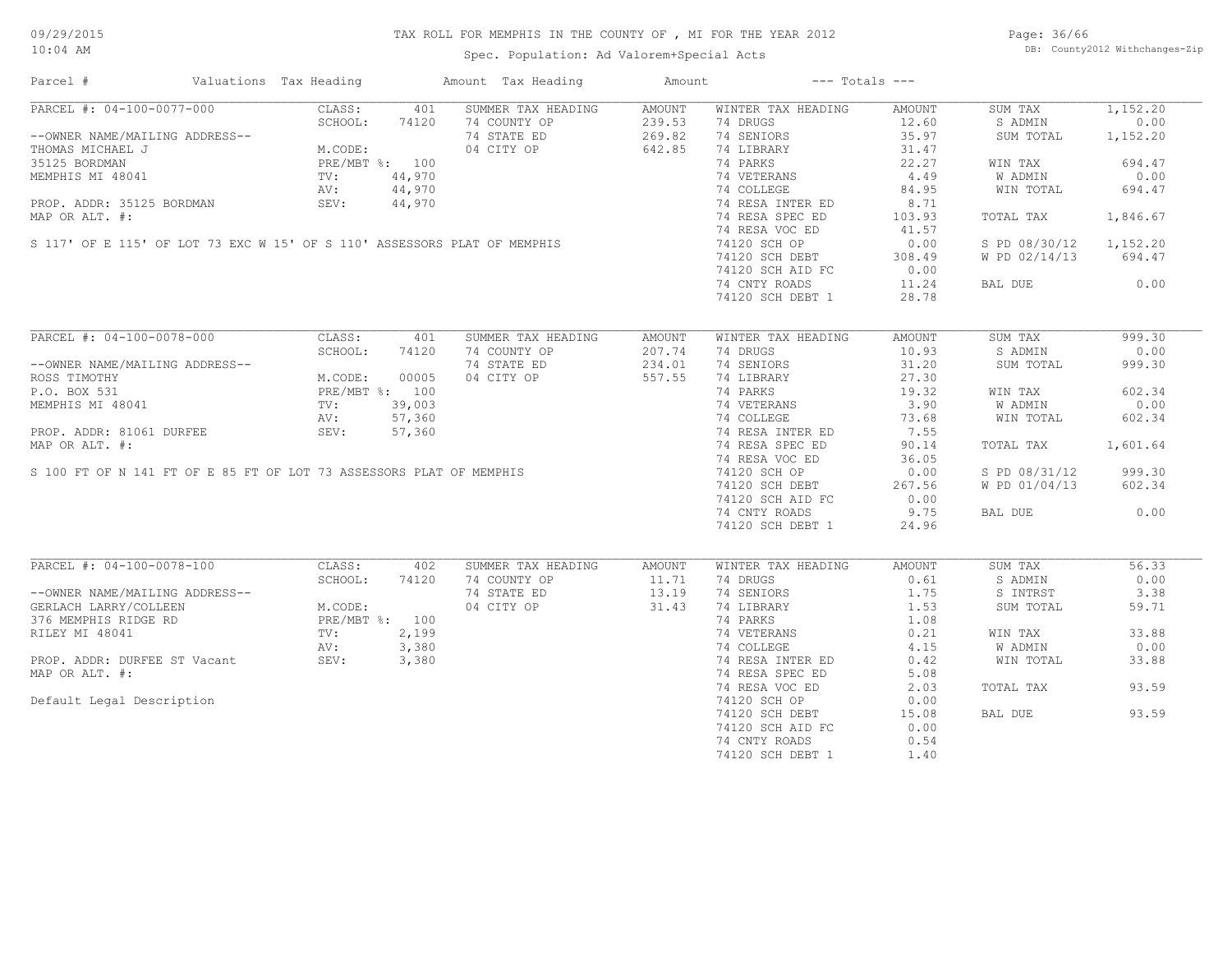# TAX ROLL FOR MEMPHIS IN THE COUNTY OF , MI FOR THE YEAR 2012

Spec. Population: Ad Valorem+Special Acts

| Parcel # | Valuations | Tax Heading | Amount | Tax Heading | Amount | --- Totals --- | | | |
|---|---|---|---|---|---|---|---|---|---|

## PARCEL #: 04-100-0077-000

| | | | | | | | |
|---|---|---|---|---|---|---|---|
| CLASS: | 401 | SUMMER TAX HEADING | AMOUNT | WINTER TAX HEADING | AMOUNT | SUM TAX | 1,152.20 |
| SCHOOL: | 74120 | 74 COUNTY OP | 239.53 | 74 DRUGS | 12.60 | S ADMIN | 0.00 |
| | | 74 STATE ED | 269.82 | 74 SENIORS | 35.97 | SUM TOTAL | 1,152.20 |
| M.CODE: | | 04 CITY OP | 642.85 | 74 LIBRARY | 31.47 | | |
| PRE/MBT %: | 100 | | | 74 PARKS | 22.27 | WIN TAX | 694.47 |
| TV: | 44,970 | | | 74 VETERANS | 4.49 | W ADMIN | 0.00 |
| AV: | 44,970 | | | 74 COLLEGE | 84.95 | WIN TOTAL | 694.47 |
| SEV: | 44,970 | | | 74 RESA INTER ED | 8.71 | | |
| | | | | 74 RESA SPEC ED | 103.93 | TOTAL TAX | 1,846.67 |
| | | | | 74 RESA VOC ED | 41.57 | | |
| | | | | 74120 SCH OP | 0.00 | S PD 08/30/12 | 1,152.20 |
| | | | | 74120 SCH DEBT | 308.49 | W PD 02/14/13 | 694.47 |
| | | | | 74120 SCH AID FC | 0.00 | | |
| | | | | 74 CNTY ROADS | 11.24 | BAL DUE | 0.00 |
| | | | | 74120 SCH DEBT 1 | 28.78 | | |

--OWNER NAME/MAILING ADDRESS--
THOMAS MICHAEL J
35125 BORDMAN
MEMPHIS MI 48041

PROP. ADDR: 35125 BORDMAN
MAP OR ALT. #:

S 117' OF E 115' OF LOT 73 EXC W 15' OF S 110' ASSESSORS PLAT OF MEMPHIS

## PARCEL #: 04-100-0078-000

| | | | | | | | |
|---|---|---|---|---|---|---|---|
| CLASS: | 401 | SUMMER TAX HEADING | AMOUNT | WINTER TAX HEADING | AMOUNT | SUM TAX | 999.30 |
| SCHOOL: | 74120 | 74 COUNTY OP | 207.74 | 74 DRUGS | 10.93 | S ADMIN | 0.00 |
| | | 74 STATE ED | 234.01 | 74 SENIORS | 31.20 | SUM TOTAL | 999.30 |
| M.CODE: | 00005 | 04 CITY OP | 557.55 | 74 LIBRARY | 27.30 | | |
| PRE/MBT %: | 100 | | | 74 PARKS | 19.32 | WIN TAX | 602.34 |
| TV: | 39,003 | | | 74 VETERANS | 3.90 | W ADMIN | 0.00 |
| AV: | 57,360 | | | 74 COLLEGE | 73.68 | WIN TOTAL | 602.34 |
| SEV: | 57,360 | | | 74 RESA INTER ED | 7.55 | | |
| | | | | 74 RESA SPEC ED | 90.14 | TOTAL TAX | 1,601.64 |
| | | | | 74 RESA VOC ED | 36.05 | | |
| | | | | 74120 SCH OP | 0.00 | S PD 08/31/12 | 999.30 |
| | | | | 74120 SCH DEBT | 267.56 | W PD 01/04/13 | 602.34 |
| | | | | 74120 SCH AID FC | 0.00 | | |
| | | | | 74 CNTY ROADS | 9.75 | BAL DUE | 0.00 |
| | | | | 74120 SCH DEBT 1 | 24.96 | | |

--OWNER NAME/MAILING ADDRESS--
ROSS TIMOTHY
P.O. BOX 531
MEMPHIS MI 48041

PROP. ADDR: 81061 DURFEE
MAP OR ALT. #:

S 100 FT OF N 141 FT OF E 85 FT OF LOT 73 ASSESSORS PLAT OF MEMPHIS

## PARCEL #: 04-100-0078-100

| | | | | | | | |
|---|---|---|---|---|---|---|---|
| CLASS: | 402 | SUMMER TAX HEADING | AMOUNT | WINTER TAX HEADING | AMOUNT | SUM TAX | 56.33 |
| SCHOOL: | 74120 | 74 COUNTY OP | 11.71 | 74 DRUGS | 0.61 | S ADMIN | 0.00 |
| | | 74 STATE ED | 13.19 | 74 SENIORS | 1.75 | S INTRST | 3.38 |
| M.CODE: | | 04 CITY OP | 31.43 | 74 LIBRARY | 1.53 | SUM TOTAL | 59.71 |
| PRE/MBT %: | 100 | | | 74 PARKS | 1.08 | | |
| TV: | 2,199 | | | 74 VETERANS | 0.21 | WIN TAX | 33.88 |
| AV: | 3,380 | | | 74 COLLEGE | 4.15 | W ADMIN | 0.00 |
| SEV: | 3,380 | | | 74 RESA INTER ED | 0.42 | WIN TOTAL | 33.88 |
| | | | | 74 RESA SPEC ED | 5.08 | | |
| | | | | 74 RESA VOC ED | 2.03 | TOTAL TAX | 93.59 |
| | | | | 74120 SCH OP | 0.00 | | |
| | | | | 74120 SCH DEBT | 15.08 | BAL DUE | 93.59 |
| | | | | 74120 SCH AID FC | 0.00 | | |
| | | | | 74 CNTY ROADS | 0.54 | | |
| | | | | 74120 SCH DEBT 1 | 1.40 | | |

--OWNER NAME/MAILING ADDRESS--
GERLACH LARRY/COLLEEN
376 MEMPHIS RIDGE RD
RILEY MI 48041

PROP. ADDR: DURFEE ST Vacant
MAP OR ALT. #:

Default Legal Description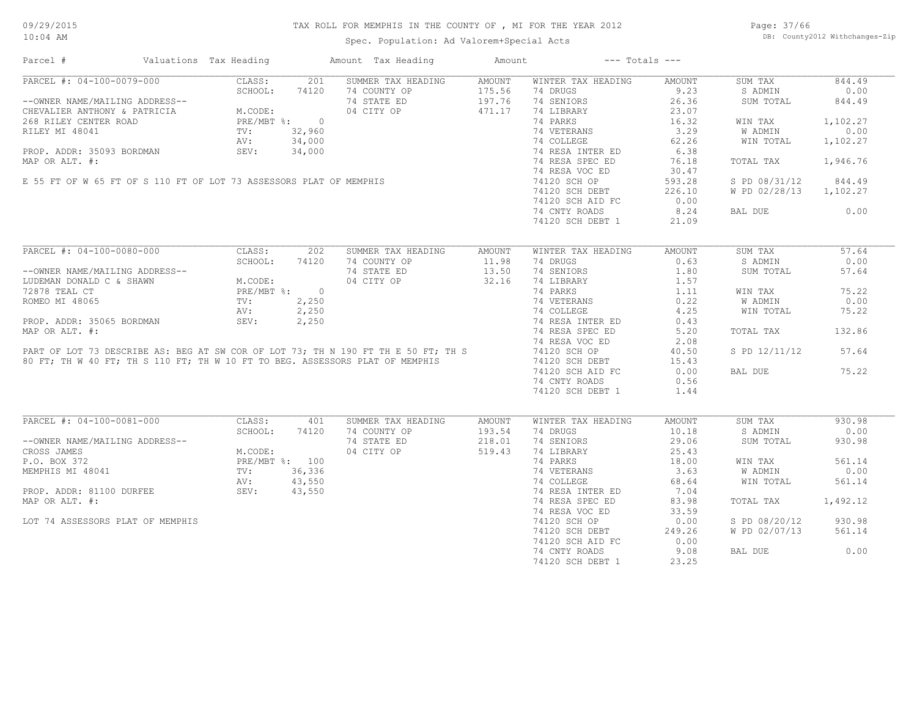# TAX ROLL FOR MEMPHIS IN THE COUNTY OF , MI FOR THE YEAR 2012

Spec. Population: Ad Valorem+Special Acts

09/29/2015
10:04 AM

DB: County2012 Withchanges-Zip

| Parcel # | Valuations | Tax Heading | Amount | Tax Heading | Amount | --- Totals --- | |
|---|---|---|---|---|---|---|---|

## PARCEL #: 04-100-0079-000

--OWNER NAME/MAILING ADDRESS--
CHEVALIER ANTHONY & PATRICIA
268 RILEY CENTER ROAD
RILEY MI 48041

PROP. ADDR: 35093 BORDMAN
MAP OR ALT. #:

E 55 FT OF W 65 FT OF S 110 FT OF LOT 73 ASSESSORS PLAT OF MEMPHIS

| Valuations | | Summer Tax Heading | Amount | Winter Tax Heading | Amount | Totals | |
|---|---|---|---|---|---|---|---|
| CLASS: | 201 | 74 COUNTY OP | 175.56 | 74 DRUGS | 9.23 | SUM TAX | 844.49 |
| SCHOOL: | 74120 | 74 STATE ED | 197.76 | 74 SENIORS | 26.36 | S ADMIN | 0.00 |
| M.CODE: | | 04 CITY OP | 471.17 | 74 LIBRARY | 23.07 | SUM TOTAL | 844.49 |
| PRE/MBT %: | 0 | | | 74 PARKS | 16.32 | WIN TAX | 1,102.27 |
| TV: | 32,960 | | | 74 VETERANS | 3.29 | W ADMIN | 0.00 |
| AV: | 34,000 | | | 74 COLLEGE | 62.26 | WIN TOTAL | 1,102.27 |
| SEV: | 34,000 | | | 74 RESA INTER ED | 6.38 | | |
| | | | | 74 RESA SPEC ED | 76.18 | TOTAL TAX | 1,946.76 |
| | | | | 74 RESA VOC ED | 30.47 | | |
| | | | | 74120 SCH OP | 593.28 | S PD 08/31/12 | 844.49 |
| | | | | 74120 SCH DEBT | 226.10 | W PD 02/28/13 | 1,102.27 |
| | | | | 74120 SCH AID FC | 0.00 | | |
| | | | | 74 CNTY ROADS | 8.24 | BAL DUE | 0.00 |
| | | | | 74120 SCH DEBT 1 | 21.09 | | |

## PARCEL #: 04-100-0080-000

--OWNER NAME/MAILING ADDRESS--
LUDEMAN DONALD C & SHAWN
72878 TEAL CT
ROMEO MI 48065

PROP. ADDR: 35065 BORDMAN
MAP OR ALT. #:

PART OF LOT 73 DESCRIBE AS: BEG AT SW COR OF LOT 73; TH N 190 FT TH E 50 FT; TH S 80 FT; TH W 40 FT; TH S 110 FT; TH W 10 FT TO BEG. ASSESSORS PLAT OF MEMPHIS

| Valuations | | Summer Tax Heading | Amount | Winter Tax Heading | Amount | Totals | |
|---|---|---|---|---|---|---|---|
| CLASS: | 202 | 74 COUNTY OP | 11.98 | 74 DRUGS | 0.63 | SUM TAX | 57.64 |
| SCHOOL: | 74120 | 74 STATE ED | 13.50 | 74 SENIORS | 1.80 | S ADMIN | 0.00 |
| M.CODE: | | 04 CITY OP | 32.16 | 74 LIBRARY | 1.57 | SUM TOTAL | 57.64 |
| PRE/MBT %: | 0 | | | 74 PARKS | 1.11 | WIN TAX | 75.22 |
| TV: | 2,250 | | | 74 VETERANS | 0.22 | W ADMIN | 0.00 |
| AV: | 2,250 | | | 74 COLLEGE | 4.25 | WIN TOTAL | 75.22 |
| SEV: | 2,250 | | | 74 RESA INTER ED | 0.43 | | |
| | | | | 74 RESA SPEC ED | 5.20 | TOTAL TAX | 132.86 |
| | | | | 74 RESA VOC ED | 2.08 | | |
| | | | | 74120 SCH OP | 40.50 | S PD 12/11/12 | 57.64 |
| | | | | 74120 SCH DEBT | 15.43 | | |
| | | | | 74120 SCH AID FC | 0.00 | BAL DUE | 75.22 |
| | | | | 74 CNTY ROADS | 0.56 | | |
| | | | | 74120 SCH DEBT 1 | 1.44 | | |

## PARCEL #: 04-100-0081-000

--OWNER NAME/MAILING ADDRESS--
CROSS JAMES
P.O. BOX 372
MEMPHIS MI 48041

PROP. ADDR: 81100 DURFEE
MAP OR ALT. #:

LOT 74 ASSESSORS PLAT OF MEMPHIS

| Valuations | | Summer Tax Heading | Amount | Winter Tax Heading | Amount | Totals | |
|---|---|---|---|---|---|---|---|
| CLASS: | 401 | 74 COUNTY OP | 193.54 | 74 DRUGS | 10.18 | SUM TAX | 930.98 |
| SCHOOL: | 74120 | 74 STATE ED | 218.01 | 74 SENIORS | 29.06 | S ADMIN | 0.00 |
| M.CODE: | | 04 CITY OP | 519.43 | 74 LIBRARY | 25.43 | SUM TOTAL | 930.98 |
| PRE/MBT %: | 100 | | | 74 PARKS | 18.00 | WIN TAX | 561.14 |
| TV: | 36,336 | | | 74 VETERANS | 3.63 | W ADMIN | 0.00 |
| AV: | 43,550 | | | 74 COLLEGE | 68.64 | WIN TOTAL | 561.14 |
| SEV: | 43,550 | | | 74 RESA INTER ED | 7.04 | | |
| | | | | 74 RESA SPEC ED | 83.98 | TOTAL TAX | 1,492.12 |
| | | | | 74 RESA VOC ED | 33.59 | | |
| | | | | 74120 SCH OP | 0.00 | S PD 08/20/12 | 930.98 |
| | | | | 74120 SCH DEBT | 249.26 | W PD 02/07/13 | 561.14 |
| | | | | 74120 SCH AID FC | 0.00 | | |
| | | | | 74 CNTY ROADS | 9.08 | BAL DUE | 0.00 |
| | | | | 74120 SCH DEBT 1 | 23.25 | | |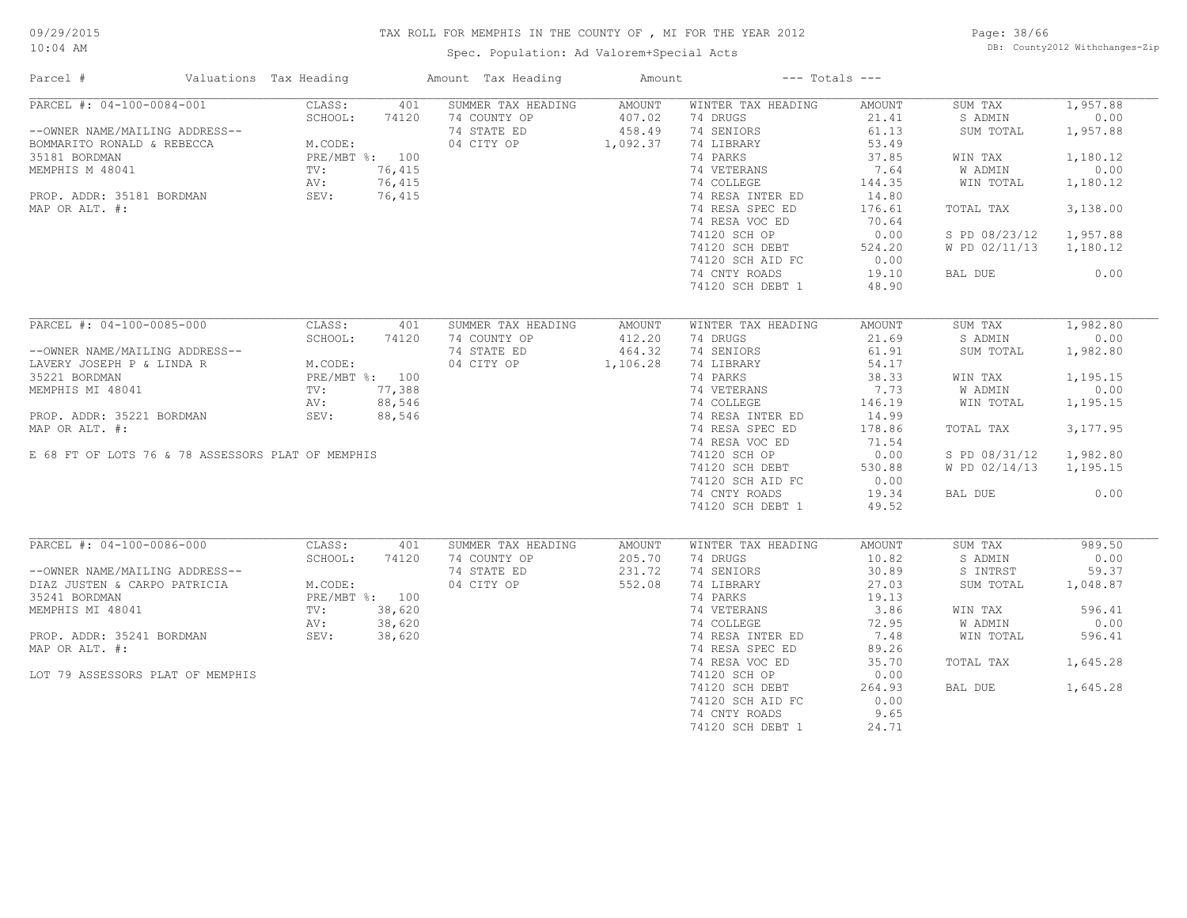# TAX ROLL FOR MEMPHIS IN THE COUNTY OF , MI FOR THE YEAR 2012

Spec. Population: Ad Valorem+Special Acts

| Parcel # | Valuations | Tax Heading | Amount | Tax Heading | Amount | --- Totals --- | |
|---|---|---|---|---|---|---|---|

## PARCEL #: 04-100-0084-001

| Field | Value | Summer Tax Heading | Amount | Winter Tax Heading | Amount | Totals | |
|---|---|---|---|---|---|---|---|
| CLASS: | 401 | SUMMER TAX HEADING | AMOUNT | WINTER TAX HEADING | AMOUNT | SUM TAX | 1,957.88 |
| SCHOOL: | 74120 | 74 COUNTY OP | 407.02 | 74 DRUGS | 21.41 | S ADMIN | 0.00 |
| | | 74 STATE ED | 458.49 | 74 SENIORS | 61.13 | SUM TOTAL | 1,957.88 |
| M.CODE: | | 04 CITY OP | 1,092.37 | 74 LIBRARY | 53.49 | | |
| PRE/MBT %: | 100 | | | 74 PARKS | 37.85 | WIN TAX | 1,180.12 |
| TV: | 76,415 | | | 74 VETERANS | 7.64 | W ADMIN | 0.00 |
| AV: | 76,415 | | | 74 COLLEGE | 144.35 | WIN TOTAL | 1,180.12 |
| SEV: | 76,415 | | | 74 RESA INTER ED | 14.80 | | |
| | | | | 74 RESA SPEC ED | 176.61 | TOTAL TAX | 3,138.00 |
| | | | | 74 RESA VOC ED | 70.64 | | |
| | | | | 74120 SCH OP | 0.00 | S PD 08/23/12 | 1,957.88 |
| | | | | 74120 SCH DEBT | 524.20 | W PD 02/11/13 | 1,180.12 |
| | | | | 74120 SCH AID FC | 0.00 | | |
| | | | | 74 CNTY ROADS | 19.10 | BAL DUE | 0.00 |
| | | | | 74120 SCH DEBT 1 | 48.90 | | |

--OWNER NAME/MAILING ADDRESS--
BOMMARITO RONALD & REBECCA
35181 BORDMAN
MEMPHIS M 48041

PROP. ADDR: 35181 BORDMAN
MAP OR ALT. #:

## PARCEL #: 04-100-0085-000

| Field | Value | Summer Tax Heading | Amount | Winter Tax Heading | Amount | Totals | |
|---|---|---|---|---|---|---|---|
| CLASS: | 401 | SUMMER TAX HEADING | AMOUNT | WINTER TAX HEADING | AMOUNT | SUM TAX | 1,982.80 |
| SCHOOL: | 74120 | 74 COUNTY OP | 412.20 | 74 DRUGS | 21.69 | S ADMIN | 0.00 |
| | | 74 STATE ED | 464.32 | 74 SENIORS | 61.91 | SUM TOTAL | 1,982.80 |
| M.CODE: | | 04 CITY OP | 1,106.28 | 74 LIBRARY | 54.17 | | |
| PRE/MBT %: | 100 | | | 74 PARKS | 38.33 | WIN TAX | 1,195.15 |
| TV: | 77,388 | | | 74 VETERANS | 7.73 | W ADMIN | 0.00 |
| AV: | 88,546 | | | 74 COLLEGE | 146.19 | WIN TOTAL | 1,195.15 |
| SEV: | 88,546 | | | 74 RESA INTER ED | 14.99 | | |
| | | | | 74 RESA SPEC ED | 178.86 | TOTAL TAX | 3,177.95 |
| | | | | 74 RESA VOC ED | 71.54 | | |
| | | | | 74120 SCH OP | 0.00 | S PD 08/31/12 | 1,982.80 |
| | | | | 74120 SCH DEBT | 530.88 | W PD 02/14/13 | 1,195.15 |
| | | | | 74120 SCH AID FC | 0.00 | | |
| | | | | 74 CNTY ROADS | 19.34 | BAL DUE | 0.00 |
| | | | | 74120 SCH DEBT 1 | 49.52 | | |

--OWNER NAME/MAILING ADDRESS--
LAVERY JOSEPH P & LINDA R
35221 BORDMAN
MEMPHIS MI 48041

PROP. ADDR: 35221 BORDMAN
MAP OR ALT. #:

E 68 FT OF LOTS 76 & 78 ASSESSORS PLAT OF MEMPHIS

## PARCEL #: 04-100-0086-000

| Field | Value | Summer Tax Heading | Amount | Winter Tax Heading | Amount | Totals | |
|---|---|---|---|---|---|---|---|
| CLASS: | 401 | SUMMER TAX HEADING | AMOUNT | WINTER TAX HEADING | AMOUNT | SUM TAX | 989.50 |
| SCHOOL: | 74120 | 74 COUNTY OP | 205.70 | 74 DRUGS | 10.82 | S ADMIN | 0.00 |
| | | 74 STATE ED | 231.72 | 74 SENIORS | 30.89 | S INTRST | 59.37 |
| M.CODE: | | 04 CITY OP | 552.08 | 74 LIBRARY | 27.03 | SUM TOTAL | 1,048.87 |
| PRE/MBT %: | 100 | | | 74 PARKS | 19.13 | | |
| TV: | 38,620 | | | 74 VETERANS | 3.86 | WIN TAX | 596.41 |
| AV: | 38,620 | | | 74 COLLEGE | 72.95 | W ADMIN | 0.00 |
| SEV: | 38,620 | | | 74 RESA INTER ED | 7.48 | WIN TOTAL | 596.41 |
| | | | | 74 RESA SPEC ED | 89.26 | | |
| | | | | 74 RESA VOC ED | 35.70 | TOTAL TAX | 1,645.28 |
| | | | | 74120 SCH OP | 0.00 | | |
| | | | | 74120 SCH DEBT | 264.93 | BAL DUE | 1,645.28 |
| | | | | 74120 SCH AID FC | 0.00 | | |
| | | | | 74 CNTY ROADS | 9.65 | | |
| | | | | 74120 SCH DEBT 1 | 24.71 | | |

--OWNER NAME/MAILING ADDRESS--
DIAZ JUSTEN & CARPO PATRICIA
35241 BORDMAN
MEMPHIS MI 48041

PROP. ADDR: 35241 BORDMAN
MAP OR ALT. #:

LOT 79 ASSESSORS PLAT OF MEMPHIS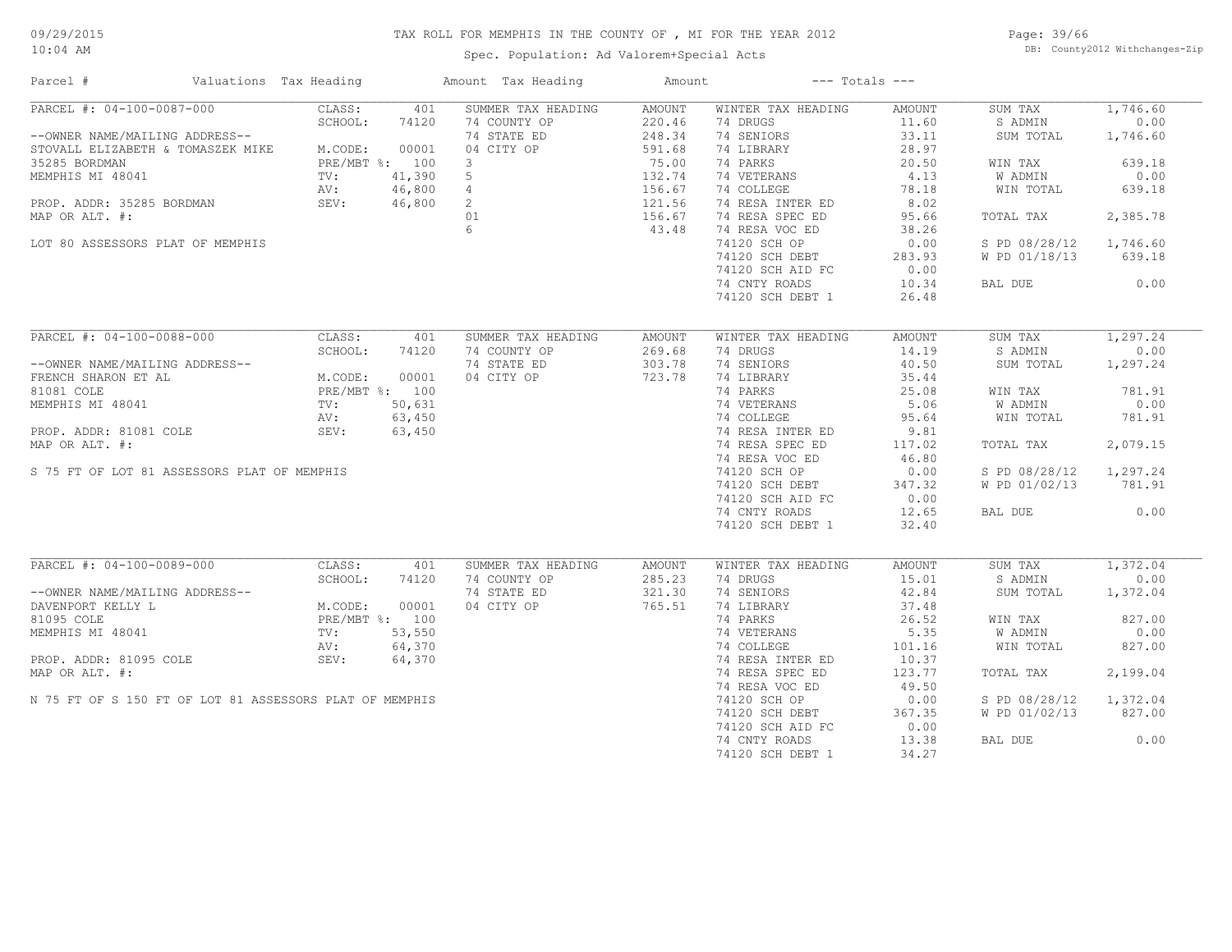# TAX ROLL FOR MEMPHIS IN THE COUNTY OF , MI FOR THE YEAR 2012

Spec. Population: Ad Valorem+Special Acts

DB: County2012 Withchanges-Zip

09/29/2015
10:04 AM

| Parcel # | Valuations | Tax Heading | Amount | Tax Heading | Amount | --- Totals --- | |
|---|---|---|---|---|---|---|---|
| PARCEL #: 04-100-0087-000 | CLASS: 401 | SUMMER TAX HEADING | AMOUNT | WINTER TAX HEADING | AMOUNT | SUM TAX | 1,746.60 |
| | SCHOOL: 74120 | 74 COUNTY OP | 220.46 | 74 DRUGS | 11.60 | S ADMIN | 0.00 |
| --OWNER NAME/MAILING ADDRESS-- | | 74 STATE ED | 248.34 | 74 SENIORS | 33.11 | SUM TOTAL | 1,746.60 |
| STOVALL ELIZABETH & TOMASZEK MIKE | M.CODE: 00001 | 04 CITY OP | 591.68 | 74 LIBRARY | 28.97 | | |
| 35285 BORDMAN | PRE/MBT %: 100 | 3 | 75.00 | 74 PARKS | 20.50 | WIN TAX | 639.18 |
| MEMPHIS MI 48041 | TV: 41,390 | 5 | 132.74 | 74 VETERANS | 4.13 | W ADMIN | 0.00 |
| | AV: 46,800 | 4 | 156.67 | 74 COLLEGE | 78.18 | WIN TOTAL | 639.18 |
| PROP. ADDR: 35285 BORDMAN | SEV: 46,800 | 2 | 121.56 | 74 RESA INTER ED | 8.02 | | |
| MAP OR ALT. #: | | 01 | 156.67 | 74 RESA SPEC ED | 95.66 | TOTAL TAX | 2,385.78 |
| | | 6 | 43.48 | 74 RESA VOC ED | 38.26 | | |
| LOT 80 ASSESSORS PLAT OF MEMPHIS | | | | 74120 SCH OP | 0.00 | S PD 08/28/12 | 1,746.60 |
| | | | | 74120 SCH DEBT | 283.93 | W PD 01/18/13 | 639.18 |
| | | | | 74120 SCH AID FC | 0.00 | | |
| | | | | 74 CNTY ROADS | 10.34 | BAL DUE | 0.00 |
| | | | | 74120 SCH DEBT 1 | 26.48 | | |

| Parcel # | Valuations | Tax Heading | Amount | Tax Heading | Amount | --- Totals --- | |
|---|---|---|---|---|---|---|---|
| PARCEL #: 04-100-0088-000 | CLASS: 401 | SUMMER TAX HEADING | AMOUNT | WINTER TAX HEADING | AMOUNT | SUM TAX | 1,297.24 |
| | SCHOOL: 74120 | 74 COUNTY OP | 269.68 | 74 DRUGS | 14.19 | S ADMIN | 0.00 |
| --OWNER NAME/MAILING ADDRESS-- | | 74 STATE ED | 303.78 | 74 SENIORS | 40.50 | SUM TOTAL | 1,297.24 |
| FRENCH SHARON ET AL | M.CODE: 00001 | 04 CITY OP | 723.78 | 74 LIBRARY | 35.44 | | |
| 81081 COLE | PRE/MBT %: 100 | | | 74 PARKS | 25.08 | WIN TAX | 781.91 |
| MEMPHIS MI 48041 | TV: 50,631 | | | 74 VETERANS | 5.06 | W ADMIN | 0.00 |
| | AV: 63,450 | | | 74 COLLEGE | 95.64 | WIN TOTAL | 781.91 |
| PROP. ADDR: 81081 COLE | SEV: 63,450 | | | 74 RESA INTER ED | 9.81 | | |
| MAP OR ALT. #: | | | | 74 RESA SPEC ED | 117.02 | TOTAL TAX | 2,079.15 |
| | | | | 74 RESA VOC ED | 46.80 | | |
| S 75 FT OF LOT 81 ASSESSORS PLAT OF MEMPHIS | | | | 74120 SCH OP | 0.00 | S PD 08/28/12 | 1,297.24 |
| | | | | 74120 SCH DEBT | 347.32 | W PD 01/02/13 | 781.91 |
| | | | | 74120 SCH AID FC | 0.00 | | |
| | | | | 74 CNTY ROADS | 12.65 | BAL DUE | 0.00 |
| | | | | 74120 SCH DEBT 1 | 32.40 | | |

| Parcel # | Valuations | Tax Heading | Amount | Tax Heading | Amount | --- Totals --- | |
|---|---|---|---|---|---|---|---|
| PARCEL #: 04-100-0089-000 | CLASS: 401 | SUMMER TAX HEADING | AMOUNT | WINTER TAX HEADING | AMOUNT | SUM TAX | 1,372.04 |
| | SCHOOL: 74120 | 74 COUNTY OP | 285.23 | 74 DRUGS | 15.01 | S ADMIN | 0.00 |
| --OWNER NAME/MAILING ADDRESS-- | | 74 STATE ED | 321.30 | 74 SENIORS | 42.84 | SUM TOTAL | 1,372.04 |
| DAVENPORT KELLY L | M.CODE: 00001 | 04 CITY OP | 765.51 | 74 LIBRARY | 37.48 | | |
| 81095 COLE | PRE/MBT %: 100 | | | 74 PARKS | 26.52 | WIN TAX | 827.00 |
| MEMPHIS MI 48041 | TV: 53,550 | | | 74 VETERANS | 5.35 | W ADMIN | 0.00 |
| | AV: 64,370 | | | 74 COLLEGE | 101.16 | WIN TOTAL | 827.00 |
| PROP. ADDR: 81095 COLE | SEV: 64,370 | | | 74 RESA INTER ED | 10.37 | | |
| MAP OR ALT. #: | | | | 74 RESA SPEC ED | 123.77 | TOTAL TAX | 2,199.04 |
| | | | | 74 RESA VOC ED | 49.50 | | |
| N 75 FT OF S 150 FT OF LOT 81 ASSESSORS PLAT OF MEMPHIS | | | | 74120 SCH OP | 0.00 | S PD 08/28/12 | 1,372.04 |
| | | | | 74120 SCH DEBT | 367.35 | W PD 01/02/13 | 827.00 |
| | | | | 74120 SCH AID FC | 0.00 | | |
| | | | | 74 CNTY ROADS | 13.38 | BAL DUE | 0.00 |
| | | | | 74120 SCH DEBT 1 | 34.27 | | |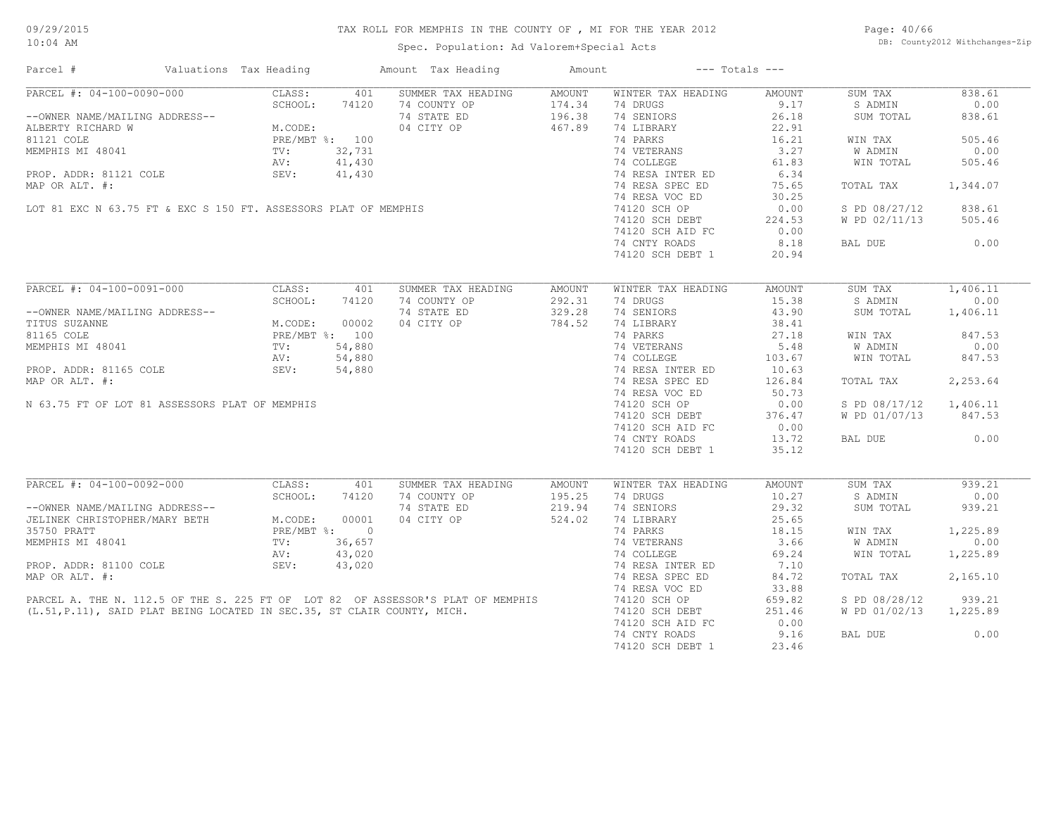# TAX ROLL FOR MEMPHIS IN THE COUNTY OF , MI FOR THE YEAR 2012

Spec. Population: Ad Valorem+Special Acts

09/29/2015
10:04 AM

DB: County2012 Withchanges-Zip

| Parcel # | Valuations | Tax Heading | Amount | Tax Heading | Amount | --- Totals --- | |
|---|---|---|---|---|---|---|---|

## PARCEL #: 04-100-0090-000

--OWNER NAME/MAILING ADDRESS--
ALBERTY RICHARD W
81121 COLE
MEMPHIS MI 48041

PROP. ADDR: 81121 COLE
MAP OR ALT. #:

LOT 81 EXC N 63.75 FT & EXC S 150 FT. ASSESSORS PLAT OF MEMPHIS

| Valuations | | Summer Tax Heading | Amount | Winter Tax Heading | Amount | Totals | |
|---|---|---|---|---|---|---|---|
| CLASS: | 401 | 74 COUNTY OP | 174.34 | 74 DRUGS | 9.17 | SUM TAX | 838.61 |
| SCHOOL: | 74120 | 74 STATE ED | 196.38 | 74 SENIORS | 26.18 | S ADMIN | 0.00 |
| M.CODE: | | 04 CITY OP | 467.89 | 74 LIBRARY | 22.91 | SUM TOTAL | 838.61 |
| PRE/MBT %: | 100 | | | 74 PARKS | 16.21 | WIN TAX | 505.46 |
| TV: | 32,731 | | | 74 VETERANS | 3.27 | W ADMIN | 0.00 |
| AV: | 41,430 | | | 74 COLLEGE | 61.83 | WIN TOTAL | 505.46 |
| SEV: | 41,430 | | | 74 RESA INTER ED | 6.34 | | |
| | | | | 74 RESA SPEC ED | 75.65 | TOTAL TAX | 1,344.07 |
| | | | | 74 RESA VOC ED | 30.25 | | |
| | | | | 74120 SCH OP | 0.00 | S PD 08/27/12 | 838.61 |
| | | | | 74120 SCH DEBT | 224.53 | W PD 02/11/13 | 505.46 |
| | | | | 74120 SCH AID FC | 0.00 | | |
| | | | | 74 CNTY ROADS | 8.18 | BAL DUE | 0.00 |
| | | | | 74120 SCH DEBT 1 | 20.94 | | |

## PARCEL #: 04-100-0091-000

--OWNER NAME/MAILING ADDRESS--
TITUS SUZANNE
81165 COLE
MEMPHIS MI 48041

PROP. ADDR: 81165 COLE
MAP OR ALT. #:

N 63.75 FT OF LOT 81 ASSESSORS PLAT OF MEMPHIS

| Valuations | | Summer Tax Heading | Amount | Winter Tax Heading | Amount | Totals | |
|---|---|---|---|---|---|---|---|
| CLASS: | 401 | 74 COUNTY OP | 292.31 | 74 DRUGS | 15.38 | SUM TAX | 1,406.11 |
| SCHOOL: | 74120 | 74 STATE ED | 329.28 | 74 SENIORS | 43.90 | S ADMIN | 0.00 |
| M.CODE: | 00002 | 04 CITY OP | 784.52 | 74 LIBRARY | 38.41 | SUM TOTAL | 1,406.11 |
| PRE/MBT %: | 100 | | | 74 PARKS | 27.18 | WIN TAX | 847.53 |
| TV: | 54,880 | | | 74 VETERANS | 5.48 | W ADMIN | 0.00 |
| AV: | 54,880 | | | 74 COLLEGE | 103.67 | WIN TOTAL | 847.53 |
| SEV: | 54,880 | | | 74 RESA INTER ED | 10.63 | | |
| | | | | 74 RESA SPEC ED | 126.84 | TOTAL TAX | 2,253.64 |
| | | | | 74 RESA VOC ED | 50.73 | | |
| | | | | 74120 SCH OP | 0.00 | S PD 08/17/12 | 1,406.11 |
| | | | | 74120 SCH DEBT | 376.47 | W PD 01/07/13 | 847.53 |
| | | | | 74120 SCH AID FC | 0.00 | | |
| | | | | 74 CNTY ROADS | 13.72 | BAL DUE | 0.00 |
| | | | | 74120 SCH DEBT 1 | 35.12 | | |

## PARCEL #: 04-100-0092-000

--OWNER NAME/MAILING ADDRESS--
JELINEK CHRISTOPHER/MARY BETH
35750 PRATT
MEMPHIS MI 48041

PROP. ADDR: 81100 COLE
MAP OR ALT. #:

PARCEL A. THE N. 112.5 OF THE S. 225 FT OF LOT 82 OF ASSESSOR'S PLAT OF MEMPHIS (L.51,P.11), SAID PLAT BEING LOCATED IN SEC.35, ST CLAIR COUNTY, MICH.

| Valuations | | Summer Tax Heading | Amount | Winter Tax Heading | Amount | Totals | |
|---|---|---|---|---|---|---|---|
| CLASS: | 401 | 74 COUNTY OP | 195.25 | 74 DRUGS | 10.27 | SUM TAX | 939.21 |
| SCHOOL: | 74120 | 74 STATE ED | 219.94 | 74 SENIORS | 29.32 | S ADMIN | 0.00 |
| M.CODE: | 00001 | 04 CITY OP | 524.02 | 74 LIBRARY | 25.65 | SUM TOTAL | 939.21 |
| PRE/MBT %: | 0 | | | 74 PARKS | 18.15 | WIN TAX | 1,225.89 |
| TV: | 36,657 | | | 74 VETERANS | 3.66 | W ADMIN | 0.00 |
| AV: | 43,020 | | | 74 COLLEGE | 69.24 | WIN TOTAL | 1,225.89 |
| SEV: | 43,020 | | | 74 RESA INTER ED | 7.10 | | |
| | | | | 74 RESA SPEC ED | 84.72 | TOTAL TAX | 2,165.10 |
| | | | | 74 RESA VOC ED | 33.88 | | |
| | | | | 74120 SCH OP | 659.82 | S PD 08/28/12 | 939.21 |
| | | | | 74120 SCH DEBT | 251.46 | W PD 01/02/13 | 1,225.89 |
| | | | | 74120 SCH AID FC | 0.00 | | |
| | | | | 74 CNTY ROADS | 9.16 | BAL DUE | 0.00 |
| | | | | 74120 SCH DEBT 1 | 23.46 | | |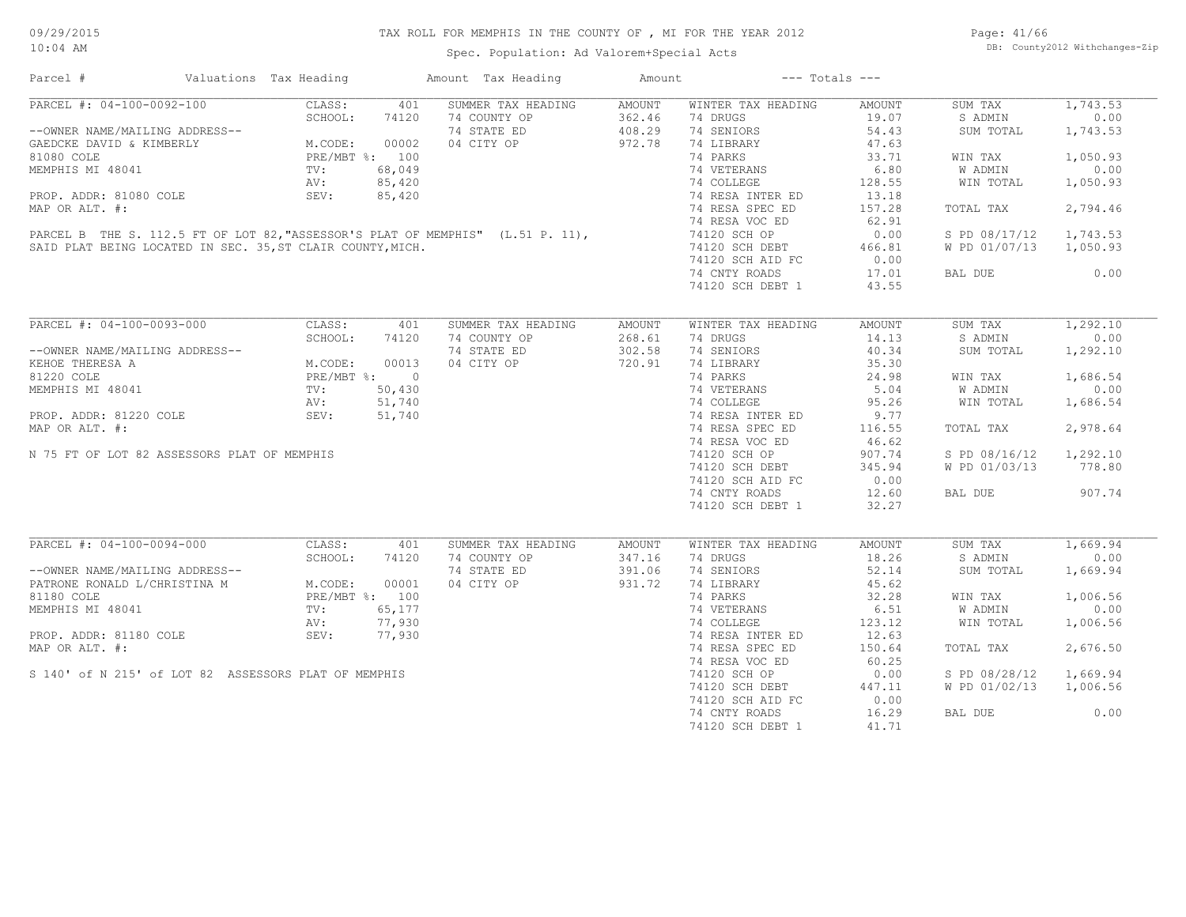# TAX ROLL FOR MEMPHIS IN THE COUNTY OF , MI FOR THE YEAR 2012

Spec. Population: Ad Valorem+Special Acts

09/29/2015
10:04 AM

DB: County2012 Withchanges-Zip

| Parcel # | Valuations | Tax Heading | Amount | Tax Heading | Amount | --- Totals --- | |
|---|---|---|---|---|---|---|---|

## PARCEL #: 04-100-0092-100

| | | | | | | | |
|---|---|---|---|---|---|---|---|
| CLASS: | 401 | SUMMER TAX HEADING | AMOUNT | WINTER TAX HEADING | AMOUNT | SUM TAX | 1,743.53 |
| SCHOOL: | 74120 | 74 COUNTY OP | 362.46 | 74 DRUGS | 19.07 | S ADMIN | 0.00 |
| | | 74 STATE ED | 408.29 | 74 SENIORS | 54.43 | SUM TOTAL | 1,743.53 |
| M.CODE: | 00002 | 04 CITY OP | 972.78 | 74 LIBRARY | 47.63 | | |
| PRE/MBT %: | 100 | | | 74 PARKS | 33.71 | WIN TAX | 1,050.93 |
| TV: | 68,049 | | | 74 VETERANS | 6.80 | W ADMIN | 0.00 |
| AV: | 85,420 | | | 74 COLLEGE | 128.55 | WIN TOTAL | 1,050.93 |
| SEV: | 85,420 | | | 74 RESA INTER ED | 13.18 | | |
| | | | | 74 RESA SPEC ED | 157.28 | TOTAL TAX | 2,794.46 |
| | | | | 74 RESA VOC ED | 62.91 | | |
| | | | | 74120 SCH OP | 0.00 | S PD 08/17/12 | 1,743.53 |
| | | | | 74120 SCH DEBT | 466.81 | W PD 01/07/13 | 1,050.93 |
| | | | | 74120 SCH AID FC | 0.00 | | |
| | | | | 74 CNTY ROADS | 17.01 | BAL DUE | 0.00 |
| | | | | 74120 SCH DEBT 1 | 43.55 | | |

--OWNER NAME/MAILING ADDRESS--
GAEDCKE DAVID & KIMBERLY
81080 COLE
MEMPHIS MI 48041

PROP. ADDR: 81080 COLE
MAP OR ALT. #:

PARCEL B THE S. 112.5 FT OF LOT 82,"ASSESSOR'S PLAT OF MEMPHIS" (L.51 P. 11), SAID PLAT BEING LOCATED IN SEC. 35,ST CLAIR COUNTY,MICH.

## PARCEL #: 04-100-0093-000

| | | | | | | | |
|---|---|---|---|---|---|---|---|
| CLASS: | 401 | SUMMER TAX HEADING | AMOUNT | WINTER TAX HEADING | AMOUNT | SUM TAX | 1,292.10 |
| SCHOOL: | 74120 | 74 COUNTY OP | 268.61 | 74 DRUGS | 14.13 | S ADMIN | 0.00 |
| | | 74 STATE ED | 302.58 | 74 SENIORS | 40.34 | SUM TOTAL | 1,292.10 |
| M.CODE: | 00013 | 04 CITY OP | 720.91 | 74 LIBRARY | 35.30 | | |
| PRE/MBT %: | 0 | | | 74 PARKS | 24.98 | WIN TAX | 1,686.54 |
| TV: | 50,430 | | | 74 VETERANS | 5.04 | W ADMIN | 0.00 |
| AV: | 51,740 | | | 74 COLLEGE | 95.26 | WIN TOTAL | 1,686.54 |
| SEV: | 51,740 | | | 74 RESA INTER ED | 9.77 | | |
| | | | | 74 RESA SPEC ED | 116.55 | TOTAL TAX | 2,978.64 |
| | | | | 74 RESA VOC ED | 46.62 | | |
| | | | | 74120 SCH OP | 907.74 | S PD 08/16/12 | 1,292.10 |
| | | | | 74120 SCH DEBT | 345.94 | W PD 01/03/13 | 778.80 |
| | | | | 74120 SCH AID FC | 0.00 | | |
| | | | | 74 CNTY ROADS | 12.60 | BAL DUE | 907.74 |
| | | | | 74120 SCH DEBT 1 | 32.27 | | |

--OWNER NAME/MAILING ADDRESS--
KEHOE THERESA A
81220 COLE
MEMPHIS MI 48041

PROP. ADDR: 81220 COLE
MAP OR ALT. #:

N 75 FT OF LOT 82 ASSESSORS PLAT OF MEMPHIS

## PARCEL #: 04-100-0094-000

| | | | | | | | |
|---|---|---|---|---|---|---|---|
| CLASS: | 401 | SUMMER TAX HEADING | AMOUNT | WINTER TAX HEADING | AMOUNT | SUM TAX | 1,669.94 |
| SCHOOL: | 74120 | 74 COUNTY OP | 347.16 | 74 DRUGS | 18.26 | S ADMIN | 0.00 |
| | | 74 STATE ED | 391.06 | 74 SENIORS | 52.14 | SUM TOTAL | 1,669.94 |
| M.CODE: | 00001 | 04 CITY OP | 931.72 | 74 LIBRARY | 45.62 | | |
| PRE/MBT %: | 100 | | | 74 PARKS | 32.28 | WIN TAX | 1,006.56 |
| TV: | 65,177 | | | 74 VETERANS | 6.51 | W ADMIN | 0.00 |
| AV: | 77,930 | | | 74 COLLEGE | 123.12 | WIN TOTAL | 1,006.56 |
| SEV: | 77,930 | | | 74 RESA INTER ED | 12.63 | | |
| | | | | 74 RESA SPEC ED | 150.64 | TOTAL TAX | 2,676.50 |
| | | | | 74 RESA VOC ED | 60.25 | | |
| | | | | 74120 SCH OP | 0.00 | S PD 08/28/12 | 1,669.94 |
| | | | | 74120 SCH DEBT | 447.11 | W PD 01/02/13 | 1,006.56 |
| | | | | 74120 SCH AID FC | 0.00 | | |
| | | | | 74 CNTY ROADS | 16.29 | BAL DUE | 0.00 |
| | | | | 74120 SCH DEBT 1 | 41.71 | | |

--OWNER NAME/MAILING ADDRESS--
PATRONE RONALD L/CHRISTINA M
81180 COLE
MEMPHIS MI 48041

PROP. ADDR: 81180 COLE
MAP OR ALT. #:

S 140' of N 215' of LOT 82 ASSESSORS PLAT OF MEMPHIS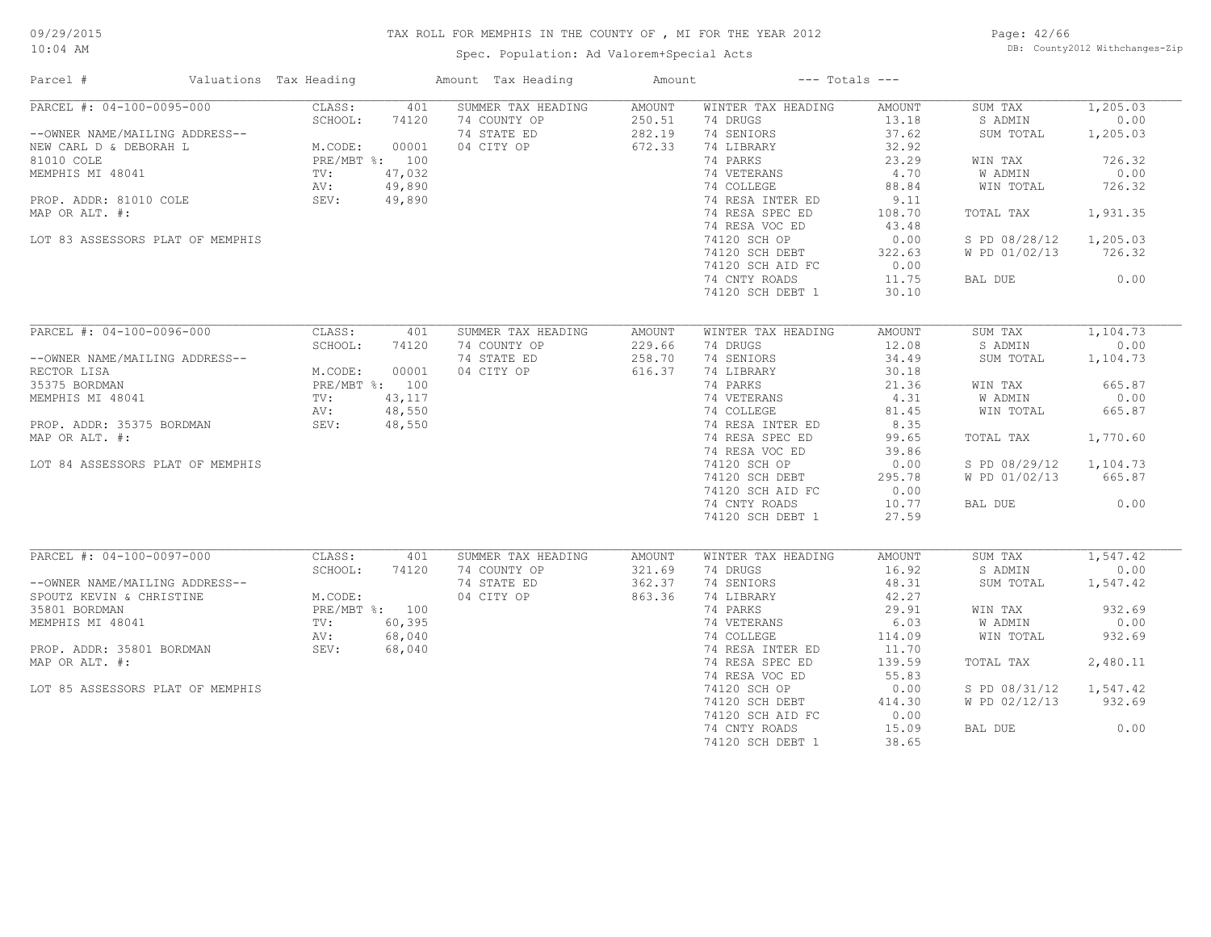# TAX ROLL FOR MEMPHIS IN THE COUNTY OF , MI FOR THE YEAR 2012

Spec. Population: Ad Valorem+Special Acts

| Parcel # | Valuations | Tax Heading | Amount | Tax Heading | Amount | --- Totals --- | |
|---|---|---|---|---|---|---|---|

## PARCEL #: 04-100-0095-000

--OWNER NAME/MAILING ADDRESS--
NEW CARL D & DEBORAH L
81010 COLE
MEMPHIS MI 48041

PROP. ADDR: 81010 COLE
MAP OR ALT. #:

LOT 83 ASSESSORS PLAT OF MEMPHIS

| Valuations | | Summer Tax Heading | Amount | Winter Tax Heading | Amount | Totals | |
|---|---|---|---|---|---|---|---|
| CLASS: | 401 | 74 COUNTY OP | 250.51 | 74 DRUGS | 13.18 | SUM TAX | 1,205.03 |
| SCHOOL: | 74120 | 74 STATE ED | 282.19 | 74 SENIORS | 37.62 | S ADMIN | 0.00 |
| M.CODE: | 00001 | 04 CITY OP | 672.33 | 74 LIBRARY | 32.92 | SUM TOTAL | 1,205.03 |
| PRE/MBT %: | 100 | | | 74 PARKS | 23.29 | WIN TAX | 726.32 |
| TV: | 47,032 | | | 74 VETERANS | 4.70 | W ADMIN | 0.00 |
| AV: | 49,890 | | | 74 COLLEGE | 88.84 | WIN TOTAL | 726.32 |
| SEV: | 49,890 | | | 74 RESA INTER ED | 9.11 | | |
| | | | | 74 RESA SPEC ED | 108.70 | TOTAL TAX | 1,931.35 |
| | | | | 74 RESA VOC ED | 43.48 | | |
| | | | | 74120 SCH OP | 0.00 | S PD 08/28/12 | 1,205.03 |
| | | | | 74120 SCH DEBT | 322.63 | W PD 01/02/13 | 726.32 |
| | | | | 74120 SCH AID FC | 0.00 | | |
| | | | | 74 CNTY ROADS | 11.75 | BAL DUE | 0.00 |
| | | | | 74120 SCH DEBT 1 | 30.10 | | |

## PARCEL #: 04-100-0096-000

--OWNER NAME/MAILING ADDRESS--
RECTOR LISA
35375 BORDMAN
MEMPHIS MI 48041

PROP. ADDR: 35375 BORDMAN
MAP OR ALT. #:

LOT 84 ASSESSORS PLAT OF MEMPHIS

| Valuations | | Summer Tax Heading | Amount | Winter Tax Heading | Amount | Totals | |
|---|---|---|---|---|---|---|---|
| CLASS: | 401 | 74 COUNTY OP | 229.66 | 74 DRUGS | 12.08 | SUM TAX | 1,104.73 |
| SCHOOL: | 74120 | 74 STATE ED | 258.70 | 74 SENIORS | 34.49 | S ADMIN | 0.00 |
| M.CODE: | 00001 | 04 CITY OP | 616.37 | 74 LIBRARY | 30.18 | SUM TOTAL | 1,104.73 |
| PRE/MBT %: | 100 | | | 74 PARKS | 21.36 | WIN TAX | 665.87 |
| TV: | 43,117 | | | 74 VETERANS | 4.31 | W ADMIN | 0.00 |
| AV: | 48,550 | | | 74 COLLEGE | 81.45 | WIN TOTAL | 665.87 |
| SEV: | 48,550 | | | 74 RESA INTER ED | 8.35 | | |
| | | | | 74 RESA SPEC ED | 99.65 | TOTAL TAX | 1,770.60 |
| | | | | 74 RESA VOC ED | 39.86 | | |
| | | | | 74120 SCH OP | 0.00 | S PD 08/29/12 | 1,104.73 |
| | | | | 74120 SCH DEBT | 295.78 | W PD 01/02/13 | 665.87 |
| | | | | 74120 SCH AID FC | 0.00 | | |
| | | | | 74 CNTY ROADS | 10.77 | BAL DUE | 0.00 |
| | | | | 74120 SCH DEBT 1 | 27.59 | | |

## PARCEL #: 04-100-0097-000

--OWNER NAME/MAILING ADDRESS--
SPOUTZ KEVIN & CHRISTINE
35801 BORDMAN
MEMPHIS MI 48041

PROP. ADDR: 35801 BORDMAN
MAP OR ALT. #:

LOT 85 ASSESSORS PLAT OF MEMPHIS

| Valuations | | Summer Tax Heading | Amount | Winter Tax Heading | Amount | Totals | |
|---|---|---|---|---|---|---|---|
| CLASS: | 401 | 74 COUNTY OP | 321.69 | 74 DRUGS | 16.92 | SUM TAX | 1,547.42 |
| SCHOOL: | 74120 | 74 STATE ED | 362.37 | 74 SENIORS | 48.31 | S ADMIN | 0.00 |
| M.CODE: | | 04 CITY OP | 863.36 | 74 LIBRARY | 42.27 | SUM TOTAL | 1,547.42 |
| PRE/MBT %: | 100 | | | 74 PARKS | 29.91 | WIN TAX | 932.69 |
| TV: | 60,395 | | | 74 VETERANS | 6.03 | W ADMIN | 0.00 |
| AV: | 68,040 | | | 74 COLLEGE | 114.09 | WIN TOTAL | 932.69 |
| SEV: | 68,040 | | | 74 RESA INTER ED | 11.70 | | |
| | | | | 74 RESA SPEC ED | 139.59 | TOTAL TAX | 2,480.11 |
| | | | | 74 RESA VOC ED | 55.83 | | |
| | | | | 74120 SCH OP | 0.00 | S PD 08/31/12 | 1,547.42 |
| | | | | 74120 SCH DEBT | 414.30 | W PD 02/12/13 | 932.69 |
| | | | | 74120 SCH AID FC | 0.00 | | |
| | | | | 74 CNTY ROADS | 15.09 | BAL DUE | 0.00 |
| | | | | 74120 SCH DEBT 1 | 38.65 | | |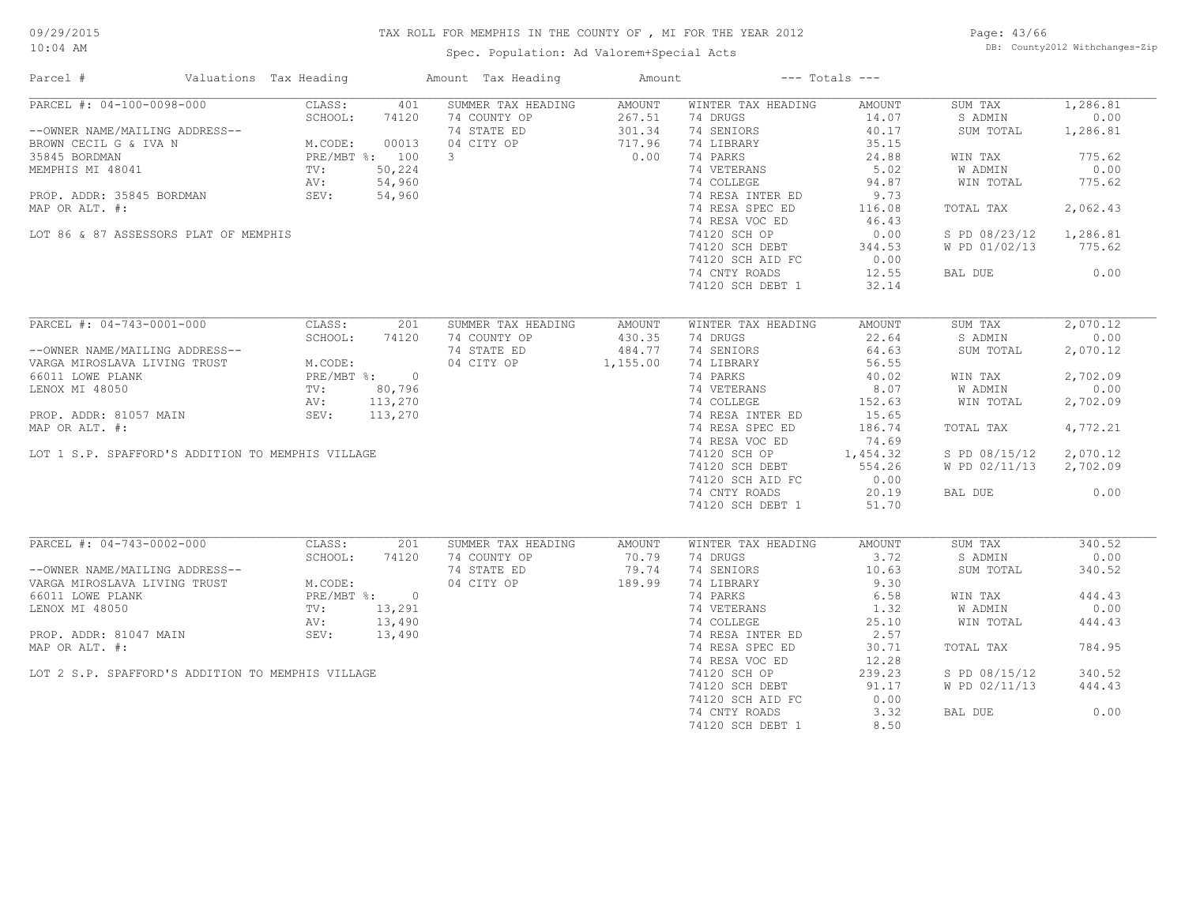# TAX ROLL FOR MEMPHIS IN THE COUNTY OF , MI FOR THE YEAR 2012

Spec. Population: Ad Valorem+Special Acts

DB: County2012 Withchanges-Zip

09/29/2015
10:04 AM

| Parcel # | Valuations | Tax Heading | Amount | Tax Heading | Amount | --- Totals --- | |
|---|---|---|---|---|---|---|---|

## PARCEL #: 04-100-0098-000

| Owner / Property | Valuations | | Summer Tax Heading | Amount | Winter Tax Heading | Amount | Totals | |
|---|---|---|---|---|---|---|---|---|
| --OWNER NAME/MAILING ADDRESS-- | CLASS: | 401 | SUMMER TAX HEADING | AMOUNT | WINTER TAX HEADING | AMOUNT | SUM TAX | 1,286.81 |
| BROWN CECIL G & IVA N | SCHOOL: | 74120 | 74 COUNTY OP | 267.51 | 74 DRUGS | 14.07 | S ADMIN | 0.00 |
| 35845 BORDMAN | M.CODE: | 00013 | 74 STATE ED | 301.34 | 74 SENIORS | 40.17 | SUM TOTAL | 1,286.81 |
| MEMPHIS MI 48041 | PRE/MBT %: | 100 | 04 CITY OP | 717.96 | 74 LIBRARY | 35.15 | | |
| PROP. ADDR: 35845 BORDMAN | TV: | 50,224 | 3 | 0.00 | 74 PARKS | 24.88 | WIN TAX | 775.62 |
| MAP OR ALT. #: | AV: | 54,960 | | | 74 VETERANS | 5.02 | W ADMIN | 0.00 |
| LOT 86 & 87 ASSESSORS PLAT OF MEMPHIS | SEV: | 54,960 | | | 74 COLLEGE | 94.87 | WIN TOTAL | 775.62 |
| | | | | | 74 RESA INTER ED | 9.73 | | |
| | | | | | 74 RESA SPEC ED | 116.08 | TOTAL TAX | 2,062.43 |
| | | | | | 74 RESA VOC ED | 46.43 | | |
| | | | | | 74120 SCH OP | 0.00 | S PD 08/23/12 | 1,286.81 |
| | | | | | 74120 SCH DEBT | 344.53 | W PD 01/02/13 | 775.62 |
| | | | | | 74120 SCH AID FC | 0.00 | | |
| | | | | | 74 CNTY ROADS | 12.55 | BAL DUE | 0.00 |
| | | | | | 74120 SCH DEBT 1 | 32.14 | | |

## PARCEL #: 04-743-0001-000

| Owner / Property | Valuations | | Summer Tax Heading | Amount | Winter Tax Heading | Amount | Totals | |
|---|---|---|---|---|---|---|---|---|
| --OWNER NAME/MAILING ADDRESS-- | CLASS: | 201 | SUMMER TAX HEADING | AMOUNT | WINTER TAX HEADING | AMOUNT | SUM TAX | 2,070.12 |
| VARGA MIROSLAVA LIVING TRUST | SCHOOL: | 74120 | 74 COUNTY OP | 430.35 | 74 DRUGS | 22.64 | S ADMIN | 0.00 |
| 66011 LOWE PLANK | M.CODE: | | 74 STATE ED | 484.77 | 74 SENIORS | 64.63 | SUM TOTAL | 2,070.12 |
| LENOX MI 48050 | PRE/MBT %: | 0 | 04 CITY OP | 1,155.00 | 74 LIBRARY | 56.55 | | |
| PROP. ADDR: 81057 MAIN | TV: | 80,796 | | | 74 PARKS | 40.02 | WIN TAX | 2,702.09 |
| MAP OR ALT. #: | AV: | 113,270 | | | 74 VETERANS | 8.07 | W ADMIN | 0.00 |
| LOT 1 S.P. SPAFFORD'S ADDITION TO MEMPHIS VILLAGE | SEV: | 113,270 | | | 74 COLLEGE | 152.63 | WIN TOTAL | 2,702.09 |
| | | | | | 74 RESA INTER ED | 15.65 | | |
| | | | | | 74 RESA SPEC ED | 186.74 | TOTAL TAX | 4,772.21 |
| | | | | | 74 RESA VOC ED | 74.69 | | |
| | | | | | 74120 SCH OP | 1,454.32 | S PD 08/15/12 | 2,070.12 |
| | | | | | 74120 SCH DEBT | 554.26 | W PD 02/11/13 | 2,702.09 |
| | | | | | 74120 SCH AID FC | 0.00 | | |
| | | | | | 74 CNTY ROADS | 20.19 | BAL DUE | 0.00 |
| | | | | | 74120 SCH DEBT 1 | 51.70 | | |

## PARCEL #: 04-743-0002-000

| Owner / Property | Valuations | | Summer Tax Heading | Amount | Winter Tax Heading | Amount | Totals | |
|---|---|---|---|---|---|---|---|---|
| --OWNER NAME/MAILING ADDRESS-- | CLASS: | 201 | SUMMER TAX HEADING | AMOUNT | WINTER TAX HEADING | AMOUNT | SUM TAX | 340.52 |
| VARGA MIROSLAVA LIVING TRUST | SCHOOL: | 74120 | 74 COUNTY OP | 70.79 | 74 DRUGS | 3.72 | S ADMIN | 0.00 |
| 66011 LOWE PLANK | M.CODE: | | 74 STATE ED | 79.74 | 74 SENIORS | 10.63 | SUM TOTAL | 340.52 |
| LENOX MI 48050 | PRE/MBT %: | 0 | 04 CITY OP | 189.99 | 74 LIBRARY | 9.30 | | |
| PROP. ADDR: 81047 MAIN | TV: | 13,291 | | | 74 PARKS | 6.58 | WIN TAX | 444.43 |
| MAP OR ALT. #: | AV: | 13,490 | | | 74 VETERANS | 1.32 | W ADMIN | 0.00 |
| LOT 2 S.P. SPAFFORD'S ADDITION TO MEMPHIS VILLAGE | SEV: | 13,490 | | | 74 COLLEGE | 25.10 | WIN TOTAL | 444.43 |
| | | | | | 74 RESA INTER ED | 2.57 | | |
| | | | | | 74 RESA SPEC ED | 30.71 | TOTAL TAX | 784.95 |
| | | | | | 74 RESA VOC ED | 12.28 | | |
| | | | | | 74120 SCH OP | 239.23 | S PD 08/15/12 | 340.52 |
| | | | | | 74120 SCH DEBT | 91.17 | W PD 02/11/13 | 444.43 |
| | | | | | 74120 SCH AID FC | 0.00 | | |
| | | | | | 74 CNTY ROADS | 3.32 | BAL DUE | 0.00 |
| | | | | | 74120 SCH DEBT 1 | 8.50 | | |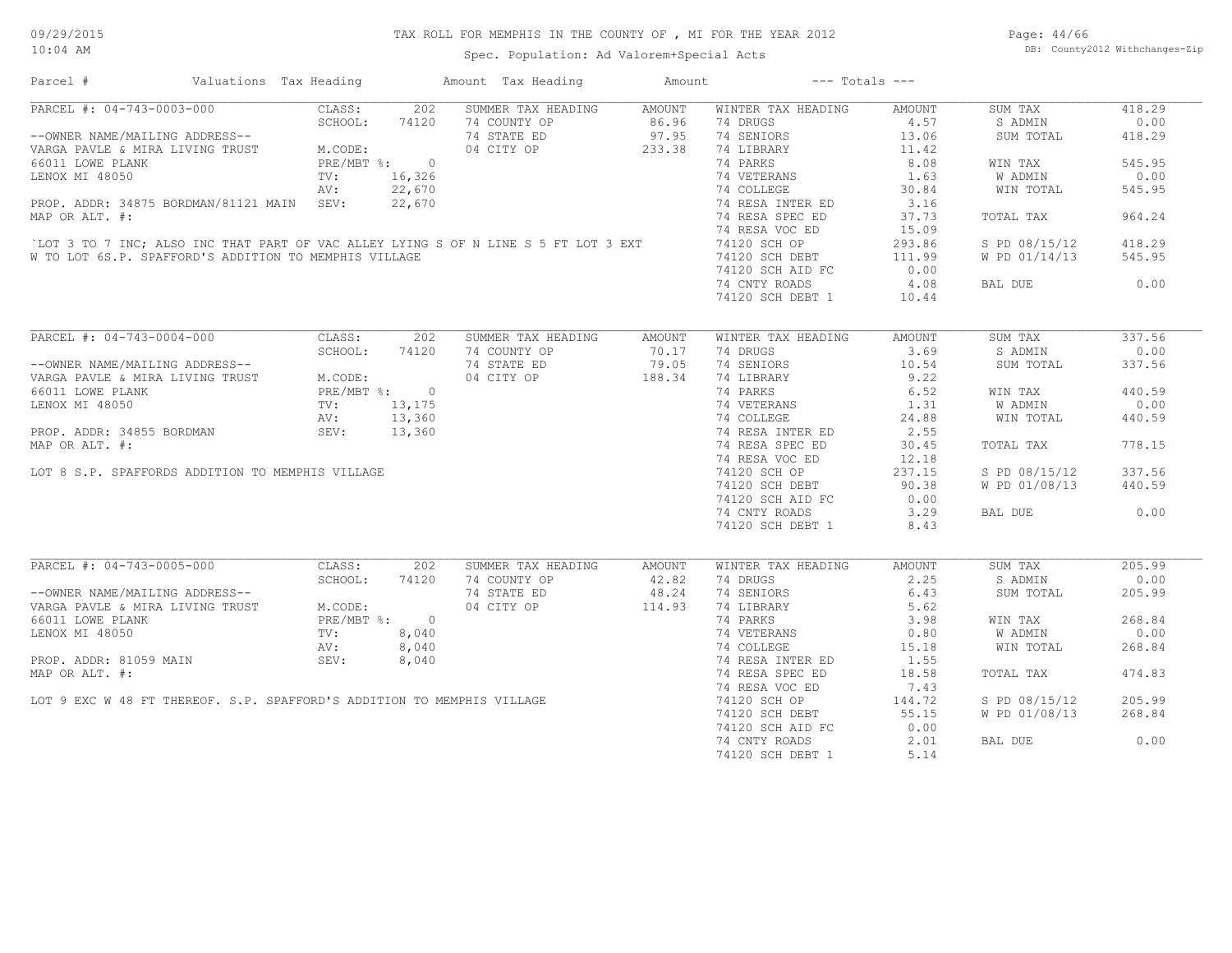# TAX ROLL FOR MEMPHIS IN THE COUNTY OF , MI FOR THE YEAR 2012

Spec. Population: Ad Valorem+Special Acts

DB: County2012 Withchanges-Zip

| Parcel # | Valuations | Tax Heading | Amount | Tax Heading | Amount | --- Totals --- | |
|---|---|---|---|---|---|---|---|

## PARCEL #: 04-743-0003-000

| | | | | | | | |
|---|---|---|---|---|---|---|---|
| PARCEL #: 04-743-0003-000 | CLASS: 202 | SUMMER TAX HEADING | AMOUNT | WINTER TAX HEADING | AMOUNT | SUM TAX | 418.29 |
| | SCHOOL: 74120 | 74 COUNTY OP | 86.96 | 74 DRUGS | 4.57 | S ADMIN | 0.00 |
| --OWNER NAME/MAILING ADDRESS-- | | 74 STATE ED | 97.95 | 74 SENIORS | 13.06 | SUM TOTAL | 418.29 |
| VARGA PAVLE & MIRA LIVING TRUST | M.CODE: | 04 CITY OP | 233.38 | 74 LIBRARY | 11.42 | | |
| 66011 LOWE PLANK | PRE/MBT %: 0 | | | 74 PARKS | 8.08 | WIN TAX | 545.95 |
| LENOX MI 48050 | TV: 16,326 | | | 74 VETERANS | 1.63 | W ADMIN | 0.00 |
| | AV: 22,670 | | | 74 COLLEGE | 30.84 | WIN TOTAL | 545.95 |
| PROP. ADDR: 34875 BORDMAN/81121 MAIN | SEV: 22,670 | | | 74 RESA INTER ED | 3.16 | | |
| MAP OR ALT. #: | | | | 74 RESA SPEC ED | 37.73 | TOTAL TAX | 964.24 |
| | | | | 74 RESA VOC ED | 15.09 | | |
| | | | | 74120 SCH OP | 293.86 | S PD 08/15/12 | 418.29 |
| | | | | 74120 SCH DEBT | 111.99 | W PD 01/14/13 | 545.95 |
| | | | | 74120 SCH AID FC | 0.00 | | |
| | | | | 74 CNTY ROADS | 4.08 | BAL DUE | 0.00 |
| | | | | 74120 SCH DEBT 1 | 10.44 | | |

`LOT 3 TO 7 INC; ALSO INC THAT PART OF VAC ALLEY LYING S OF N LINE S 5 FT LOT 3 EXT W TO LOT 6S.P. SPAFFORD'S ADDITION TO MEMPHIS VILLAGE

## PARCEL #: 04-743-0004-000

| | | | | | | | |
|---|---|---|---|---|---|---|---|
| PARCEL #: 04-743-0004-000 | CLASS: 202 | SUMMER TAX HEADING | AMOUNT | WINTER TAX HEADING | AMOUNT | SUM TAX | 337.56 |
| | SCHOOL: 74120 | 74 COUNTY OP | 70.17 | 74 DRUGS | 3.69 | S ADMIN | 0.00 |
| --OWNER NAME/MAILING ADDRESS-- | | 74 STATE ED | 79.05 | 74 SENIORS | 10.54 | SUM TOTAL | 337.56 |
| VARGA PAVLE & MIRA LIVING TRUST | M.CODE: | 04 CITY OP | 188.34 | 74 LIBRARY | 9.22 | | |
| 66011 LOWE PLANK | PRE/MBT %: 0 | | | 74 PARKS | 6.52 | WIN TAX | 440.59 |
| LENOX MI 48050 | TV: 13,175 | | | 74 VETERANS | 1.31 | W ADMIN | 0.00 |
| | AV: 13,360 | | | 74 COLLEGE | 24.88 | WIN TOTAL | 440.59 |
| PROP. ADDR: 34855 BORDMAN | SEV: 13,360 | | | 74 RESA INTER ED | 2.55 | | |
| MAP OR ALT. #: | | | | 74 RESA SPEC ED | 30.45 | TOTAL TAX | 778.15 |
| | | | | 74 RESA VOC ED | 12.18 | | |
| | | | | 74120 SCH OP | 237.15 | S PD 08/15/12 | 337.56 |
| | | | | 74120 SCH DEBT | 90.38 | W PD 01/08/13 | 440.59 |
| | | | | 74120 SCH AID FC | 0.00 | | |
| | | | | 74 CNTY ROADS | 3.29 | BAL DUE | 0.00 |
| | | | | 74120 SCH DEBT 1 | 8.43 | | |

LOT 8 S.P. SPAFFORDS ADDITION TO MEMPHIS VILLAGE

## PARCEL #: 04-743-0005-000

| | | | | | | | |
|---|---|---|---|---|---|---|---|
| PARCEL #: 04-743-0005-000 | CLASS: 202 | SUMMER TAX HEADING | AMOUNT | WINTER TAX HEADING | AMOUNT | SUM TAX | 205.99 |
| | SCHOOL: 74120 | 74 COUNTY OP | 42.82 | 74 DRUGS | 2.25 | S ADMIN | 0.00 |
| --OWNER NAME/MAILING ADDRESS-- | | 74 STATE ED | 48.24 | 74 SENIORS | 6.43 | SUM TOTAL | 205.99 |
| VARGA PAVLE & MIRA LIVING TRUST | M.CODE: | 04 CITY OP | 114.93 | 74 LIBRARY | 5.62 | | |
| 66011 LOWE PLANK | PRE/MBT %: 0 | | | 74 PARKS | 3.98 | WIN TAX | 268.84 |
| LENOX MI 48050 | TV: 8,040 | | | 74 VETERANS | 0.80 | W ADMIN | 0.00 |
| | AV: 8,040 | | | 74 COLLEGE | 15.18 | WIN TOTAL | 268.84 |
| PROP. ADDR: 81059 MAIN | SEV: 8,040 | | | 74 RESA INTER ED | 1.55 | | |
| MAP OR ALT. #: | | | | 74 RESA SPEC ED | 18.58 | TOTAL TAX | 474.83 |
| | | | | 74 RESA VOC ED | 7.43 | | |
| | | | | 74120 SCH OP | 144.72 | S PD 08/15/12 | 205.99 |
| | | | | 74120 SCH DEBT | 55.15 | W PD 01/08/13 | 268.84 |
| | | | | 74120 SCH AID FC | 0.00 | | |
| | | | | 74 CNTY ROADS | 2.01 | BAL DUE | 0.00 |
| | | | | 74120 SCH DEBT 1 | 5.14 | | |

LOT 9 EXC W 48 FT THEREOF. S.P. SPAFFORD'S ADDITION TO MEMPHIS VILLAGE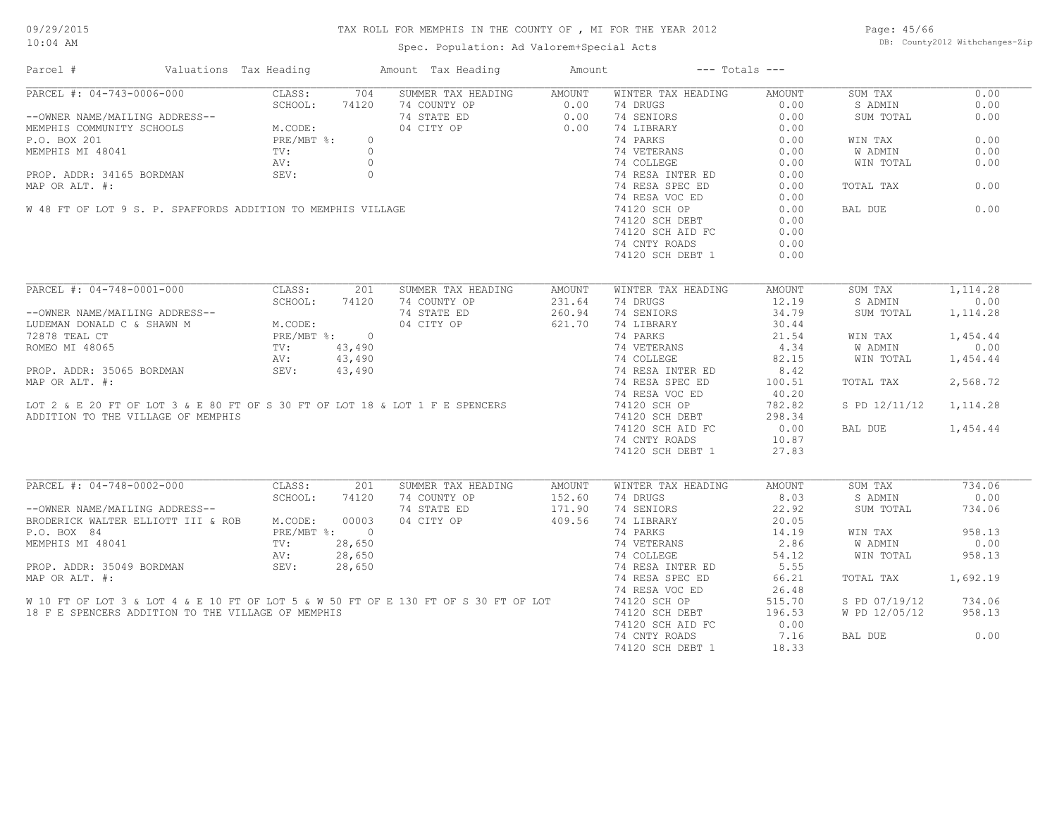# TAX ROLL FOR MEMPHIS IN THE COUNTY OF , MI FOR THE YEAR 2012

Spec. Population: Ad Valorem+Special Acts

09/29/2015
10:04 AM

DB: County2012 Withchanges-Zip

| Parcel # | Valuations | Tax Heading | Amount | Tax Heading | Amount | --- Totals --- | |
|---|---|---|---|---|---|---|---|

## PARCEL #: 04-743-0006-000

--OWNER NAME/MAILING ADDRESS--
MEMPHIS COMMUNITY SCHOOLS
P.O. BOX 201
MEMPHIS MI 48041

PROP. ADDR: 34165 BORDMAN
MAP OR ALT. #:

W 48 FT OF LOT 9 S. P. SPAFFORDS ADDITION TO MEMPHIS VILLAGE

| Valuations | | Summer Tax Heading | Amount | Winter Tax Heading | Amount | Totals | |
|---|---|---|---|---|---|---|---|
| CLASS: | 704 | 74 COUNTY OP | 0.00 | 74 DRUGS | 0.00 | SUM TAX | 0.00 |
| SCHOOL: | 74120 | 74 STATE ED | 0.00 | 74 SENIORS | 0.00 | S ADMIN | 0.00 |
| M.CODE: | | 04 CITY OP | 0.00 | 74 LIBRARY | 0.00 | SUM TOTAL | 0.00 |
| PRE/MBT %: | 0 | | | 74 PARKS | 0.00 | WIN TAX | 0.00 |
| TV: | 0 | | | 74 VETERANS | 0.00 | W ADMIN | 0.00 |
| AV: | 0 | | | 74 COLLEGE | 0.00 | WIN TOTAL | 0.00 |
| SEV: | 0 | | | 74 RESA INTER ED | 0.00 | | |
| | | | | 74 RESA SPEC ED | 0.00 | TOTAL TAX | 0.00 |
| | | | | 74 RESA VOC ED | 0.00 | | |
| | | | | 74120 SCH OP | 0.00 | BAL DUE | 0.00 |
| | | | | 74120 SCH DEBT | 0.00 | | |
| | | | | 74120 SCH AID FC | 0.00 | | |
| | | | | 74 CNTY ROADS | 0.00 | | |
| | | | | 74120 SCH DEBT 1 | 0.00 | | |

## PARCEL #: 04-748-0001-000

--OWNER NAME/MAILING ADDRESS--
LUDEMAN DONALD C & SHAWN M
72878 TEAL CT
ROMEO MI 48065

PROP. ADDR: 35065 BORDMAN
MAP OR ALT. #:

LOT 2 & E 20 FT OF LOT 3 & E 80 FT OF S 30 FT OF LOT 18 & LOT 1 F E SPENCERS ADDITION TO THE VILLAGE OF MEMPHIS

| Valuations | | Summer Tax Heading | Amount | Winter Tax Heading | Amount | Totals | |
|---|---|---|---|---|---|---|---|
| CLASS: | 201 | 74 COUNTY OP | 231.64 | 74 DRUGS | 12.19 | SUM TAX | 1,114.28 |
| SCHOOL: | 74120 | 74 STATE ED | 260.94 | 74 SENIORS | 34.79 | S ADMIN | 0.00 |
| M.CODE: | | 04 CITY OP | 621.70 | 74 LIBRARY | 30.44 | SUM TOTAL | 1,114.28 |
| PRE/MBT %: | 0 | | | 74 PARKS | 21.54 | WIN TAX | 1,454.44 |
| TV: | 43,490 | | | 74 VETERANS | 4.34 | W ADMIN | 0.00 |
| AV: | 43,490 | | | 74 COLLEGE | 82.15 | WIN TOTAL | 1,454.44 |
| SEV: | 43,490 | | | 74 RESA INTER ED | 8.42 | | |
| | | | | 74 RESA SPEC ED | 100.51 | TOTAL TAX | 2,568.72 |
| | | | | 74 RESA VOC ED | 40.20 | | |
| | | | | 74120 SCH OP | 782.82 | S PD 12/11/12 | 1,114.28 |
| | | | | 74120 SCH DEBT | 298.34 | | |
| | | | | 74120 SCH AID FC | 0.00 | BAL DUE | 1,454.44 |
| | | | | 74 CNTY ROADS | 10.87 | | |
| | | | | 74120 SCH DEBT 1 | 27.83 | | |

## PARCEL #: 04-748-0002-000

--OWNER NAME/MAILING ADDRESS--
BRODERICK WALTER ELLIOTT III & ROB
P.O. BOX 84
MEMPHIS MI 48041

PROP. ADDR: 35049 BORDMAN
MAP OR ALT. #:

W 10 FT OF LOT 3 & LOT 4 & E 10 FT OF LOT 5 & W 50 FT OF E 130 FT OF S 30 FT OF LOT 18 F E SPENCERS ADDITION TO THE VILLAGE OF MEMPHIS

| Valuations | | Summer Tax Heading | Amount | Winter Tax Heading | Amount | Totals | |
|---|---|---|---|---|---|---|---|
| CLASS: | 201 | 74 COUNTY OP | 152.60 | 74 DRUGS | 8.03 | SUM TAX | 734.06 |
| SCHOOL: | 74120 | 74 STATE ED | 171.90 | 74 SENIORS | 22.92 | S ADMIN | 0.00 |
| M.CODE: | 00003 | 04 CITY OP | 409.56 | 74 LIBRARY | 20.05 | SUM TOTAL | 734.06 |
| PRE/MBT %: | 0 | | | 74 PARKS | 14.19 | WIN TAX | 958.13 |
| TV: | 28,650 | | | 74 VETERANS | 2.86 | W ADMIN | 0.00 |
| AV: | 28,650 | | | 74 COLLEGE | 54.12 | WIN TOTAL | 958.13 |
| SEV: | 28,650 | | | 74 RESA INTER ED | 5.55 | | |
| | | | | 74 RESA SPEC ED | 66.21 | TOTAL TAX | 1,692.19 |
| | | | | 74 RESA VOC ED | 26.48 | | |
| | | | | 74120 SCH OP | 515.70 | S PD 07/19/12 | 734.06 |
| | | | | 74120 SCH DEBT | 196.53 | W PD 12/05/12 | 958.13 |
| | | | | 74120 SCH AID FC | 0.00 | | |
| | | | | 74 CNTY ROADS | 7.16 | BAL DUE | 0.00 |
| | | | | 74120 SCH DEBT 1 | 18.33 | | |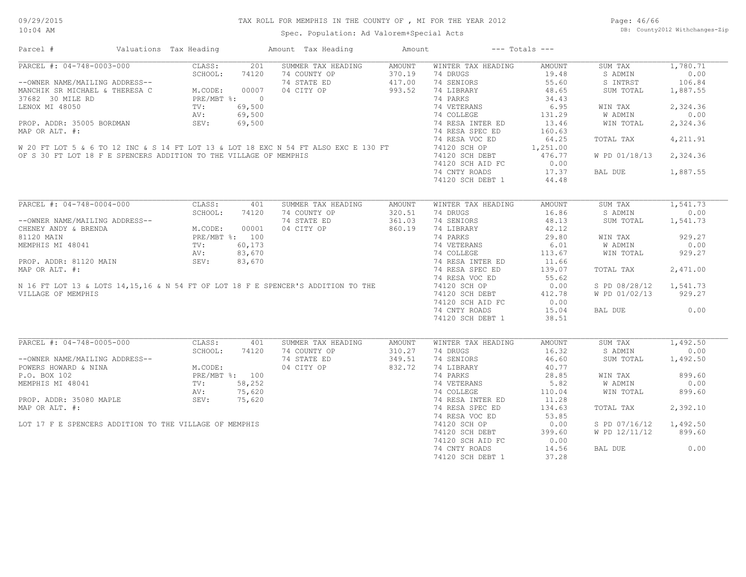# TAX ROLL FOR MEMPHIS IN THE COUNTY OF , MI FOR THE YEAR 2012

Spec. Population: Ad Valorem+Special Acts

| Parcel # | Valuations | Tax Heading | Amount | Tax Heading | Amount | --- Totals --- | |
|---|---|---|---|---|---|---|---|

## PARCEL #: 04-748-0003-000

| | | | | | | | |
|---|---|---|---|---|---|---|---|
| CLASS: | 201 | SUMMER TAX HEADING | AMOUNT | WINTER TAX HEADING | AMOUNT | SUM TAX | 1,780.71 |
| SCHOOL: | 74120 | 74 COUNTY OP | 370.19 | 74 DRUGS | 19.48 | S ADMIN | 0.00 |
| | | 74 STATE ED | 417.00 | 74 SENIORS | 55.60 | S INTRST | 106.84 |
| M.CODE: | 00007 | 04 CITY OP | 993.52 | 74 LIBRARY | 48.65 | SUM TOTAL | 1,887.55 |
| PRE/MBT %: | 0 | | | 74 PARKS | 34.43 | | |
| TV: | 69,500 | | | 74 VETERANS | 6.95 | WIN TAX | 2,324.36 |
| AV: | 69,500 | | | 74 COLLEGE | 131.29 | W ADMIN | 0.00 |
| SEV: | 69,500 | | | 74 RESA INTER ED | 13.46 | WIN TOTAL | 2,324.36 |
| | | | | 74 RESA SPEC ED | 160.63 | | |
| | | | | 74 RESA VOC ED | 64.25 | TOTAL TAX | 4,211.91 |
| | | | | 74120 SCH OP | 1,251.00 | | |
| | | | | 74120 SCH DEBT | 476.77 | W PD 01/18/13 | 2,324.36 |
| | | | | 74120 SCH AID FC | 0.00 | | |
| | | | | 74 CNTY ROADS | 17.37 | BAL DUE | 1,887.55 |
| | | | | 74120 SCH DEBT 1 | 44.48 | | |

--OWNER NAME/MAILING ADDRESS--
MANCHIK SR MICHAEL & THERESA C
37682 30 MILE RD
LENOX MI 48050

PROP. ADDR: 35005 BORDMAN
MAP OR ALT. #:

W 20 FT LOT 5 & 6 TO 12 INC & S 14 FT LOT 13 & LOT 18 EXC N 54 FT ALSO EXC E 130 FT OF S 30 FT LOT 18 F E SPENCERS ADDITION TO THE VILLAGE OF MEMPHIS

## PARCEL #: 04-748-0004-000

| | | | | | | | |
|---|---|---|---|---|---|---|---|
| CLASS: | 401 | SUMMER TAX HEADING | AMOUNT | WINTER TAX HEADING | AMOUNT | SUM TAX | 1,541.73 |
| SCHOOL: | 74120 | 74 COUNTY OP | 320.51 | 74 DRUGS | 16.86 | S ADMIN | 0.00 |
| | | 74 STATE ED | 361.03 | 74 SENIORS | 48.13 | SUM TOTAL | 1,541.73 |
| M.CODE: | 00001 | 04 CITY OP | 860.19 | 74 LIBRARY | 42.12 | | |
| PRE/MBT %: | 100 | | | 74 PARKS | 29.80 | WIN TAX | 929.27 |
| TV: | 60,173 | | | 74 VETERANS | 6.01 | W ADMIN | 0.00 |
| AV: | 83,670 | | | 74 COLLEGE | 113.67 | WIN TOTAL | 929.27 |
| SEV: | 83,670 | | | 74 RESA INTER ED | 11.66 | | |
| | | | | 74 RESA SPEC ED | 139.07 | TOTAL TAX | 2,471.00 |
| | | | | 74 RESA VOC ED | 55.62 | | |
| | | | | 74120 SCH OP | 0.00 | S PD 08/28/12 | 1,541.73 |
| | | | | 74120 SCH DEBT | 412.78 | W PD 01/02/13 | 929.27 |
| | | | | 74120 SCH AID FC | 0.00 | | |
| | | | | 74 CNTY ROADS | 15.04 | BAL DUE | 0.00 |
| | | | | 74120 SCH DEBT 1 | 38.51 | | |

--OWNER NAME/MAILING ADDRESS--
CHENEY ANDY & BRENDA
81120 MAIN
MEMPHIS MI 48041

PROP. ADDR: 81120 MAIN
MAP OR ALT. #:

N 16 FT LOT 13 & LOTS 14,15,16 & N 54 FT OF LOT 18 F E SPENCER'S ADDITION TO THE VILLAGE OF MEMPHIS

## PARCEL #: 04-748-0005-000

| | | | | | | | |
|---|---|---|---|---|---|---|---|
| CLASS: | 401 | SUMMER TAX HEADING | AMOUNT | WINTER TAX HEADING | AMOUNT | SUM TAX | 1,492.50 |
| SCHOOL: | 74120 | 74 COUNTY OP | 310.27 | 74 DRUGS | 16.32 | S ADMIN | 0.00 |
| | | 74 STATE ED | 349.51 | 74 SENIORS | 46.60 | SUM TOTAL | 1,492.50 |
| M.CODE: | | 04 CITY OP | 832.72 | 74 LIBRARY | 40.77 | | |
| PRE/MBT %: | 100 | | | 74 PARKS | 28.85 | WIN TAX | 899.60 |
| TV: | 58,252 | | | 74 VETERANS | 5.82 | W ADMIN | 0.00 |
| AV: | 75,620 | | | 74 COLLEGE | 110.04 | WIN TOTAL | 899.60 |
| SEV: | 75,620 | | | 74 RESA INTER ED | 11.28 | | |
| | | | | 74 RESA SPEC ED | 134.63 | TOTAL TAX | 2,392.10 |
| | | | | 74 RESA VOC ED | 53.85 | | |
| | | | | 74120 SCH OP | 0.00 | S PD 07/16/12 | 1,492.50 |
| | | | | 74120 SCH DEBT | 399.60 | W PD 12/11/12 | 899.60 |
| | | | | 74120 SCH AID FC | 0.00 | | |
| | | | | 74 CNTY ROADS | 14.56 | BAL DUE | 0.00 |
| | | | | 74120 SCH DEBT 1 | 37.28 | | |

--OWNER NAME/MAILING ADDRESS--
POWERS HOWARD & NINA
P.O. BOX 102
MEMPHIS MI 48041

PROP. ADDR: 35080 MAPLE
MAP OR ALT. #:

LOT 17 F E SPENCERS ADDITION TO THE VILLAGE OF MEMPHIS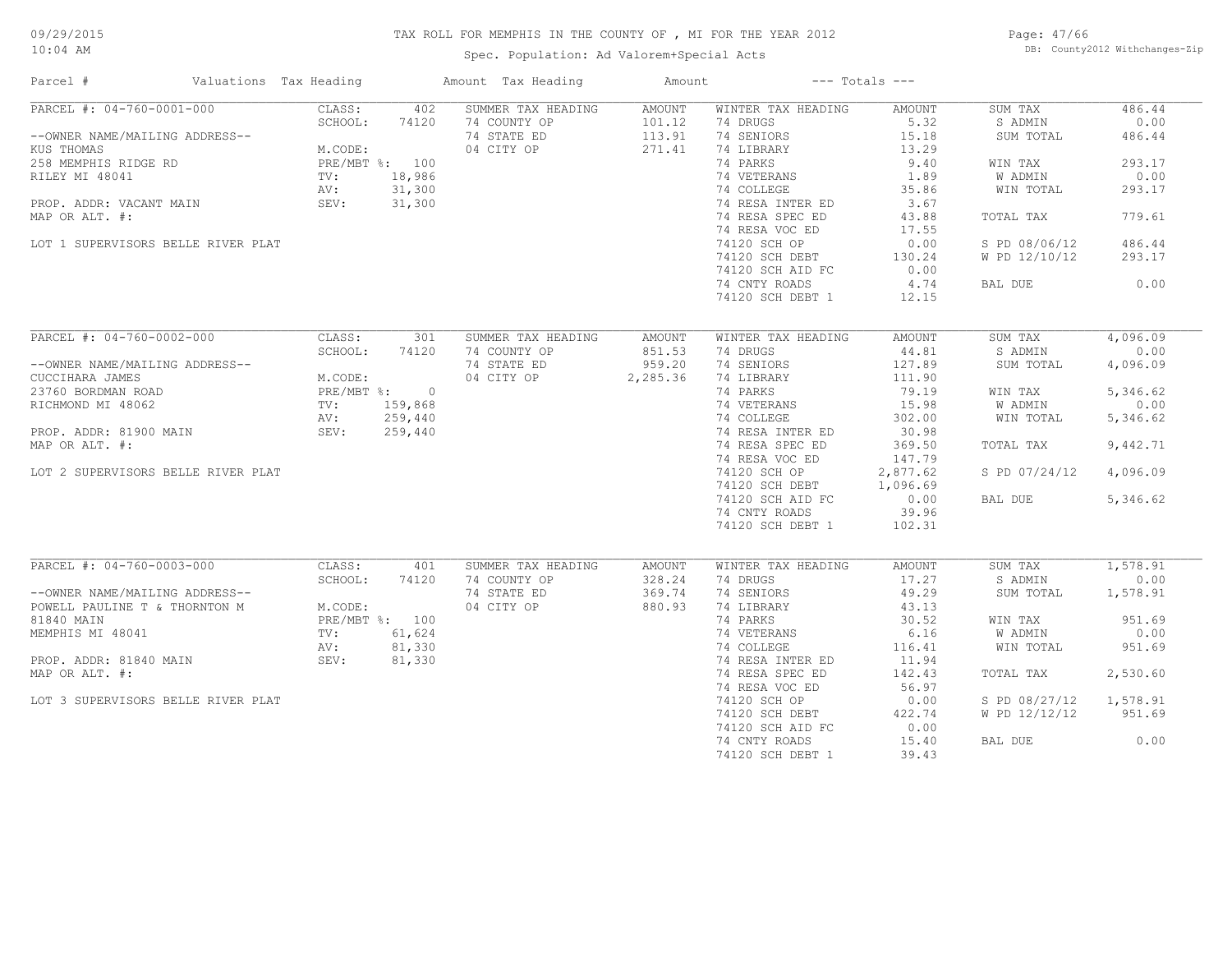# TAX ROLL FOR MEMPHIS IN THE COUNTY OF , MI FOR THE YEAR 2012

Spec. Population: Ad Valorem+Special Acts

09/29/2015
10:04 AM

DB: County2012 Withchanges-Zip

| Parcel # | Valuations | Tax Heading | Amount | Tax Heading | Amount | --- Totals --- | |
|---|---|---|---|---|---|---|---|

## PARCEL #: 04-760-0001-000

--OWNER NAME/MAILING ADDRESS--
KUS THOMAS
258 MEMPHIS RIDGE RD
RILEY MI 48041

PROP. ADDR: VACANT MAIN
MAP OR ALT. #:

LOT 1 SUPERVISORS BELLE RIVER PLAT

| Valuations | | Summer Tax Heading | Amount | Winter Tax Heading | Amount | Totals | |
|---|---|---|---|---|---|---|---|
| CLASS: | 402 | 74 COUNTY OP | 101.12 | 74 DRUGS | 5.32 | SUM TAX | 486.44 |
| SCHOOL: | 74120 | 74 STATE ED | 113.91 | 74 SENIORS | 15.18 | S ADMIN | 0.00 |
| M.CODE: | | 04 CITY OP | 271.41 | 74 LIBRARY | 13.29 | SUM TOTAL | 486.44 |
| PRE/MBT %: | 100 | | | 74 PARKS | 9.40 | WIN TAX | 293.17 |
| TV: | 18,986 | | | 74 VETERANS | 1.89 | W ADMIN | 0.00 |
| AV: | 31,300 | | | 74 COLLEGE | 35.86 | WIN TOTAL | 293.17 |
| SEV: | 31,300 | | | 74 RESA INTER ED | 3.67 | | |
| | | | | 74 RESA SPEC ED | 43.88 | TOTAL TAX | 779.61 |
| | | | | 74 RESA VOC ED | 17.55 | | |
| | | | | 74120 SCH OP | 0.00 | S PD 08/06/12 | 486.44 |
| | | | | 74120 SCH DEBT | 130.24 | W PD 12/10/12 | 293.17 |
| | | | | 74120 SCH AID FC | 0.00 | | |
| | | | | 74 CNTY ROADS | 4.74 | BAL DUE | 0.00 |
| | | | | 74120 SCH DEBT 1 | 12.15 | | |

## PARCEL #: 04-760-0002-000

--OWNER NAME/MAILING ADDRESS--
CUCCIHARA JAMES
23760 BORDMAN ROAD
RICHMOND MI 48062

PROP. ADDR: 81900 MAIN
MAP OR ALT. #:

LOT 2 SUPERVISORS BELLE RIVER PLAT

| Valuations | | Summer Tax Heading | Amount | Winter Tax Heading | Amount | Totals | |
|---|---|---|---|---|---|---|---|
| CLASS: | 301 | 74 COUNTY OP | 851.53 | 74 DRUGS | 44.81 | SUM TAX | 4,096.09 |
| SCHOOL: | 74120 | 74 STATE ED | 959.20 | 74 SENIORS | 127.89 | S ADMIN | 0.00 |
| M.CODE: | | 04 CITY OP | 2,285.36 | 74 LIBRARY | 111.90 | SUM TOTAL | 4,096.09 |
| PRE/MBT %: | 0 | | | 74 PARKS | 79.19 | WIN TAX | 5,346.62 |
| TV: | 159,868 | | | 74 VETERANS | 15.98 | W ADMIN | 0.00 |
| AV: | 259,440 | | | 74 COLLEGE | 302.00 | WIN TOTAL | 5,346.62 |
| SEV: | 259,440 | | | 74 RESA INTER ED | 30.98 | | |
| | | | | 74 RESA SPEC ED | 369.50 | TOTAL TAX | 9,442.71 |
| | | | | 74 RESA VOC ED | 147.79 | | |
| | | | | 74120 SCH OP | 2,877.62 | S PD 07/24/12 | 4,096.09 |
| | | | | 74120 SCH DEBT | 1,096.69 | | |
| | | | | 74120 SCH AID FC | 0.00 | BAL DUE | 5,346.62 |
| | | | | 74 CNTY ROADS | 39.96 | | |
| | | | | 74120 SCH DEBT 1 | 102.31 | | |

## PARCEL #: 04-760-0003-000

--OWNER NAME/MAILING ADDRESS--
POWELL PAULINE T & THORNTON M
81840 MAIN
MEMPHIS MI 48041

PROP. ADDR: 81840 MAIN
MAP OR ALT. #:

LOT 3 SUPERVISORS BELLE RIVER PLAT

| Valuations | | Summer Tax Heading | Amount | Winter Tax Heading | Amount | Totals | |
|---|---|---|---|---|---|---|---|
| CLASS: | 401 | 74 COUNTY OP | 328.24 | 74 DRUGS | 17.27 | SUM TAX | 1,578.91 |
| SCHOOL: | 74120 | 74 STATE ED | 369.74 | 74 SENIORS | 49.29 | S ADMIN | 0.00 |
| M.CODE: | | 04 CITY OP | 880.93 | 74 LIBRARY | 43.13 | SUM TOTAL | 1,578.91 |
| PRE/MBT %: | 100 | | | 74 PARKS | 30.52 | WIN TAX | 951.69 |
| TV: | 61,624 | | | 74 VETERANS | 6.16 | W ADMIN | 0.00 |
| AV: | 81,330 | | | 74 COLLEGE | 116.41 | WIN TOTAL | 951.69 |
| SEV: | 81,330 | | | 74 RESA INTER ED | 11.94 | | |
| | | | | 74 RESA SPEC ED | 142.43 | TOTAL TAX | 2,530.60 |
| | | | | 74 RESA VOC ED | 56.97 | | |
| | | | | 74120 SCH OP | 0.00 | S PD 08/27/12 | 1,578.91 |
| | | | | 74120 SCH DEBT | 422.74 | W PD 12/12/12 | 951.69 |
| | | | | 74120 SCH AID FC | 0.00 | | |
| | | | | 74 CNTY ROADS | 15.40 | BAL DUE | 0.00 |
| | | | | 74120 SCH DEBT 1 | 39.43 | | |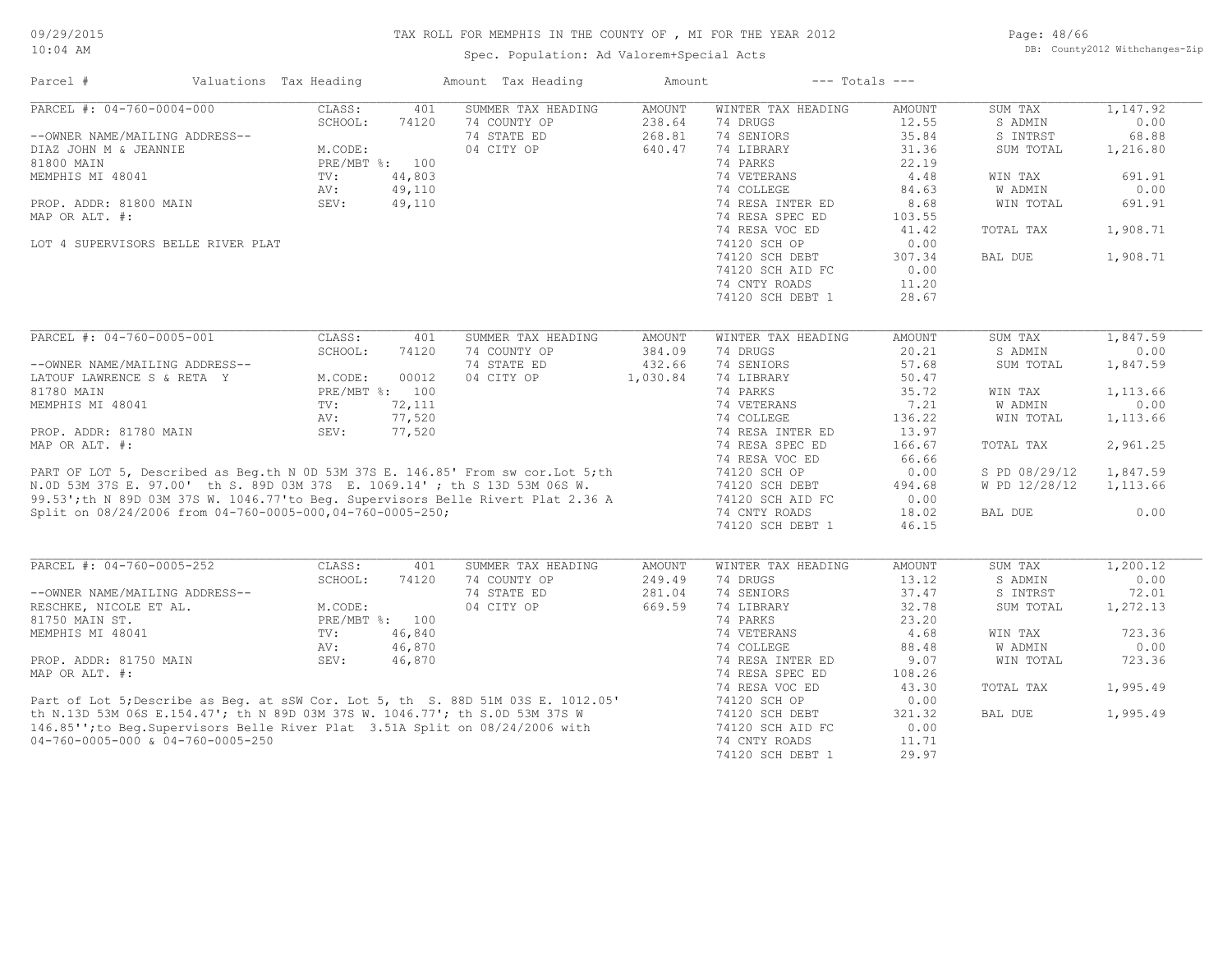TAX ROLL FOR MEMPHIS IN THE COUNTY OF , MI FOR THE YEAR 2012

Spec. Population: Ad Valorem+Special Acts

DB: County2012 Withchanges-Zip

| Parcel # | Valuations | Tax Heading | Amount | Tax Heading | Amount | --- Totals --- | | | |
|---|---|---|---|---|---|---|---|---|---|
| PARCEL #: 04-760-0004-000 | CLASS: | 401 | SUMMER TAX HEADING | AMOUNT | WINTER TAX HEADING | AMOUNT | SUM TAX | 1,147.92 |
| | SCHOOL: | 74120 | 74 COUNTY OP | 238.64 | 74 DRUGS | 12.55 | S ADMIN | 0.00 |
| --OWNER NAME/MAILING ADDRESS-- | | | 74 STATE ED | 268.81 | 74 SENIORS | 35.84 | S INTRST | 68.88 |
| DIAZ JOHN M & JEANNIE | M.CODE: | | 04 CITY OP | 640.47 | 74 LIBRARY | 31.36 | SUM TOTAL | 1,216.80 |
| 81800 MAIN | PRE/MBT %: | 100 | | | 74 PARKS | 22.19 | | |
| MEMPHIS MI 48041 | TV: | 44,803 | | | 74 VETERANS | 4.48 | WIN TAX | 691.91 |
| | AV: | 49,110 | | | 74 COLLEGE | 84.63 | W ADMIN | 0.00 |
| PROP. ADDR: 81800 MAIN | SEV: | 49,110 | | | 74 RESA INTER ED | 8.68 | WIN TOTAL | 691.91 |
| MAP OR ALT. #: | | | | | 74 RESA SPEC ED | 103.55 | | |
| | | | | | 74 RESA VOC ED | 41.42 | TOTAL TAX | 1,908.71 |
| LOT 4 SUPERVISORS BELLE RIVER PLAT | | | | | 74120 SCH OP | 0.00 | | |
| | | | | | 74120 SCH DEBT | 307.34 | BAL DUE | 1,908.71 |
| | | | | | 74120 SCH AID FC | 0.00 | | |
| | | | | | 74 CNTY ROADS | 11.20 | | |
| | | | | | 74120 SCH DEBT 1 | 28.67 | | |

| Parcel # | Valuations | Tax Heading | Amount | Tax Heading | Amount | --- Totals --- | | | |
|---|---|---|---|---|---|---|---|---|---|
| PARCEL #: 04-760-0005-001 | CLASS: | 401 | SUMMER TAX HEADING | AMOUNT | WINTER TAX HEADING | AMOUNT | SUM TAX | 1,847.59 |
| | SCHOOL: | 74120 | 74 COUNTY OP | 384.09 | 74 DRUGS | 20.21 | S ADMIN | 0.00 |
| --OWNER NAME/MAILING ADDRESS-- | | | 74 STATE ED | 432.66 | 74 SENIORS | 57.68 | SUM TOTAL | 1,847.59 |
| LATOUF LAWRENCE S & RETA Y | M.CODE: | 00012 | 04 CITY OP | 1,030.84 | 74 LIBRARY | 50.47 | | |
| 81780 MAIN | PRE/MBT %: | 100 | | | 74 PARKS | 35.72 | WIN TAX | 1,113.66 |
| MEMPHIS MI 48041 | TV: | 72,111 | | | 74 VETERANS | 7.21 | W ADMIN | 0.00 |
| | AV: | 77,520 | | | 74 COLLEGE | 136.22 | WIN TOTAL | 1,113.66 |
| PROP. ADDR: 81780 MAIN | SEV: | 77,520 | | | 74 RESA INTER ED | 13.97 | | |
| MAP OR ALT. #: | | | | | 74 RESA SPEC ED | 166.67 | TOTAL TAX | 2,961.25 |
| | | | | | 74 RESA VOC ED | 66.66 | | |
| | | | | | 74120 SCH OP | 0.00 | S PD 08/29/12 | 1,847.59 |
| | | | | | 74120 SCH DEBT | 494.68 | W PD 12/28/12 | 1,113.66 |
| | | | | | 74120 SCH AID FC | 0.00 | | |
| | | | | | 74 CNTY ROADS | 18.02 | BAL DUE | 0.00 |
| | | | | | 74120 SCH DEBT 1 | 46.15 | | |

PART OF LOT 5, Described as Beg.th N 0D 53M 37S E. 146.85' From sw cor.Lot 5;th N.0D 53M 37S E. 97.00' th S. 89D 03M 37S E. 1069.14' ; th S 13D 53M 06S W. 99.53';th N 89D 03M 37S W. 1046.77'to Beg. Supervisors Belle Rivert Plat 2.36 A Split on 08/24/2006 from 04-760-0005-000,04-760-0005-250;

| Parcel # | Valuations | Tax Heading | Amount | Tax Heading | Amount | --- Totals --- | | | |
|---|---|---|---|---|---|---|---|---|---|
| PARCEL #: 04-760-0005-252 | CLASS: | 401 | SUMMER TAX HEADING | AMOUNT | WINTER TAX HEADING | AMOUNT | SUM TAX | 1,200.12 |
| | SCHOOL: | 74120 | 74 COUNTY OP | 249.49 | 74 DRUGS | 13.12 | S ADMIN | 0.00 |
| --OWNER NAME/MAILING ADDRESS-- | | | 74 STATE ED | 281.04 | 74 SENIORS | 37.47 | S INTRST | 72.01 |
| RESCHKE, NICOLE ET AL. | M.CODE: | | 04 CITY OP | 669.59 | 74 LIBRARY | 32.78 | SUM TOTAL | 1,272.13 |
| 81750 MAIN ST. | PRE/MBT %: | 100 | | | 74 PARKS | 23.20 | | |
| MEMPHIS MI 48041 | TV: | 46,840 | | | 74 VETERANS | 4.68 | WIN TAX | 723.36 |
| | AV: | 46,870 | | | 74 COLLEGE | 88.48 | W ADMIN | 0.00 |
| PROP. ADDR: 81750 MAIN | SEV: | 46,870 | | | 74 RESA INTER ED | 9.07 | WIN TOTAL | 723.36 |
| MAP OR ALT. #: | | | | | 74 RESA SPEC ED | 108.26 | | |
| | | | | | 74 RESA VOC ED | 43.30 | TOTAL TAX | 1,995.49 |
| | | | | | 74120 SCH OP | 0.00 | | |
| | | | | | 74120 SCH DEBT | 321.32 | BAL DUE | 1,995.49 |
| | | | | | 74120 SCH AID FC | 0.00 | | |
| | | | | | 74 CNTY ROADS | 11.71 | | |
| | | | | | 74120 SCH DEBT 1 | 29.97 | | |

Part of Lot 5;Describe as Beg. at sSW Cor. Lot 5, th S. 88D 51M 03S E. 1012.05' th N.13D 53M 06S E.154.47'; th N 89D 03M 37S W. 1046.77'; th S.0D 53M 37S W 146.85'';to Beg.Supervisors Belle River Plat 3.51A Split on 08/24/2006 with 04-760-0005-000 & 04-760-0005-250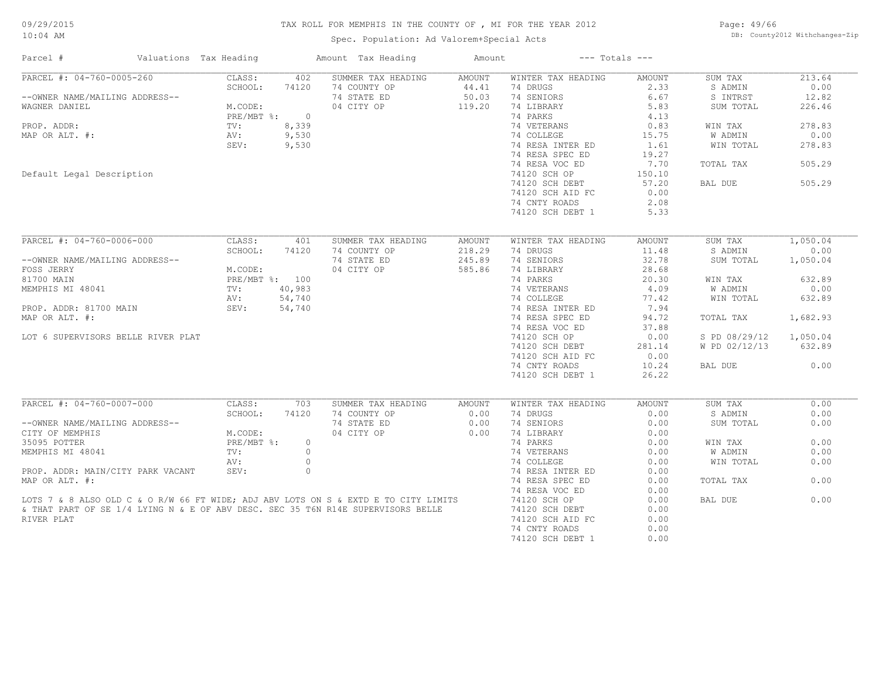# TAX ROLL FOR MEMPHIS IN THE COUNTY OF , MI FOR THE YEAR 2012

Spec. Population: Ad Valorem+Special Acts

09/29/2015
10:04 AM

DB: County2012 Withchanges-Zip

| Parcel # | Valuations | Tax Heading | Amount | Tax Heading | Amount | --- Totals --- | |
|---|---|---|---|---|---|---|---|

## PARCEL #: 04-760-0005-260

| Field | Value | Summer Tax Heading | Amount | Winter Tax Heading | Amount | Totals | Amount |
|---|---|---|---|---|---|---|---|
| CLASS: | 402 | SUMMER TAX HEADING | AMOUNT | WINTER TAX HEADING | AMOUNT | SUM TAX | 213.64 |
| SCHOOL: | 74120 | 74 COUNTY OP | 44.41 | 74 DRUGS | 2.33 | S ADMIN | 0.00 |
| M.CODE: | | 74 STATE ED | 50.03 | 74 SENIORS | 6.67 | S INTRST | 12.82 |
| PRE/MBT %: | 0 | 04 CITY OP | 119.20 | 74 LIBRARY | 5.83 | SUM TOTAL | 226.46 |
| TV: | 8,339 | | | 74 PARKS | 4.13 | | |
| AV: | 9,530 | | | 74 VETERANS | 0.83 | WIN TAX | 278.83 |
| SEV: | 9,530 | | | 74 COLLEGE | 15.75 | W ADMIN | 0.00 |
| | | | | 74 RESA INTER ED | 1.61 | WIN TOTAL | 278.83 |
| | | | | 74 RESA SPEC ED | 19.27 | | |
| | | | | 74 RESA VOC ED | 7.70 | TOTAL TAX | 505.29 |
| | | | | 74120 SCH OP | 150.10 | | |
| | | | | 74120 SCH DEBT | 57.20 | BAL DUE | 505.29 |
| | | | | 74120 SCH AID FC | 0.00 | | |
| | | | | 74 CNTY ROADS | 2.08 | | |
| | | | | 74120 SCH DEBT 1 | 5.33 | | |

--OWNER NAME/MAILING ADDRESS--
WAGNER DANIEL

PROP. ADDR:
MAP OR ALT. #:

Default Legal Description

## PARCEL #: 04-760-0006-000

| Field | Value | Summer Tax Heading | Amount | Winter Tax Heading | Amount | Totals | Amount |
|---|---|---|---|---|---|---|---|
| CLASS: | 401 | SUMMER TAX HEADING | AMOUNT | WINTER TAX HEADING | AMOUNT | SUM TAX | 1,050.04 |
| SCHOOL: | 74120 | 74 COUNTY OP | 218.29 | 74 DRUGS | 11.48 | S ADMIN | 0.00 |
| M.CODE: | | 74 STATE ED | 245.89 | 74 SENIORS | 32.78 | SUM TOTAL | 1,050.04 |
| PRE/MBT %: | 100 | 04 CITY OP | 585.86 | 74 LIBRARY | 28.68 | | |
| TV: | 40,983 | | | 74 PARKS | 20.30 | WIN TAX | 632.89 |
| AV: | 54,740 | | | 74 VETERANS | 4.09 | W ADMIN | 0.00 |
| SEV: | 54,740 | | | 74 COLLEGE | 77.42 | WIN TOTAL | 632.89 |
| | | | | 74 RESA INTER ED | 7.94 | | |
| | | | | 74 RESA SPEC ED | 94.72 | TOTAL TAX | 1,682.93 |
| | | | | 74 RESA VOC ED | 37.88 | | |
| | | | | 74120 SCH OP | 0.00 | S PD 08/29/12 | 1,050.04 |
| | | | | 74120 SCH DEBT | 281.14 | W PD 02/12/13 | 632.89 |
| | | | | 74120 SCH AID FC | 0.00 | | |
| | | | | 74 CNTY ROADS | 10.24 | BAL DUE | 0.00 |
| | | | | 74120 SCH DEBT 1 | 26.22 | | |

--OWNER NAME/MAILING ADDRESS--
FOSS JERRY
81700 MAIN
MEMPHIS MI 48041

PROP. ADDR: 81700 MAIN
MAP OR ALT. #:

LOT 6 SUPERVISORS BELLE RIVER PLAT

## PARCEL #: 04-760-0007-000

| Field | Value | Summer Tax Heading | Amount | Winter Tax Heading | Amount | Totals | Amount |
|---|---|---|---|---|---|---|---|
| CLASS: | 703 | SUMMER TAX HEADING | AMOUNT | WINTER TAX HEADING | AMOUNT | SUM TAX | 0.00 |
| SCHOOL: | 74120 | 74 COUNTY OP | 0.00 | 74 DRUGS | 0.00 | S ADMIN | 0.00 |
| M.CODE: | | 74 STATE ED | 0.00 | 74 SENIORS | 0.00 | SUM TOTAL | 0.00 |
| PRE/MBT %: | 0 | 04 CITY OP | 0.00 | 74 LIBRARY | 0.00 | | |
| TV: | 0 | | | 74 PARKS | 0.00 | WIN TAX | 0.00 |
| AV: | 0 | | | 74 VETERANS | 0.00 | W ADMIN | 0.00 |
| SEV: | 0 | | | 74 COLLEGE | 0.00 | WIN TOTAL | 0.00 |
| | | | | 74 RESA INTER ED | 0.00 | | |
| | | | | 74 RESA SPEC ED | 0.00 | TOTAL TAX | 0.00 |
| | | | | 74 RESA VOC ED | 0.00 | | |
| | | | | 74120 SCH OP | 0.00 | BAL DUE | 0.00 |
| | | | | 74120 SCH DEBT | 0.00 | | |
| | | | | 74120 SCH AID FC | 0.00 | | |
| | | | | 74 CNTY ROADS | 0.00 | | |
| | | | | 74120 SCH DEBT 1 | 0.00 | | |

--OWNER NAME/MAILING ADDRESS--
CITY OF MEMPHIS
35095 POTTER
MEMPHIS MI 48041

PROP. ADDR: MAIN/CITY PARK VACANT
MAP OR ALT. #:

LOTS 7 & 8 ALSO OLD C & O R/W 66 FT WIDE; ADJ ABV LOTS ON S & EXTD E TO CITY LIMITS & THAT PART OF SE 1/4 LYING N & E OF ABV DESC. SEC 35 T6N R14E SUPERVISORS BELLE RIVER PLAT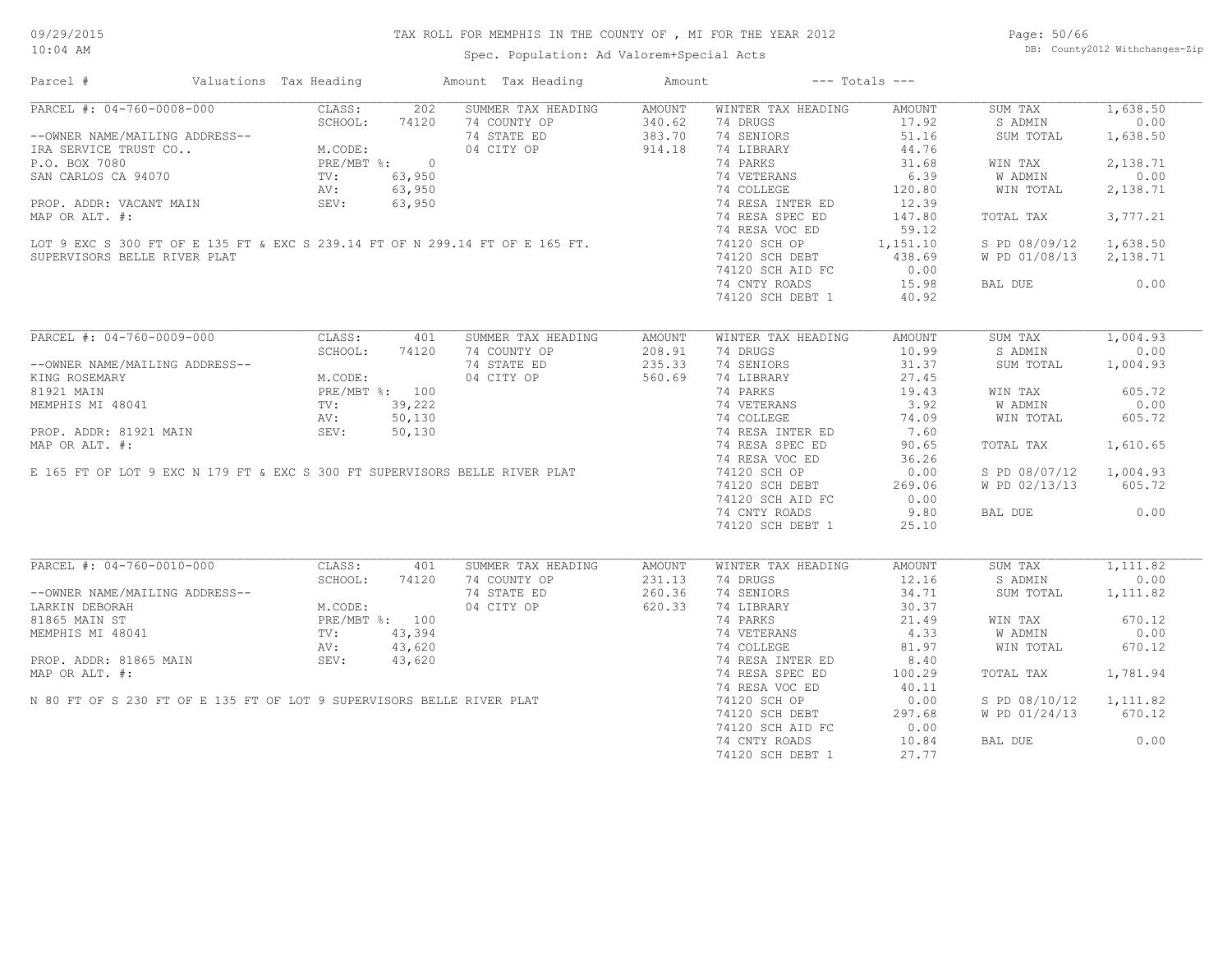# TAX ROLL FOR MEMPHIS IN THE COUNTY OF , MI FOR THE YEAR 2012

Spec. Population: Ad Valorem+Special Acts

DB: County2012 Withchanges-Zip

09/29/2015
10:04 AM

| Parcel # | Valuations | Tax Heading | Amount | Tax Heading | Amount | --- Totals --- | |
|---|---|---|---|---|---|---|---|

## PARCEL #: 04-760-0008-000

| Field | Value | SUMMER TAX HEADING | AMOUNT | WINTER TAX HEADING | AMOUNT | Totals | |
|---|---|---|---|---|---|---|---|
| CLASS: | 202 | 74 COUNTY OP | 340.62 | 74 DRUGS | 17.92 | SUM TAX | 1,638.50 |
| SCHOOL: | 74120 | 74 STATE ED | 383.70 | 74 SENIORS | 51.16 | S ADMIN | 0.00 |
| M.CODE: | | 04 CITY OP | 914.18 | 74 LIBRARY | 44.76 | SUM TOTAL | 1,638.50 |
| PRE/MBT %: | 0 | | | 74 PARKS | 31.68 | WIN TAX | 2,138.71 |
| TV: | 63,950 | | | 74 VETERANS | 6.39 | W ADMIN | 0.00 |
| AV: | 63,950 | | | 74 COLLEGE | 120.80 | WIN TOTAL | 2,138.71 |
| SEV: | 63,950 | | | 74 RESA INTER ED | 12.39 | | |
| | | | | 74 RESA SPEC ED | 147.80 | TOTAL TAX | 3,777.21 |
| | | | | 74 RESA VOC ED | 59.12 | | |
| | | | | 74120 SCH OP | 1,151.10 | S PD 08/09/12 | 1,638.50 |
| | | | | 74120 SCH DEBT | 438.69 | W PD 01/08/13 | 2,138.71 |
| | | | | 74120 SCH AID FC | 0.00 | | |
| | | | | 74 CNTY ROADS | 15.98 | BAL DUE | 0.00 |
| | | | | 74120 SCH DEBT 1 | 40.92 | | |

--OWNER NAME/MAILING ADDRESS--
IRA SERVICE TRUST CO..
P.O. BOX 7080
SAN CARLOS CA 94070

PROP. ADDR: VACANT MAIN
MAP OR ALT. #:

LOT 9 EXC S 300 FT OF E 135 FT & EXC S 239.14 FT OF N 299.14 FT OF E 165 FT. SUPERVISORS BELLE RIVER PLAT

## PARCEL #: 04-760-0009-000

| Field | Value | SUMMER TAX HEADING | AMOUNT | WINTER TAX HEADING | AMOUNT | Totals | |
|---|---|---|---|---|---|---|---|
| CLASS: | 401 | 74 COUNTY OP | 208.91 | 74 DRUGS | 10.99 | SUM TAX | 1,004.93 |
| SCHOOL: | 74120 | 74 STATE ED | 235.33 | 74 SENIORS | 31.37 | S ADMIN | 0.00 |
| M.CODE: | | 04 CITY OP | 560.69 | 74 LIBRARY | 27.45 | SUM TOTAL | 1,004.93 |
| PRE/MBT %: | 100 | | | 74 PARKS | 19.43 | WIN TAX | 605.72 |
| TV: | 39,222 | | | 74 VETERANS | 3.92 | W ADMIN | 0.00 |
| AV: | 50,130 | | | 74 COLLEGE | 74.09 | WIN TOTAL | 605.72 |
| SEV: | 50,130 | | | 74 RESA INTER ED | 7.60 | | |
| | | | | 74 RESA SPEC ED | 90.65 | TOTAL TAX | 1,610.65 |
| | | | | 74 RESA VOC ED | 36.26 | | |
| | | | | 74120 SCH OP | 0.00 | S PD 08/07/12 | 1,004.93 |
| | | | | 74120 SCH DEBT | 269.06 | W PD 02/13/13 | 605.72 |
| | | | | 74120 SCH AID FC | 0.00 | | |
| | | | | 74 CNTY ROADS | 9.80 | BAL DUE | 0.00 |
| | | | | 74120 SCH DEBT 1 | 25.10 | | |

--OWNER NAME/MAILING ADDRESS--
KING ROSEMARY
81921 MAIN
MEMPHIS MI 48041

PROP. ADDR: 81921 MAIN
MAP OR ALT. #:

E 165 FT OF LOT 9 EXC N 179 FT & EXC S 300 FT SUPERVISORS BELLE RIVER PLAT

## PARCEL #: 04-760-0010-000

| Field | Value | SUMMER TAX HEADING | AMOUNT | WINTER TAX HEADING | AMOUNT | Totals | |
|---|---|---|---|---|---|---|---|
| CLASS: | 401 | 74 COUNTY OP | 231.13 | 74 DRUGS | 12.16 | SUM TAX | 1,111.82 |
| SCHOOL: | 74120 | 74 STATE ED | 260.36 | 74 SENIORS | 34.71 | S ADMIN | 0.00 |
| M.CODE: | | 04 CITY OP | 620.33 | 74 LIBRARY | 30.37 | SUM TOTAL | 1,111.82 |
| PRE/MBT %: | 100 | | | 74 PARKS | 21.49 | WIN TAX | 670.12 |
| TV: | 43,394 | | | 74 VETERANS | 4.33 | W ADMIN | 0.00 |
| AV: | 43,620 | | | 74 COLLEGE | 81.97 | WIN TOTAL | 670.12 |
| SEV: | 43,620 | | | 74 RESA INTER ED | 8.40 | | |
| | | | | 74 RESA SPEC ED | 100.29 | TOTAL TAX | 1,781.94 |
| | | | | 74 RESA VOC ED | 40.11 | | |
| | | | | 74120 SCH OP | 0.00 | S PD 08/10/12 | 1,111.82 |
| | | | | 74120 SCH DEBT | 297.68 | W PD 01/24/13 | 670.12 |
| | | | | 74120 SCH AID FC | 0.00 | | |
| | | | | 74 CNTY ROADS | 10.84 | BAL DUE | 0.00 |
| | | | | 74120 SCH DEBT 1 | 27.77 | | |

--OWNER NAME/MAILING ADDRESS--
LARKIN DEBORAH
81865 MAIN ST
MEMPHIS MI 48041

PROP. ADDR: 81865 MAIN
MAP OR ALT. #:

N 80 FT OF S 230 FT OF E 135 FT OF LOT 9 SUPERVISORS BELLE RIVER PLAT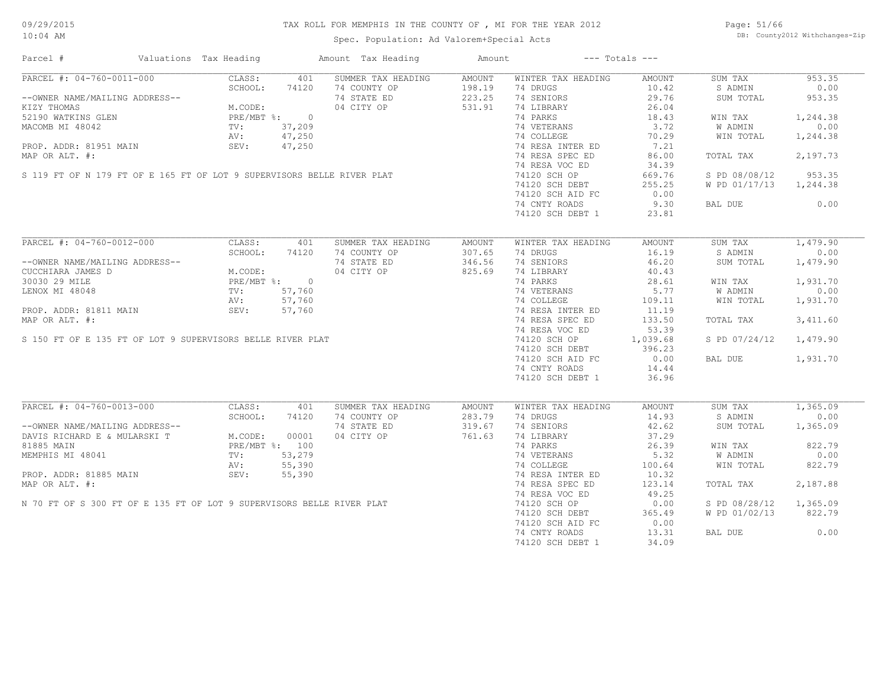# TAX ROLL FOR MEMPHIS IN THE COUNTY OF , MI FOR THE YEAR 2012

Spec. Population: Ad Valorem+Special Acts

DB: County2012 Withchanges-Zip

09/29/2015
10:04 AM

| Parcel # | Valuations | Tax Heading | Amount | Tax Heading | Amount | --- Totals --- | |
|---|---|---|---|---|---|---|---|
| PARCEL #: 04-760-0011-000 | CLASS: 401 | SUMMER TAX HEADING | AMOUNT | WINTER TAX HEADING | AMOUNT | SUM TAX | 953.35 |
| | SCHOOL: 74120 | 74 COUNTY OP | 198.19 | 74 DRUGS | 10.42 | S ADMIN | 0.00 |
| --OWNER NAME/MAILING ADDRESS-- | | 74 STATE ED | 223.25 | 74 SENIORS | 29.76 | SUM TOTAL | 953.35 |
| KIZY THOMAS | M.CODE: | 04 CITY OP | 531.91 | 74 LIBRARY | 26.04 | | |
| 52190 WATKINS GLEN | PRE/MBT %: 0 | | | 74 PARKS | 18.43 | WIN TAX | 1,244.38 |
| MACOMB MI 48042 | TV: 37,209 | | | 74 VETERANS | 3.72 | W ADMIN | 0.00 |
| | AV: 47,250 | | | 74 COLLEGE | 70.29 | WIN TOTAL | 1,244.38 |
| PROP. ADDR: 81951 MAIN | SEV: 47,250 | | | 74 RESA INTER ED | 7.21 | | |
| MAP OR ALT. #: | | | | 74 RESA SPEC ED | 86.00 | TOTAL TAX | 2,197.73 |
| | | | | 74 RESA VOC ED | 34.39 | | |
| S 119 FT OF N 179 FT OF E 165 FT OF LOT 9 SUPERVISORS BELLE RIVER PLAT | | | | 74120 SCH OP | 669.76 | S PD 08/08/12 | 953.35 |
| | | | | 74120 SCH DEBT | 255.25 | W PD 01/17/13 | 1,244.38 |
| | | | | 74120 SCH AID FC | 0.00 | | |
| | | | | 74 CNTY ROADS | 9.30 | BAL DUE | 0.00 |
| | | | | 74120 SCH DEBT 1 | 23.81 | | |
| PARCEL #: 04-760-0012-000 | CLASS: 401 | SUMMER TAX HEADING | AMOUNT | WINTER TAX HEADING | AMOUNT | SUM TAX | 1,479.90 |
| | SCHOOL: 74120 | 74 COUNTY OP | 307.65 | 74 DRUGS | 16.19 | S ADMIN | 0.00 |
| --OWNER NAME/MAILING ADDRESS-- | | 74 STATE ED | 346.56 | 74 SENIORS | 46.20 | SUM TOTAL | 1,479.90 |
| CUCCHIARA JAMES D | M.CODE: | 04 CITY OP | 825.69 | 74 LIBRARY | 40.43 | | |
| 30030 29 MILE | PRE/MBT %: 0 | | | 74 PARKS | 28.61 | WIN TAX | 1,931.70 |
| LENOX MI 48048 | TV: 57,760 | | | 74 VETERANS | 5.77 | W ADMIN | 0.00 |
| | AV: 57,760 | | | 74 COLLEGE | 109.11 | WIN TOTAL | 1,931.70 |
| PROP. ADDR: 81811 MAIN | SEV: 57,760 | | | 74 RESA INTER ED | 11.19 | | |
| MAP OR ALT. #: | | | | 74 RESA SPEC ED | 133.50 | TOTAL TAX | 3,411.60 |
| | | | | 74 RESA VOC ED | 53.39 | | |
| S 150 FT OF E 135 FT OF LOT 9 SUPERVISORS BELLE RIVER PLAT | | | | 74120 SCH OP | 1,039.68 | S PD 07/24/12 | 1,479.90 |
| | | | | 74120 SCH DEBT | 396.23 | | |
| | | | | 74120 SCH AID FC | 0.00 | BAL DUE | 1,931.70 |
| | | | | 74 CNTY ROADS | 14.44 | | |
| | | | | 74120 SCH DEBT 1 | 36.96 | | |
| PARCEL #: 04-760-0013-000 | CLASS: 401 | SUMMER TAX HEADING | AMOUNT | WINTER TAX HEADING | AMOUNT | SUM TAX | 1,365.09 |
| | SCHOOL: 74120 | 74 COUNTY OP | 283.79 | 74 DRUGS | 14.93 | S ADMIN | 0.00 |
| --OWNER NAME/MAILING ADDRESS-- | | 74 STATE ED | 319.67 | 74 SENIORS | 42.62 | SUM TOTAL | 1,365.09 |
| DAVIS RICHARD E & MULARSKI T | M.CODE: 00001 | 04 CITY OP | 761.63 | 74 LIBRARY | 37.29 | | |
| 81885 MAIN | PRE/MBT %: 100 | | | 74 PARKS | 26.39 | WIN TAX | 822.79 |
| MEMPHIS MI 48041 | TV: 53,279 | | | 74 VETERANS | 5.32 | W ADMIN | 0.00 |
| | AV: 55,390 | | | 74 COLLEGE | 100.64 | WIN TOTAL | 822.79 |
| PROP. ADDR: 81885 MAIN | SEV: 55,390 | | | 74 RESA INTER ED | 10.32 | | |
| MAP OR ALT. #: | | | | 74 RESA SPEC ED | 123.14 | TOTAL TAX | 2,187.88 |
| | | | | 74 RESA VOC ED | 49.25 | | |
| N 70 FT OF S 300 FT OF E 135 FT OF LOT 9 SUPERVISORS BELLE RIVER PLAT | | | | 74120 SCH OP | 0.00 | S PD 08/28/12 | 1,365.09 |
| | | | | 74120 SCH DEBT | 365.49 | W PD 01/02/13 | 822.79 |
| | | | | 74120 SCH AID FC | 0.00 | | |
| | | | | 74 CNTY ROADS | 13.31 | BAL DUE | 0.00 |
| | | | | 74120 SCH DEBT 1 | 34.09 | | |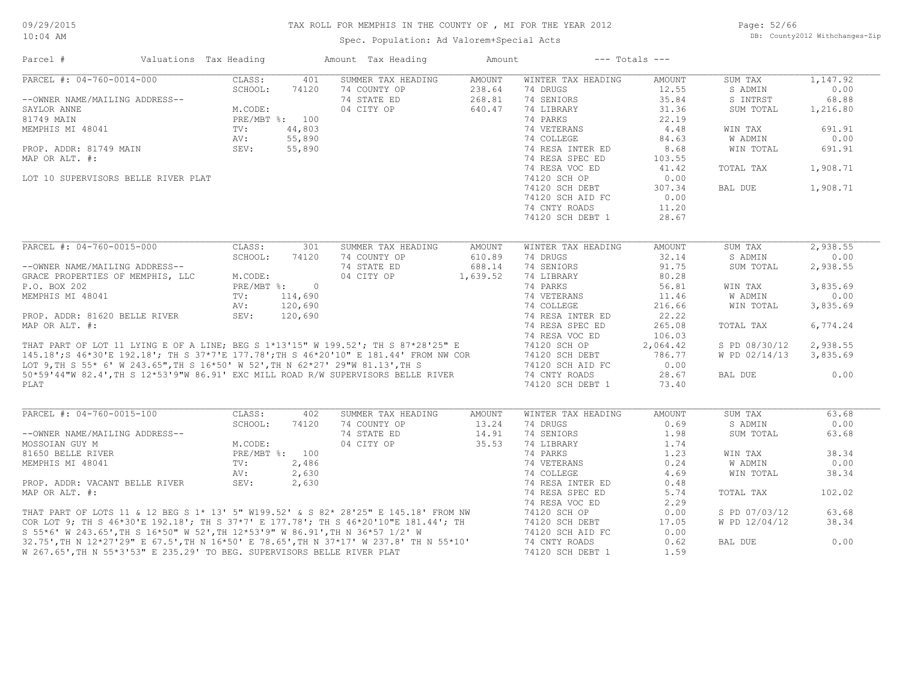# TAX ROLL FOR MEMPHIS IN THE COUNTY OF , MI FOR THE YEAR 2012

Spec. Population: Ad Valorem+Special Acts

| Parcel # | Valuations | Tax Heading | Amount | Tax Heading | Amount | --- Totals --- | |
|---|---|---|---|---|---|---|---|

## PARCEL #: 04-760-0014-000

| | | | | | | | |
|---|---|---|---|---|---|---|---|
| PARCEL #: 04-760-0014-000 | CLASS: 401 | SUMMER TAX HEADING | AMOUNT | WINTER TAX HEADING | AMOUNT | SUM TAX | 1,147.92 |
| | SCHOOL: 74120 | 74 COUNTY OP | 238.64 | 74 DRUGS | 12.55 | S ADMIN | 0.00 |
| --OWNER NAME/MAILING ADDRESS-- | | 74 STATE ED | 268.81 | 74 SENIORS | 35.84 | S INTRST | 68.88 |
| SAYLOR ANNE | M.CODE: | 04 CITY OP | 640.47 | 74 LIBRARY | 31.36 | SUM TOTAL | 1,216.80 |
| 81749 MAIN | PRE/MBT %: 100 | | | 74 PARKS | 22.19 | | |
| MEMPHIS MI 48041 | TV: 44,803 | | | 74 VETERANS | 4.48 | WIN TAX | 691.91 |
| | AV: 55,890 | | | 74 COLLEGE | 84.63 | W ADMIN | 0.00 |
| PROP. ADDR: 81749 MAIN | SEV: 55,890 | | | 74 RESA INTER ED | 8.68 | WIN TOTAL | 691.91 |
| MAP OR ALT. #: | | | | 74 RESA SPEC ED | 103.55 | | |
| | | | | 74 RESA VOC ED | 41.42 | TOTAL TAX | 1,908.71 |
| LOT 10 SUPERVISORS BELLE RIVER PLAT | | | | 74120 SCH OP | 0.00 | | |
| | | | | 74120 SCH DEBT | 307.34 | BAL DUE | 1,908.71 |
| | | | | 74120 SCH AID FC | 0.00 | | |
| | | | | 74 CNTY ROADS | 11.20 | | |
| | | | | 74120 SCH DEBT 1 | 28.67 | | |

## PARCEL #: 04-760-0015-000

| | | | | | | | |
|---|---|---|---|---|---|---|---|
| PARCEL #: 04-760-0015-000 | CLASS: 301 | SUMMER TAX HEADING | AMOUNT | WINTER TAX HEADING | AMOUNT | SUM TAX | 2,938.55 |
| | SCHOOL: 74120 | 74 COUNTY OP | 610.89 | 74 DRUGS | 32.14 | S ADMIN | 0.00 |
| --OWNER NAME/MAILING ADDRESS-- | | 74 STATE ED | 688.14 | 74 SENIORS | 91.75 | SUM TOTAL | 2,938.55 |
| GRACE PROPERTIES OF MEMPHIS, LLC | M.CODE: | 04 CITY OP | 1,639.52 | 74 LIBRARY | 80.28 | | |
| P.O. BOX 202 | PRE/MBT %: 0 | | | 74 PARKS | 56.81 | WIN TAX | 3,835.69 |
| MEMPHIS MI 48041 | TV: 114,690 | | | 74 VETERANS | 11.46 | W ADMIN | 0.00 |
| | AV: 120,690 | | | 74 COLLEGE | 216.66 | WIN TOTAL | 3,835.69 |
| PROP. ADDR: 81620 BELLE RIVER | SEV: 120,690 | | | 74 RESA INTER ED | 22.22 | | |
| MAP OR ALT. #: | | | | 74 RESA SPEC ED | 265.08 | TOTAL TAX | 6,774.24 |
| | | | | 74 RESA VOC ED | 106.03 | | |
| | | | | 74120 SCH OP | 2,064.42 | S PD 08/30/12 | 2,938.55 |
| | | | | 74120 SCH DEBT | 786.77 | W PD 02/14/13 | 3,835.69 |
| | | | | 74120 SCH AID FC | 0.00 | | |
| | | | | 74 CNTY ROADS | 28.67 | BAL DUE | 0.00 |
| | | | | 74120 SCH DEBT 1 | 73.40 | | |

THAT PART OF LOT 11 LYING E OF A LINE; BEG S 1*13'15" W 199.52'; TH S 87*28'25" E 145.18';S 46*30'E 192.18'; TH S 37*7'E 177.78';TH S 46*20'10" E 181.44' FROM NW COR LOT 9,TH S 55* 6' W 243.65",TH S 16*50' W 52',TH N 62*27' 29"W 81.13',TH S 50*59'44"W 82.4',TH S 12*53'9"W 86.91' EXC MILL ROAD R/W SUPERVISORS BELLE RIVER PLAT

## PARCEL #: 04-760-0015-100

| | | | | | | | |
|---|---|---|---|---|---|---|---|
| PARCEL #: 04-760-0015-100 | CLASS: 402 | SUMMER TAX HEADING | AMOUNT | WINTER TAX HEADING | AMOUNT | SUM TAX | 63.68 |
| | SCHOOL: 74120 | 74 COUNTY OP | 13.24 | 74 DRUGS | 0.69 | S ADMIN | 0.00 |
| --OWNER NAME/MAILING ADDRESS-- | | 74 STATE ED | 14.91 | 74 SENIORS | 1.98 | SUM TOTAL | 63.68 |
| MOSSOIAN GUY M | M.CODE: | 04 CITY OP | 35.53 | 74 LIBRARY | 1.74 | | |
| 81650 BELLE RIVER | PRE/MBT %: 100 | | | 74 PARKS | 1.23 | WIN TAX | 38.34 |
| MEMPHIS MI 48041 | TV: 2,486 | | | 74 VETERANS | 0.24 | W ADMIN | 0.00 |
| | AV: 2,630 | | | 74 COLLEGE | 4.69 | WIN TOTAL | 38.34 |
| PROP. ADDR: VACANT BELLE RIVER | SEV: 2,630 | | | 74 RESA INTER ED | 0.48 | | |
| MAP OR ALT. #: | | | | 74 RESA SPEC ED | 5.74 | TOTAL TAX | 102.02 |
| | | | | 74 RESA VOC ED | 2.29 | | |
| | | | | 74120 SCH OP | 0.00 | S PD 07/03/12 | 63.68 |
| | | | | 74120 SCH DEBT | 17.05 | W PD 12/04/12 | 38.34 |
| | | | | 74120 SCH AID FC | 0.00 | | |
| | | | | 74 CNTY ROADS | 0.62 | BAL DUE | 0.00 |
| | | | | 74120 SCH DEBT 1 | 1.59 | | |

THAT PART OF LOTS 11 & 12 BEG S 1* 13' 5" W199.52' & S 82* 28'25" E 145.18' FROM NW COR LOT 9; TH S 46*30'E 192.18'; TH S 37*7' E 177.78'; TH S 46*20'10"E 181.44'; TH S 55*6' W 243.65',TH S 16*50" W 52',TH 12*53'9" W 86.91',TH N 36*57 1/2' W 32.75',TH N 12*27'29" E 67.5',TH N 16*50' E 78.65',TH N 37*17' W 237.8' TH N 55*10' W 267.65',TH N 55*3'53" E 235.29' TO BEG. SUPERVISORS BELLE RIVER PLAT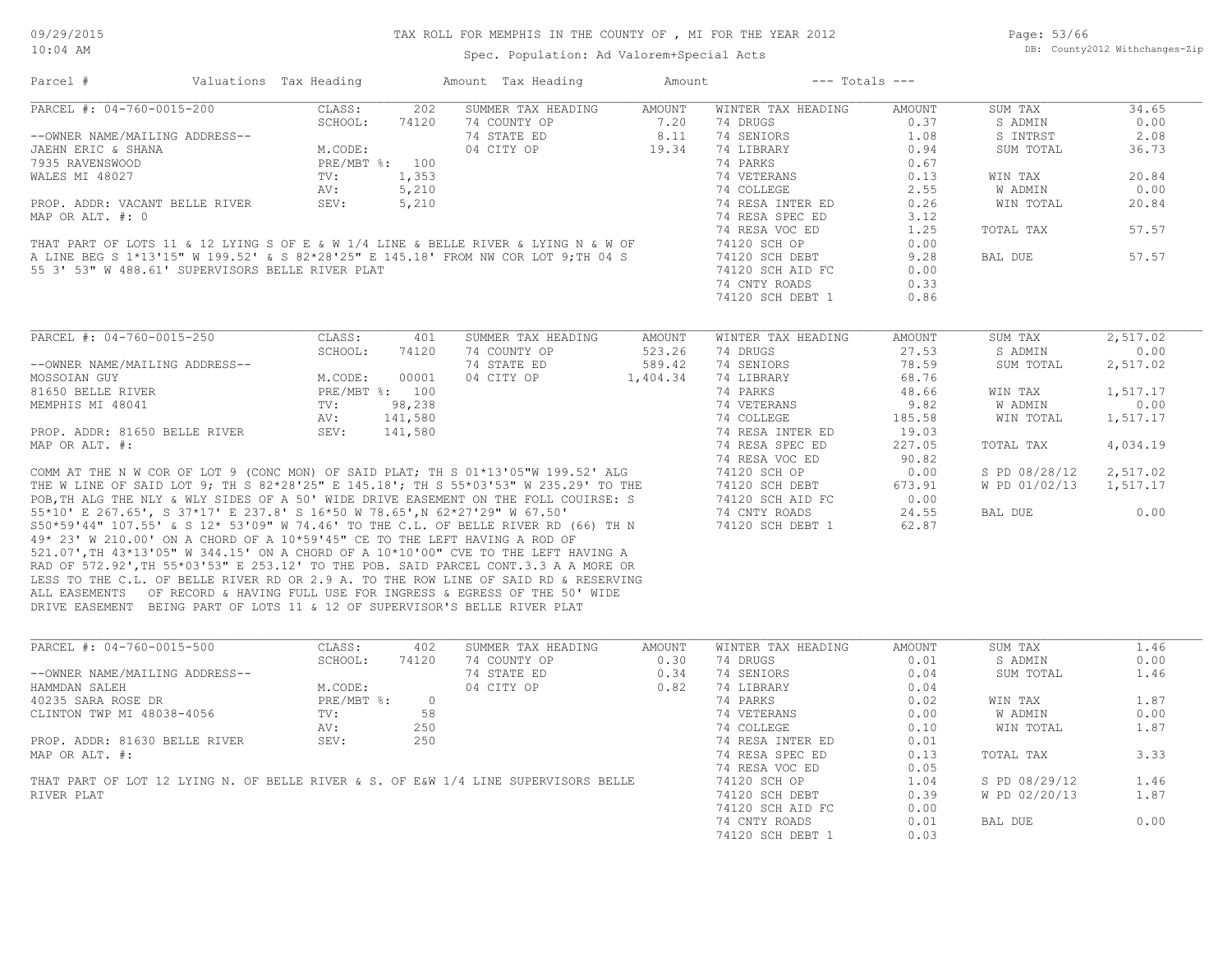# TAX ROLL FOR MEMPHIS IN THE COUNTY OF , MI FOR THE YEAR 2012

Spec. Population: Ad Valorem+Special Acts

09/29/2015 10:04 AM — DB: County2012 Withchanges-Zip

| Parcel # | Valuations | Tax Heading | Amount | Tax Heading | Amount | --- Totals --- | |
|---|---|---|---|---|---|---|---|

## PARCEL #: 04-760-0015-200

--OWNER NAME/MAILING ADDRESS--
JAEHN ERIC & SHANA
7935 RAVENSWOOD
WALES MI 48027

PROP. ADDR: VACANT BELLE RIVER
MAP OR ALT. #: 0

| Valuations | | Summer Tax Heading | Amount | Winter Tax Heading | Amount | Totals | |
|---|---|---|---|---|---|---|---|
| CLASS: | 202 | SUMMER TAX HEADING | AMOUNT | WINTER TAX HEADING | AMOUNT | SUM TAX | 34.65 |
| SCHOOL: | 74120 | 74 COUNTY OP | 7.20 | 74 DRUGS | 0.37 | S ADMIN | 0.00 |
| | | 74 STATE ED | 8.11 | 74 SENIORS | 1.08 | S INTRST | 2.08 |
| M.CODE: | | 04 CITY OP | 19.34 | 74 LIBRARY | 0.94 | SUM TOTAL | 36.73 |
| PRE/MBT %: | 100 | | | 74 PARKS | 0.67 | | |
| TV: | 1,353 | | | 74 VETERANS | 0.13 | WIN TAX | 20.84 |
| AV: | 5,210 | | | 74 COLLEGE | 2.55 | W ADMIN | 0.00 |
| SEV: | 5,210 | | | 74 RESA INTER ED | 0.26 | WIN TOTAL | 20.84 |
| | | | | 74 RESA SPEC ED | 3.12 | | |
| | | | | 74 RESA VOC ED | 1.25 | TOTAL TAX | 57.57 |
| | | | | 74120 SCH OP | 0.00 | | |
| | | | | 74120 SCH DEBT | 9.28 | BAL DUE | 57.57 |
| | | | | 74120 SCH AID FC | 0.00 | | |
| | | | | 74 CNTY ROADS | 0.33 | | |
| | | | | 74120 SCH DEBT 1 | 0.86 | | |

THAT PART OF LOTS 11 & 12 LYING S OF E & W 1/4 LINE & BELLE RIVER & LYING N & W OF A LINE BEG S 1*13'15" W 199.52' & S 82*28'25" E 145.18' FROM NW COR LOT 9;TH 04 S 55 3' 53" W 488.61' SUPERVISORS BELLE RIVER PLAT

## PARCEL #: 04-760-0015-250

--OWNER NAME/MAILING ADDRESS--
MOSSOIAN GUY
81650 BELLE RIVER
MEMPHIS MI 48041

PROP. ADDR: 81650 BELLE RIVER
MAP OR ALT. #:

| Valuations | | Summer Tax Heading | Amount | Winter Tax Heading | Amount | Totals | |
|---|---|---|---|---|---|---|---|
| CLASS: | 401 | SUMMER TAX HEADING | AMOUNT | WINTER TAX HEADING | AMOUNT | SUM TAX | 2,517.02 |
| SCHOOL: | 74120 | 74 COUNTY OP | 523.26 | 74 DRUGS | 27.53 | S ADMIN | 0.00 |
| | | 74 STATE ED | 589.42 | 74 SENIORS | 78.59 | SUM TOTAL | 2,517.02 |
| M.CODE: | 00001 | 04 CITY OP | 1,404.34 | 74 LIBRARY | 68.76 | | |
| PRE/MBT %: | 100 | | | 74 PARKS | 48.66 | WIN TAX | 1,517.17 |
| TV: | 98,238 | | | 74 VETERANS | 9.82 | W ADMIN | 0.00 |
| AV: | 141,580 | | | 74 COLLEGE | 185.58 | WIN TOTAL | 1,517.17 |
| SEV: | 141,580 | | | 74 RESA INTER ED | 19.03 | | |
| | | | | 74 RESA SPEC ED | 227.05 | TOTAL TAX | 4,034.19 |
| | | | | 74 RESA VOC ED | 90.82 | | |
| | | | | 74120 SCH OP | 0.00 | S PD 08/28/12 | 2,517.02 |
| | | | | 74120 SCH DEBT | 673.91 | W PD 01/02/13 | 1,517.17 |
| | | | | 74120 SCH AID FC | 0.00 | | |
| | | | | 74 CNTY ROADS | 24.55 | BAL DUE | 0.00 |
| | | | | 74120 SCH DEBT 1 | 62.87 | | |

COMM AT THE N W COR OF LOT 9 (CONC MON) OF SAID PLAT; TH S 01*13'05"W 199.52' ALG THE W LINE OF SAID LOT 9; TH S 82*28'25" E 145.18'; TH S 55*03'53" W 235.29' TO THE POB,TH ALG THE NLY & WLY SIDES OF A 50' WIDE DRIVE EASEMENT ON THE FOLL COUIRSE: S 55*10' E 267.65', S 37*17' E 237.8' S 16*50 W 78.65',N 62*27'29" W 67.50' S50*59'44" 107.55' & S 12* 53'09" W 74.46' TO THE C.L. OF BELLE RIVER RD (66) TH N 49* 23' W 210.00' ON A CHORD OF A 10*59'45" CE TO THE LEFT HAVING A ROD OF 521.07',TH 43*13'05" W 344.15' ON A CHORD OF A 10*10'00" CVE TO THE LEFT HAVING A RAD OF 572.92',TH 55*03'53" E 253.12' TO THE POB. SAID PARCEL CONT.3.3 A A MORE OR LESS TO THE C.L. OF BELLE RIVER RD OR 2.9 A. TO THE ROW LINE OF SAID RD & RESERVING ALL EASEMENTS OF RECORD & HAVING FULL USE FOR INGRESS & EGRESS OF THE 50' WIDE DRIVE EASEMENT BEING PART OF LOTS 11 & 12 OF SUPERVISOR'S BELLE RIVER PLAT

## PARCEL #: 04-760-0015-500

--OWNER NAME/MAILING ADDRESS--
HAMMDAN SALEH
40235 SARA ROSE DR
CLINTON TWP MI 48038-4056

PROP. ADDR: 81630 BELLE RIVER
MAP OR ALT. #:

| Valuations | | Summer Tax Heading | Amount | Winter Tax Heading | Amount | Totals | |
|---|---|---|---|---|---|---|---|
| CLASS: | 402 | SUMMER TAX HEADING | AMOUNT | WINTER TAX HEADING | AMOUNT | SUM TAX | 1.46 |
| SCHOOL: | 74120 | 74 COUNTY OP | 0.30 | 74 DRUGS | 0.01 | S ADMIN | 0.00 |
| | | 74 STATE ED | 0.34 | 74 SENIORS | 0.04 | SUM TOTAL | 1.46 |
| M.CODE: | | 04 CITY OP | 0.82 | 74 LIBRARY | 0.04 | | |
| PRE/MBT %: | 0 | | | 74 PARKS | 0.02 | WIN TAX | 1.87 |
| TV: | 58 | | | 74 VETERANS | 0.00 | W ADMIN | 0.00 |
| AV: | 250 | | | 74 COLLEGE | 0.10 | WIN TOTAL | 1.87 |
| SEV: | 250 | | | 74 RESA INTER ED | 0.01 | | |
| | | | | 74 RESA SPEC ED | 0.13 | TOTAL TAX | 3.33 |
| | | | | 74 RESA VOC ED | 0.05 | | |
| | | | | 74120 SCH OP | 1.04 | S PD 08/29/12 | 1.46 |
| | | | | 74120 SCH DEBT | 0.39 | W PD 02/20/13 | 1.87 |
| | | | | 74120 SCH AID FC | 0.00 | | |
| | | | | 74 CNTY ROADS | 0.01 | BAL DUE | 0.00 |
| | | | | 74120 SCH DEBT 1 | 0.03 | | |

THAT PART OF LOT 12 LYING N. OF BELLE RIVER & S. OF E&W 1/4 LINE SUPERVISORS BELLE RIVER PLAT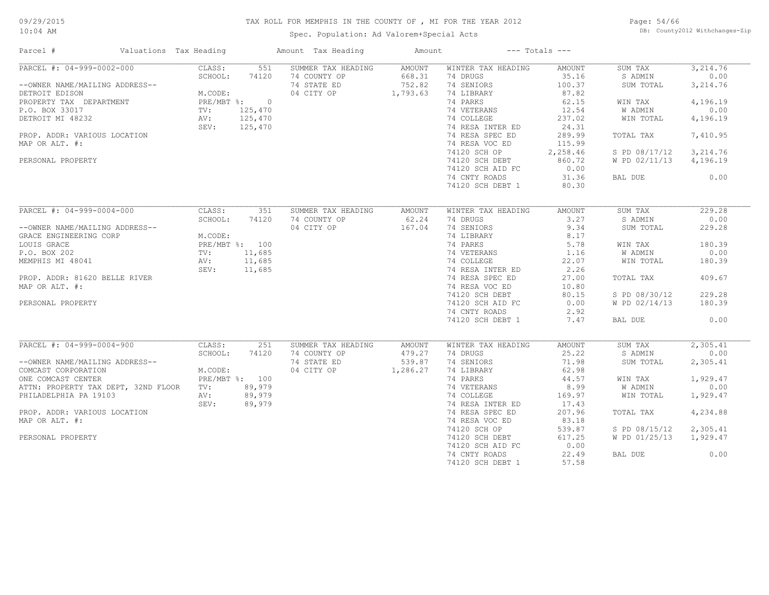# TAX ROLL FOR MEMPHIS IN THE COUNTY OF , MI FOR THE YEAR 2012

09/29/2015
10:04 AM

Spec. Population: Ad Valorem+Special Acts

DB: County2012 Withchanges-Zip

| Parcel # | Valuations | Tax Heading | Amount | Tax Heading | Amount | --- Totals --- | |
|---|---|---|---|---|---|---|---|
| PARCEL #: 04-999-0002-000 | CLASS: 551 | SUMMER TAX HEADING | AMOUNT | WINTER TAX HEADING | AMOUNT | SUM TAX | 3,214.76 |
| | SCHOOL: 74120 | 74 COUNTY OP | 668.31 | 74 DRUGS | 35.16 | S ADMIN | 0.00 |
| --OWNER NAME/MAILING ADDRESS-- | | 74 STATE ED | 752.82 | 74 SENIORS | 100.37 | SUM TOTAL | 3,214.76 |
| DETROIT EDISON | M.CODE: | 04 CITY OP | 1,793.63 | 74 LIBRARY | 87.82 | | |
| PROPERTY TAX DEPARTMENT | PRE/MBT %: 0 | | | 74 PARKS | 62.15 | WIN TAX | 4,196.19 |
| P.O. BOX 33017 | TV: 125,470 | | | 74 VETERANS | 12.54 | W ADMIN | 0.00 |
| DETROIT MI 48232 | AV: 125,470 | | | 74 COLLEGE | 237.02 | WIN TOTAL | 4,196.19 |
| | SEV: 125,470 | | | 74 RESA INTER ED | 24.31 | | |
| PROP. ADDR: VARIOUS LOCATION | | | | 74 RESA SPEC ED | 289.99 | TOTAL TAX | 7,410.95 |
| MAP OR ALT. #: | | | | 74 RESA VOC ED | 115.99 | | |
| | | | | 74120 SCH OP | 2,258.46 | S PD 08/17/12 | 3,214.76 |
| PERSONAL PROPERTY | | | | 74120 SCH DEBT | 860.72 | W PD 02/11/13 | 4,196.19 |
| | | | | 74120 SCH AID FC | 0.00 | | |
| | | | | 74 CNTY ROADS | 31.36 | BAL DUE | 0.00 |
| | | | | 74120 SCH DEBT 1 | 80.30 | | |
| PARCEL #: 04-999-0004-000 | CLASS: 351 | SUMMER TAX HEADING | AMOUNT | WINTER TAX HEADING | AMOUNT | SUM TAX | 229.28 |
| | SCHOOL: 74120 | 74 COUNTY OP | 62.24 | 74 DRUGS | 3.27 | S ADMIN | 0.00 |
| --OWNER NAME/MAILING ADDRESS-- | | 04 CITY OP | 167.04 | 74 SENIORS | 9.34 | SUM TOTAL | 229.28 |
| GRACE ENGINEERING CORP | M.CODE: | | | 74 LIBRARY | 8.17 | | |
| LOUIS GRACE | PRE/MBT %: 100 | | | 74 PARKS | 5.78 | WIN TAX | 180.39 |
| P.O. BOX 202 | TV: 11,685 | | | 74 VETERANS | 1.16 | W ADMIN | 0.00 |
| MEMPHIS MI 48041 | AV: 11,685 | | | 74 COLLEGE | 22.07 | WIN TOTAL | 180.39 |
| | SEV: 11,685 | | | 74 RESA INTER ED | 2.26 | | |
| PROP. ADDR: 81620 BELLE RIVER | | | | 74 RESA SPEC ED | 27.00 | TOTAL TAX | 409.67 |
| MAP OR ALT. #: | | | | 74 RESA VOC ED | 10.80 | | |
| | | | | 74120 SCH DEBT | 80.15 | S PD 08/30/12 | 229.28 |
| PERSONAL PROPERTY | | | | 74120 SCH AID FC | 0.00 | W PD 02/14/13 | 180.39 |
| | | | | 74 CNTY ROADS | 2.92 | | |
| | | | | 74120 SCH DEBT 1 | 7.47 | BAL DUE | 0.00 |
| PARCEL #: 04-999-0004-900 | CLASS: 251 | SUMMER TAX HEADING | AMOUNT | WINTER TAX HEADING | AMOUNT | SUM TAX | 2,305.41 |
| | SCHOOL: 74120 | 74 COUNTY OP | 479.27 | 74 DRUGS | 25.22 | S ADMIN | 0.00 |
| --OWNER NAME/MAILING ADDRESS-- | | 74 STATE ED | 539.87 | 74 SENIORS | 71.98 | SUM TOTAL | 2,305.41 |
| COMCAST CORPORATION | M.CODE: | 04 CITY OP | 1,286.27 | 74 LIBRARY | 62.98 | | |
| ONE COMCAST CENTER | PRE/MBT %: 100 | | | 74 PARKS | 44.57 | WIN TAX | 1,929.47 |
| ATTN: PROPERTY TAX DEPT, 32ND FLOOR | TV: 89,979 | | | 74 VETERANS | 8.99 | W ADMIN | 0.00 |
| PHILADELPHIA PA 19103 | AV: 89,979 | | | 74 COLLEGE | 169.97 | WIN TOTAL | 1,929.47 |
| | SEV: 89,979 | | | 74 RESA INTER ED | 17.43 | | |
| PROP. ADDR: VARIOUS LOCATION | | | | 74 RESA SPEC ED | 207.96 | TOTAL TAX | 4,234.88 |
| MAP OR ALT. #: | | | | 74 RESA VOC ED | 83.18 | | |
| | | | | 74120 SCH OP | 539.87 | S PD 08/15/12 | 2,305.41 |
| PERSONAL PROPERTY | | | | 74120 SCH DEBT | 617.25 | W PD 01/25/13 | 1,929.47 |
| | | | | 74120 SCH AID FC | 0.00 | | |
| | | | | 74 CNTY ROADS | 22.49 | BAL DUE | 0.00 |
| | | | | 74120 SCH DEBT 1 | 57.58 | | |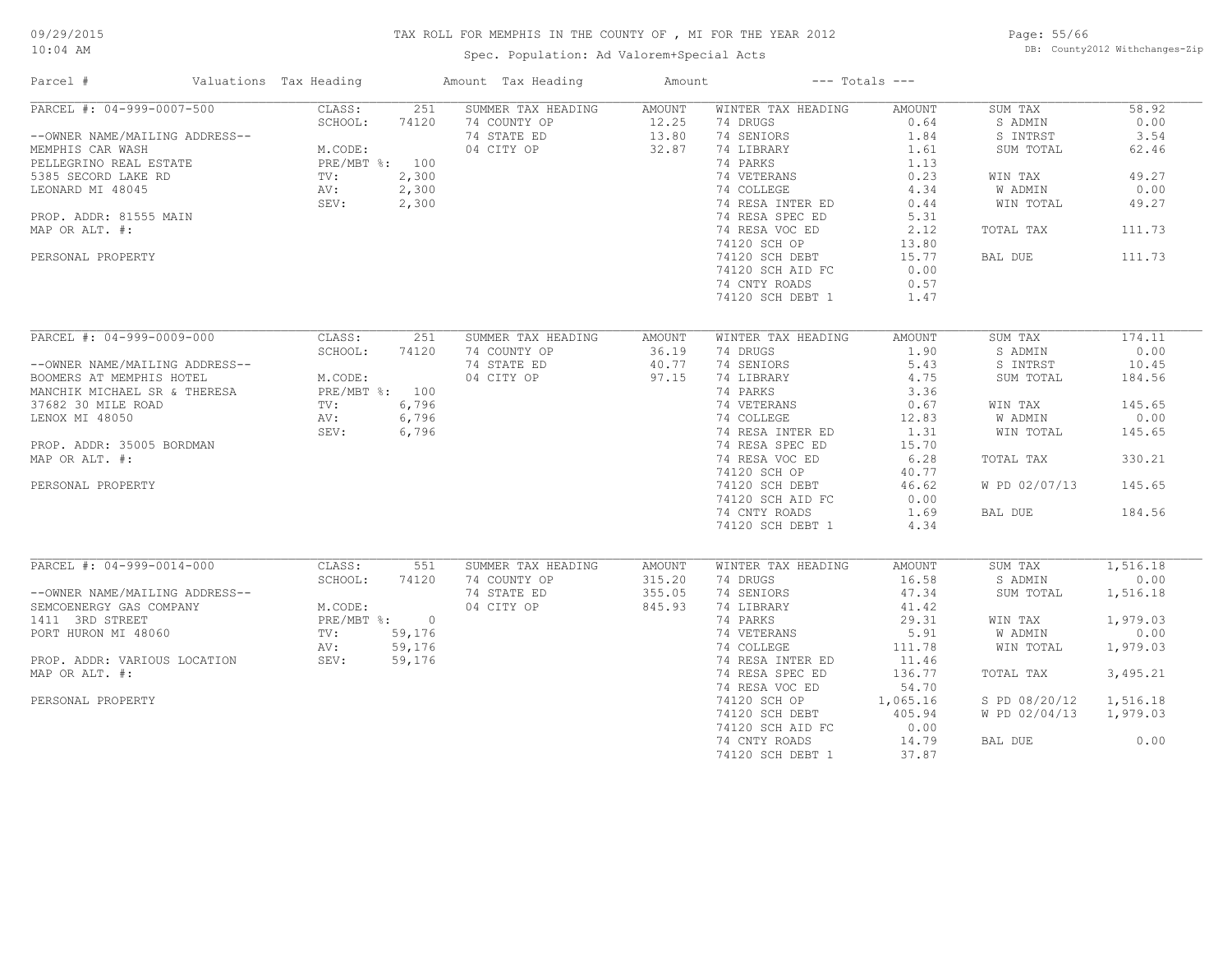# TAX ROLL FOR MEMPHIS IN THE COUNTY OF , MI FOR THE YEAR 2012

Spec. Population: Ad Valorem+Special Acts

09/29/2015
10:04 AM

DB: County2012 Withchanges-Zip

| Parcel # | Valuations | Tax Heading | Amount | Tax Heading | Amount | --- Totals --- | |
|---|---|---|---|---|---|---|---|

## PARCEL #: 04-999-0007-500

--OWNER NAME/MAILING ADDRESS--
MEMPHIS CAR WASH
PELLEGRINO REAL ESTATE
5385 SECORD LAKE RD
LEONARD MI 48045

PROP. ADDR: 81555 MAIN
MAP OR ALT. #:

PERSONAL PROPERTY

| Valuations | | Summer Tax Heading | Amount | Winter Tax Heading | Amount | Totals | |
|---|---|---|---|---|---|---|---|
| CLASS: | 251 | SUMMER TAX HEADING | AMOUNT | WINTER TAX HEADING | AMOUNT | SUM TAX | 58.92 |
| SCHOOL: | 74120 | 74 COUNTY OP | 12.25 | 74 DRUGS | 0.64 | S ADMIN | 0.00 |
| M.CODE: | | 74 STATE ED | 13.80 | 74 SENIORS | 1.84 | S INTRST | 3.54 |
| PRE/MBT %: | 100 | 04 CITY OP | 32.87 | 74 LIBRARY | 1.61 | SUM TOTAL | 62.46 |
| TV: | 2,300 | | | 74 PARKS | 1.13 | | |
| AV: | 2,300 | | | 74 VETERANS | 0.23 | WIN TAX | 49.27 |
| SEV: | 2,300 | | | 74 COLLEGE | 4.34 | W ADMIN | 0.00 |
| | | | | 74 RESA INTER ED | 0.44 | WIN TOTAL | 49.27 |
| | | | | 74 RESA SPEC ED | 5.31 | | |
| | | | | 74 RESA VOC ED | 2.12 | TOTAL TAX | 111.73 |
| | | | | 74120 SCH OP | 13.80 | | |
| | | | | 74120 SCH DEBT | 15.77 | BAL DUE | 111.73 |
| | | | | 74120 SCH AID FC | 0.00 | | |
| | | | | 74 CNTY ROADS | 0.57 | | |
| | | | | 74120 SCH DEBT 1 | 1.47 | | |

## PARCEL #: 04-999-0009-000

--OWNER NAME/MAILING ADDRESS--
BOOMERS AT MEMPHIS HOTEL
MANCHIK MICHAEL SR & THERESA
37682 30 MILE ROAD
LENOX MI 48050

PROP. ADDR: 35005 BORDMAN
MAP OR ALT. #:

PERSONAL PROPERTY

| Valuations | | Summer Tax Heading | Amount | Winter Tax Heading | Amount | Totals | |
|---|---|---|---|---|---|---|---|
| CLASS: | 251 | SUMMER TAX HEADING | AMOUNT | WINTER TAX HEADING | AMOUNT | SUM TAX | 174.11 |
| SCHOOL: | 74120 | 74 COUNTY OP | 36.19 | 74 DRUGS | 1.90 | S ADMIN | 0.00 |
| M.CODE: | | 74 STATE ED | 40.77 | 74 SENIORS | 5.43 | S INTRST | 10.45 |
| PRE/MBT %: | 100 | 04 CITY OP | 97.15 | 74 LIBRARY | 4.75 | SUM TOTAL | 184.56 |
| TV: | 6,796 | | | 74 PARKS | 3.36 | | |
| AV: | 6,796 | | | 74 VETERANS | 0.67 | WIN TAX | 145.65 |
| SEV: | 6,796 | | | 74 COLLEGE | 12.83 | W ADMIN | 0.00 |
| | | | | 74 RESA INTER ED | 1.31 | WIN TOTAL | 145.65 |
| | | | | 74 RESA SPEC ED | 15.70 | | |
| | | | | 74 RESA VOC ED | 6.28 | TOTAL TAX | 330.21 |
| | | | | 74120 SCH OP | 40.77 | | |
| | | | | 74120 SCH DEBT | 46.62 | W PD 02/07/13 | 145.65 |
| | | | | 74120 SCH AID FC | 0.00 | | |
| | | | | 74 CNTY ROADS | 1.69 | BAL DUE | 184.56 |
| | | | | 74120 SCH DEBT 1 | 4.34 | | |

## PARCEL #: 04-999-0014-000

--OWNER NAME/MAILING ADDRESS--
SEMCOENERGY GAS COMPANY
1411 3RD STREET
PORT HURON MI 48060

PROP. ADDR: VARIOUS LOCATION
MAP OR ALT. #:

PERSONAL PROPERTY

| Valuations | | Summer Tax Heading | Amount | Winter Tax Heading | Amount | Totals | |
|---|---|---|---|---|---|---|---|
| CLASS: | 551 | SUMMER TAX HEADING | AMOUNT | WINTER TAX HEADING | AMOUNT | SUM TAX | 1,516.18 |
| SCHOOL: | 74120 | 74 COUNTY OP | 315.20 | 74 DRUGS | 16.58 | S ADMIN | 0.00 |
| | | 74 STATE ED | 355.05 | 74 SENIORS | 47.34 | SUM TOTAL | 1,516.18 |
| M.CODE: | | 04 CITY OP | 845.93 | 74 LIBRARY | 41.42 | | |
| PRE/MBT %: | 0 | | | 74 PARKS | 29.31 | WIN TAX | 1,979.03 |
| TV: | 59,176 | | | 74 VETERANS | 5.91 | W ADMIN | 0.00 |
| AV: | 59,176 | | | 74 COLLEGE | 111.78 | WIN TOTAL | 1,979.03 |
| SEV: | 59,176 | | | 74 RESA INTER ED | 11.46 | | |
| | | | | 74 RESA SPEC ED | 136.77 | TOTAL TAX | 3,495.21 |
| | | | | 74 RESA VOC ED | 54.70 | | |
| | | | | 74120 SCH OP | 1,065.16 | S PD 08/20/12 | 1,516.18 |
| | | | | 74120 SCH DEBT | 405.94 | W PD 02/04/13 | 1,979.03 |
| | | | | 74120 SCH AID FC | 0.00 | | |
| | | | | 74 CNTY ROADS | 14.79 | BAL DUE | 0.00 |
| | | | | 74120 SCH DEBT 1 | 37.87 | | |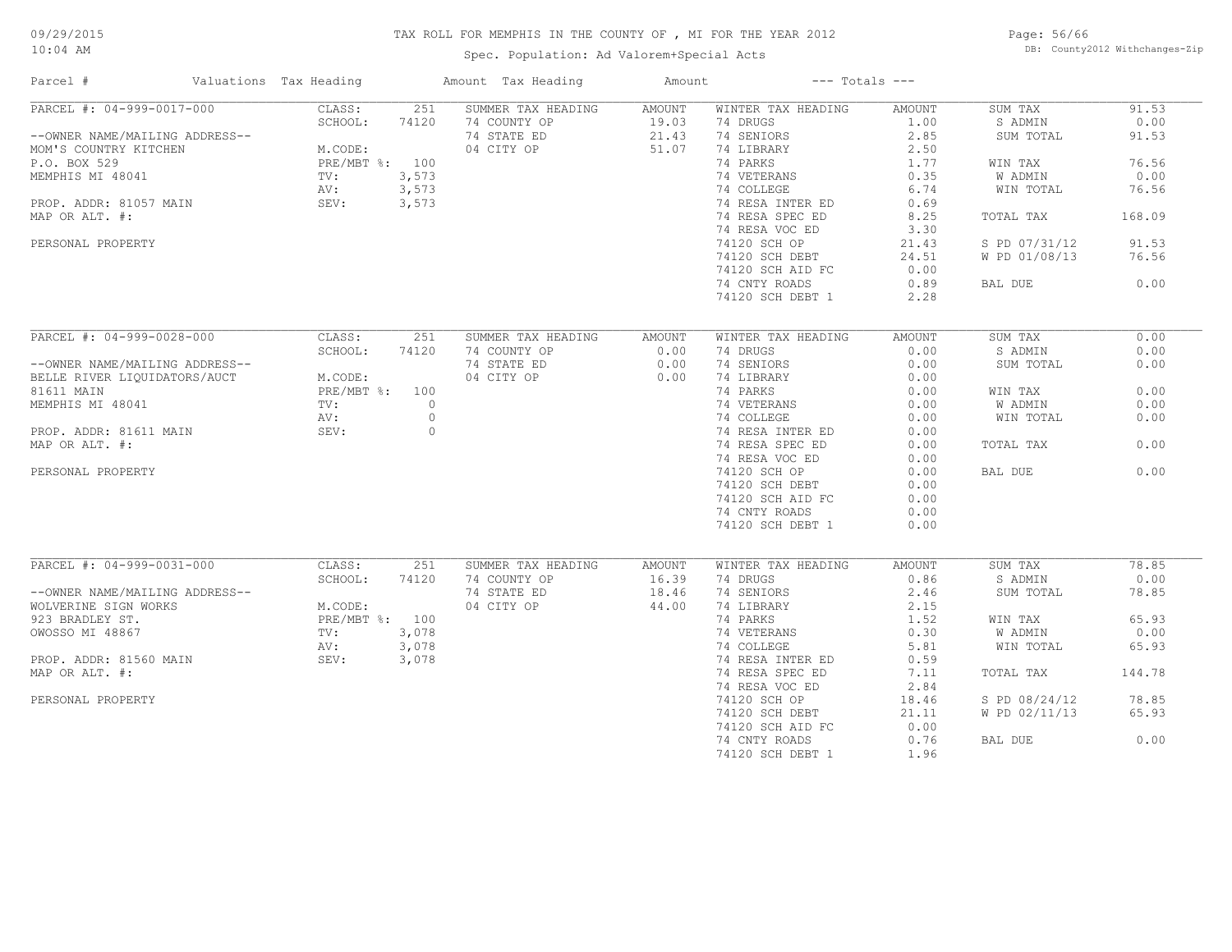# TAX ROLL FOR MEMPHIS IN THE COUNTY OF , MI FOR THE YEAR 2012

Spec. Population: Ad Valorem+Special Acts

09/29/2015
10:04 AM

DB: County2012 Withchanges-Zip

| Parcel # | Valuations | Tax Heading | Amount | Tax Heading | Amount | --- Totals --- | |
|---|---|---|---|---|---|---|---|
| PARCEL #: 04-999-0017-000 | CLASS: 251 | SUMMER TAX HEADING | AMOUNT | WINTER TAX HEADING | AMOUNT | SUM TAX | 91.53 |
| | SCHOOL: 74120 | 74 COUNTY OP | 19.03 | 74 DRUGS | 1.00 | S ADMIN | 0.00 |
| --OWNER NAME/MAILING ADDRESS-- | | 74 STATE ED | 21.43 | 74 SENIORS | 2.85 | SUM TOTAL | 91.53 |
| MOM'S COUNTRY KITCHEN | M.CODE: | 04 CITY OP | 51.07 | 74 LIBRARY | 2.50 | | |
| P.O. BOX 529 | PRE/MBT %: 100 | | | 74 PARKS | 1.77 | WIN TAX | 76.56 |
| MEMPHIS MI 48041 | TV: 3,573 | | | 74 VETERANS | 0.35 | W ADMIN | 0.00 |
| | AV: 3,573 | | | 74 COLLEGE | 6.74 | WIN TOTAL | 76.56 |
| PROP. ADDR: 81057 MAIN | SEV: 3,573 | | | 74 RESA INTER ED | 0.69 | | |
| MAP OR ALT. #: | | | | 74 RESA SPEC ED | 8.25 | TOTAL TAX | 168.09 |
| | | | | 74 RESA VOC ED | 3.30 | | |
| PERSONAL PROPERTY | | | | 74120 SCH OP | 21.43 | S PD 07/31/12 | 91.53 |
| | | | | 74120 SCH DEBT | 24.51 | W PD 01/08/13 | 76.56 |
| | | | | 74120 SCH AID FC | 0.00 | | |
| | | | | 74 CNTY ROADS | 0.89 | BAL DUE | 0.00 |
| | | | | 74120 SCH DEBT 1 | 2.28 | | |
| PARCEL #: 04-999-0028-000 | CLASS: 251 | SUMMER TAX HEADING | AMOUNT | WINTER TAX HEADING | AMOUNT | SUM TAX | 0.00 |
| | SCHOOL: 74120 | 74 COUNTY OP | 0.00 | 74 DRUGS | 0.00 | S ADMIN | 0.00 |
| --OWNER NAME/MAILING ADDRESS-- | | 74 STATE ED | 0.00 | 74 SENIORS | 0.00 | SUM TOTAL | 0.00 |
| BELLE RIVER LIQUIDATORS/AUCT | M.CODE: | 04 CITY OP | 0.00 | 74 LIBRARY | 0.00 | | |
| 81611 MAIN | PRE/MBT %: 100 | | | 74 PARKS | 0.00 | WIN TAX | 0.00 |
| MEMPHIS MI 48041 | TV: 0 | | | 74 VETERANS | 0.00 | W ADMIN | 0.00 |
| | AV: 0 | | | 74 COLLEGE | 0.00 | WIN TOTAL | 0.00 |
| PROP. ADDR: 81611 MAIN | SEV: 0 | | | 74 RESA INTER ED | 0.00 | | |
| MAP OR ALT. #: | | | | 74 RESA SPEC ED | 0.00 | TOTAL TAX | 0.00 |
| | | | | 74 RESA VOC ED | 0.00 | | |
| PERSONAL PROPERTY | | | | 74120 SCH OP | 0.00 | BAL DUE | 0.00 |
| | | | | 74120 SCH DEBT | 0.00 | | |
| | | | | 74120 SCH AID FC | 0.00 | | |
| | | | | 74 CNTY ROADS | 0.00 | | |
| | | | | 74120 SCH DEBT 1 | 0.00 | | |
| PARCEL #: 04-999-0031-000 | CLASS: 251 | SUMMER TAX HEADING | AMOUNT | WINTER TAX HEADING | AMOUNT | SUM TAX | 78.85 |
| | SCHOOL: 74120 | 74 COUNTY OP | 16.39 | 74 DRUGS | 0.86 | S ADMIN | 0.00 |
| --OWNER NAME/MAILING ADDRESS-- | | 74 STATE ED | 18.46 | 74 SENIORS | 2.46 | SUM TOTAL | 78.85 |
| WOLVERINE SIGN WORKS | M.CODE: | 04 CITY OP | 44.00 | 74 LIBRARY | 2.15 | | |
| 923 BRADLEY ST. | PRE/MBT %: 100 | | | 74 PARKS | 1.52 | WIN TAX | 65.93 |
| OWOSSO MI 48867 | TV: 3,078 | | | 74 VETERANS | 0.30 | W ADMIN | 0.00 |
| | AV: 3,078 | | | 74 COLLEGE | 5.81 | WIN TOTAL | 65.93 |
| PROP. ADDR: 81560 MAIN | SEV: 3,078 | | | 74 RESA INTER ED | 0.59 | | |
| MAP OR ALT. #: | | | | 74 RESA SPEC ED | 7.11 | TOTAL TAX | 144.78 |
| | | | | 74 RESA VOC ED | 2.84 | | |
| PERSONAL PROPERTY | | | | 74120 SCH OP | 18.46 | S PD 08/24/12 | 78.85 |
| | | | | 74120 SCH DEBT | 21.11 | W PD 02/11/13 | 65.93 |
| | | | | 74120 SCH AID FC | 0.00 | | |
| | | | | 74 CNTY ROADS | 0.76 | BAL DUE | 0.00 |
| | | | | 74120 SCH DEBT 1 | 1.96 | | |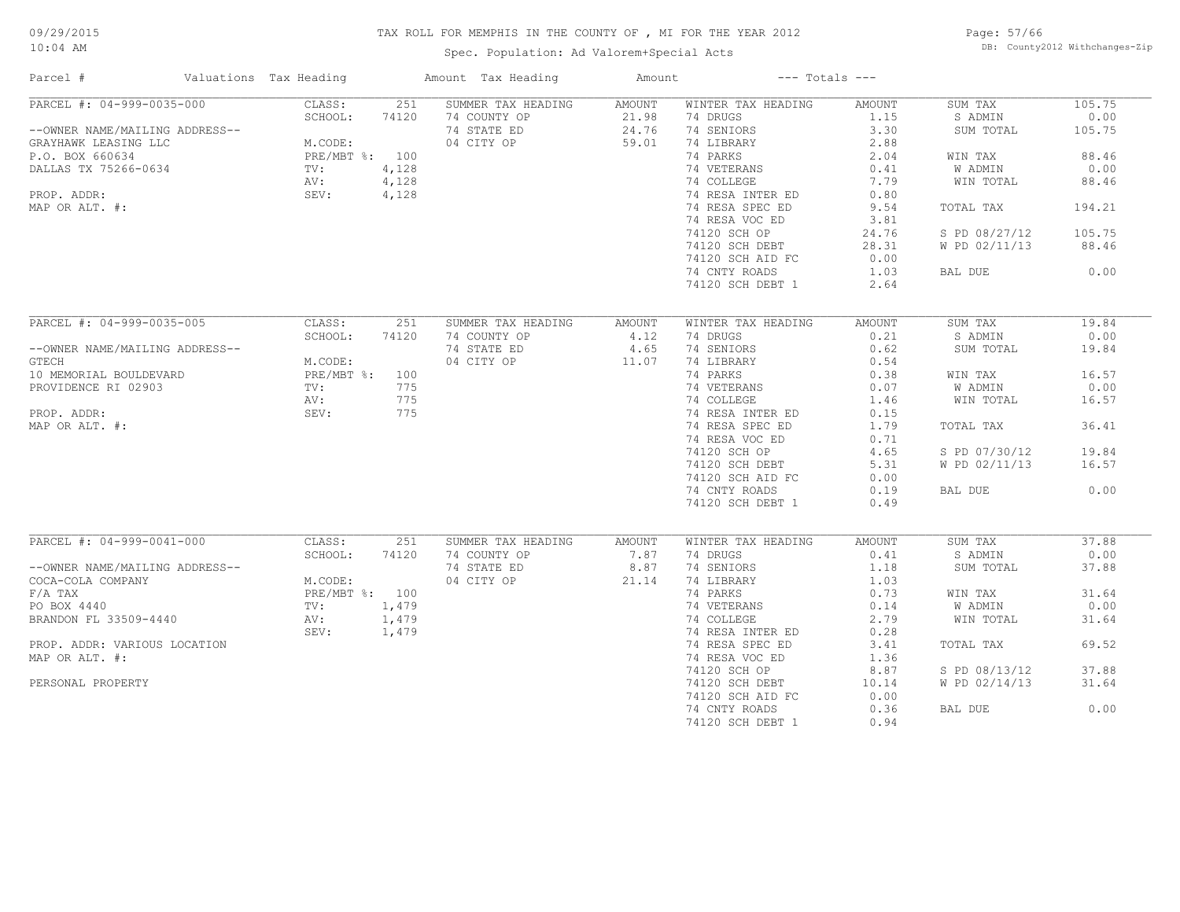# TAX ROLL FOR MEMPHIS IN THE COUNTY OF , MI FOR THE YEAR 2012

Spec. Population: Ad Valorem+Special Acts

09/29/2015
10:04 AM

DB: County2012 Withchanges-Zip

| Parcel # | Valuations | Tax Heading | Amount | Tax Heading | Amount | --- Totals --- | |
|---|---|---|---|---|---|---|---|
| PARCEL #: 04-999-0035-000 | CLASS: 251 | SUMMER TAX HEADING | AMOUNT | WINTER TAX HEADING | AMOUNT | SUM TAX | 105.75 |
| | SCHOOL: 74120 | 74 COUNTY OP | 21.98 | 74 DRUGS | 1.15 | S ADMIN | 0.00 |
| --OWNER NAME/MAILING ADDRESS-- | | 74 STATE ED | 24.76 | 74 SENIORS | 3.30 | SUM TOTAL | 105.75 |
| GRAYHAWK LEASING LLC | M.CODE: | 04 CITY OP | 59.01 | 74 LIBRARY | 2.88 | | |
| P.O. BOX 660634 | PRE/MBT %: 100 | | | 74 PARKS | 2.04 | WIN TAX | 88.46 |
| DALLAS TX 75266-0634 | TV: 4,128 | | | 74 VETERANS | 0.41 | W ADMIN | 0.00 |
| | AV: 4,128 | | | 74 COLLEGE | 7.79 | WIN TOTAL | 88.46 |
| PROP. ADDR: | SEV: 4,128 | | | 74 RESA INTER ED | 0.80 | | |
| MAP OR ALT. #: | | | | 74 RESA SPEC ED | 9.54 | TOTAL TAX | 194.21 |
| | | | | 74 RESA VOC ED | 3.81 | | |
| | | | | 74120 SCH OP | 24.76 | S PD 08/27/12 | 105.75 |
| | | | | 74120 SCH DEBT | 28.31 | W PD 02/11/13 | 88.46 |
| | | | | 74120 SCH AID FC | 0.00 | | |
| | | | | 74 CNTY ROADS | 1.03 | BAL DUE | 0.00 |
| | | | | 74120 SCH DEBT 1 | 2.64 | | |
| PARCEL #: 04-999-0035-005 | CLASS: 251 | SUMMER TAX HEADING | AMOUNT | WINTER TAX HEADING | AMOUNT | SUM TAX | 19.84 |
| | SCHOOL: 74120 | 74 COUNTY OP | 4.12 | 74 DRUGS | 0.21 | S ADMIN | 0.00 |
| --OWNER NAME/MAILING ADDRESS-- | | 74 STATE ED | 4.65 | 74 SENIORS | 0.62 | SUM TOTAL | 19.84 |
| GTECH | M.CODE: | 04 CITY OP | 11.07 | 74 LIBRARY | 0.54 | | |
| 10 MEMORIAL BOULDEVARD | PRE/MBT %: 100 | | | 74 PARKS | 0.38 | WIN TAX | 16.57 |
| PROVIDENCE RI 02903 | TV: 775 | | | 74 VETERANS | 0.07 | W ADMIN | 0.00 |
| | AV: 775 | | | 74 COLLEGE | 1.46 | WIN TOTAL | 16.57 |
| PROP. ADDR: | SEV: 775 | | | 74 RESA INTER ED | 0.15 | | |
| MAP OR ALT. #: | | | | 74 RESA SPEC ED | 1.79 | TOTAL TAX | 36.41 |
| | | | | 74 RESA VOC ED | 0.71 | | |
| | | | | 74120 SCH OP | 4.65 | S PD 07/30/12 | 19.84 |
| | | | | 74120 SCH DEBT | 5.31 | W PD 02/11/13 | 16.57 |
| | | | | 74120 SCH AID FC | 0.00 | | |
| | | | | 74 CNTY ROADS | 0.19 | BAL DUE | 0.00 |
| | | | | 74120 SCH DEBT 1 | 0.49 | | |
| PARCEL #: 04-999-0041-000 | CLASS: 251 | SUMMER TAX HEADING | AMOUNT | WINTER TAX HEADING | AMOUNT | SUM TAX | 37.88 |
| | SCHOOL: 74120 | 74 COUNTY OP | 7.87 | 74 DRUGS | 0.41 | S ADMIN | 0.00 |
| --OWNER NAME/MAILING ADDRESS-- | | 74 STATE ED | 8.87 | 74 SENIORS | 1.18 | SUM TOTAL | 37.88 |
| COCA-COLA COMPANY | M.CODE: | 04 CITY OP | 21.14 | 74 LIBRARY | 1.03 | | |
| F/A TAX | PRE/MBT %: 100 | | | 74 PARKS | 0.73 | WIN TAX | 31.64 |
| PO BOX 4440 | TV: 1,479 | | | 74 VETERANS | 0.14 | W ADMIN | 0.00 |
| BRANDON FL 33509-4440 | AV: 1,479 | | | 74 COLLEGE | 2.79 | WIN TOTAL | 31.64 |
| | SEV: 1,479 | | | 74 RESA INTER ED | 0.28 | | |
| PROP. ADDR: VARIOUS LOCATION | | | | 74 RESA SPEC ED | 3.41 | TOTAL TAX | 69.52 |
| MAP OR ALT. #: | | | | 74 RESA VOC ED | 1.36 | | |
| | | | | 74120 SCH OP | 8.87 | S PD 08/13/12 | 37.88 |
| PERSONAL PROPERTY | | | | 74120 SCH DEBT | 10.14 | W PD 02/14/13 | 31.64 |
| | | | | 74120 SCH AID FC | 0.00 | | |
| | | | | 74 CNTY ROADS | 0.36 | BAL DUE | 0.00 |
| | | | | 74120 SCH DEBT 1 | 0.94 | | |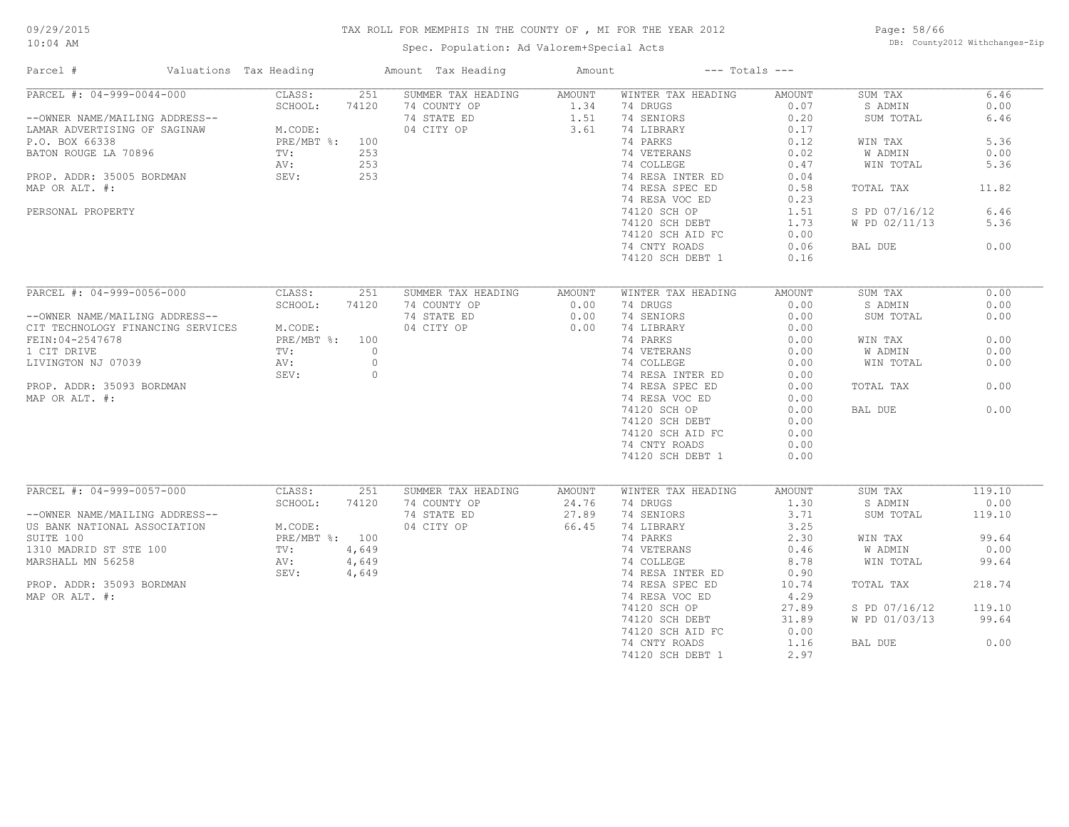# TAX ROLL FOR MEMPHIS IN THE COUNTY OF , MI FOR THE YEAR 2012

Spec. Population: Ad Valorem+Special Acts

09/29/2015
10:04 AM

DB: County2012 Withchanges-Zip

| Parcel # | Valuations | Tax Heading | Amount | Tax Heading | Amount | --- Totals --- | |
|---|---|---|---|---|---|---|---|

## PARCEL #: 04-999-0044-000

| Parcel Info | Valuations | | Summer Tax Heading | Amount | Winter Tax Heading | Amount | Totals | |
|---|---|---|---|---|---|---|---|---|
| --OWNER NAME/MAILING ADDRESS-- | CLASS: | 251 | 74 COUNTY OP | 1.34 | 74 DRUGS | 0.07 | SUM TAX | 6.46 |
| LAMAR ADVERTISING OF SAGINAW | SCHOOL: | 74120 | 74 STATE ED | 1.51 | 74 SENIORS | 0.20 | S ADMIN | 0.00 |
| P.O. BOX 66338 | M.CODE: | | 04 CITY OP | 3.61 | 74 LIBRARY | 0.17 | SUM TOTAL | 6.46 |
| BATON ROUGE LA 70896 | PRE/MBT %: | 100 | | | 74 PARKS | 0.12 | WIN TAX | 5.36 |
| PROP. ADDR: 35005 BORDMAN | TV: | 253 | | | 74 VETERANS | 0.02 | W ADMIN | 0.00 |
| MAP OR ALT. #: | AV: | 253 | | | 74 COLLEGE | 0.47 | WIN TOTAL | 5.36 |
| PERSONAL PROPERTY | SEV: | 253 | | | 74 RESA INTER ED | 0.04 | | |
| | | | | | 74 RESA SPEC ED | 0.58 | TOTAL TAX | 11.82 |
| | | | | | 74 RESA VOC ED | 0.23 | | |
| | | | | | 74120 SCH OP | 1.51 | S PD 07/16/12 | 6.46 |
| | | | | | 74120 SCH DEBT | 1.73 | W PD 02/11/13 | 5.36 |
| | | | | | 74120 SCH AID FC | 0.00 | | |
| | | | | | 74 CNTY ROADS | 0.06 | BAL DUE | 0.00 |
| | | | | | 74120 SCH DEBT 1 | 0.16 | | |

## PARCEL #: 04-999-0056-000

| Parcel Info | Valuations | | Summer Tax Heading | Amount | Winter Tax Heading | Amount | Totals | |
|---|---|---|---|---|---|---|---|---|
| --OWNER NAME/MAILING ADDRESS-- | CLASS: | 251 | 74 COUNTY OP | 0.00 | 74 DRUGS | 0.00 | SUM TAX | 0.00 |
| CIT TECHNOLOGY FINANCING SERVICES | SCHOOL: | 74120 | 74 STATE ED | 0.00 | 74 SENIORS | 0.00 | S ADMIN | 0.00 |
| FEIN:04-2547678 | M.CODE: | | 04 CITY OP | 0.00 | 74 LIBRARY | 0.00 | SUM TOTAL | 0.00 |
| 1 CIT DRIVE | PRE/MBT %: | 100 | | | 74 PARKS | 0.00 | WIN TAX | 0.00 |
| LIVINGTON NJ 07039 | TV: | 0 | | | 74 VETERANS | 0.00 | W ADMIN | 0.00 |
| PROP. ADDR: 35093 BORDMAN | AV: | 0 | | | 74 COLLEGE | 0.00 | WIN TOTAL | 0.00 |
| MAP OR ALT. #: | SEV: | 0 | | | 74 RESA INTER ED | 0.00 | | |
| | | | | | 74 RESA SPEC ED | 0.00 | TOTAL TAX | 0.00 |
| | | | | | 74 RESA VOC ED | 0.00 | | |
| | | | | | 74120 SCH OP | 0.00 | BAL DUE | 0.00 |
| | | | | | 74120 SCH DEBT | 0.00 | | |
| | | | | | 74120 SCH AID FC | 0.00 | | |
| | | | | | 74 CNTY ROADS | 0.00 | | |
| | | | | | 74120 SCH DEBT 1 | 0.00 | | |

## PARCEL #: 04-999-0057-000

| Parcel Info | Valuations | | Summer Tax Heading | Amount | Winter Tax Heading | Amount | Totals | |
|---|---|---|---|---|---|---|---|---|
| --OWNER NAME/MAILING ADDRESS-- | CLASS: | 251 | 74 COUNTY OP | 24.76 | 74 DRUGS | 1.30 | SUM TAX | 119.10 |
| US BANK NATIONAL ASSOCIATION | SCHOOL: | 74120 | 74 STATE ED | 27.89 | 74 SENIORS | 3.71 | S ADMIN | 0.00 |
| SUITE 100 | M.CODE: | | 04 CITY OP | 66.45 | 74 LIBRARY | 3.25 | SUM TOTAL | 119.10 |
| 1310 MADRID ST STE 100 | PRE/MBT %: | 100 | | | 74 PARKS | 2.30 | WIN TAX | 99.64 |
| MARSHALL MN 56258 | TV: | 4,649 | | | 74 VETERANS | 0.46 | W ADMIN | 0.00 |
| PROP. ADDR: 35093 BORDMAN | AV: | 4,649 | | | 74 COLLEGE | 8.78 | WIN TOTAL | 99.64 |
| MAP OR ALT. #: | SEV: | 4,649 | | | 74 RESA INTER ED | 0.90 | | |
| | | | | | 74 RESA SPEC ED | 10.74 | TOTAL TAX | 218.74 |
| | | | | | 74 RESA VOC ED | 4.29 | | |
| | | | | | 74120 SCH OP | 27.89 | S PD 07/16/12 | 119.10 |
| | | | | | 74120 SCH DEBT | 31.89 | W PD 01/03/13 | 99.64 |
| | | | | | 74120 SCH AID FC | 0.00 | | |
| | | | | | 74 CNTY ROADS | 1.16 | BAL DUE | 0.00 |
| | | | | | 74120 SCH DEBT 1 | 2.97 | | |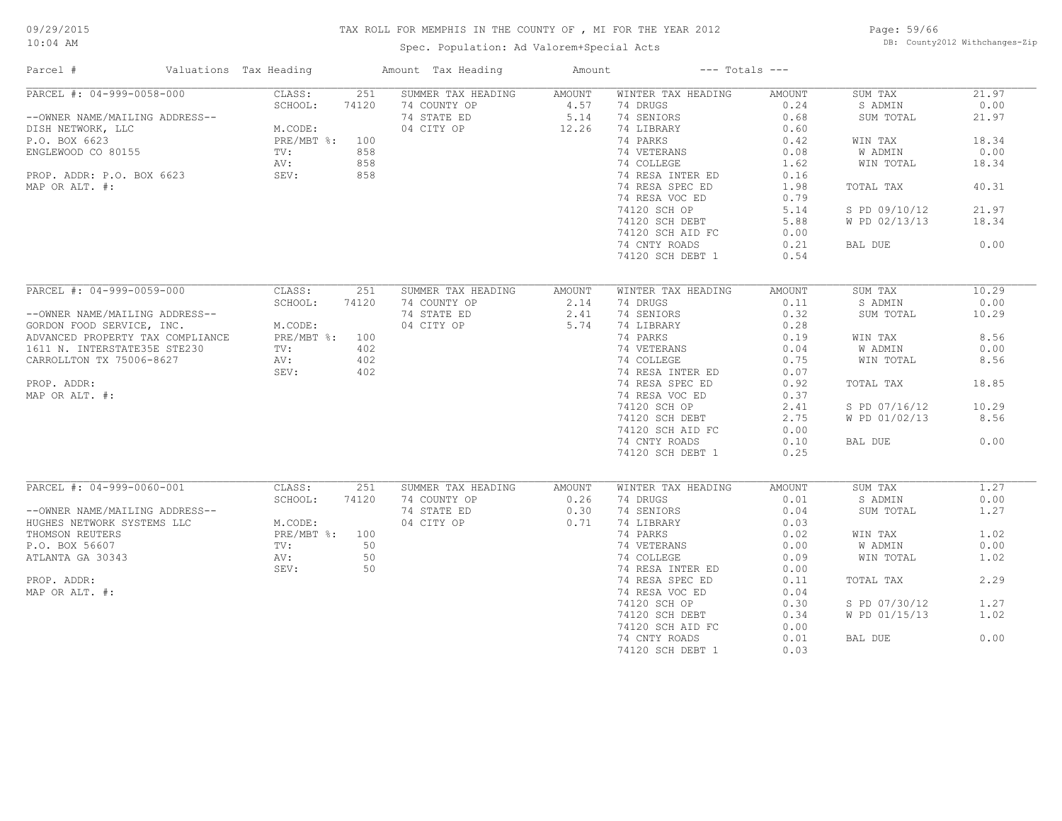# TAX ROLL FOR MEMPHIS IN THE COUNTY OF , MI FOR THE YEAR 2012

Spec. Population: Ad Valorem+Special Acts

09/29/2015
10:04 AM

DB: County2012 Withchanges-Zip

| Parcel # | Valuations | Tax Heading | Amount | Tax Heading | Amount | --- Totals --- | |
|---|---|---|---|---|---|---|---|

## PARCEL #: 04-999-0058-000

--OWNER NAME/MAILING ADDRESS--
DISH NETWORK, LLC
P.O. BOX 6623
ENGLEWOOD CO 80155

PROP. ADDR: P.O. BOX 6623
MAP OR ALT. #:

| Valuations | | Summer Tax Heading | Amount | Winter Tax Heading | Amount | Totals | |
|---|---|---|---|---|---|---|---|
| CLASS: | 251 | 74 COUNTY OP | 4.57 | 74 DRUGS | 0.24 | SUM TAX | 21.97 |
| SCHOOL: | 74120 | 74 STATE ED | 5.14 | 74 SENIORS | 0.68 | S ADMIN | 0.00 |
| M.CODE: | | 04 CITY OP | 12.26 | 74 LIBRARY | 0.60 | SUM TOTAL | 21.97 |
| PRE/MBT %: | 100 | | | 74 PARKS | 0.42 | WIN TAX | 18.34 |
| TV: | 858 | | | 74 VETERANS | 0.08 | W ADMIN | 0.00 |
| AV: | 858 | | | 74 COLLEGE | 1.62 | WIN TOTAL | 18.34 |
| SEV: | 858 | | | 74 RESA INTER ED | 0.16 | | |
| | | | | 74 RESA SPEC ED | 1.98 | TOTAL TAX | 40.31 |
| | | | | 74 RESA VOC ED | 0.79 | | |
| | | | | 74120 SCH OP | 5.14 | S PD 09/10/12 | 21.97 |
| | | | | 74120 SCH DEBT | 5.88 | W PD 02/13/13 | 18.34 |
| | | | | 74120 SCH AID FC | 0.00 | | |
| | | | | 74 CNTY ROADS | 0.21 | BAL DUE | 0.00 |
| | | | | 74120 SCH DEBT 1 | 0.54 | | |

## PARCEL #: 04-999-0059-000

--OWNER NAME/MAILING ADDRESS--
GORDON FOOD SERVICE, INC.
ADVANCED PROPERTY TAX COMPLIANCE
1611 N. INTERSTATE35E STE230
CARROLLTON TX 75006-8627

PROP. ADDR:
MAP OR ALT. #:

| Valuations | | Summer Tax Heading | Amount | Winter Tax Heading | Amount | Totals | |
|---|---|---|---|---|---|---|---|
| CLASS: | 251 | 74 COUNTY OP | 2.14 | 74 DRUGS | 0.11 | SUM TAX | 10.29 |
| SCHOOL: | 74120 | 74 STATE ED | 2.41 | 74 SENIORS | 0.32 | S ADMIN | 0.00 |
| M.CODE: | | 04 CITY OP | 5.74 | 74 LIBRARY | 0.28 | SUM TOTAL | 10.29 |
| PRE/MBT %: | 100 | | | 74 PARKS | 0.19 | WIN TAX | 8.56 |
| TV: | 402 | | | 74 VETERANS | 0.04 | W ADMIN | 0.00 |
| AV: | 402 | | | 74 COLLEGE | 0.75 | WIN TOTAL | 8.56 |
| SEV: | 402 | | | 74 RESA INTER ED | 0.07 | | |
| | | | | 74 RESA SPEC ED | 0.92 | TOTAL TAX | 18.85 |
| | | | | 74 RESA VOC ED | 0.37 | | |
| | | | | 74120 SCH OP | 2.41 | S PD 07/16/12 | 10.29 |
| | | | | 74120 SCH DEBT | 2.75 | W PD 01/02/13 | 8.56 |
| | | | | 74120 SCH AID FC | 0.00 | | |
| | | | | 74 CNTY ROADS | 0.10 | BAL DUE | 0.00 |
| | | | | 74120 SCH DEBT 1 | 0.25 | | |

## PARCEL #: 04-999-0060-001

--OWNER NAME/MAILING ADDRESS--
HUGHES NETWORK SYSTEMS LLC
THOMSON REUTERS
P.O. BOX 56607
ATLANTA GA 30343

PROP. ADDR:
MAP OR ALT. #:

| Valuations | | Summer Tax Heading | Amount | Winter Tax Heading | Amount | Totals | |
|---|---|---|---|---|---|---|---|
| CLASS: | 251 | 74 COUNTY OP | 0.26 | 74 DRUGS | 0.01 | SUM TAX | 1.27 |
| SCHOOL: | 74120 | 74 STATE ED | 0.30 | 74 SENIORS | 0.04 | S ADMIN | 0.00 |
| M.CODE: | | 04 CITY OP | 0.71 | 74 LIBRARY | 0.03 | SUM TOTAL | 1.27 |
| PRE/MBT %: | 100 | | | 74 PARKS | 0.02 | WIN TAX | 1.02 |
| TV: | 50 | | | 74 VETERANS | 0.00 | W ADMIN | 0.00 |
| AV: | 50 | | | 74 COLLEGE | 0.09 | WIN TOTAL | 1.02 |
| SEV: | 50 | | | 74 RESA INTER ED | 0.00 | | |
| | | | | 74 RESA SPEC ED | 0.11 | TOTAL TAX | 2.29 |
| | | | | 74 RESA VOC ED | 0.04 | | |
| | | | | 74120 SCH OP | 0.30 | S PD 07/30/12 | 1.27 |
| | | | | 74120 SCH DEBT | 0.34 | W PD 01/15/13 | 1.02 |
| | | | | 74120 SCH AID FC | 0.00 | | |
| | | | | 74 CNTY ROADS | 0.01 | BAL DUE | 0.00 |
| | | | | 74120 SCH DEBT 1 | 0.03 | | |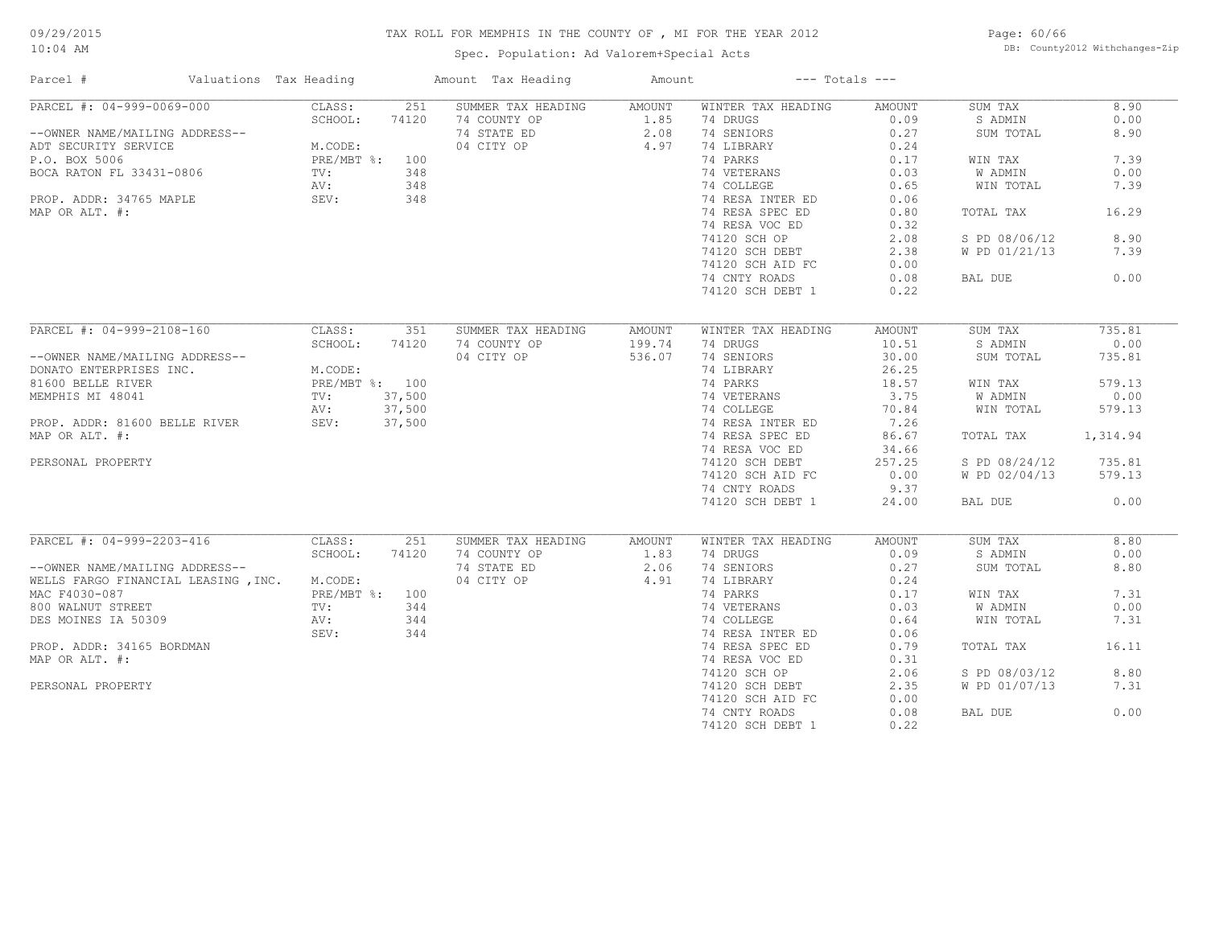# TAX ROLL FOR MEMPHIS IN THE COUNTY OF , MI FOR THE YEAR 2012

Spec. Population: Ad Valorem+Special Acts

DB: County2012 Withchanges-Zip

| Parcel # | Valuations | Tax Heading | Amount | Tax Heading | Amount | --- Totals --- | |
|---|---|---|---|---|---|---|---|
| PARCEL #: 04-999-0069-000 | CLASS: 251 | SUMMER TAX HEADING | AMOUNT | WINTER TAX HEADING | AMOUNT | SUM TAX | 8.90 |
| | SCHOOL: 74120 | 74 COUNTY OP | 1.85 | 74 DRUGS | 0.09 | S ADMIN | 0.00 |
| --OWNER NAME/MAILING ADDRESS-- | | 74 STATE ED | 2.08 | 74 SENIORS | 0.27 | SUM TOTAL | 8.90 |
| ADT SECURITY SERVICE | M.CODE: | 04 CITY OP | 4.97 | 74 LIBRARY | 0.24 | | |
| P.O. BOX 5006 | PRE/MBT %: 100 | | | 74 PARKS | 0.17 | WIN TAX | 7.39 |
| BOCA RATON FL 33431-0806 | TV: 348 | | | 74 VETERANS | 0.03 | W ADMIN | 0.00 |
| | AV: 348 | | | 74 COLLEGE | 0.65 | WIN TOTAL | 7.39 |
| PROP. ADDR: 34765 MAPLE | SEV: 348 | | | 74 RESA INTER ED | 0.06 | | |
| MAP OR ALT. #: | | | | 74 RESA SPEC ED | 0.80 | TOTAL TAX | 16.29 |
| | | | | 74 RESA VOC ED | 0.32 | | |
| | | | | 74120 SCH OP | 2.08 | S PD 08/06/12 | 8.90 |
| | | | | 74120 SCH DEBT | 2.38 | W PD 01/21/13 | 7.39 |
| | | | | 74120 SCH AID FC | 0.00 | | |
| | | | | 74 CNTY ROADS | 0.08 | BAL DUE | 0.00 |
| | | | | 74120 SCH DEBT 1 | 0.22 | | |
| PARCEL #: 04-999-2108-160 | CLASS: 351 | SUMMER TAX HEADING | AMOUNT | WINTER TAX HEADING | AMOUNT | SUM TAX | 735.81 |
| | SCHOOL: 74120 | 74 COUNTY OP | 199.74 | 74 DRUGS | 10.51 | S ADMIN | 0.00 |
| --OWNER NAME/MAILING ADDRESS-- | | 04 CITY OP | 536.07 | 74 SENIORS | 30.00 | SUM TOTAL | 735.81 |
| DONATO ENTERPRISES INC. | M.CODE: | | | 74 LIBRARY | 26.25 | | |
| 81600 BELLE RIVER | PRE/MBT %: 100 | | | 74 PARKS | 18.57 | WIN TAX | 579.13 |
| MEMPHIS MI 48041 | TV: 37,500 | | | 74 VETERANS | 3.75 | W ADMIN | 0.00 |
| | AV: 37,500 | | | 74 COLLEGE | 70.84 | WIN TOTAL | 579.13 |
| PROP. ADDR: 81600 BELLE RIVER | SEV: 37,500 | | | 74 RESA INTER ED | 7.26 | | |
| MAP OR ALT. #: | | | | 74 RESA SPEC ED | 86.67 | TOTAL TAX | 1,314.94 |
| | | | | 74 RESA VOC ED | 34.66 | | |
| PERSONAL PROPERTY | | | | 74120 SCH DEBT | 257.25 | S PD 08/24/12 | 735.81 |
| | | | | 74120 SCH AID FC | 0.00 | W PD 02/04/13 | 579.13 |
| | | | | 74 CNTY ROADS | 9.37 | | |
| | | | | 74120 SCH DEBT 1 | 24.00 | BAL DUE | 0.00 |
| PARCEL #: 04-999-2203-416 | CLASS: 251 | SUMMER TAX HEADING | AMOUNT | WINTER TAX HEADING | AMOUNT | SUM TAX | 8.80 |
| | SCHOOL: 74120 | 74 COUNTY OP | 1.83 | 74 DRUGS | 0.09 | S ADMIN | 0.00 |
| --OWNER NAME/MAILING ADDRESS-- | | 74 STATE ED | 2.06 | 74 SENIORS | 0.27 | SUM TOTAL | 8.80 |
| WELLS FARGO FINANCIAL LEASING ,INC. | M.CODE: | 04 CITY OP | 4.91 | 74 LIBRARY | 0.24 | | |
| MAC F4030-087 | PRE/MBT %: 100 | | | 74 PARKS | 0.17 | WIN TAX | 7.31 |
| 800 WALNUT STREET | TV: 344 | | | 74 VETERANS | 0.03 | W ADMIN | 0.00 |
| DES MOINES IA 50309 | AV: 344 | | | 74 COLLEGE | 0.64 | WIN TOTAL | 7.31 |
| | SEV: 344 | | | 74 RESA INTER ED | 0.06 | | |
| PROP. ADDR: 34165 BORDMAN | | | | 74 RESA SPEC ED | 0.79 | TOTAL TAX | 16.11 |
| MAP OR ALT. #: | | | | 74 RESA VOC ED | 0.31 | | |
| | | | | 74120 SCH OP | 2.06 | S PD 08/03/12 | 8.80 |
| PERSONAL PROPERTY | | | | 74120 SCH DEBT | 2.35 | W PD 01/07/13 | 7.31 |
| | | | | 74120 SCH AID FC | 0.00 | | |
| | | | | 74 CNTY ROADS | 0.08 | BAL DUE | 0.00 |
| | | | | 74120 SCH DEBT 1 | 0.22 | | |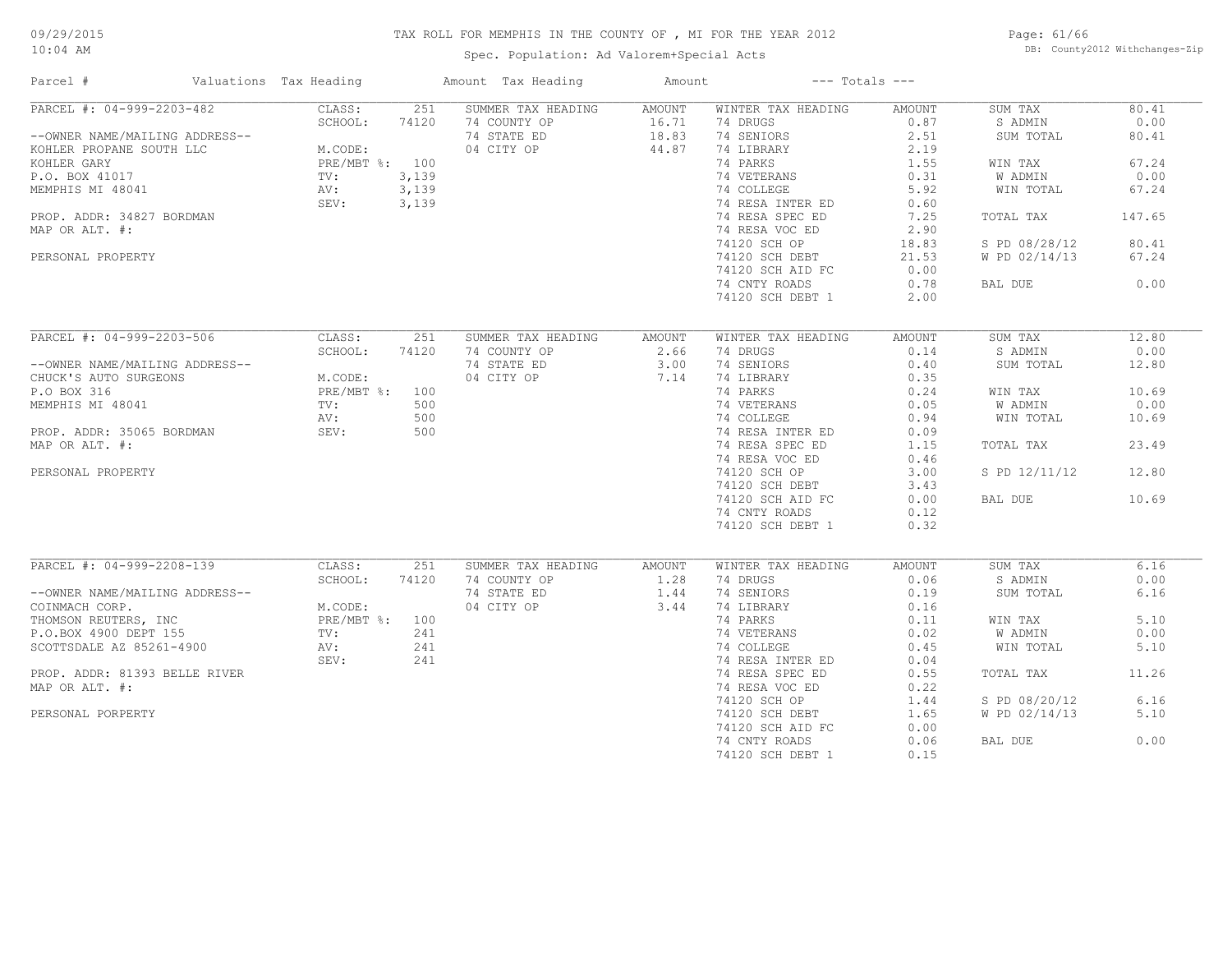# TAX ROLL FOR MEMPHIS IN THE COUNTY OF , MI FOR THE YEAR 2012

Spec. Population: Ad Valorem+Special Acts

| Parcel # | Valuations | Tax Heading | Amount | Tax Heading | Amount | --- Totals --- | |
|---|---|---|---|---|---|---|---|
| PARCEL #: 04-999-2203-482 | CLASS: 251 | SUMMER TAX HEADING | AMOUNT | WINTER TAX HEADING | AMOUNT | SUM TAX | 80.41 |
| | SCHOOL: 74120 | 74 COUNTY OP | 16.71 | 74 DRUGS | 0.87 | S ADMIN | 0.00 |
| --OWNER NAME/MAILING ADDRESS-- | | 74 STATE ED | 18.83 | 74 SENIORS | 2.51 | SUM TOTAL | 80.41 |
| KOHLER PROPANE SOUTH LLC | M.CODE: | 04 CITY OP | 44.87 | 74 LIBRARY | 2.19 | | |
| KOHLER GARY | PRE/MBT %: 100 | | | 74 PARKS | 1.55 | WIN TAX | 67.24 |
| P.O. BOX 41017 | TV: 3,139 | | | 74 VETERANS | 0.31 | W ADMIN | 0.00 |
| MEMPHIS MI 48041 | AV: 3,139 | | | 74 COLLEGE | 5.92 | WIN TOTAL | 67.24 |
| | SEV: 3,139 | | | 74 RESA INTER ED | 0.60 | | |
| PROP. ADDR: 34827 BORDMAN | | | | 74 RESA SPEC ED | 7.25 | TOTAL TAX | 147.65 |
| MAP OR ALT. #: | | | | 74 RESA VOC ED | 2.90 | | |
| | | | | 74120 SCH OP | 18.83 | S PD 08/28/12 | 80.41 |
| PERSONAL PROPERTY | | | | 74120 SCH DEBT | 21.53 | W PD 02/14/13 | 67.24 |
| | | | | 74120 SCH AID FC | 0.00 | | |
| | | | | 74 CNTY ROADS | 0.78 | BAL DUE | 0.00 |
| | | | | 74120 SCH DEBT 1 | 2.00 | | |
| PARCEL #: 04-999-2203-506 | CLASS: 251 | SUMMER TAX HEADING | AMOUNT | WINTER TAX HEADING | AMOUNT | SUM TAX | 12.80 |
| | SCHOOL: 74120 | 74 COUNTY OP | 2.66 | 74 DRUGS | 0.14 | S ADMIN | 0.00 |
| --OWNER NAME/MAILING ADDRESS-- | | 74 STATE ED | 3.00 | 74 SENIORS | 0.40 | SUM TOTAL | 12.80 |
| CHUCK'S AUTO SURGEONS | M.CODE: | 04 CITY OP | 7.14 | 74 LIBRARY | 0.35 | | |
| P.O BOX 316 | PRE/MBT %: 100 | | | 74 PARKS | 0.24 | WIN TAX | 10.69 |
| MEMPHIS MI 48041 | TV: 500 | | | 74 VETERANS | 0.05 | W ADMIN | 0.00 |
| | AV: 500 | | | 74 COLLEGE | 0.94 | WIN TOTAL | 10.69 |
| PROP. ADDR: 35065 BORDMAN | SEV: 500 | | | 74 RESA INTER ED | 0.09 | | |
| MAP OR ALT. #: | | | | 74 RESA SPEC ED | 1.15 | TOTAL TAX | 23.49 |
| | | | | 74 RESA VOC ED | 0.46 | | |
| PERSONAL PROPERTY | | | | 74120 SCH OP | 3.00 | S PD 12/11/12 | 12.80 |
| | | | | 74120 SCH DEBT | 3.43 | | |
| | | | | 74120 SCH AID FC | 0.00 | BAL DUE | 10.69 |
| | | | | 74 CNTY ROADS | 0.12 | | |
| | | | | 74120 SCH DEBT 1 | 0.32 | | |
| PARCEL #: 04-999-2208-139 | CLASS: 251 | SUMMER TAX HEADING | AMOUNT | WINTER TAX HEADING | AMOUNT | SUM TAX | 6.16 |
| | SCHOOL: 74120 | 74 COUNTY OP | 1.28 | 74 DRUGS | 0.06 | S ADMIN | 0.00 |
| --OWNER NAME/MAILING ADDRESS-- | | 74 STATE ED | 1.44 | 74 SENIORS | 0.19 | SUM TOTAL | 6.16 |
| COINMACH CORP. | M.CODE: | 04 CITY OP | 3.44 | 74 LIBRARY | 0.16 | | |
| THOMSON REUTERS, INC | PRE/MBT %: 100 | | | 74 PARKS | 0.11 | WIN TAX | 5.10 |
| P.O.BOX 4900 DEPT 155 | TV: 241 | | | 74 VETERANS | 0.02 | W ADMIN | 0.00 |
| SCOTTSDALE AZ 85261-4900 | AV: 241 | | | 74 COLLEGE | 0.45 | WIN TOTAL | 5.10 |
| | SEV: 241 | | | 74 RESA INTER ED | 0.04 | | |
| PROP. ADDR: 81393 BELLE RIVER | | | | 74 RESA SPEC ED | 0.55 | TOTAL TAX | 11.26 |
| MAP OR ALT. #: | | | | 74 RESA VOC ED | 0.22 | | |
| | | | | 74120 SCH OP | 1.44 | S PD 08/20/12 | 6.16 |
| PERSONAL PORPERTY | | | | 74120 SCH DEBT | 1.65 | W PD 02/14/13 | 5.10 |
| | | | | 74120 SCH AID FC | 0.00 | | |
| | | | | 74 CNTY ROADS | 0.06 | BAL DUE | 0.00 |
| | | | | 74120 SCH DEBT 1 | 0.15 | | |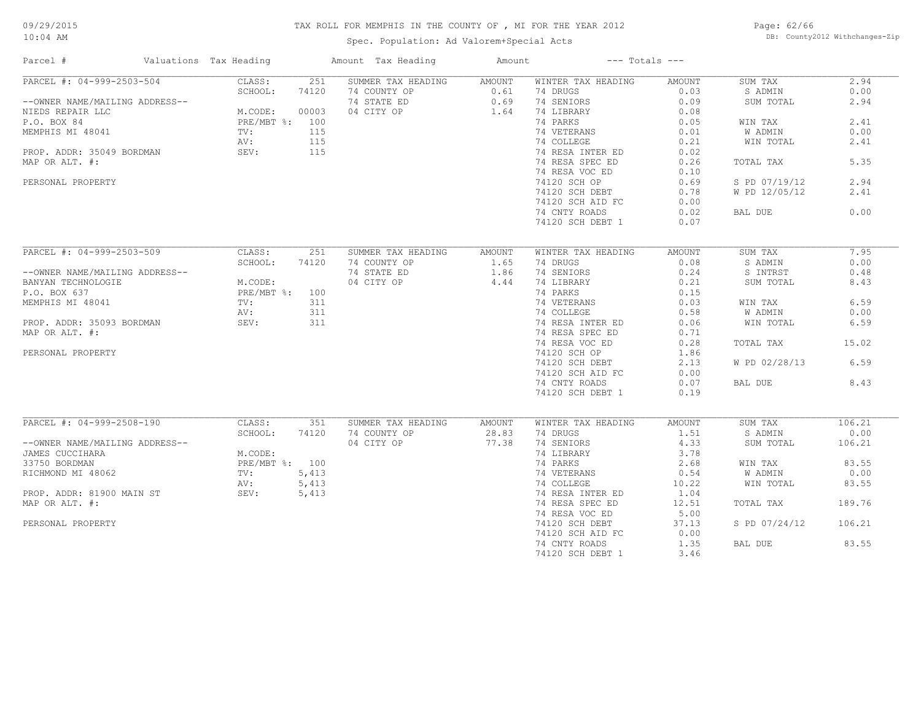# TAX ROLL FOR MEMPHIS IN THE COUNTY OF , MI FOR THE YEAR 2012

09/29/2015
10:04 AM

Spec. Population: Ad Valorem+Special Acts

DB: County2012 Withchanges-Zip

| Parcel # | Valuations | Tax Heading | Amount | Tax Heading | Amount | --- Totals --- | |
|---|---|---|---|---|---|---|---|

## PARCEL #: 04-999-2503-504

| | | | | | | | |
|---|---|---|---|---|---|---|---|
| PARCEL #: 04-999-2503-504 | CLASS: 251 | SUMMER TAX HEADING | AMOUNT | WINTER TAX HEADING | AMOUNT | SUM TAX | 2.94 |
| | SCHOOL: 74120 | 74 COUNTY OP | 0.61 | 74 DRUGS | 0.03 | S ADMIN | 0.00 |
| --OWNER NAME/MAILING ADDRESS-- | | 74 STATE ED | 0.69 | 74 SENIORS | 0.09 | SUM TOTAL | 2.94 |
| NIEDS REPAIR LLC | M.CODE: 00003 | 04 CITY OP | 1.64 | 74 LIBRARY | 0.08 | | |
| P.O. BOX 84 | PRE/MBT %: 100 | | | 74 PARKS | 0.05 | WIN TAX | 2.41 |
| MEMPHIS MI 48041 | TV: 115 | | | 74 VETERANS | 0.01 | W ADMIN | 0.00 |
| | AV: 115 | | | 74 COLLEGE | 0.21 | WIN TOTAL | 2.41 |
| PROP. ADDR: 35049 BORDMAN | SEV: 115 | | | 74 RESA INTER ED | 0.02 | | |
| MAP OR ALT. #: | | | | 74 RESA SPEC ED | 0.26 | TOTAL TAX | 5.35 |
| | | | | 74 RESA VOC ED | 0.10 | | |
| PERSONAL PROPERTY | | | | 74120 SCH OP | 0.69 | S PD 07/19/12 | 2.94 |
| | | | | 74120 SCH DEBT | 0.78 | W PD 12/05/12 | 2.41 |
| | | | | 74120 SCH AID FC | 0.00 | | |
| | | | | 74 CNTY ROADS | 0.02 | BAL DUE | 0.00 |
| | | | | 74120 SCH DEBT 1 | 0.07 | | |

## PARCEL #: 04-999-2503-509

| | | | | | | | |
|---|---|---|---|---|---|---|---|
| PARCEL #: 04-999-2503-509 | CLASS: 251 | SUMMER TAX HEADING | AMOUNT | WINTER TAX HEADING | AMOUNT | SUM TAX | 7.95 |
| | SCHOOL: 74120 | 74 COUNTY OP | 1.65 | 74 DRUGS | 0.08 | S ADMIN | 0.00 |
| --OWNER NAME/MAILING ADDRESS-- | | 74 STATE ED | 1.86 | 74 SENIORS | 0.24 | S INTRST | 0.48 |
| BANYAN TECHNOLOGIE | M.CODE: | 04 CITY OP | 4.44 | 74 LIBRARY | 0.21 | SUM TOTAL | 8.43 |
| P.O. BOX 637 | PRE/MBT %: 100 | | | 74 PARKS | 0.15 | | |
| MEMPHIS MI 48041 | TV: 311 | | | 74 VETERANS | 0.03 | WIN TAX | 6.59 |
| | AV: 311 | | | 74 COLLEGE | 0.58 | W ADMIN | 0.00 |
| PROP. ADDR: 35093 BORDMAN | SEV: 311 | | | 74 RESA INTER ED | 0.06 | WIN TOTAL | 6.59 |
| MAP OR ALT. #: | | | | 74 RESA SPEC ED | 0.71 | | |
| | | | | 74 RESA VOC ED | 0.28 | TOTAL TAX | 15.02 |
| PERSONAL PROPERTY | | | | 74120 SCH OP | 1.86 | | |
| | | | | 74120 SCH DEBT | 2.13 | W PD 02/28/13 | 6.59 |
| | | | | 74120 SCH AID FC | 0.00 | | |
| | | | | 74 CNTY ROADS | 0.07 | BAL DUE | 8.43 |
| | | | | 74120 SCH DEBT 1 | 0.19 | | |

## PARCEL #: 04-999-2508-190

| | | | | | | | |
|---|---|---|---|---|---|---|---|
| PARCEL #: 04-999-2508-190 | CLASS: 351 | SUMMER TAX HEADING | AMOUNT | WINTER TAX HEADING | AMOUNT | SUM TAX | 106.21 |
| | SCHOOL: 74120 | 74 COUNTY OP | 28.83 | 74 DRUGS | 1.51 | S ADMIN | 0.00 |
| --OWNER NAME/MAILING ADDRESS-- | | 04 CITY OP | 77.38 | 74 SENIORS | 4.33 | SUM TOTAL | 106.21 |
| JAMES CUCCIHARA | M.CODE: | | | 74 LIBRARY | 3.78 | | |
| 33750 BORDMAN | PRE/MBT %: 100 | | | 74 PARKS | 2.68 | WIN TAX | 83.55 |
| RICHMOND MI 48062 | TV: 5,413 | | | 74 VETERANS | 0.54 | W ADMIN | 0.00 |
| | AV: 5,413 | | | 74 COLLEGE | 10.22 | WIN TOTAL | 83.55 |
| PROP. ADDR: 81900 MAIN ST | SEV: 5,413 | | | 74 RESA INTER ED | 1.04 | | |
| MAP OR ALT. #: | | | | 74 RESA SPEC ED | 12.51 | TOTAL TAX | 189.76 |
| | | | | 74 RESA VOC ED | 5.00 | | |
| PERSONAL PROPERTY | | | | 74120 SCH DEBT | 37.13 | S PD 07/24/12 | 106.21 |
| | | | | 74120 SCH AID FC | 0.00 | | |
| | | | | 74 CNTY ROADS | 1.35 | BAL DUE | 83.55 |
| | | | | 74120 SCH DEBT 1 | 3.46 | | |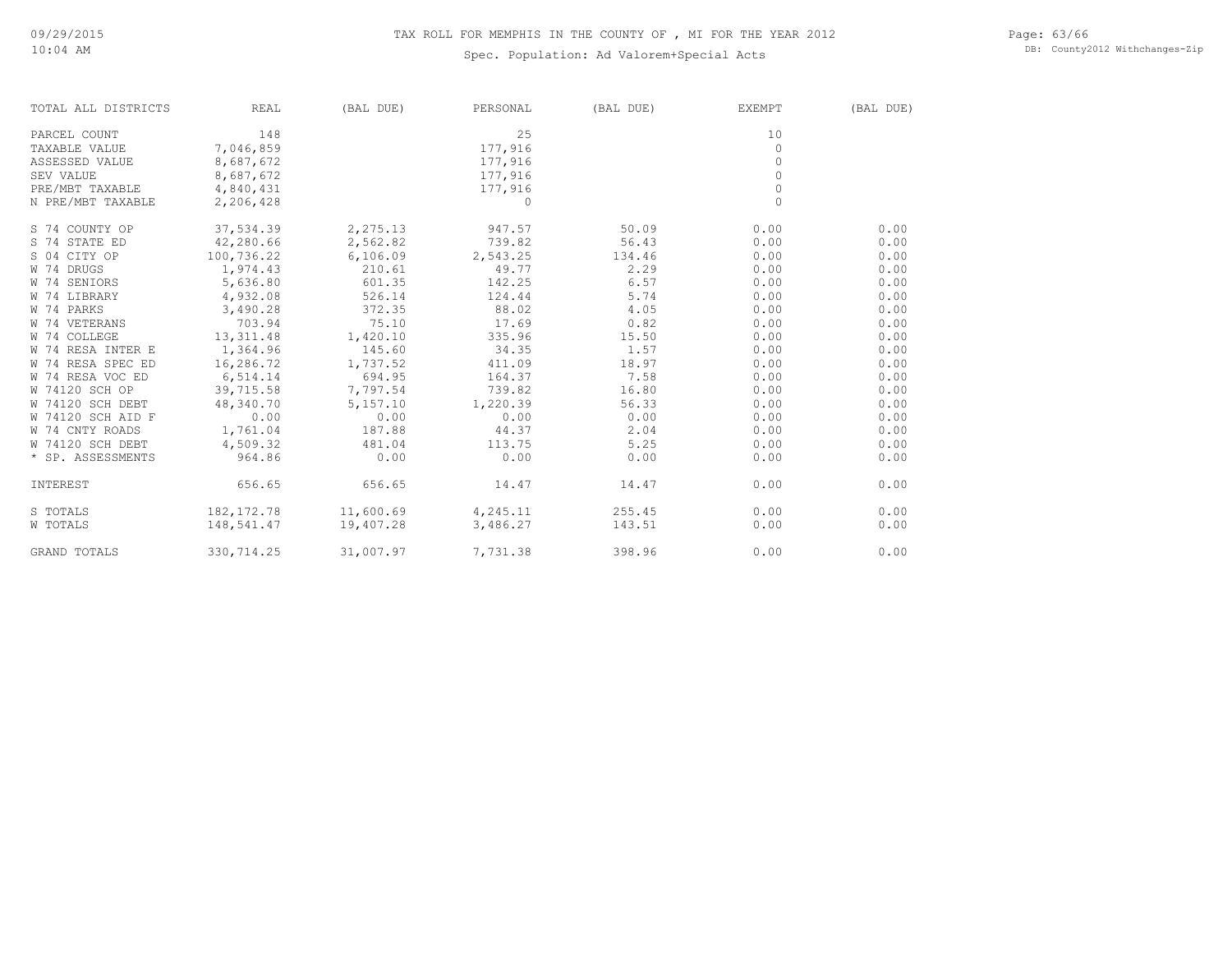# TAX ROLL FOR MEMPHIS IN THE COUNTY OF , MI FOR THE YEAR 2012

Spec. Population: Ad Valorem+Special Acts

| TOTAL ALL DISTRICTS | REAL | (BAL DUE) | PERSONAL | (BAL DUE) | EXEMPT | (BAL DUE) |
|---|---|---|---|---|---|---|
| PARCEL COUNT | 148 | | 25 | | 10 | |
| TAXABLE VALUE | 7,046,859 | | 177,916 | | 0 | |
| ASSESSED VALUE | 8,687,672 | | 177,916 | | 0 | |
| SEV VALUE | 8,687,672 | | 177,916 | | 0 | |
| PRE/MBT TAXABLE | 4,840,431 | | 177,916 | | 0 | |
| N PRE/MBT TAXABLE | 2,206,428 | | 0 | | 0 | |
| S 74 COUNTY OP | 37,534.39 | 2,275.13 | 947.57 | 50.09 | 0.00 | 0.00 |
| S 74 STATE ED | 42,280.66 | 2,562.82 | 739.82 | 56.43 | 0.00 | 0.00 |
| S 04 CITY OP | 100,736.22 | 6,106.09 | 2,543.25 | 134.46 | 0.00 | 0.00 |
| W 74 DRUGS | 1,974.43 | 210.61 | 49.77 | 2.29 | 0.00 | 0.00 |
| W 74 SENIORS | 5,636.80 | 601.35 | 142.25 | 6.57 | 0.00 | 0.00 |
| W 74 LIBRARY | 4,932.08 | 526.14 | 124.44 | 5.74 | 0.00 | 0.00 |
| W 74 PARKS | 3,490.28 | 372.35 | 88.02 | 4.05 | 0.00 | 0.00 |
| W 74 VETERANS | 703.94 | 75.10 | 17.69 | 0.82 | 0.00 | 0.00 |
| W 74 COLLEGE | 13,311.48 | 1,420.10 | 335.96 | 15.50 | 0.00 | 0.00 |
| W 74 RESA INTER E | 1,364.96 | 145.60 | 34.35 | 1.57 | 0.00 | 0.00 |
| W 74 RESA SPEC ED | 16,286.72 | 1,737.52 | 411.09 | 18.97 | 0.00 | 0.00 |
| W 74 RESA VOC ED | 6,514.14 | 694.95 | 164.37 | 7.58 | 0.00 | 0.00 |
| W 74120 SCH OP | 39,715.58 | 7,797.54 | 739.82 | 16.80 | 0.00 | 0.00 |
| W 74120 SCH DEBT | 48,340.70 | 5,157.10 | 1,220.39 | 56.33 | 0.00 | 0.00 |
| W 74120 SCH AID F | 0.00 | 0.00 | 0.00 | 0.00 | 0.00 | 0.00 |
| W 74 CNTY ROADS | 1,761.04 | 187.88 | 44.37 | 2.04 | 0.00 | 0.00 |
| W 74120 SCH DEBT | 4,509.32 | 481.04 | 113.75 | 5.25 | 0.00 | 0.00 |
| * SP. ASSESSMENTS | 964.86 | 0.00 | 0.00 | 0.00 | 0.00 | 0.00 |
| INTEREST | 656.65 | 656.65 | 14.47 | 14.47 | 0.00 | 0.00 |
| S TOTALS | 182,172.78 | 11,600.69 | 4,245.11 | 255.45 | 0.00 | 0.00 |
| W TOTALS | 148,541.47 | 19,407.28 | 3,486.27 | 143.51 | 0.00 | 0.00 |
| GRAND TOTALS | 330,714.25 | 31,007.97 | 7,731.38 | 398.96 | 0.00 | 0.00 |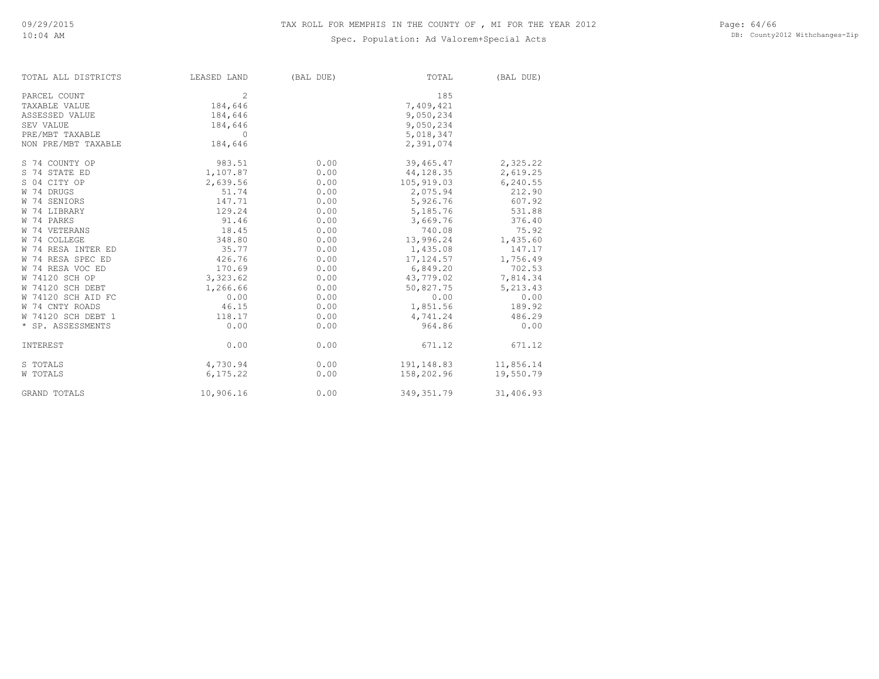# TAX ROLL FOR MEMPHIS IN THE COUNTY OF , MI FOR THE YEAR 2012

Spec. Population: Ad Valorem+Special Acts

| TOTAL ALL DISTRICTS | LEASED LAND | (BAL DUE) | TOTAL | (BAL DUE) |
|---|---|---|---|---|
| PARCEL COUNT | 2 | | 185 | |
| TAXABLE VALUE | 184,646 | | 7,409,421 | |
| ASSESSED VALUE | 184,646 | | 9,050,234 | |
| SEV VALUE | 184,646 | | 9,050,234 | |
| PRE/MBT TAXABLE | 0 | | 5,018,347 | |
| NON PRE/MBT TAXABLE | 184,646 | | 2,391,074 | |
| S 74 COUNTY OP | 983.51 | 0.00 | 39,465.47 | 2,325.22 |
| S 74 STATE ED | 1,107.87 | 0.00 | 44,128.35 | 2,619.25 |
| S 04 CITY OP | 2,639.56 | 0.00 | 105,919.03 | 6,240.55 |
| W 74 DRUGS | 51.74 | 0.00 | 2,075.94 | 212.90 |
| W 74 SENIORS | 147.71 | 0.00 | 5,926.76 | 607.92 |
| W 74 LIBRARY | 129.24 | 0.00 | 5,185.76 | 531.88 |
| W 74 PARKS | 91.46 | 0.00 | 3,669.76 | 376.40 |
| W 74 VETERANS | 18.45 | 0.00 | 740.08 | 75.92 |
| W 74 COLLEGE | 348.80 | 0.00 | 13,996.24 | 1,435.60 |
| W 74 RESA INTER ED | 35.77 | 0.00 | 1,435.08 | 147.17 |
| W 74 RESA SPEC ED | 426.76 | 0.00 | 17,124.57 | 1,756.49 |
| W 74 RESA VOC ED | 170.69 | 0.00 | 6,849.20 | 702.53 |
| W 74120 SCH OP | 3,323.62 | 0.00 | 43,779.02 | 7,814.34 |
| W 74120 SCH DEBT | 1,266.66 | 0.00 | 50,827.75 | 5,213.43 |
| W 74120 SCH AID FC | 0.00 | 0.00 | 0.00 | 0.00 |
| W 74 CNTY ROADS | 46.15 | 0.00 | 1,851.56 | 189.92 |
| W 74120 SCH DEBT 1 | 118.17 | 0.00 | 4,741.24 | 486.29 |
| * SP. ASSESSMENTS | 0.00 | 0.00 | 964.86 | 0.00 |
| INTEREST | 0.00 | 0.00 | 671.12 | 671.12 |
| S TOTALS | 4,730.94 | 0.00 | 191,148.83 | 11,856.14 |
| W TOTALS | 6,175.22 | 0.00 | 158,202.96 | 19,550.79 |
| GRAND TOTALS | 10,906.16 | 0.00 | 349,351.79 | 31,406.93 |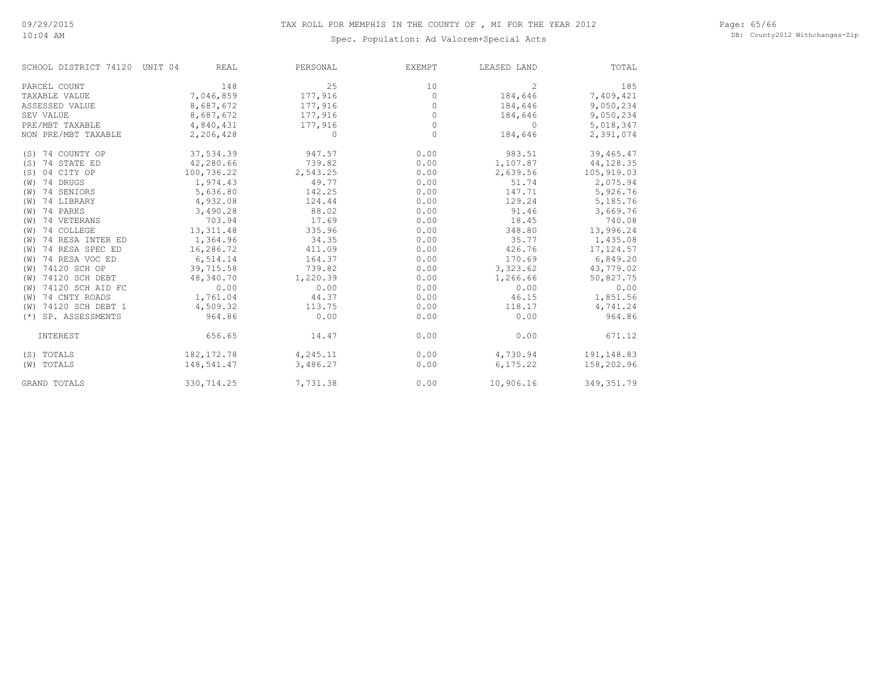# TAX ROLL FOR MEMPHIS IN THE COUNTY OF , MI FOR THE YEAR 2012

Spec. Population: Ad Valorem+Special Acts

| SCHOOL DISTRICT 74120 UNIT 04 | REAL | PERSONAL | EXEMPT | LEASED LAND | TOTAL |
|---|---|---|---|---|---|
| PARCEL COUNT | 148 | 25 | 10 | 2 | 185 |
| TAXABLE VALUE | 7,046,859 | 177,916 | 0 | 184,646 | 7,409,421 |
| ASSESSED VALUE | 8,687,672 | 177,916 | 0 | 184,646 | 9,050,234 |
| SEV VALUE | 8,687,672 | 177,916 | 0 | 184,646 | 9,050,234 |
| PRE/MBT TAXABLE | 4,840,431 | 177,916 | 0 | 0 | 5,018,347 |
| NON PRE/MBT TAXABLE | 2,206,428 | 0 | 0 | 184,646 | 2,391,074 |
| (S) 74 COUNTY OP | 37,534.39 | 947.57 | 0.00 | 983.51 | 39,465.47 |
| (S) 74 STATE ED | 42,280.66 | 739.82 | 0.00 | 1,107.87 | 44,128.35 |
| (S) 04 CITY OP | 100,736.22 | 2,543.25 | 0.00 | 2,639.56 | 105,919.03 |
| (W) 74 DRUGS | 1,974.43 | 49.77 | 0.00 | 51.74 | 2,075.94 |
| (W) 74 SENIORS | 5,636.80 | 142.25 | 0.00 | 147.71 | 5,926.76 |
| (W) 74 LIBRARY | 4,932.08 | 124.44 | 0.00 | 129.24 | 5,185.76 |
| (W) 74 PARKS | 3,490.28 | 88.02 | 0.00 | 91.46 | 3,669.76 |
| (W) 74 VETERANS | 703.94 | 17.69 | 0.00 | 18.45 | 740.08 |
| (W) 74 COLLEGE | 13,311.48 | 335.96 | 0.00 | 348.80 | 13,996.24 |
| (W) 74 RESA INTER ED | 1,364.96 | 34.35 | 0.00 | 35.77 | 1,435.08 |
| (W) 74 RESA SPEC ED | 16,286.72 | 411.09 | 0.00 | 426.76 | 17,124.57 |
| (W) 74 RESA VOC ED | 6,514.14 | 164.37 | 0.00 | 170.69 | 6,849.20 |
| (W) 74120 SCH OP | 39,715.58 | 739.82 | 0.00 | 3,323.62 | 43,779.02 |
| (W) 74120 SCH DEBT | 48,340.70 | 1,220.39 | 0.00 | 1,266.66 | 50,827.75 |
| (W) 74120 SCH AID FC | 0.00 | 0.00 | 0.00 | 0.00 | 0.00 |
| (W) 74 CNTY ROADS | 1,761.04 | 44.37 | 0.00 | 46.15 | 1,851.56 |
| (W) 74120 SCH DEBT 1 | 4,509.32 | 113.75 | 0.00 | 118.17 | 4,741.24 |
| (*) SP. ASSESSMENTS | 964.86 | 0.00 | 0.00 | 0.00 | 964.86 |
| INTEREST | 656.65 | 14.47 | 0.00 | 0.00 | 671.12 |
| (S) TOTALS | 182,172.78 | 4,245.11 | 0.00 | 4,730.94 | 191,148.83 |
| (W) TOTALS | 148,541.47 | 3,486.27 | 0.00 | 6,175.22 | 158,202.96 |
| GRAND TOTALS | 330,714.25 | 7,731.38 | 0.00 | 10,906.16 | 349,351.79 |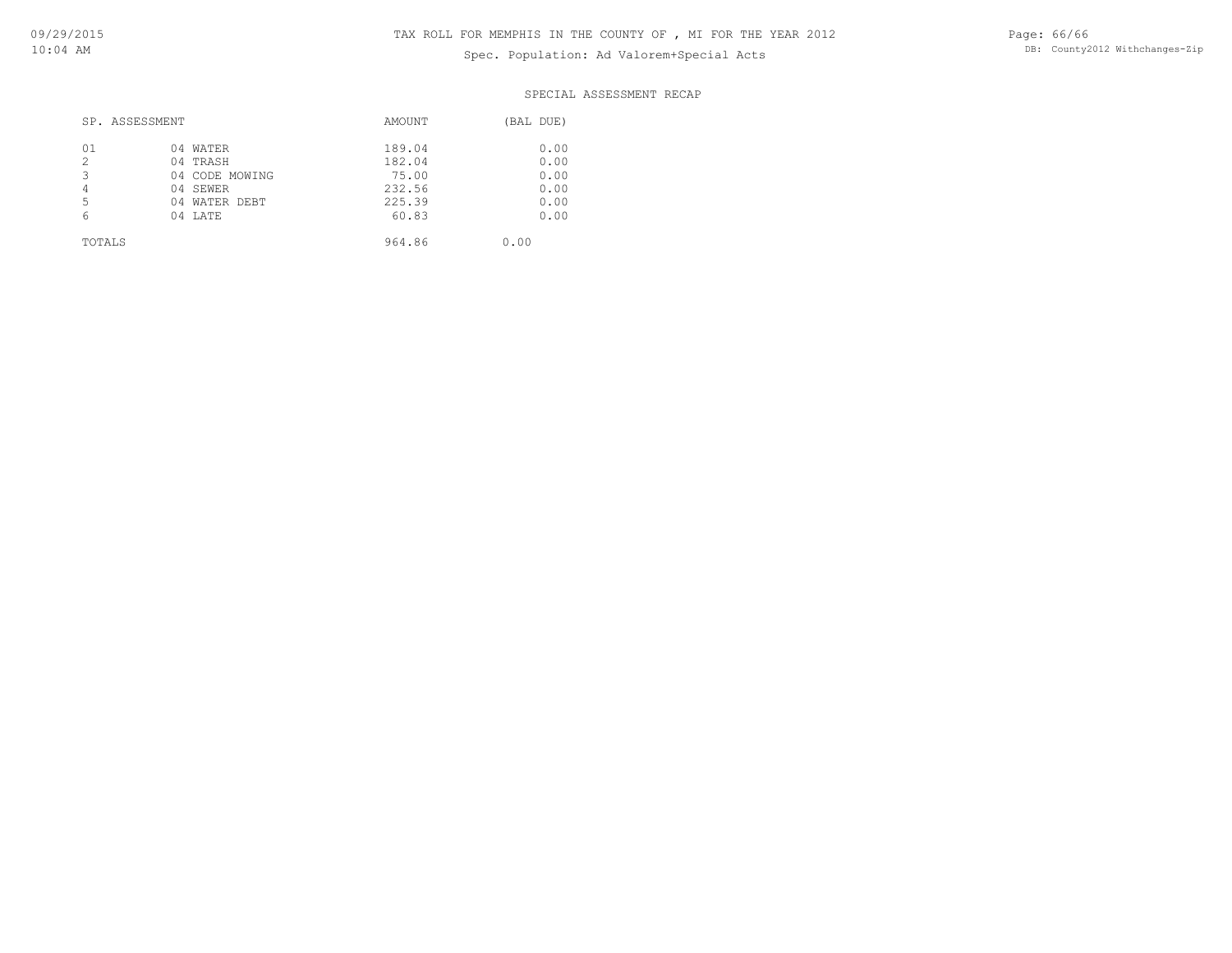TAX ROLL FOR MEMPHIS IN THE COUNTY OF , MI FOR THE YEAR 2012

Spec. Population: Ad Valorem+Special Acts

SPECIAL ASSESSMENT RECAP

| SP. ASSESSMENT | | AMOUNT | (BAL DUE) |
|---|---|---|---|
| 01 | 04 WATER | 189.04 | 0.00 |
| 2 | 04 TRASH | 182.04 | 0.00 |
| 3 | 04 CODE MOWING | 75.00 | 0.00 |
| 4 | 04 SEWER | 232.56 | 0.00 |
| 5 | 04 WATER DEBT | 225.39 | 0.00 |
| 6 | 04 LATE | 60.83 | 0.00 |
| TOTALS | | 964.86 | 0.00 |